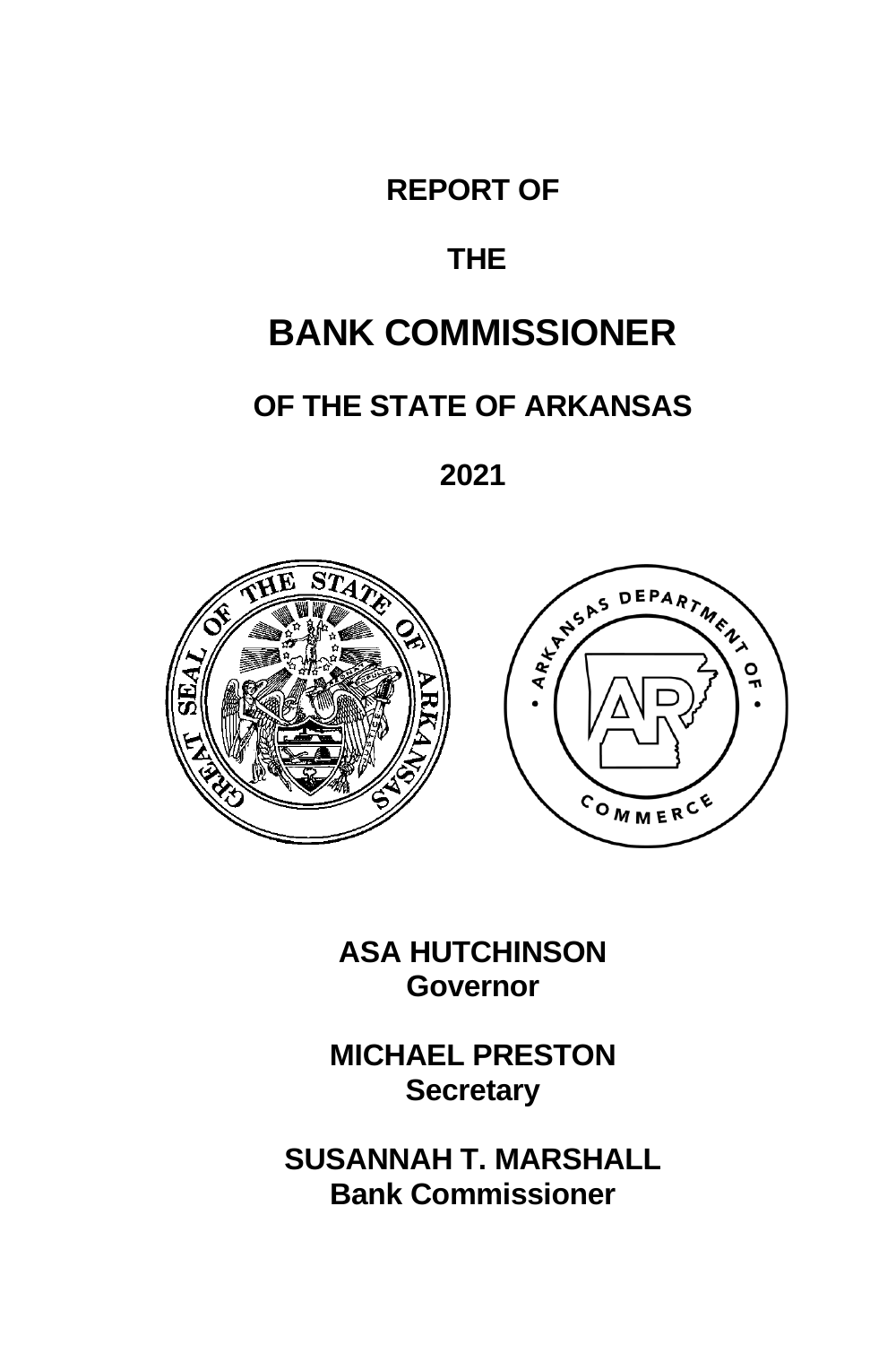# REPORT OF

# THE

# BANK COMMISSIONER

## OF THE STATE OF ARKANSAS

## 2021

**ASA HUTCHINSON**
**Governor**

**MICHAEL PRESTON**
**Secretary**

**SUSANNAH T. MARSHALL**
**Bank Commissioner**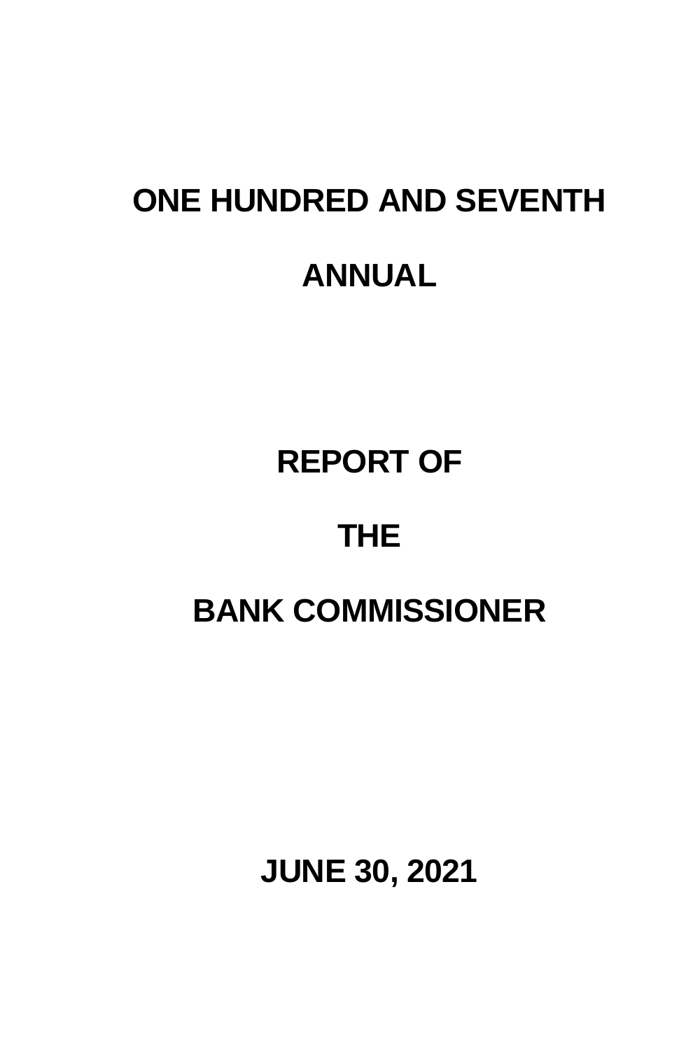# ONE HUNDRED AND SEVENTH

# ANNUAL

# REPORT OF

# THE

# BANK COMMISSIONER

# JUNE 30, 2021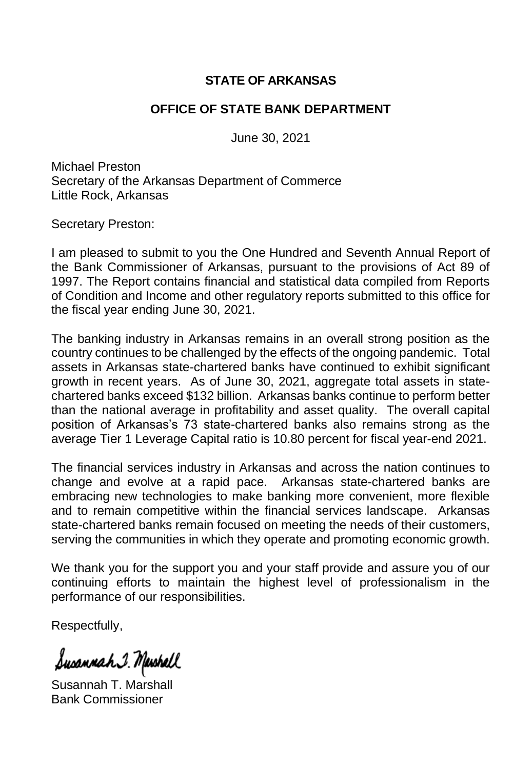**STATE OF ARKANSAS**

**OFFICE OF STATE BANK DEPARTMENT**

June 30, 2021

Michael Preston
Secretary of the Arkansas Department of Commerce
Little Rock, Arkansas

Secretary Preston:

I am pleased to submit to you the One Hundred and Seventh Annual Report of the Bank Commissioner of Arkansas, pursuant to the provisions of Act 89 of 1997. The Report contains financial and statistical data compiled from Reports of Condition and Income and other regulatory reports submitted to this office for the fiscal year ending June 30, 2021.

The banking industry in Arkansas remains in an overall strong position as the country continues to be challenged by the effects of the ongoing pandemic. Total assets in Arkansas state-chartered banks have continued to exhibit significant growth in recent years. As of June 30, 2021, aggregate total assets in state-chartered banks exceed $132 billion. Arkansas banks continue to perform better than the national average in profitability and asset quality. The overall capital position of Arkansas's 73 state-chartered banks also remains strong as the average Tier 1 Leverage Capital ratio is 10.80 percent for fiscal year-end 2021.

The financial services industry in Arkansas and across the nation continues to change and evolve at a rapid pace. Arkansas state-chartered banks are embracing new technologies to make banking more convenient, more flexible and to remain competitive within the financial services landscape. Arkansas state-chartered banks remain focused on meeting the needs of their customers, serving the communities in which they operate and promoting economic growth.

We thank you for the support you and your staff provide and assure you of our continuing efforts to maintain the highest level of professionalism in the performance of our responsibilities.

Respectfully,

Susannah T. Marshall

Susannah T. Marshall
Bank Commissioner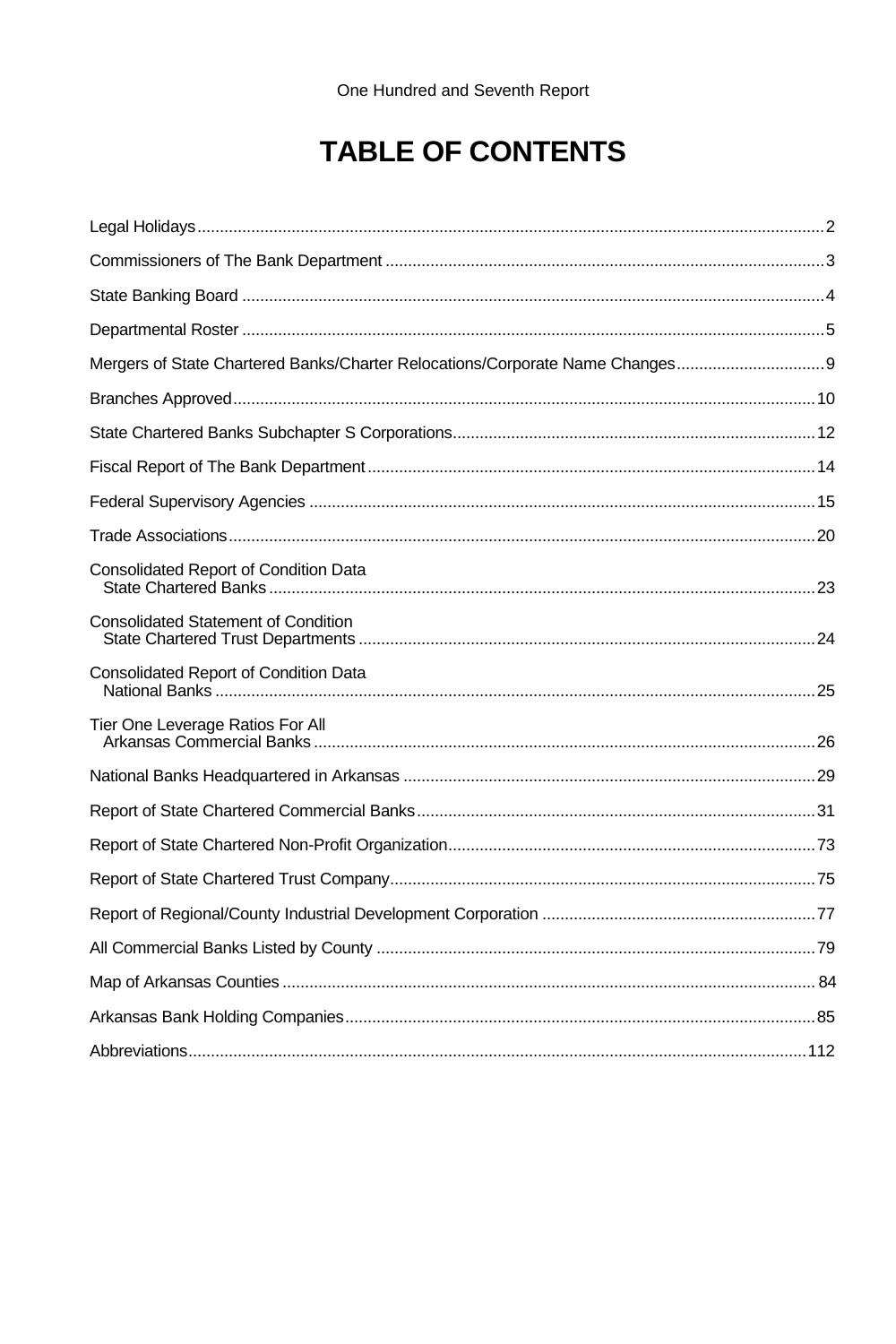One Hundred and Seventh Report

# TABLE OF CONTENTS

| | |
|---|---|
| Legal Holidays | 2 |
| Commissioners of The Bank Department | 3 |
| State Banking Board | 4 |
| Departmental Roster | 5 |
| Mergers of State Chartered Banks/Charter Relocations/Corporate Name Changes | 9 |
| Branches Approved | 10 |
| State Chartered Banks Subchapter S Corporations | 12 |
| Fiscal Report of The Bank Department | 14 |
| Federal Supervisory Agencies | 15 |
| Trade Associations | 20 |
| Consolidated Report of Condition Data State Chartered Banks | 23 |
| Consolidated Statement of Condition State Chartered Trust Departments | 24 |
| Consolidated Report of Condition Data National Banks | 25 |
| Tier One Leverage Ratios For All Arkansas Commercial Banks | 26 |
| National Banks Headquartered in Arkansas | 29 |
| Report of State Chartered Commercial Banks | 31 |
| Report of State Chartered Non-Profit Organization | 73 |
| Report of State Chartered Trust Company | 75 |
| Report of Regional/County Industrial Development Corporation | 77 |
| All Commercial Banks Listed by County | 79 |
| Map of Arkansas Counties | 84 |
| Arkansas Bank Holding Companies | 85 |
| Abbreviations | 112 |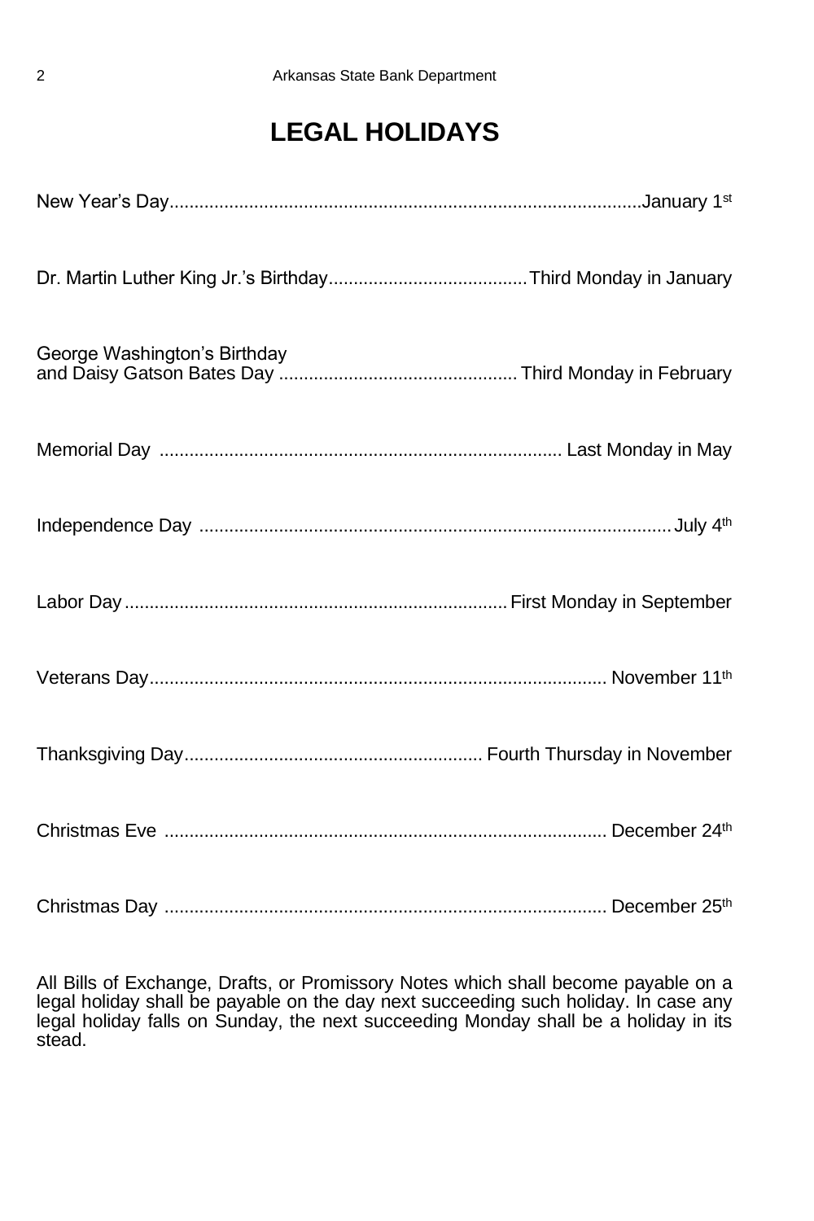# LEGAL HOLIDAYS

| Holiday | Date |
|---|---|
| New Year's Day | January 1st |
| Dr. Martin Luther King Jr.'s Birthday | Third Monday in January |
| George Washington's Birthday and Daisy Gatson Bates Day | Third Monday in February |
| Memorial Day | Last Monday in May |
| Independence Day | July 4th |
| Labor Day | First Monday in September |
| Veterans Day | November 11th |
| Thanksgiving Day | Fourth Thursday in November |
| Christmas Eve | December 24th |
| Christmas Day | December 25th |

All Bills of Exchange, Drafts, or Promissory Notes which shall become payable on a legal holiday shall be payable on the day next succeeding such holiday. In case any legal holiday falls on Sunday, the next succeeding Monday shall be a holiday in its stead.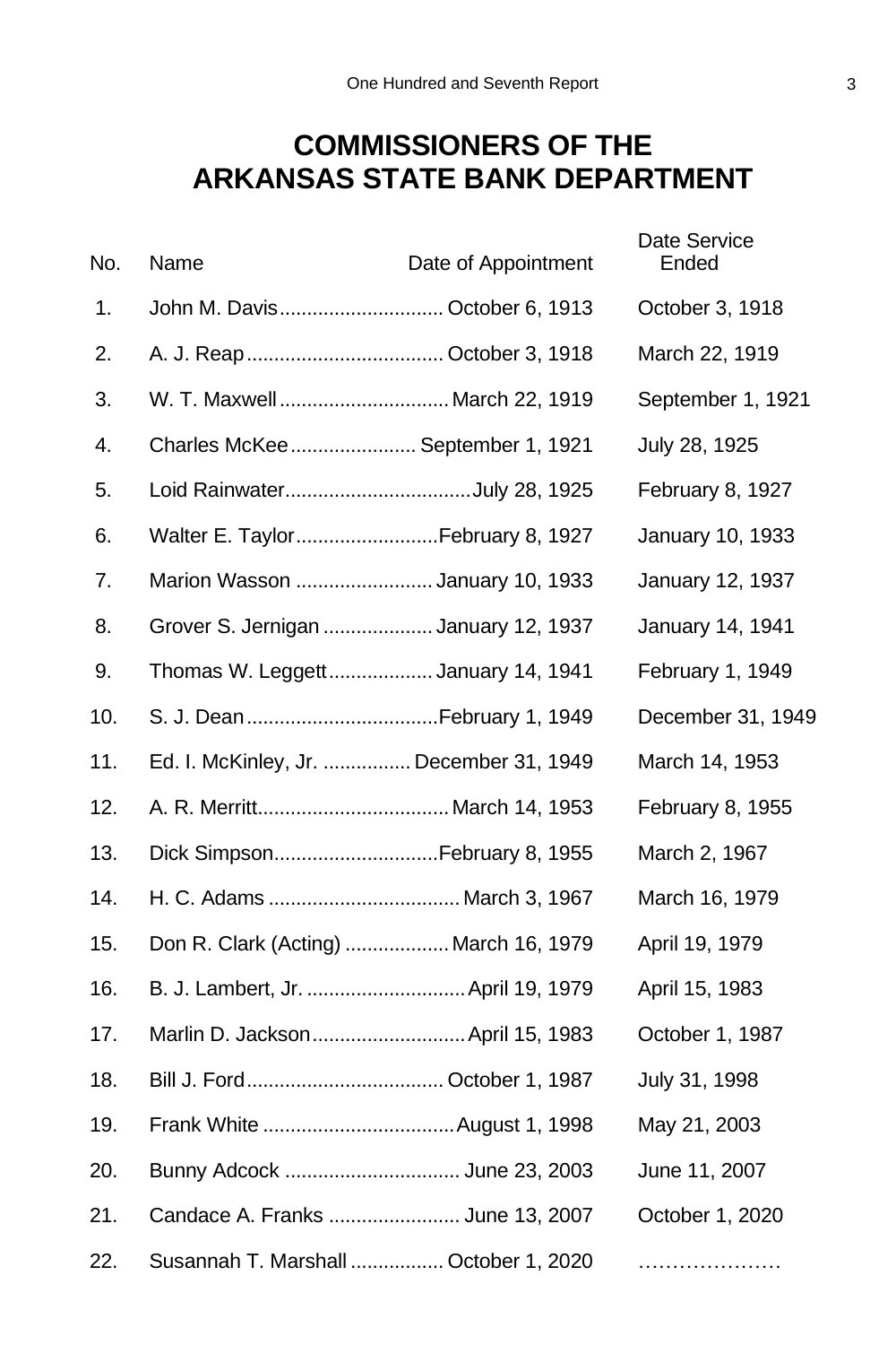# COMMISSIONERS OF THE ARKANSAS STATE BANK DEPARTMENT

| No. | Name | Date of Appointment | Date Service Ended |
|---|---|---|---|
| 1. | John M. Davis | October 6, 1913 | October 3, 1918 |
| 2. | A. J. Reap | October 3, 1918 | March 22, 1919 |
| 3. | W. T. Maxwell | March 22, 1919 | September 1, 1921 |
| 4. | Charles McKee | September 1, 1921 | July 28, 1925 |
| 5. | Loid Rainwater | July 28, 1925 | February 8, 1927 |
| 6. | Walter E. Taylor | February 8, 1927 | January 10, 1933 |
| 7. | Marion Wasson | January 10, 1933 | January 12, 1937 |
| 8. | Grover S. Jernigan | January 12, 1937 | January 14, 1941 |
| 9. | Thomas W. Leggett | January 14, 1941 | February 1, 1949 |
| 10. | S. J. Dean | February 1, 1949 | December 31, 1949 |
| 11. | Ed. I. McKinley, Jr. | December 31, 1949 | March 14, 1953 |
| 12. | A. R. Merritt | March 14, 1953 | February 8, 1955 |
| 13. | Dick Simpson | February 8, 1955 | March 2, 1967 |
| 14. | H. C. Adams | March 3, 1967 | March 16, 1979 |
| 15. | Don R. Clark (Acting) | March 16, 1979 | April 19, 1979 |
| 16. | B. J. Lambert, Jr. | April 19, 1979 | April 15, 1983 |
| 17. | Marlin D. Jackson | April 15, 1983 | October 1, 1987 |
| 18. | Bill J. Ford | October 1, 1987 | July 31, 1998 |
| 19. | Frank White | August 1, 1998 | May 21, 2003 |
| 20. | Bunny Adcock | June 23, 2003 | June 11, 2007 |
| 21. | Candace A. Franks | June 13, 2007 | October 1, 2020 |
| 22. | Susannah T. Marshall | October 1, 2020 | ………………… |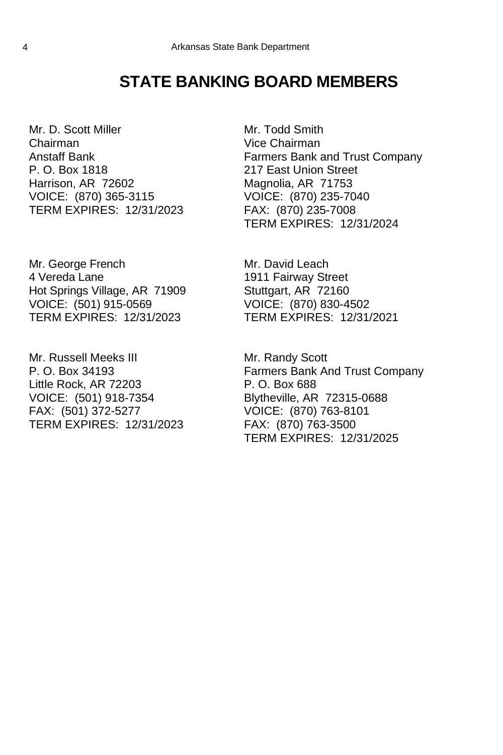# STATE BANKING BOARD MEMBERS

Mr. D. Scott Miller
Chairman
Anstaff Bank
P. O. Box 1818
Harrison, AR 72602
VOICE: (870) 365-3115
TERM EXPIRES: 12/31/2023

Mr. Todd Smith
Vice Chairman
Farmers Bank and Trust Company
217 East Union Street
Magnolia, AR 71753
VOICE: (870) 235-7040
FAX: (870) 235-7008
TERM EXPIRES: 12/31/2024

Mr. George French
4 Vereda Lane
Hot Springs Village, AR 71909
VOICE: (501) 915-0569
TERM EXPIRES: 12/31/2023

Mr. David Leach
1911 Fairway Street
Stuttgart, AR 72160
VOICE: (870) 830-4502
TERM EXPIRES: 12/31/2021

Mr. Russell Meeks III
P. O. Box 34193
Little Rock, AR 72203
VOICE: (501) 918-7354
FAX: (501) 372-5277
TERM EXPIRES: 12/31/2023

Mr. Randy Scott
Farmers Bank And Trust Company
P. O. Box 688
Blytheville, AR 72315-0688
VOICE: (870) 763-8101
FAX: (870) 763-3500
TERM EXPIRES: 12/31/2025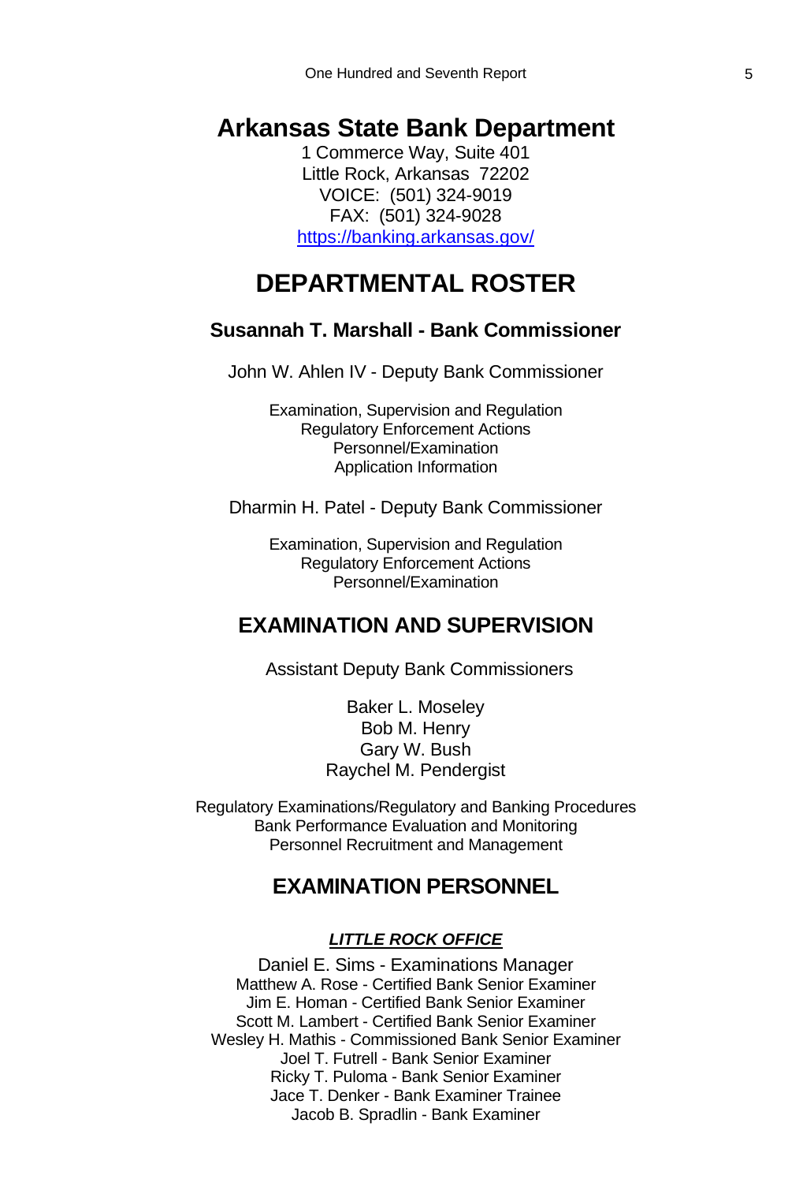# Arkansas State Bank Department

1 Commerce Way, Suite 401
Little Rock, Arkansas 72202
VOICE: (501) 324-9019
FAX: (501) 324-9028
https://banking.arkansas.gov/

# DEPARTMENTAL ROSTER

### Susannah T. Marshall - Bank Commissioner

John W. Ahlen IV - Deputy Bank Commissioner

Examination, Supervision and Regulation
Regulatory Enforcement Actions
Personnel/Examination
Application Information

Dharmin H. Patel - Deputy Bank Commissioner

Examination, Supervision and Regulation
Regulatory Enforcement Actions
Personnel/Examination

## EXAMINATION AND SUPERVISION

Assistant Deputy Bank Commissioners

Baker L. Moseley
Bob M. Henry
Gary W. Bush
Raychel M. Pendergist

Regulatory Examinations/Regulatory and Banking Procedures
Bank Performance Evaluation and Monitoring
Personnel Recruitment and Management

## EXAMINATION PERSONNEL

***LITTLE ROCK OFFICE***

Daniel E. Sims - Examinations Manager
Matthew A. Rose - Certified Bank Senior Examiner
Jim E. Homan - Certified Bank Senior Examiner
Scott M. Lambert - Certified Bank Senior Examiner
Wesley H. Mathis - Commissioned Bank Senior Examiner
Joel T. Futrell - Bank Senior Examiner
Ricky T. Puloma - Bank Senior Examiner
Jace T. Denker - Bank Examiner Trainee
Jacob B. Spradlin - Bank Examiner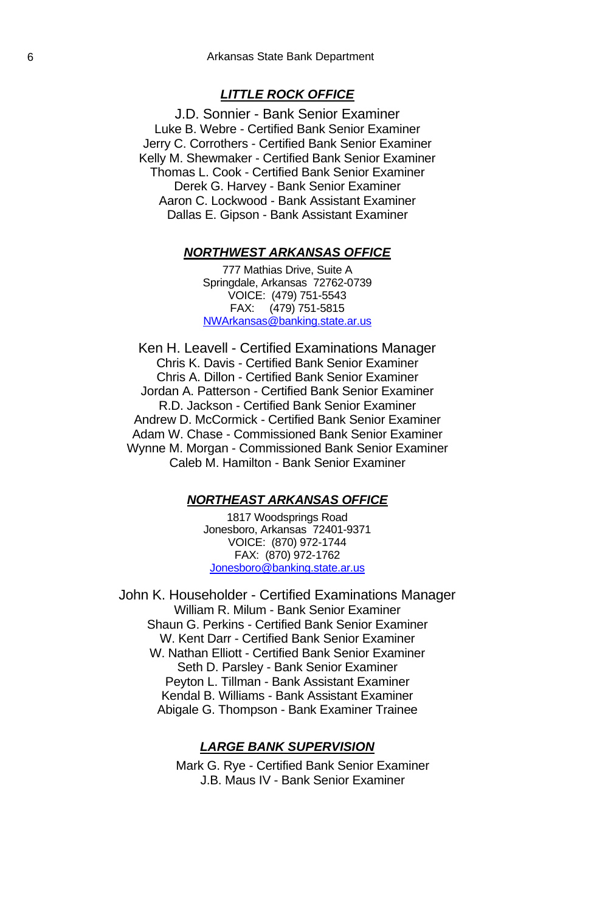## *LITTLE ROCK OFFICE*

J.D. Sonnier - Bank Senior Examiner
Luke B. Webre - Certified Bank Senior Examiner
Jerry C. Corrothers - Certified Bank Senior Examiner
Kelly M. Shewmaker - Certified Bank Senior Examiner
Thomas L. Cook - Certified Bank Senior Examiner
Derek G. Harvey - Bank Senior Examiner
Aaron C. Lockwood - Bank Assistant Examiner
Dallas E. Gipson - Bank Assistant Examiner

## *NORTHWEST ARKANSAS OFFICE*

777 Mathias Drive, Suite A
Springdale, Arkansas 72762-0739
VOICE: (479) 751-5543
FAX: (479) 751-5815
NWArkansas@banking.state.ar.us

Ken H. Leavell - Certified Examinations Manager
Chris K. Davis - Certified Bank Senior Examiner
Chris A. Dillon - Certified Bank Senior Examiner
Jordan A. Patterson - Certified Bank Senior Examiner
R.D. Jackson - Certified Bank Senior Examiner
Andrew D. McCormick - Certified Bank Senior Examiner
Adam W. Chase - Commissioned Bank Senior Examiner
Wynne M. Morgan - Commissioned Bank Senior Examiner
Caleb M. Hamilton - Bank Senior Examiner

## *NORTHEAST ARKANSAS OFFICE*

1817 Woodsprings Road
Jonesboro, Arkansas 72401-9371
VOICE: (870) 972-1744
FAX: (870) 972-1762
Jonesboro@banking.state.ar.us

John K. Householder - Certified Examinations Manager
William R. Milum - Bank Senior Examiner
Shaun G. Perkins - Certified Bank Senior Examiner
W. Kent Darr - Certified Bank Senior Examiner
W. Nathan Elliott - Certified Bank Senior Examiner
Seth D. Parsley - Bank Senior Examiner
Peyton L. Tillman - Bank Assistant Examiner
Kendal B. Williams - Bank Assistant Examiner
Abigale G. Thompson - Bank Examiner Trainee

## *LARGE BANK SUPERVISION*

Mark G. Rye - Certified Bank Senior Examiner
J.B. Maus IV - Bank Senior Examiner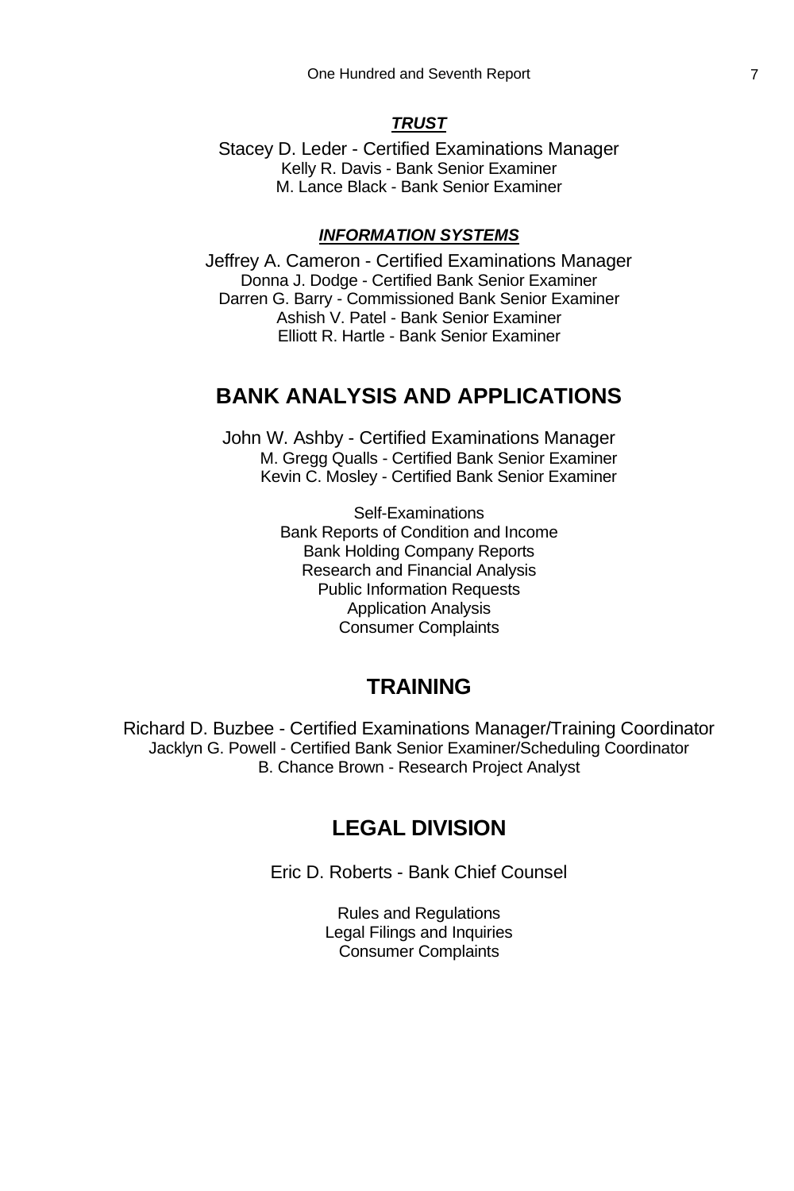***TRUST***

Stacey D. Leder - Certified Examinations Manager
Kelly R. Davis - Bank Senior Examiner
M. Lance Black - Bank Senior Examiner

***INFORMATION SYSTEMS***

Jeffrey A. Cameron - Certified Examinations Manager
Donna J. Dodge - Certified Bank Senior Examiner
Darren G. Barry - Commissioned Bank Senior Examiner
Ashish V. Patel - Bank Senior Examiner
Elliott R. Hartle - Bank Senior Examiner

## BANK ANALYSIS AND APPLICATIONS

John W. Ashby - Certified Examinations Manager
M. Gregg Qualls - Certified Bank Senior Examiner
Kevin C. Mosley - Certified Bank Senior Examiner

Self-Examinations
Bank Reports of Condition and Income
Bank Holding Company Reports
Research and Financial Analysis
Public Information Requests
Application Analysis
Consumer Complaints

## TRAINING

Richard D. Buzbee - Certified Examinations Manager/Training Coordinator
Jacklyn G. Powell - Certified Bank Senior Examiner/Scheduling Coordinator
B. Chance Brown - Research Project Analyst

## LEGAL DIVISION

Eric D. Roberts - Bank Chief Counsel

Rules and Regulations
Legal Filings and Inquiries
Consumer Complaints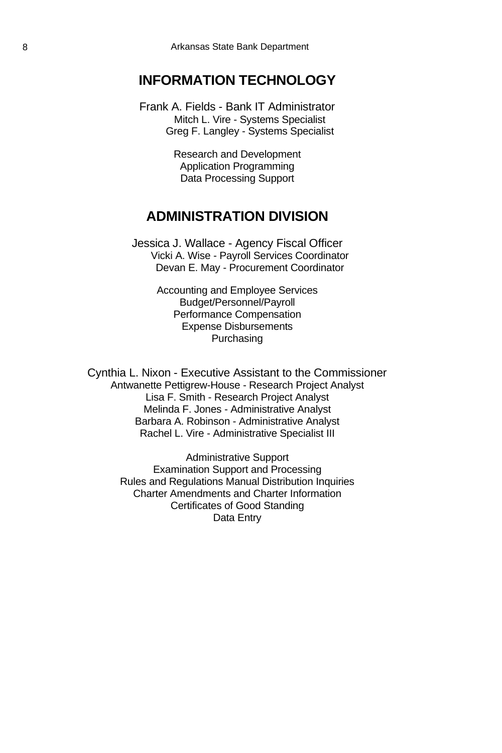## INFORMATION TECHNOLOGY

Frank A. Fields - Bank IT Administrator
Mitch L. Vire - Systems Specialist
Greg F. Langley - Systems Specialist

Research and Development
Application Programming
Data Processing Support

## ADMINISTRATION DIVISION

Jessica J. Wallace - Agency Fiscal Officer
Vicki A. Wise - Payroll Services Coordinator
Devan E. May - Procurement Coordinator

Accounting and Employee Services
Budget/Personnel/Payroll
Performance Compensation
Expense Disbursements
Purchasing

Cynthia L. Nixon - Executive Assistant to the Commissioner
Antwanette Pettigrew-House - Research Project Analyst
Lisa F. Smith - Research Project Analyst
Melinda F. Jones - Administrative Analyst
Barbara A. Robinson - Administrative Analyst
Rachel L. Vire - Administrative Specialist III

Administrative Support
Examination Support and Processing
Rules and Regulations Manual Distribution Inquiries
Charter Amendments and Charter Information
Certificates of Good Standing
Data Entry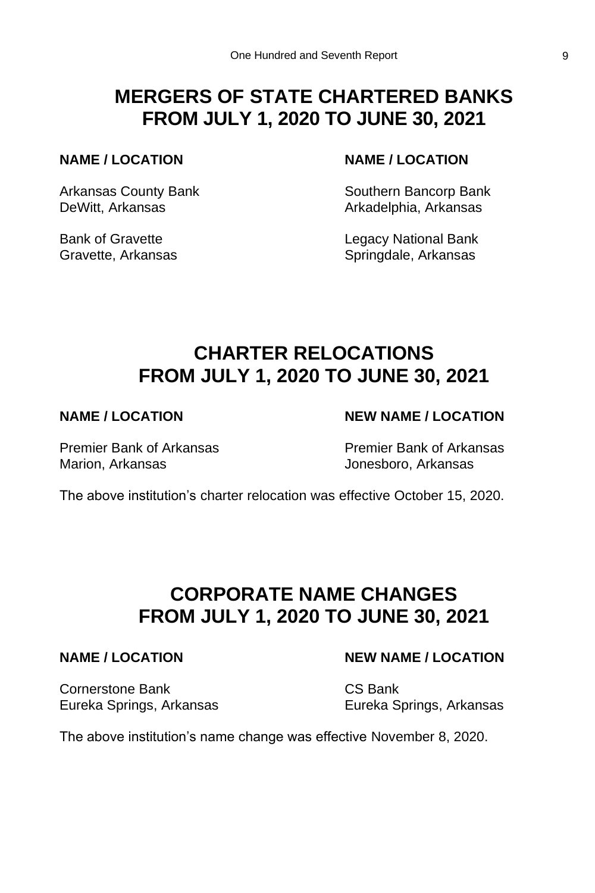# MERGERS OF STATE CHARTERED BANKS FROM JULY 1, 2020 TO JUNE 30, 2021

| NAME / LOCATION | NAME / LOCATION |
|---|---|
| Arkansas County Bank<br>DeWitt, Arkansas | Southern Bancorp Bank<br>Arkadelphia, Arkansas |
| Bank of Gravette<br>Gravette, Arkansas | Legacy National Bank<br>Springdale, Arkansas |

# CHARTER RELOCATIONS FROM JULY 1, 2020 TO JUNE 30, 2021

| NAME / LOCATION | NEW NAME / LOCATION |
|---|---|
| Premier Bank of Arkansas<br>Marion, Arkansas | Premier Bank of Arkansas<br>Jonesboro, Arkansas |

The above institution's charter relocation was effective October 15, 2020.

# CORPORATE NAME CHANGES FROM JULY 1, 2020 TO JUNE 30, 2021

| NAME / LOCATION | NEW NAME / LOCATION |
|---|---|
| Cornerstone Bank<br>Eureka Springs, Arkansas | CS Bank<br>Eureka Springs, Arkansas |

The above institution's name change was effective November 8, 2020.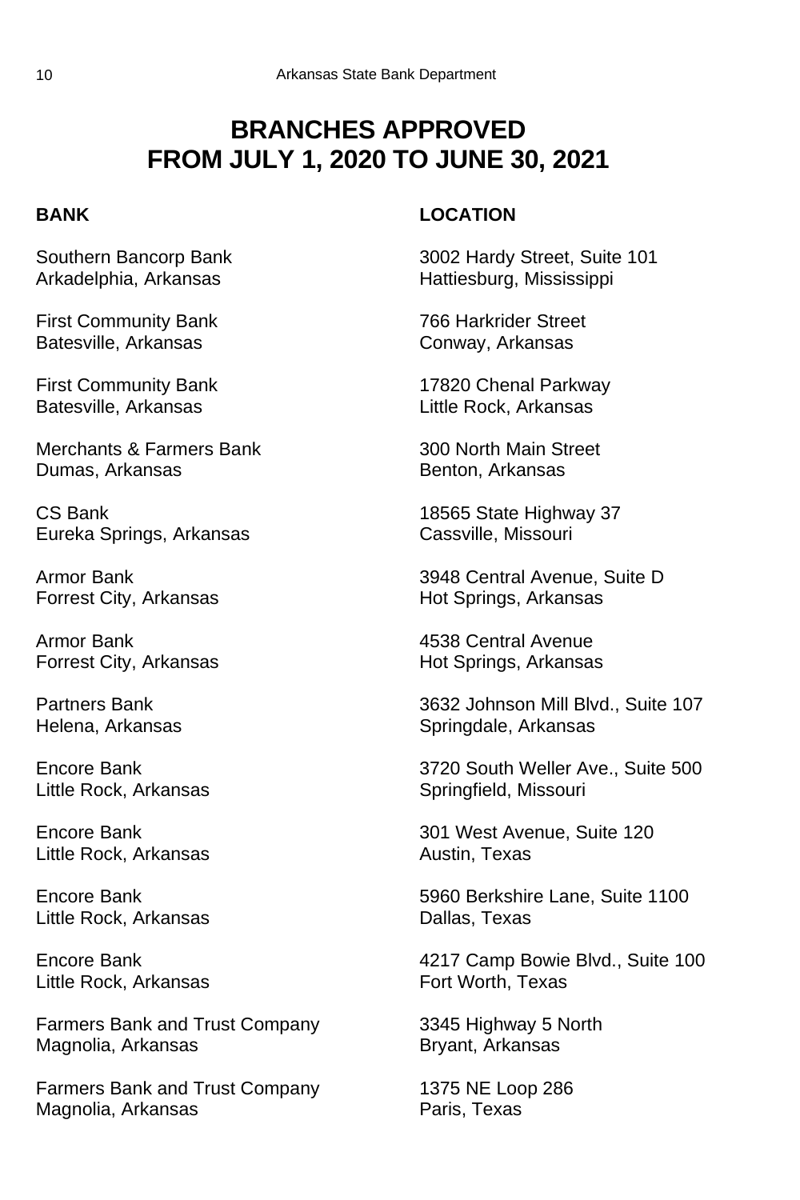# BRANCHES APPROVED FROM JULY 1, 2020 TO JUNE 30, 2021

| BANK | LOCATION |
|---|---|
| Southern Bancorp Bank<br>Arkadelphia, Arkansas | 3002 Hardy Street, Suite 101<br>Hattiesburg, Mississippi |
| First Community Bank<br>Batesville, Arkansas | 766 Harkrider Street<br>Conway, Arkansas |
| First Community Bank<br>Batesville, Arkansas | 17820 Chenal Parkway<br>Little Rock, Arkansas |
| Merchants & Farmers Bank<br>Dumas, Arkansas | 300 North Main Street<br>Benton, Arkansas |
| CS Bank<br>Eureka Springs, Arkansas | 18565 State Highway 37<br>Cassville, Missouri |
| Armor Bank<br>Forrest City, Arkansas | 3948 Central Avenue, Suite D<br>Hot Springs, Arkansas |
| Armor Bank<br>Forrest City, Arkansas | 4538 Central Avenue<br>Hot Springs, Arkansas |
| Partners Bank<br>Helena, Arkansas | 3632 Johnson Mill Blvd., Suite 107<br>Springdale, Arkansas |
| Encore Bank<br>Little Rock, Arkansas | 3720 South Weller Ave., Suite 500<br>Springfield, Missouri |
| Encore Bank<br>Little Rock, Arkansas | 301 West Avenue, Suite 120<br>Austin, Texas |
| Encore Bank<br>Little Rock, Arkansas | 5960 Berkshire Lane, Suite 1100<br>Dallas, Texas |
| Encore Bank<br>Little Rock, Arkansas | 4217 Camp Bowie Blvd., Suite 100<br>Fort Worth, Texas |
| Farmers Bank and Trust Company<br>Magnolia, Arkansas | 3345 Highway 5 North<br>Bryant, Arkansas |
| Farmers Bank and Trust Company<br>Magnolia, Arkansas | 1375 NE Loop 286<br>Paris, Texas |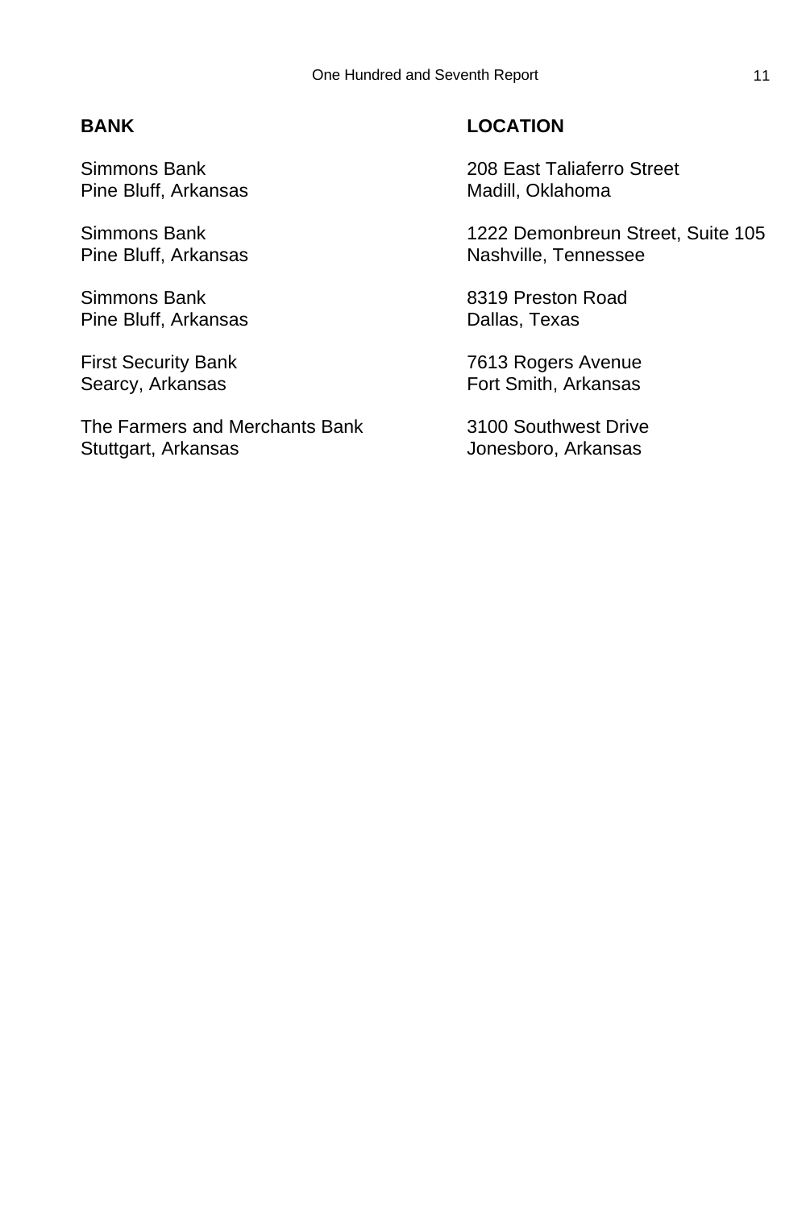| BANK | LOCATION |
| --- | --- |
| Simmons Bank<br>Pine Bluff, Arkansas | 208 East Taliaferro Street<br>Madill, Oklahoma |
| Simmons Bank<br>Pine Bluff, Arkansas | 1222 Demonbreun Street, Suite 105<br>Nashville, Tennessee |
| Simmons Bank<br>Pine Bluff, Arkansas | 8319 Preston Road<br>Dallas, Texas |
| First Security Bank<br>Searcy, Arkansas | 7613 Rogers Avenue<br>Fort Smith, Arkansas |
| The Farmers and Merchants Bank<br>Stuttgart, Arkansas | 3100 Southwest Drive<br>Jonesboro, Arkansas |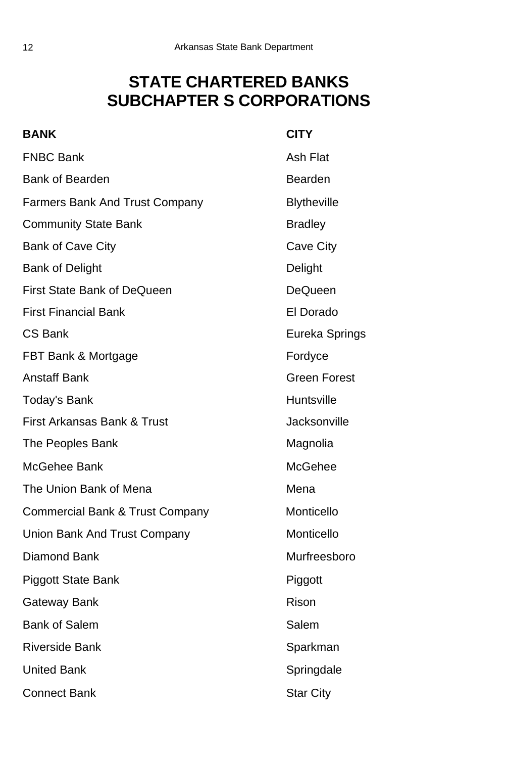# STATE CHARTERED BANKS
# SUBCHAPTER S CORPORATIONS

| BANK | CITY |
|---|---|
| FNBC Bank | Ash Flat |
| Bank of Bearden | Bearden |
| Farmers Bank And Trust Company | Blytheville |
| Community State Bank | Bradley |
| Bank of Cave City | Cave City |
| Bank of Delight | Delight |
| First State Bank of DeQueen | DeQueen |
| First Financial Bank | El Dorado |
| CS Bank | Eureka Springs |
| FBT Bank & Mortgage | Fordyce |
| Anstaff Bank | Green Forest |
| Today's Bank | Huntsville |
| First Arkansas Bank & Trust | Jacksonville |
| The Peoples Bank | Magnolia |
| McGehee Bank | McGehee |
| The Union Bank of Mena | Mena |
| Commercial Bank & Trust Company | Monticello |
| Union Bank And Trust Company | Monticello |
| Diamond Bank | Murfreesboro |
| Piggott State Bank | Piggott |
| Gateway Bank | Rison |
| Bank of Salem | Salem |
| Riverside Bank | Sparkman |
| United Bank | Springdale |
| Connect Bank | Star City |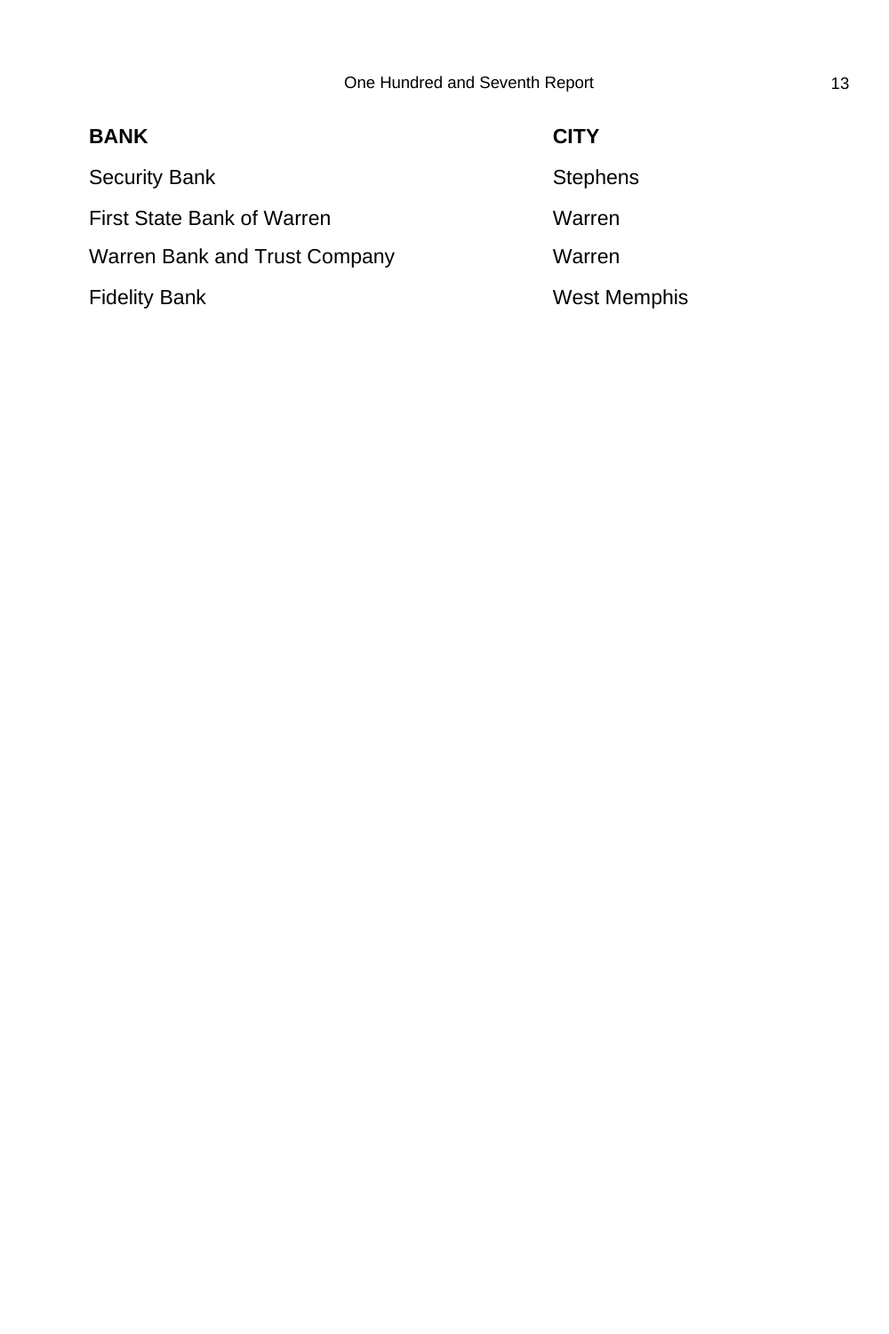| BANK | CITY |
|---|---|
| Security Bank | Stephens |
| First State Bank of Warren | Warren |
| Warren Bank and Trust Company | Warren |
| Fidelity Bank | West Memphis |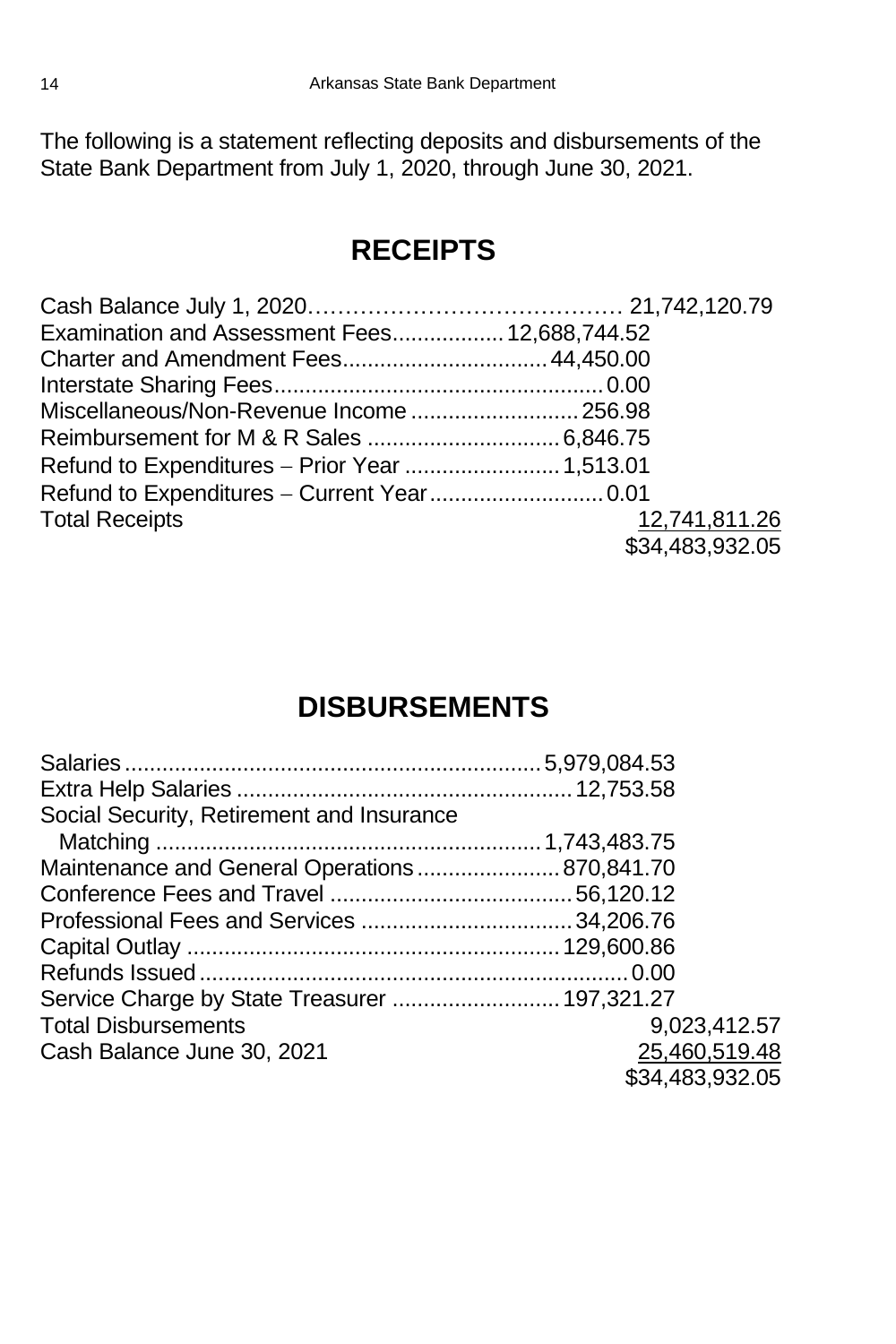The following is a statement reflecting deposits and disbursements of the State Bank Department from July 1, 2020, through June 30, 2021.

## RECEIPTS

| | | |
|---|---|---|
| Cash Balance July 1, 2020 | | 21,742,120.79 |
| Examination and Assessment Fees | 12,688,744.52 | |
| Charter and Amendment Fees | 44,450.00 | |
| Interstate Sharing Fees | 0.00 | |
| Miscellaneous/Non-Revenue Income | 256.98 | |
| Reimbursement for M & R Sales | 6,846.75 | |
| Refund to Expenditures – Prior Year | 1,513.01 | |
| Refund to Expenditures – Current Year | 0.01 | |
| Total Receipts | | 12,741,811.26 |
| | | $34,483,932.05 |

## DISBURSEMENTS

| | | |
|---|---|---|
| Salaries | 5,979,084.53 | |
| Extra Help Salaries | 12,753.58 | |
| Social Security, Retirement and Insurance Matching | 1,743,483.75 | |
| Maintenance and General Operations | 870,841.70 | |
| Conference Fees and Travel | 56,120.12 | |
| Professional Fees and Services | 34,206.76 | |
| Capital Outlay | 129,600.86 | |
| Refunds Issued | 0.00 | |
| Service Charge by State Treasurer | 197,321.27 | |
| Total Disbursements | | 9,023,412.57 |
| Cash Balance June 30, 2021 | | 25,460,519.48 |
| | | $34,483,932.05 |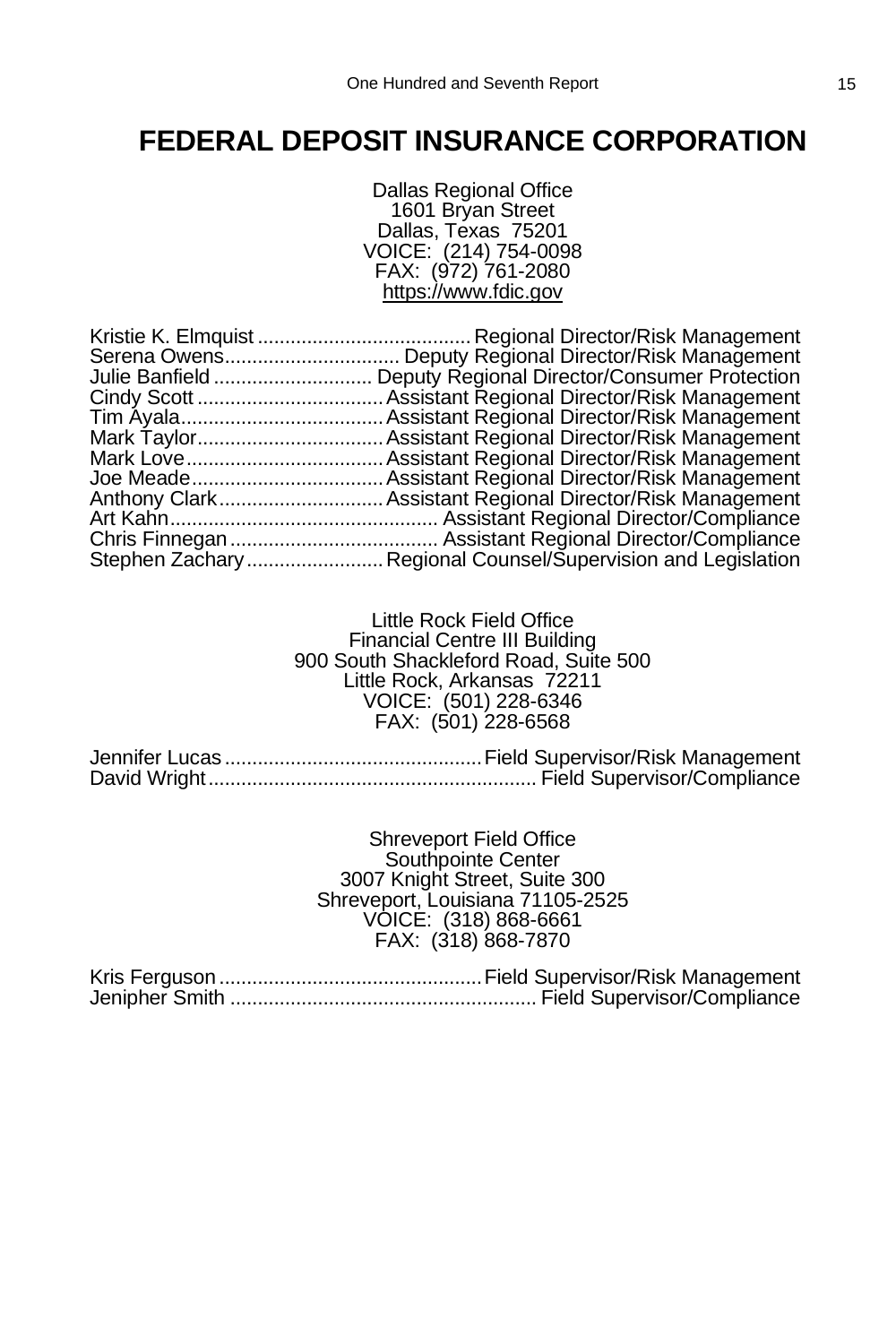# FEDERAL DEPOSIT INSURANCE CORPORATION

Dallas Regional Office
1601 Bryan Street
Dallas, Texas 75201
VOICE: (214) 754-0098
FAX: (972) 761-2080
https://www.fdic.gov

Kristie K. Elmquist ....................................... Regional Director/Risk Management
Serena Owens................................ Deputy Regional Director/Risk Management
Julie Banfield ............................ Deputy Regional Director/Consumer Protection
Cindy Scott .................................. Assistant Regional Director/Risk Management
Tim Ayala..................................... Assistant Regional Director/Risk Management
Mark Taylor.................................. Assistant Regional Director/Risk Management
Mark Love.................................... Assistant Regional Director/Risk Management
Joe Meade................................... Assistant Regional Director/Risk Management
Anthony Clark.............................. Assistant Regional Director/Risk Management
Art Kahn................................................ Assistant Regional Director/Compliance
Chris Finnegan..................................... Assistant Regional Director/Compliance
Stephen Zachary......................... Regional Counsel/Supervision and Legislation

Little Rock Field Office
Financial Centre III Building
900 South Shackleford Road, Suite 500
Little Rock, Arkansas 72211
VOICE: (501) 228-6346
FAX: (501) 228-6568

Jennifer Lucas.............................................. Field Supervisor/Risk Management
David Wright.......................................................... Field Supervisor/Compliance

Shreveport Field Office
Southpointe Center
3007 Knight Street, Suite 300
Shreveport, Louisiana 71105-2525
VOICE: (318) 868-6661
FAX: (318) 868-7870

Kris Ferguson............................................... Field Supervisor/Risk Management
Jenipher Smith ...................................................... Field Supervisor/Compliance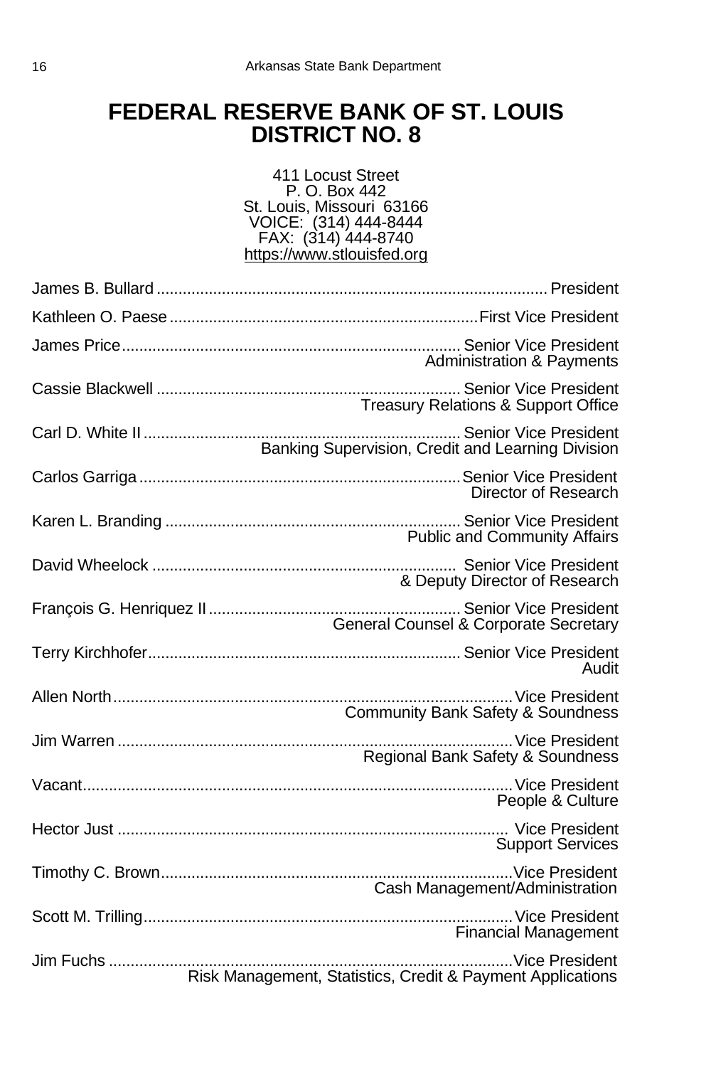# FEDERAL RESERVE BANK OF ST. LOUIS
# DISTRICT NO. 8

411 Locust Street
P. O. Box 442
St. Louis, Missouri 63166
VOICE: (314) 444-8444
FAX: (314) 444-8740
https://www.stlouisfed.org

James B. Bullard ........................................ President

Kathleen O. Paese ........................................ First Vice President

James Price ........................................ Senior Vice President
Administration & Payments

Cassie Blackwell ........................................ Senior Vice President
Treasury Relations & Support Office

Carl D. White II ........................................ Senior Vice President
Banking Supervision, Credit and Learning Division

Carlos Garriga ........................................ Senior Vice President
Director of Research

Karen L. Branding ........................................ Senior Vice President
Public and Community Affairs

David Wheelock ........................................ Senior Vice President
& Deputy Director of Research

François G. Henriquez II ........................................ Senior Vice President
General Counsel & Corporate Secretary

Terry Kirchhofer ........................................ Senior Vice President
Audit

Allen North ........................................ Vice President
Community Bank Safety & Soundness

Jim Warren ........................................ Vice President
Regional Bank Safety & Soundness

Vacant ........................................ Vice President
People & Culture

Hector Just ........................................ Vice President
Support Services

Timothy C. Brown ........................................ Vice President
Cash Management/Administration

Scott M. Trilling ........................................ Vice President
Financial Management

Jim Fuchs ........................................ Vice President
Risk Management, Statistics, Credit & Payment Applications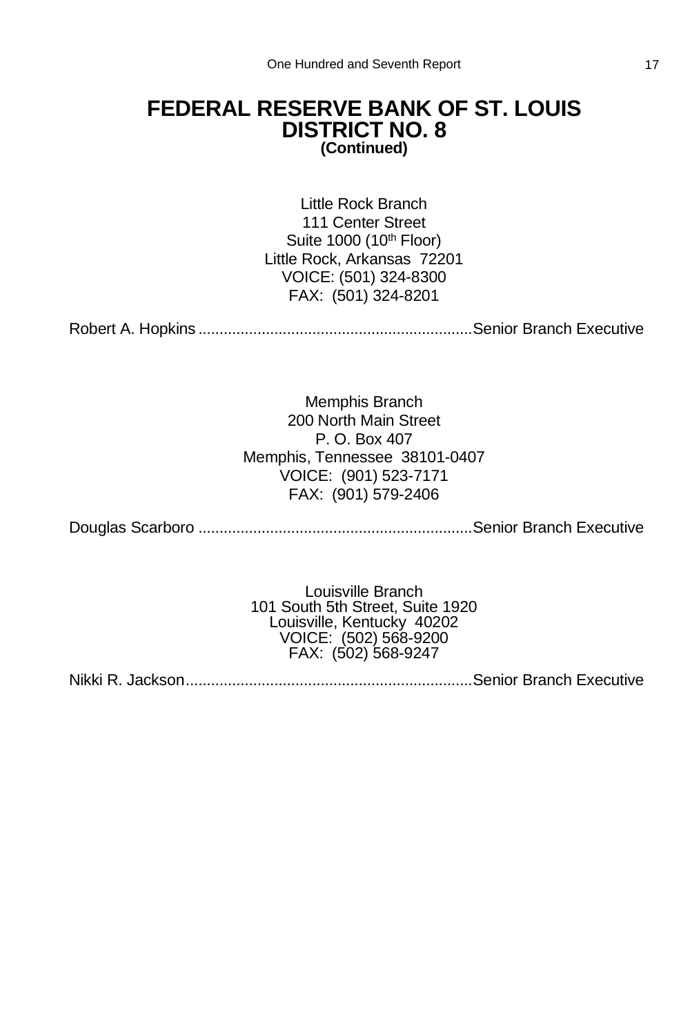# FEDERAL RESERVE BANK OF ST. LOUIS
# DISTRICT NO. 8
**(Continued)**

Little Rock Branch
111 Center Street
Suite 1000 (10th Floor)
Little Rock, Arkansas 72201
VOICE: (501) 324-8300
FAX: (501) 324-8201

Robert A. Hopkins................................................................Senior Branch Executive

Memphis Branch
200 North Main Street
P. O. Box 407
Memphis, Tennessee 38101-0407
VOICE: (901) 523-7171
FAX: (901) 579-2406

Douglas Scarboro ................................................................Senior Branch Executive

Louisville Branch
101 South 5th Street, Suite 1920
Louisville, Kentucky 40202
VOICE: (502) 568-9200
FAX: (502) 568-9247

Nikki R. Jackson...................................................................Senior Branch Executive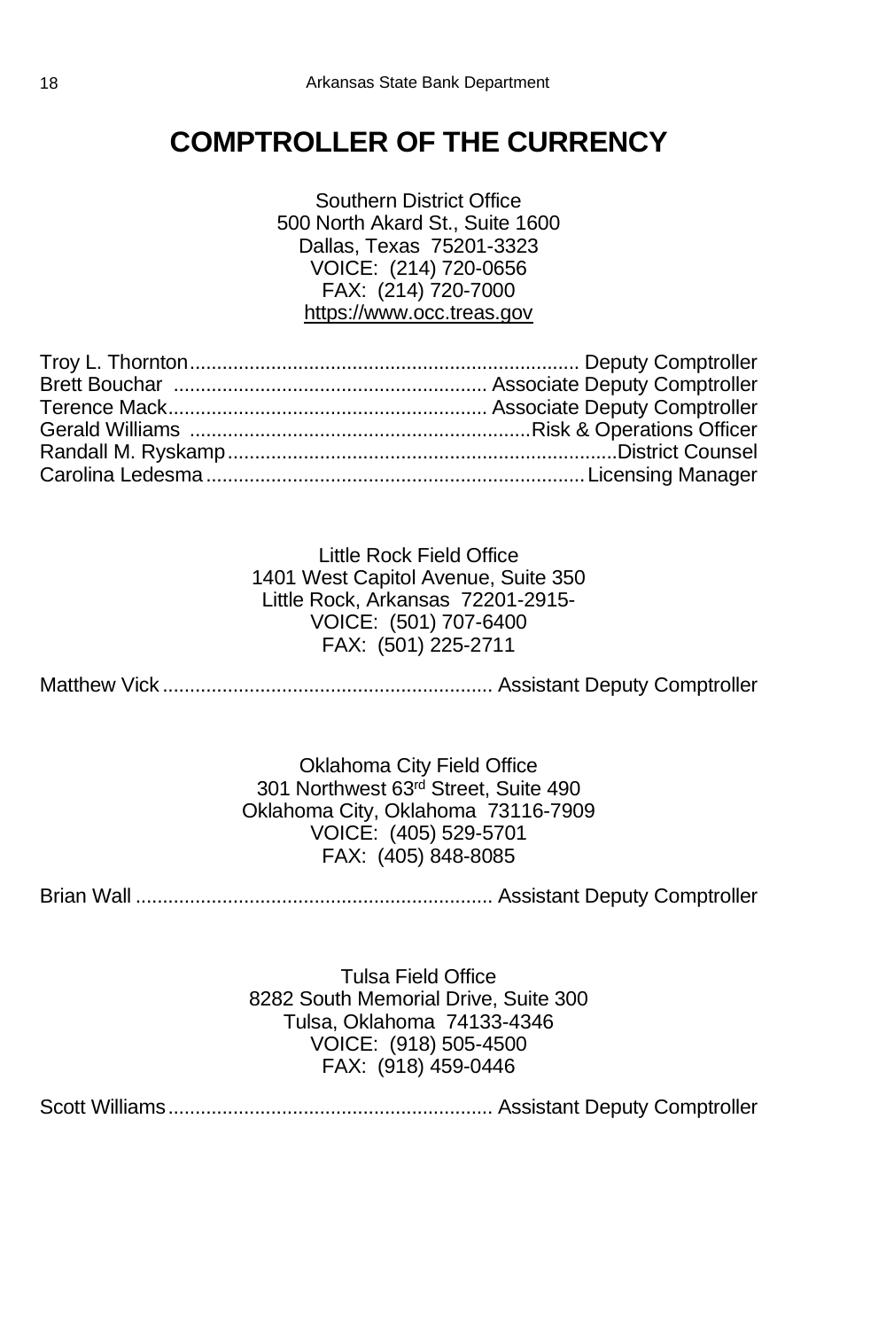# COMPTROLLER OF THE CURRENCY

Southern District Office
500 North Akard St., Suite 1600
Dallas, Texas 75201-3323
VOICE: (214) 720-0656
FAX: (214) 720-7000
https://www.occ.treas.gov

Troy L. Thornton........................................................................ Deputy Comptroller
Brett Bouchar .......................................................... Associate Deputy Comptroller
Terence Mack........................................................... Associate Deputy Comptroller
Gerald Williams ...............................................................Risk & Operations Officer
Randall M. Ryskamp........................................................................District Counsel
Carolina Ledesma ......................................................................Licensing Manager

Little Rock Field Office
1401 West Capitol Avenue, Suite 350
Little Rock, Arkansas 72201-2915-
VOICE: (501) 707-6400
FAX: (501) 225-2711

Matthew Vick ............................................................. Assistant Deputy Comptroller

Oklahoma City Field Office
301 Northwest 63rd Street, Suite 490
Oklahoma City, Oklahoma 73116-7909
VOICE: (405) 529-5701
FAX: (405) 848-8085

Brian Wall .................................................................. Assistant Deputy Comptroller

Tulsa Field Office
8282 South Memorial Drive, Suite 300
Tulsa, Oklahoma 74133-4346
VOICE: (918) 505-4500
FAX: (918) 459-0446

Scott Williams............................................................ Assistant Deputy Comptroller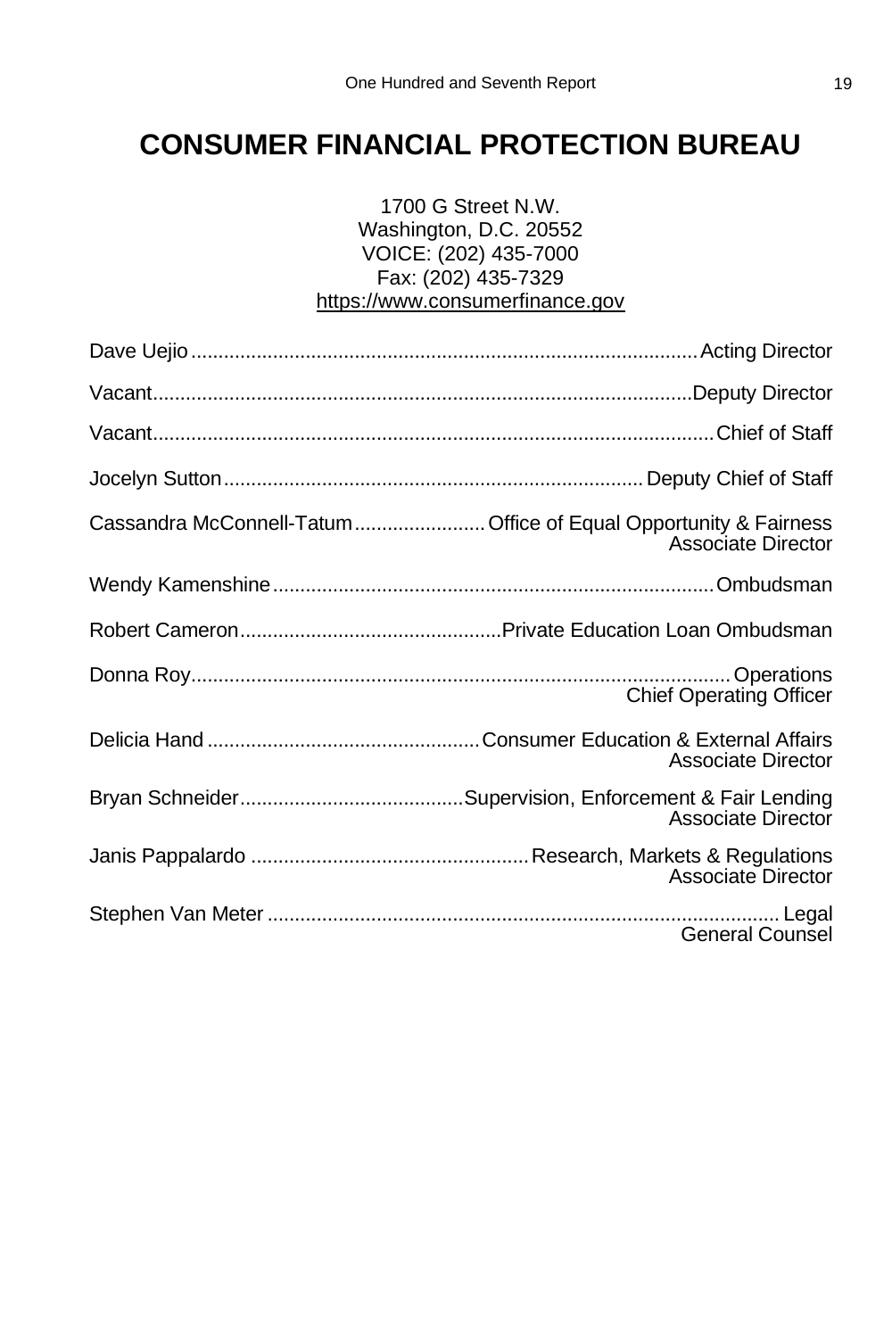# CONSUMER FINANCIAL PROTECTION BUREAU

1700 G Street N.W.
Washington, D.C. 20552
VOICE: (202) 435-7000
Fax: (202) 435-7329
https://www.consumerfinance.gov

Dave Uejio ............ Acting Director

Vacant ............ Deputy Director

Vacant ............ Chief of Staff

Jocelyn Sutton ............ Deputy Chief of Staff

Cassandra McConnell-Tatum ............ Office of Equal Opportunity & Fairness Associate Director

Wendy Kamenshine ............ Ombudsman

Robert Cameron ............ Private Education Loan Ombudsman

Donna Roy ............ Operations Chief Operating Officer

Delicia Hand ............ Consumer Education & External Affairs Associate Director

Bryan Schneider ............ Supervision, Enforcement & Fair Lending Associate Director

Janis Pappalardo ............ Research, Markets & Regulations Associate Director

Stephen Van Meter ............ Legal General Counsel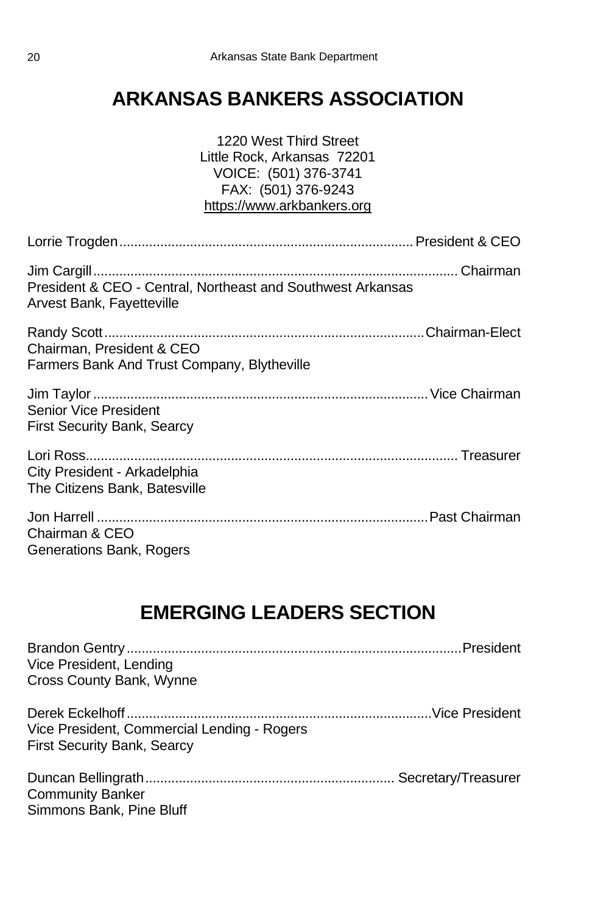# ARKANSAS BANKERS ASSOCIATION

1220 West Third Street
Little Rock, Arkansas 72201
VOICE: (501) 376-3741
FAX: (501) 376-9243
https://www.arkbankers.org

Lorrie Trogden.............................................................................. President & CEO

Jim Cargill................................................................................................ Chairman
President & CEO - Central, Northeast and Southwest Arkansas
Arvest Bank, Fayetteville

Randy Scott....................................................................................Chairman-Elect
Chairman, President & CEO
Farmers Bank And Trust Company, Blytheville

Jim Taylor ......................................................................................... Vice Chairman
Senior Vice President
First Security Bank, Searcy

Lori Ross................................................................................................. Treasurer
City President - Arkadelphia
The Citizens Bank, Batesville

Jon Harrell .......................................................................................Past Chairman
Chairman & CEO
Generations Bank, Rogers

# EMERGING LEADERS SECTION

Brandon Gentry.........................................................................................President
Vice President, Lending
Cross County Bank, Wynne

Derek Eckelhoff.................................................................................Vice President
Vice President, Commercial Lending - Rogers
First Security Bank, Searcy

Duncan Bellingrath.................................................................. Secretary/Treasurer
Community Banker
Simmons Bank, Pine Bluff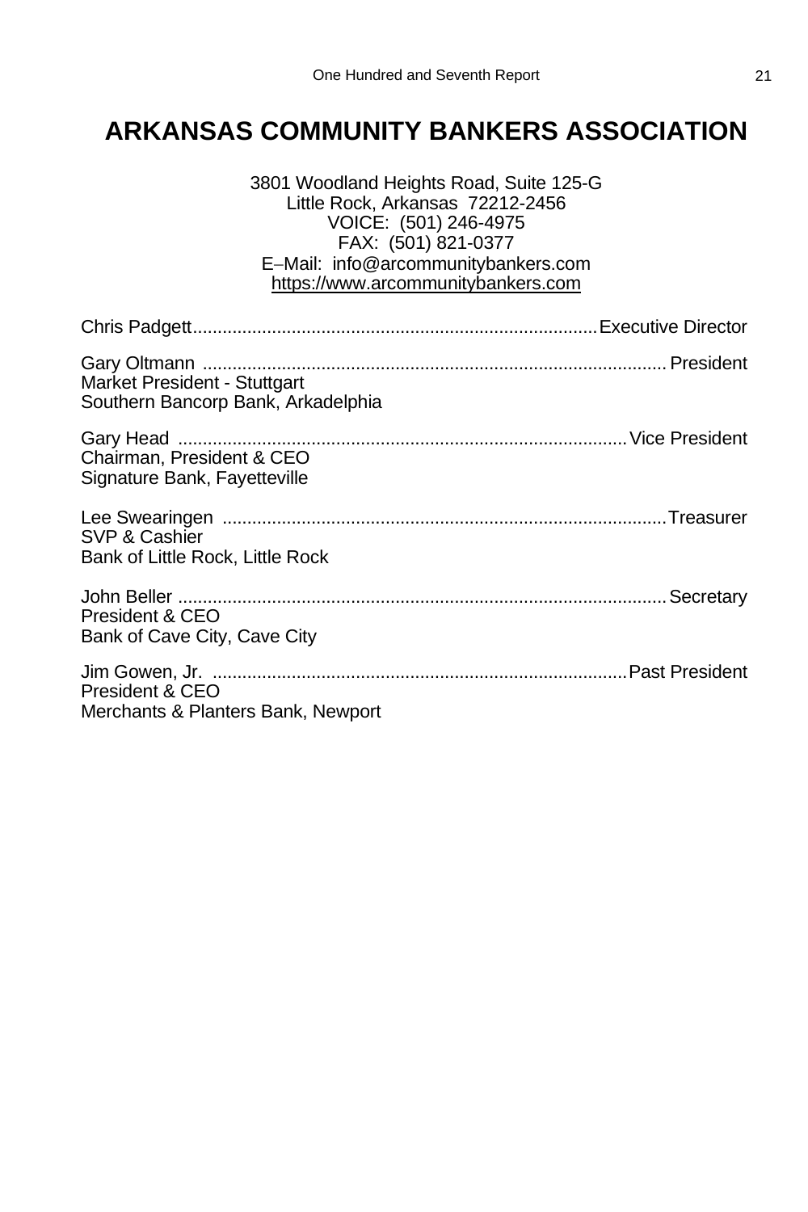# ARKANSAS COMMUNITY BANKERS ASSOCIATION

3801 Woodland Heights Road, Suite 125-G
Little Rock, Arkansas 72212-2456
VOICE: (501) 246-4975
FAX: (501) 821-0377
E–Mail: info@arcommunitybankers.com
https://www.arcommunitybankers.com

Chris Padgett................................................................................Executive Director

Gary Oltmann ............................................................................................President
Market President - Stuttgart
Southern Bancorp Bank, Arkadelphia

Gary Head .........................................................................................Vice President
Chairman, President & CEO
Signature Bank, Fayetteville

Lee Swearingen .........................................................................................Treasurer
SVP & Cashier
Bank of Little Rock, Little Rock

John Beller .................................................................................................Secretary
President & CEO
Bank of Cave City, Cave City

Jim Gowen, Jr. ...................................................................................Past President
President & CEO
Merchants & Planters Bank, Newport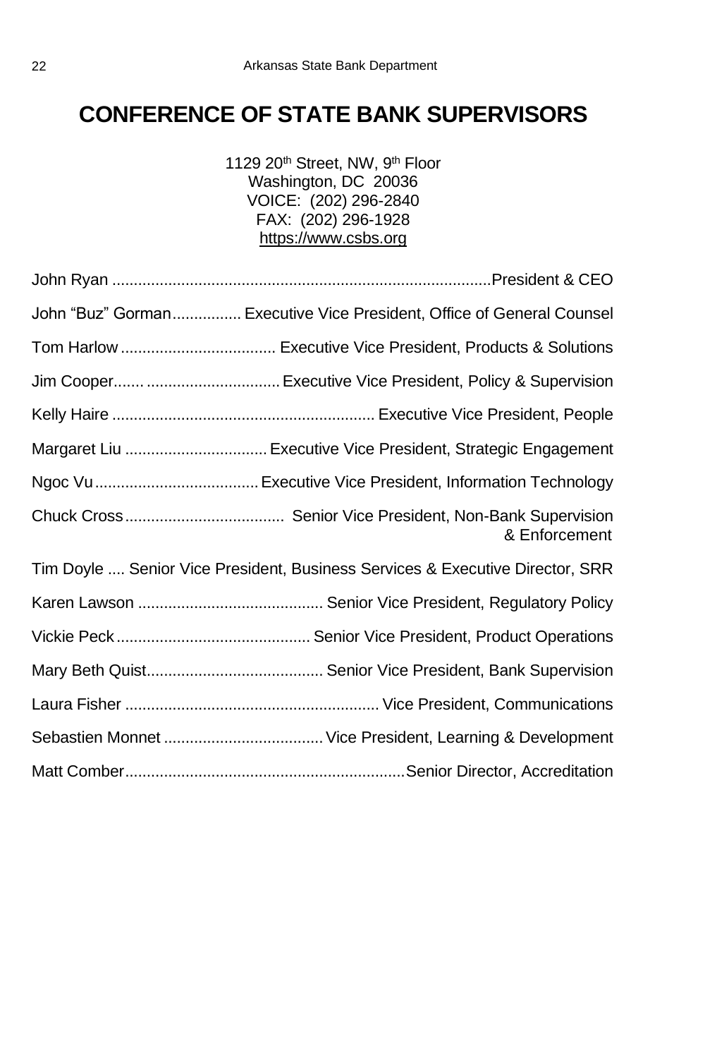# CONFERENCE OF STATE BANK SUPERVISORS

1129 20th Street, NW, 9th Floor
Washington, DC 20036
VOICE: (202) 296-2840
FAX: (202) 296-1928
https://www.csbs.org

John Ryan ....................................................................................... President & CEO

John "Buz" Gorman ................ Executive Vice President, Office of General Counsel

Tom Harlow .................................... Executive Vice President, Products & Solutions

Jim Cooper....... ............................... Executive Vice President, Policy & Supervision

Kelly Haire ............................................................ Executive Vice President, People

Margaret Liu ................................. Executive Vice President, Strategic Engagement

Ngoc Vu ...................................... Executive Vice President, Information Technology

Chuck Cross ..................................... Senior Vice President, Non-Bank Supervision & Enforcement

Tim Doyle .... Senior Vice President, Business Services & Executive Director, SRR

Karen Lawson ........................................... Senior Vice President, Regulatory Policy

Vickie Peck ............................................ Senior Vice President, Product Operations

Mary Beth Quist......................................... Senior Vice President, Bank Supervision

Laura Fisher ........................................................... Vice President, Communications

Sebastien Monnet ..................................... Vice President, Learning & Development

Matt Comber................................................................ Senior Director, Accreditation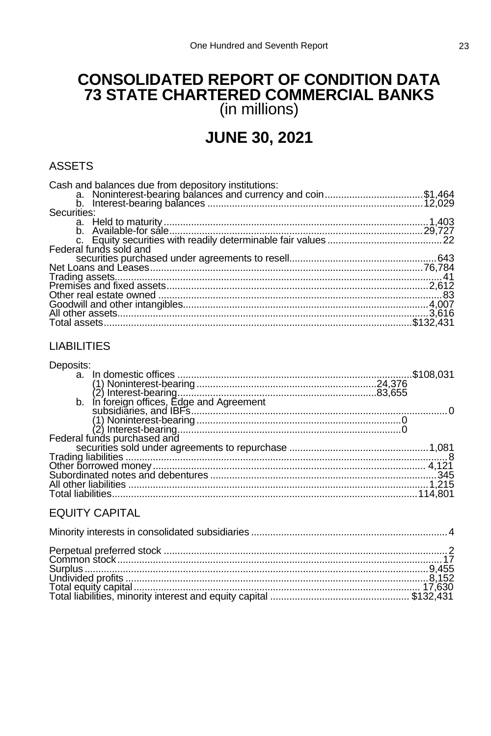# CONSOLIDATED REPORT OF CONDITION DATA
# 73 STATE CHARTERED COMMERCIAL BANKS
(in millions)

## JUNE 30, 2021

### ASSETS

| | | |
|---|---|---|
| Cash and balances due from depository institutions: | | |
| a. Noninterest-bearing balances and currency and coin | | $1,464 |
| b. Interest-bearing balances | | 12,029 |
| Securities: | | |
| a. Held to maturity | | 1,403 |
| b. Available-for sale | | 29,727 |
| c. Equity securities with readily determinable fair values | | 22 |
| Federal funds sold and securities purchased under agreements to resell | | 643 |
| Net Loans and Leases | | 76,784 |
| Trading assets | | 41 |
| Premises and fixed assets | | 2,612 |
| Other real estate owned | | 83 |
| Goodwill and other intangibles | | 4,007 |
| All other assets | | 3,616 |
| Total assets | | $132,431 |

### LIABILITIES

| | | |
|---|---|---|
| Deposits: | | |
| a. In domestic offices | | $108,031 |
| (1) Noninterest-bearing | 24,376 | |
| (2) Interest-bearing | 83,655 | |
| b. In foreign offices, Edge and Agreement subsidiaries, and IBFs | | 0 |
| (1) Noninterest-bearing | 0 | |
| (2) Interest-bearing | 0 | |
| Federal funds purchased and securities sold under agreements to repurchase | | 1,081 |
| Trading liabilities | | 8 |
| Other borrowed money | | 4,121 |
| Subordinated notes and debentures | | 345 |
| All other liabilities | | 1,215 |
| Total liabilities | | 114,801 |

### EQUITY CAPITAL

| | |
|---|---|
| Minority interests in consolidated subsidiaries | 4 |
| Perpetual preferred stock | 2 |
| Common stock | 17 |
| Surplus | 9,455 |
| Undivided profits | 8,152 |
| Total equity capital | 17,630 |
| Total liabilities, minority interest and equity capital | $132,431 |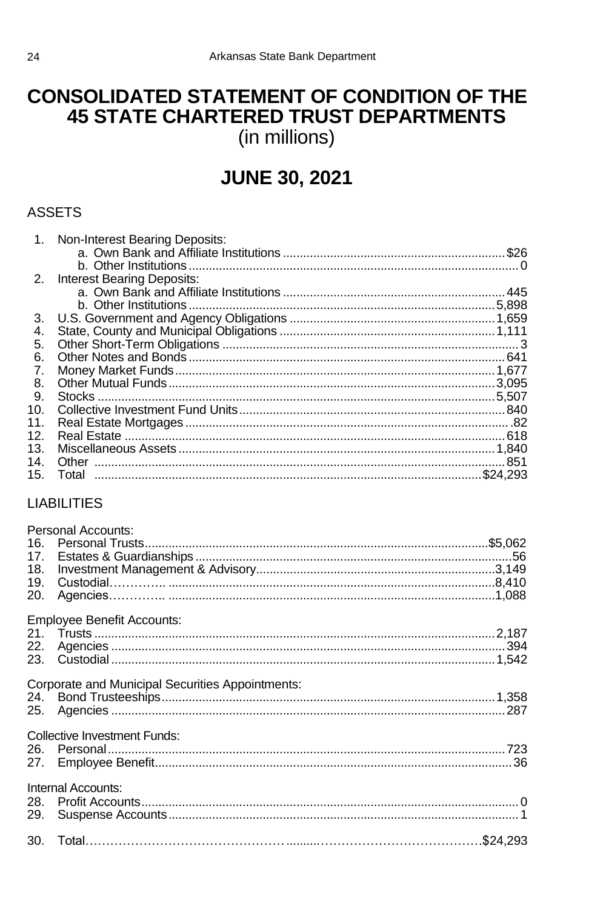# CONSOLIDATED STATEMENT OF CONDITION OF THE 45 STATE CHARTERED TRUST DEPARTMENTS
(in millions)

## JUNE 30, 2021

### ASSETS

| | | |
|---|---|---|
| 1. | Non-Interest Bearing Deposits: | |
| | a. Own Bank and Affiliate Institutions | $26 |
| | b. Other Institutions | 0 |
| 2. | Interest Bearing Deposits: | |
| | a. Own Bank and Affiliate Institutions | 445 |
| | b. Other Institutions | 5,898 |
| 3. | U.S. Government and Agency Obligations | 1,659 |
| 4. | State, County and Municipal Obligations | 1,111 |
| 5. | Other Short-Term Obligations | 3 |
| 6. | Other Notes and Bonds | 641 |
| 7. | Money Market Funds | 1,677 |
| 8. | Other Mutual Funds | 3,095 |
| 9. | Stocks | 5,507 |
| 10. | Collective Investment Fund Units | 840 |
| 11. | Real Estate Mortgages | 82 |
| 12. | Real Estate | 618 |
| 13. | Miscellaneous Assets | 1,840 |
| 14. | Other | 851 |
| 15. | Total | $24,293 |

### LIABILITIES

| | | |
|---|---|---|
| | Personal Accounts: | |
| 16. | Personal Trusts | $5,062 |
| 17. | Estates & Guardianships | 56 |
| 18. | Investment Management & Advisory | 3,149 |
| 19. | Custodial | 8,410 |
| 20. | Agencies | 1,088 |
| | Employee Benefit Accounts: | |
| 21. | Trusts | 2,187 |
| 22. | Agencies | 394 |
| 23. | Custodial | 1,542 |
| | Corporate and Municipal Securities Appointments: | |
| 24. | Bond Trusteeships | 1,358 |
| 25. | Agencies | 287 |
| | Collective Investment Funds: | |
| 26. | Personal | 723 |
| 27. | Employee Benefit | 36 |
| | Internal Accounts: | |
| 28. | Profit Accounts | 0 |
| 29. | Suspense Accounts | 1 |
| 30. | Total | $24,293 |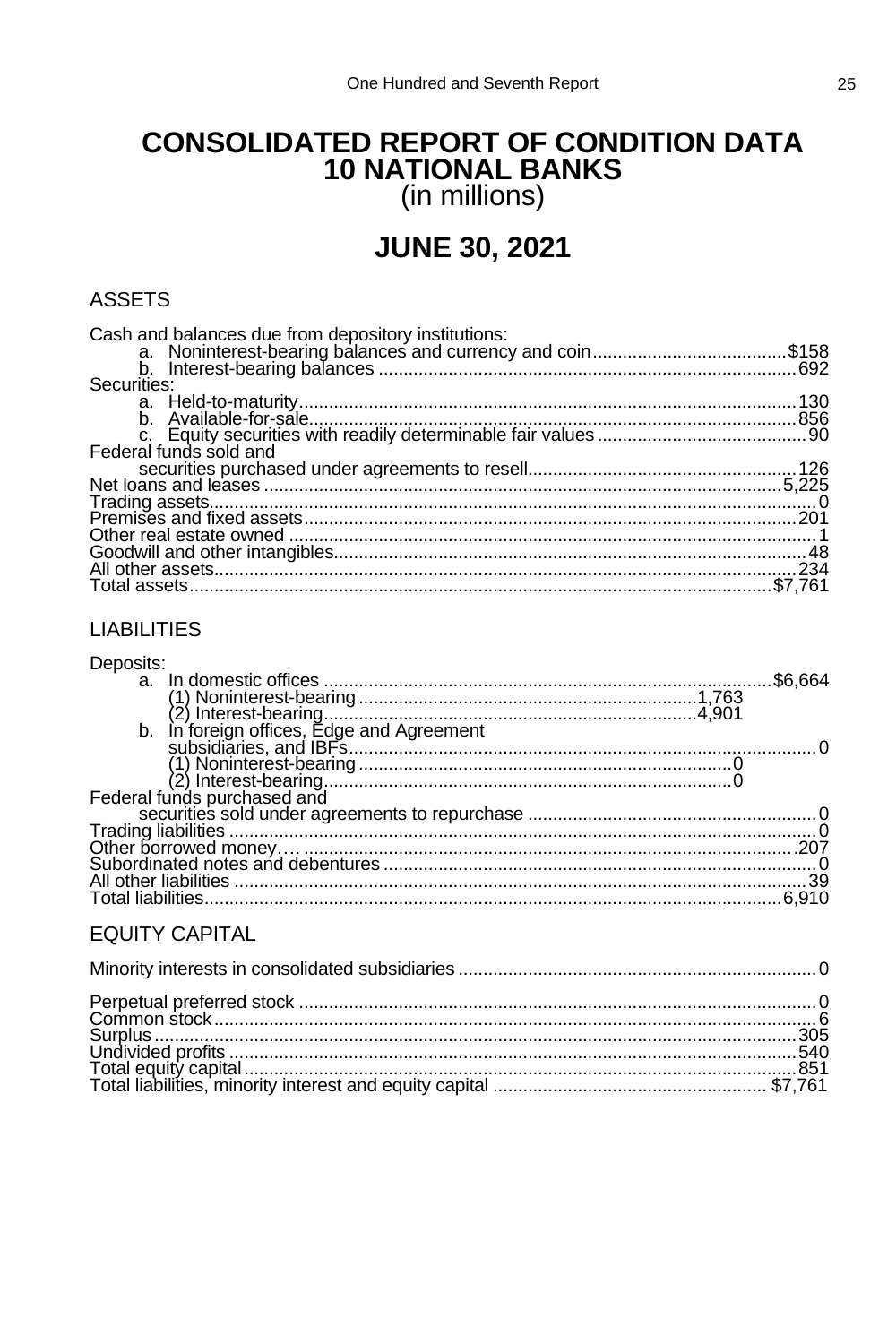# CONSOLIDATED REPORT OF CONDITION DATA
# 10 NATIONAL BANKS
(in millions)

## JUNE 30, 2021

### ASSETS

| Item | | Amount |
|---|---|---|
| Cash and balances due from depository institutions: | | |
| a. Noninterest-bearing balances and currency and coin | | $158 |
| b. Interest-bearing balances | | 692 |
| Securities: | | |
| a. Held-to-maturity | | 130 |
| b. Available-for-sale | | 856 |
| c. Equity securities with readily determinable fair values | | 90 |
| Federal funds sold and securities purchased under agreements to resell | | 126 |
| Net loans and leases | | 5,225 |
| Trading assets | | 0 |
| Premises and fixed assets | | 201 |
| Other real estate owned | | 1 |
| Goodwill and other intangibles | | 48 |
| All other assets | | 234 |
| Total assets | | $7,761 |

### LIABILITIES

| Item | | Amount |
|---|---|---|
| Deposits: | | |
| a. In domestic offices | | $6,664 |
| (1) Noninterest-bearing | 1,763 | |
| (2) Interest-bearing | 4,901 | |
| b. In foreign offices, Edge and Agreement subsidiaries, and IBFs | | 0 |
| (1) Noninterest-bearing | 0 | |
| (2) Interest-bearing | 0 | |
| Federal funds purchased and securities sold under agreements to repurchase | | 0 |
| Trading liabilities | | 0 |
| Other borrowed money | | 207 |
| Subordinated notes and debentures | | 0 |
| All other liabilities | | 39 |
| Total liabilities | | 6,910 |

### EQUITY CAPITAL

| Item | Amount |
|---|---|
| Minority interests in consolidated subsidiaries | 0 |
| Perpetual preferred stock | 0 |
| Common stock | 6 |
| Surplus | 305 |
| Undivided profits | 540 |
| Total equity capital | 851 |
| Total liabilities, minority interest and equity capital | $7,761 |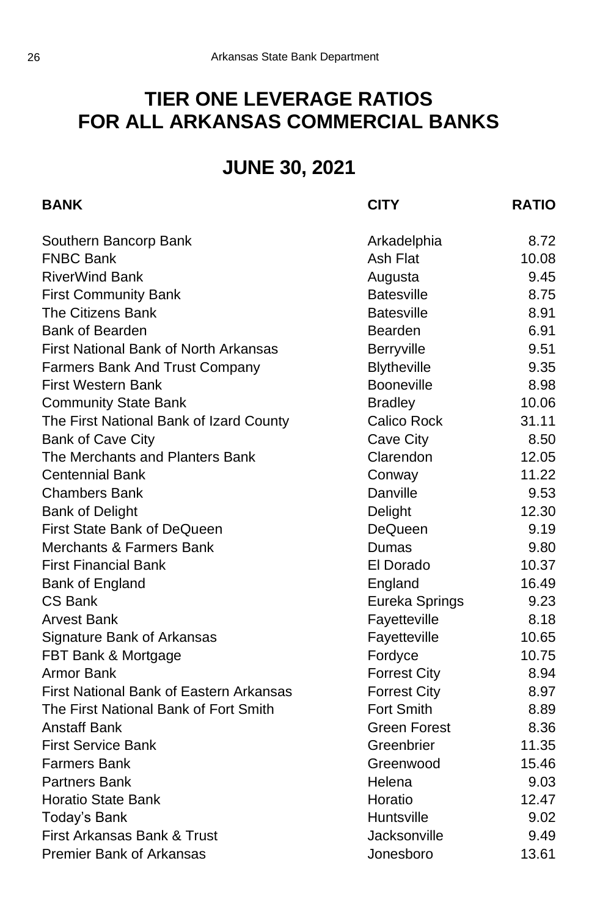# TIER ONE LEVERAGE RATIOS FOR ALL ARKANSAS COMMERCIAL BANKS

## JUNE 30, 2021

| BANK | CITY | RATIO |
|---|---|---|
| Southern Bancorp Bank | Arkadelphia | 8.72 |
| FNBC Bank | Ash Flat | 10.08 |
| RiverWind Bank | Augusta | 9.45 |
| First Community Bank | Batesville | 8.75 |
| The Citizens Bank | Batesville | 8.91 |
| Bank of Bearden | Bearden | 6.91 |
| First National Bank of North Arkansas | Berryville | 9.51 |
| Farmers Bank And Trust Company | Blytheville | 9.35 |
| First Western Bank | Booneville | 8.98 |
| Community State Bank | Bradley | 10.06 |
| The First National Bank of Izard County | Calico Rock | 31.11 |
| Bank of Cave City | Cave City | 8.50 |
| The Merchants and Planters Bank | Clarendon | 12.05 |
| Centennial Bank | Conway | 11.22 |
| Chambers Bank | Danville | 9.53 |
| Bank of Delight | Delight | 12.30 |
| First State Bank of DeQueen | DeQueen | 9.19 |
| Merchants & Farmers Bank | Dumas | 9.80 |
| First Financial Bank | El Dorado | 10.37 |
| Bank of England | England | 16.49 |
| CS Bank | Eureka Springs | 9.23 |
| Arvest Bank | Fayetteville | 8.18 |
| Signature Bank of Arkansas | Fayetteville | 10.65 |
| FBT Bank & Mortgage | Fordyce | 10.75 |
| Armor Bank | Forrest City | 8.94 |
| First National Bank of Eastern Arkansas | Forrest City | 8.97 |
| The First National Bank of Fort Smith | Fort Smith | 8.89 |
| Anstaff Bank | Green Forest | 8.36 |
| First Service Bank | Greenbrier | 11.35 |
| Farmers Bank | Greenwood | 15.46 |
| Partners Bank | Helena | 9.03 |
| Horatio State Bank | Horatio | 12.47 |
| Today's Bank | Huntsville | 9.02 |
| First Arkansas Bank & Trust | Jacksonville | 9.49 |
| Premier Bank of Arkansas | Jonesboro | 13.61 |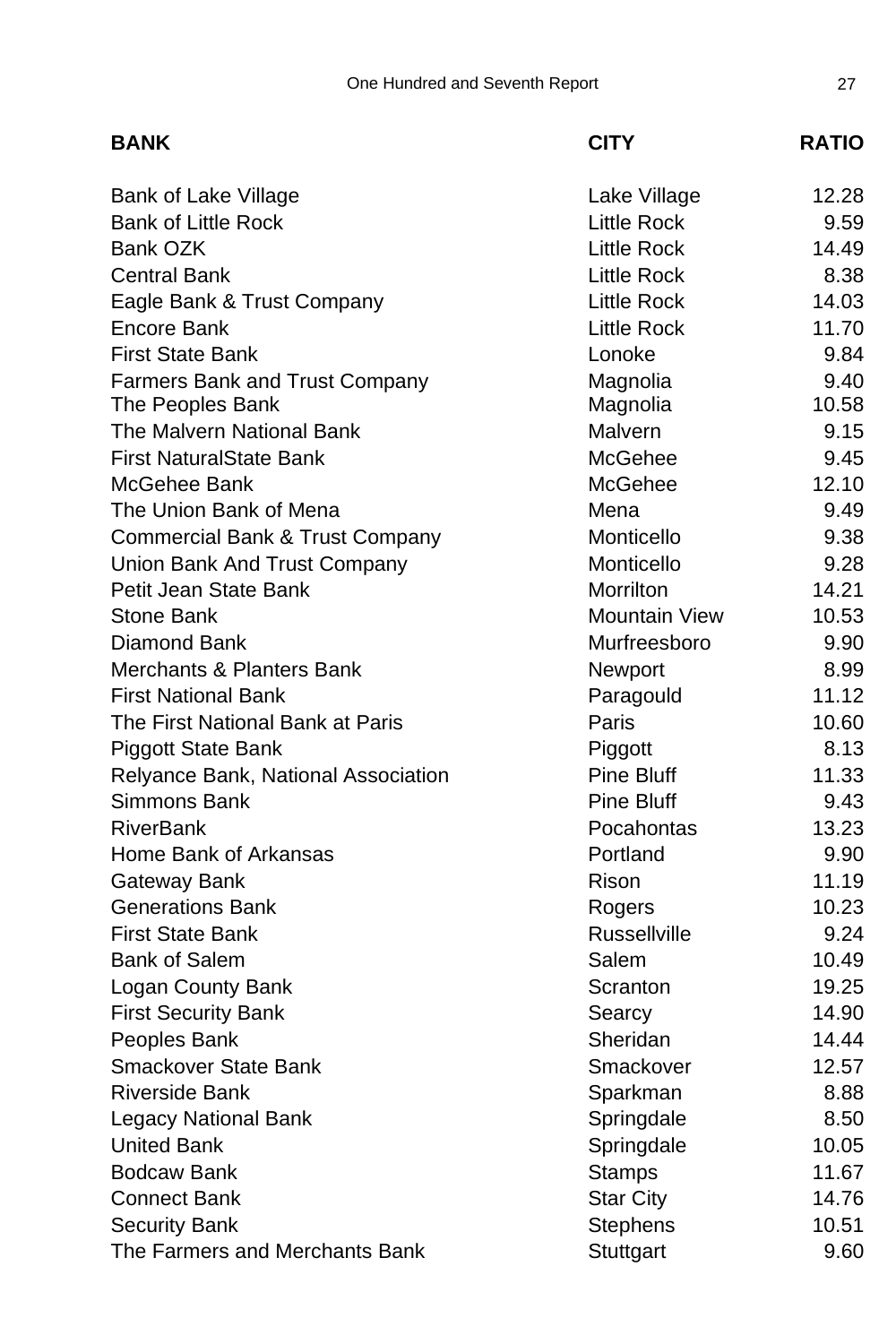| BANK | CITY | RATIO |
|---|---|---|
| Bank of Lake Village | Lake Village | 12.28 |
| Bank of Little Rock | Little Rock | 9.59 |
| Bank OZK | Little Rock | 14.49 |
| Central Bank | Little Rock | 8.38 |
| Eagle Bank & Trust Company | Little Rock | 14.03 |
| Encore Bank | Little Rock | 11.70 |
| First State Bank | Lonoke | 9.84 |
| Farmers Bank and Trust Company | Magnolia | 9.40 |
| The Peoples Bank | Magnolia | 10.58 |
| The Malvern National Bank | Malvern | 9.15 |
| First NaturalState Bank | McGehee | 9.45 |
| McGehee Bank | McGehee | 12.10 |
| The Union Bank of Mena | Mena | 9.49 |
| Commercial Bank & Trust Company | Monticello | 9.38 |
| Union Bank And Trust Company | Monticello | 9.28 |
| Petit Jean State Bank | Morrilton | 14.21 |
| Stone Bank | Mountain View | 10.53 |
| Diamond Bank | Murfreesboro | 9.90 |
| Merchants & Planters Bank | Newport | 8.99 |
| First National Bank | Paragould | 11.12 |
| The First National Bank at Paris | Paris | 10.60 |
| Piggott State Bank | Piggott | 8.13 |
| Relyance Bank, National Association | Pine Bluff | 11.33 |
| Simmons Bank | Pine Bluff | 9.43 |
| RiverBank | Pocahontas | 13.23 |
| Home Bank of Arkansas | Portland | 9.90 |
| Gateway Bank | Rison | 11.19 |
| Generations Bank | Rogers | 10.23 |
| First State Bank | Russellville | 9.24 |
| Bank of Salem | Salem | 10.49 |
| Logan County Bank | Scranton | 19.25 |
| First Security Bank | Searcy | 14.90 |
| Peoples Bank | Sheridan | 14.44 |
| Smackover State Bank | Smackover | 12.57 |
| Riverside Bank | Sparkman | 8.88 |
| Legacy National Bank | Springdale | 8.50 |
| United Bank | Springdale | 10.05 |
| Bodcaw Bank | Stamps | 11.67 |
| Connect Bank | Star City | 14.76 |
| Security Bank | Stephens | 10.51 |
| The Farmers and Merchants Bank | Stuttgart | 9.60 |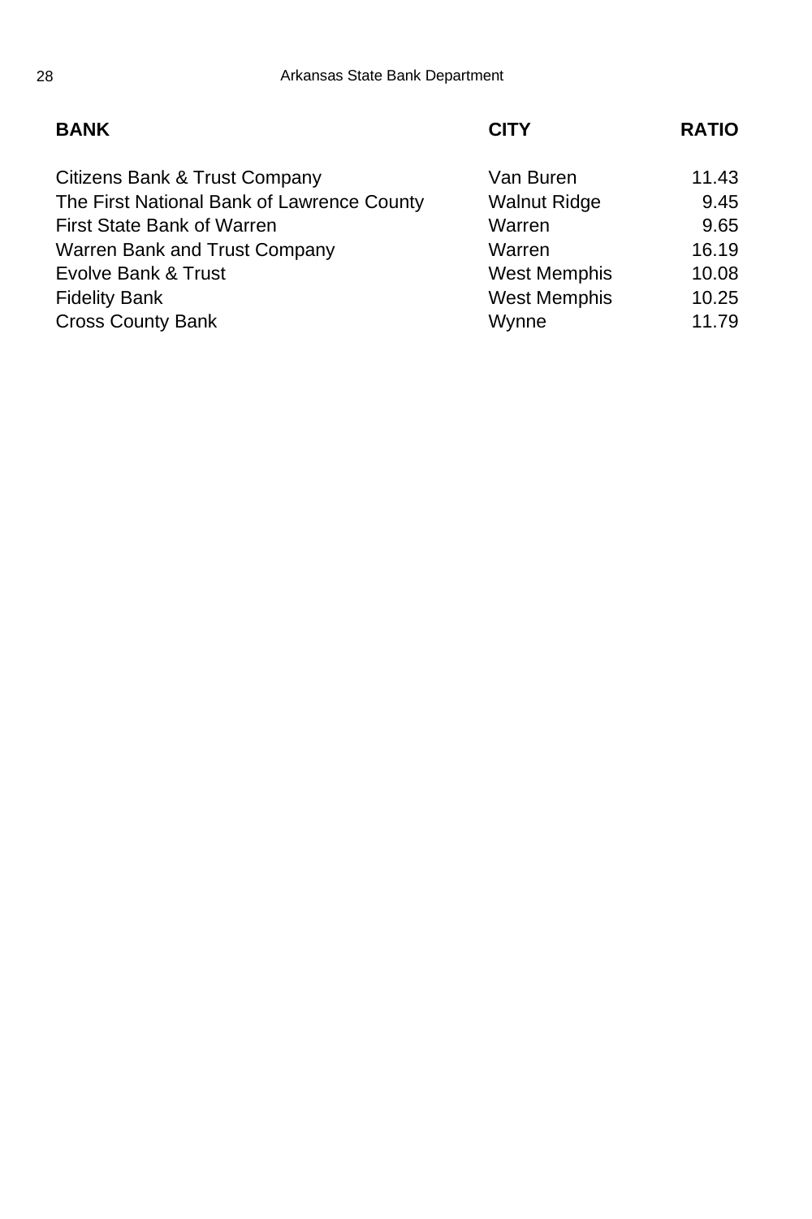| BANK | CITY | RATIO |
| --- | --- | --- |
| Citizens Bank & Trust Company | Van Buren | 11.43 |
| The First National Bank of Lawrence County | Walnut Ridge | 9.45 |
| First State Bank of Warren | Warren | 9.65 |
| Warren Bank and Trust Company | Warren | 16.19 |
| Evolve Bank & Trust | West Memphis | 10.08 |
| Fidelity Bank | West Memphis | 10.25 |
| Cross County Bank | Wynne | 11.79 |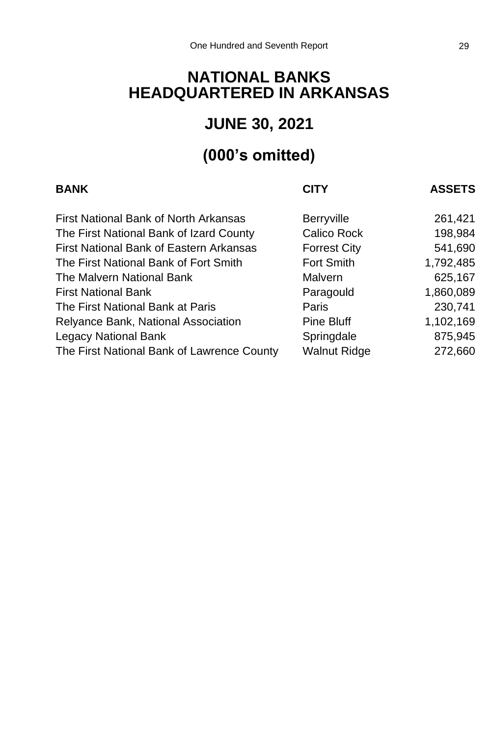# NATIONAL BANKS HEADQUARTERED IN ARKANSAS

## JUNE 30, 2021

## (000's omitted)

| BANK | CITY | ASSETS |
|---|---|---:|
| First National Bank of North Arkansas | Berryville | 261,421 |
| The First National Bank of Izard County | Calico Rock | 198,984 |
| First National Bank of Eastern Arkansas | Forrest City | 541,690 |
| The First National Bank of Fort Smith | Fort Smith | 1,792,485 |
| The Malvern National Bank | Malvern | 625,167 |
| First National Bank | Paragould | 1,860,089 |
| The First National Bank at Paris | Paris | 230,741 |
| Relyance Bank, National Association | Pine Bluff | 1,102,169 |
| Legacy National Bank | Springdale | 875,945 |
| The First National Bank of Lawrence County | Walnut Ridge | 272,660 |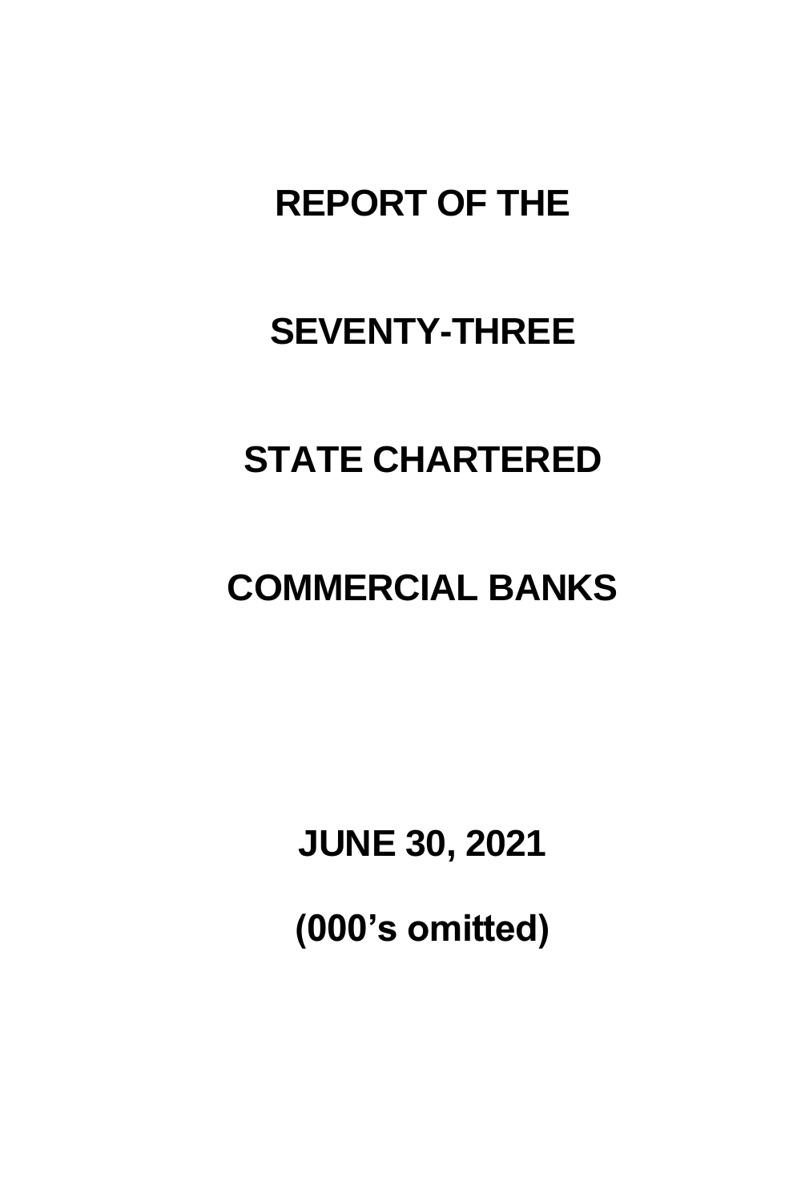# REPORT OF THE

# SEVENTY-THREE

# STATE CHARTERED

# COMMERCIAL BANKS

## JUNE 30, 2021

## (000's omitted)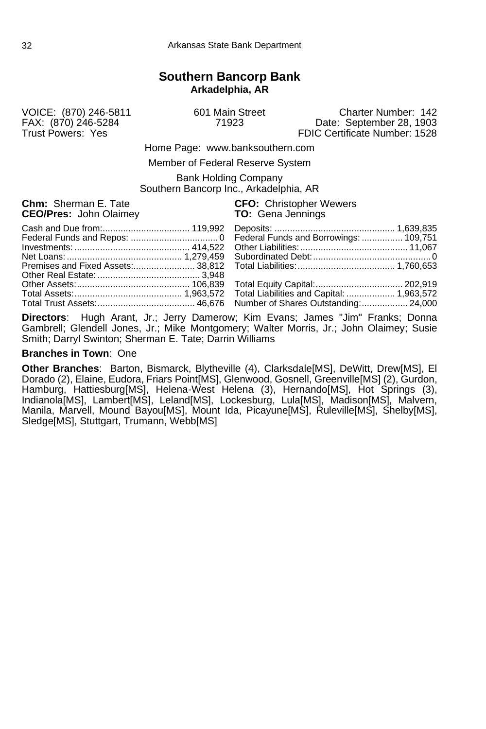# Southern Bancorp Bank

**Arkadelphia, AR**

VOICE: (870) 246-5811
FAX: (870) 246-5284
Trust Powers: Yes

601 Main Street
71923

Charter Number: 142
Date: September 28, 1903
FDIC Certificate Number: 1528

Home Page: www.banksouthern.com

Member of Federal Reserve System

Bank Holding Company
Southern Bancorp Inc., Arkadelphia, AR

**Chm:** Sherman E. Tate
**CEO/Pres:** John Olaimey
**CFO:** Christopher Wewers
**TO:** Gena Jennings

| | | | |
|---|---|---|---|
| Cash and Due from: | 119,992 | Deposits: | 1,639,835 |
| Federal Funds and Repos: | 0 | Federal Funds and Borrowings: | 109,751 |
| Investments: | 414,522 | Other Liabilities: | 11,067 |
| Net Loans: | 1,279,459 | Subordinated Debt: | 0 |
| Premises and Fixed Assets: | 38,812 | Total Liabilities: | 1,760,653 |
| Other Real Estate: | 3,948 | | |
| Other Assets: | 106,839 | Total Equity Capital: | 202,919 |
| Total Assets: | 1,963,572 | Total Liabilities and Capital: | 1,963,572 |
| Total Trust Assets: | 46,676 | Number of Shares Outstanding: | 24,000 |

**Directors**: Hugh Arant, Jr.; Jerry Damerow; Kim Evans; James "Jim" Franks; Donna Gambrell; Glendell Jones, Jr.; Mike Montgomery; Walter Morris, Jr.; John Olaimey; Susie Smith; Darryl Swinton; Sherman E. Tate; Darrin Williams

**Branches in Town**: One

**Other Branches**: Barton, Bismarck, Blytheville (4), Clarksdale[MS], DeWitt, Drew[MS], El Dorado (2), Elaine, Eudora, Friars Point[MS], Glenwood, Gosnell, Greenville[MS] (2), Gurdon, Hamburg, Hattiesburg[MS], Helena-West Helena (3), Hernando[MS], Hot Springs (3), Indianola[MS], Lambert[MS], Leland[MS], Lockesburg, Lula[MS], Madison[MS], Malvern, Manila, Marvell, Mound Bayou[MS], Mount Ida, Picayune[MS], Ruleville[MS], Shelby[MS], Sledge[MS], Stuttgart, Trumann, Webb[MS]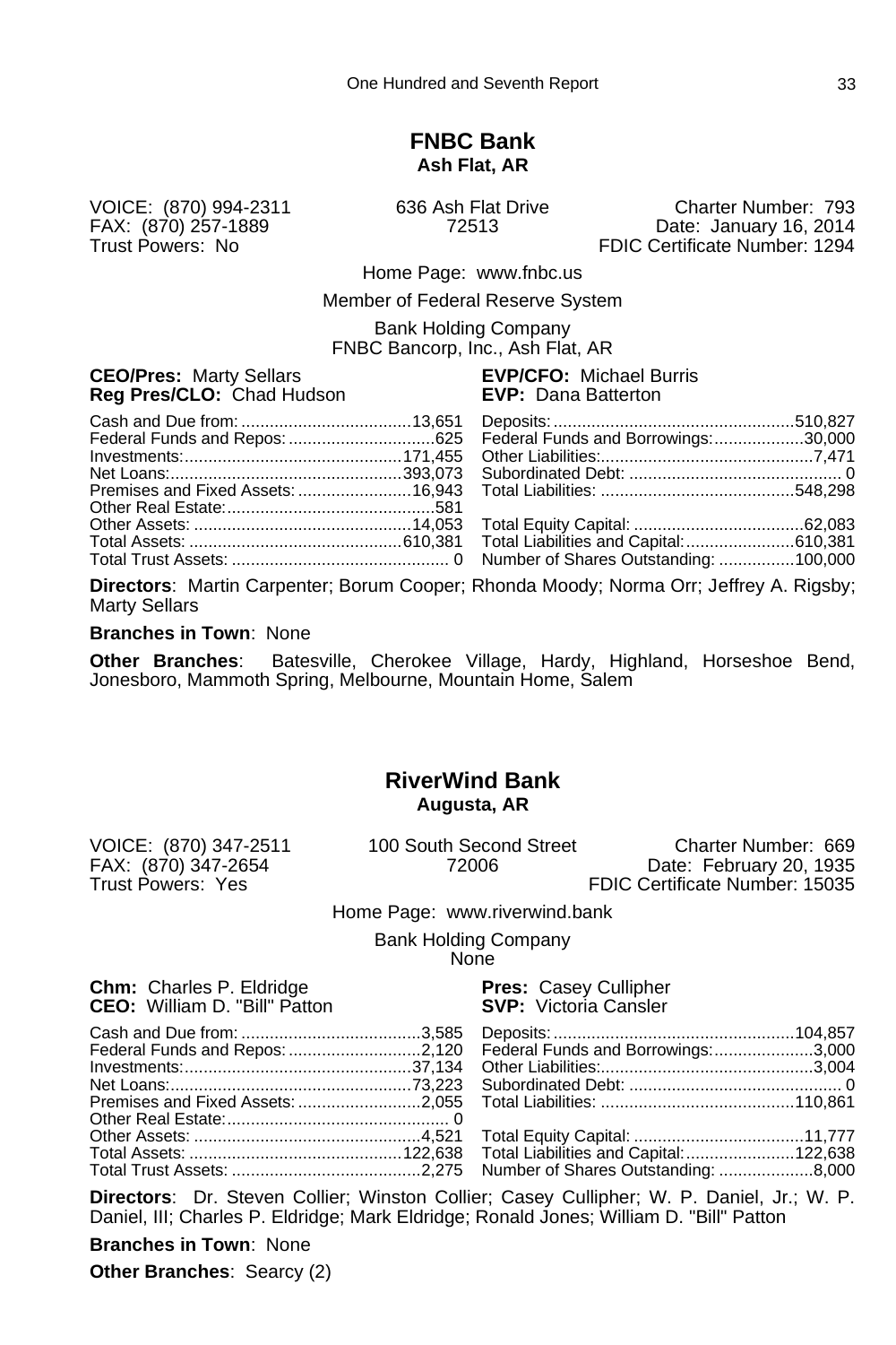## FNBC Bank
**Ash Flat, AR**

VOICE: (870) 994-2311
FAX: (870) 257-1889
Trust Powers: No

636 Ash Flat Drive
72513

Charter Number: 793
Date: January 16, 2014
FDIC Certificate Number: 1294

Home Page: www.fnbc.us

Member of Federal Reserve System

Bank Holding Company
FNBC Bancorp, Inc., Ash Flat, AR

**CEO/Pres:** Marty Sellars
**Reg Pres/CLO:** Chad Hudson
**EVP/CFO:** Michael Burris
**EVP:** Dana Batterton

| | | | |
|---|---|---|---|
| Cash and Due from: | 13,651 | Deposits: | 510,827 |
| Federal Funds and Repos: | 625 | Federal Funds and Borrowings: | 30,000 |
| Investments: | 171,455 | Other Liabilities: | 7,471 |
| Net Loans: | 393,073 | Subordinated Debt: | 0 |
| Premises and Fixed Assets: | 16,943 | Total Liabilities: | 548,298 |
| Other Real Estate: | 581 | | |
| Other Assets: | 14,053 | Total Equity Capital: | 62,083 |
| Total Assets: | 610,381 | Total Liabilities and Capital: | 610,381 |
| Total Trust Assets: | 0 | Number of Shares Outstanding: | 100,000 |

**Directors**: Martin Carpenter; Borum Cooper; Rhonda Moody; Norma Orr; Jeffrey A. Rigsby; Marty Sellars

**Branches in Town**: None

**Other Branches**: Batesville, Cherokee Village, Hardy, Highland, Horseshoe Bend, Jonesboro, Mammoth Spring, Melbourne, Mountain Home, Salem

## RiverWind Bank
**Augusta, AR**

VOICE: (870) 347-2511
FAX: (870) 347-2654
Trust Powers: Yes

100 South Second Street
72006

Charter Number: 669
Date: February 20, 1935
FDIC Certificate Number: 15035

Home Page: www.riverwind.bank

Bank Holding Company
None

**Chm:** Charles P. Eldridge
**CEO:** William D. "Bill" Patton
**Pres:** Casey Cullipher
**SVP:** Victoria Cansler

| | | | |
|---|---|---|---|
| Cash and Due from: | 3,585 | Deposits: | 104,857 |
| Federal Funds and Repos: | 2,120 | Federal Funds and Borrowings: | 3,000 |
| Investments: | 37,134 | Other Liabilities: | 3,004 |
| Net Loans: | 73,223 | Subordinated Debt: | 0 |
| Premises and Fixed Assets: | 2,055 | Total Liabilities: | 110,861 |
| Other Real Estate: | 0 | | |
| Other Assets: | 4,521 | Total Equity Capital: | 11,777 |
| Total Assets: | 122,638 | Total Liabilities and Capital: | 122,638 |
| Total Trust Assets: | 2,275 | Number of Shares Outstanding: | 8,000 |

**Directors**: Dr. Steven Collier; Winston Collier; Casey Cullipher; W. P. Daniel, Jr.; W. P. Daniel, III; Charles P. Eldridge; Mark Eldridge; Ronald Jones; William D. "Bill" Patton

**Branches in Town**: None

**Other Branches**: Searcy (2)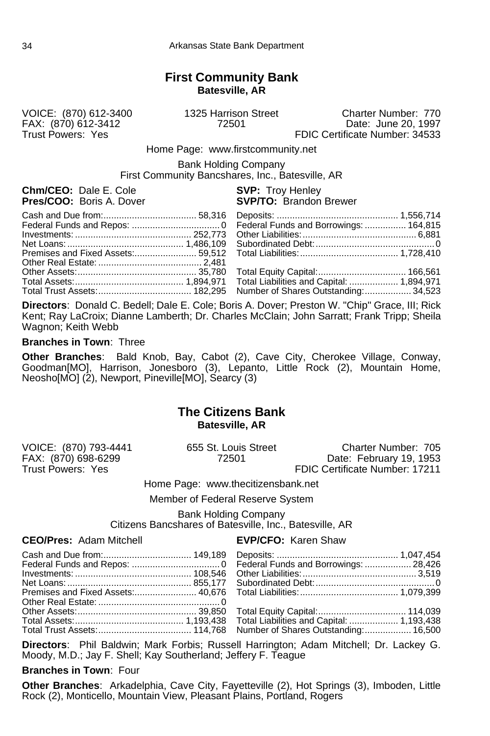## First Community Bank
**Batesville, AR**

VOICE: (870) 612-3400
FAX: (870) 612-3412
Trust Powers: Yes

1325 Harrison Street
72501

Charter Number: 770
Date: June 20, 1997
FDIC Certificate Number: 34533

Home Page: www.firstcommunity.net

Bank Holding Company
First Community Bancshares, Inc., Batesville, AR

**Chm/CEO:** Dale E. Cole
**Pres/COO:** Boris A. Dover
**SVP:** Troy Henley
**SVP/TO:** Brandon Brewer

| | | | |
|---|---|---|---|
| Cash and Due from: | 58,316 | Deposits: | 1,556,714 |
| Federal Funds and Repos: | 0 | Federal Funds and Borrowings: | 164,815 |
| Investments: | 252,773 | Other Liabilities: | 6,881 |
| Net Loans: | 1,486,109 | Subordinated Debt: | 0 |
| Premises and Fixed Assets: | 59,512 | Total Liabilities: | 1,728,410 |
| Other Real Estate: | 2,481 | | |
| Other Assets: | 35,780 | Total Equity Capital: | 166,561 |
| Total Assets: | 1,894,971 | Total Liabilities and Capital: | 1,894,971 |
| Total Trust Assets: | 182,295 | Number of Shares Outstanding: | 34,523 |

**Directors**: Donald C. Bedell; Dale E. Cole; Boris A. Dover; Preston W. "Chip" Grace, III; Rick Kent; Ray LaCroix; Dianne Lamberth; Dr. Charles McClain; John Sarratt; Frank Tripp; Sheila Wagnon; Keith Webb

**Branches in Town**: Three

**Other Branches**: Bald Knob, Bay, Cabot (2), Cave City, Cherokee Village, Conway, Goodman[MO], Harrison, Jonesboro (3), Lepanto, Little Rock (2), Mountain Home, Neosho[MO] (2), Newport, Pineville[MO], Searcy (3)

## The Citizens Bank
**Batesville, AR**

VOICE: (870) 793-4441
FAX: (870) 698-6299
Trust Powers: Yes

655 St. Louis Street
72501

Charter Number: 705
Date: February 19, 1953
FDIC Certificate Number: 17211

Home Page: www.thecitizensbank.net

Member of Federal Reserve System

Bank Holding Company
Citizens Bancshares of Batesville, Inc., Batesville, AR

**CEO/Pres:** Adam Mitchell
**EVP/CFO:** Karen Shaw

| | | | |
|---|---|---|---|
| Cash and Due from: | 149,189 | Deposits: | 1,047,454 |
| Federal Funds and Repos: | 0 | Federal Funds and Borrowings: | 28,426 |
| Investments: | 108,546 | Other Liabilities: | 3,519 |
| Net Loans: | 855,177 | Subordinated Debt: | 0 |
| Premises and Fixed Assets: | 40,676 | Total Liabilities: | 1,079,399 |
| Other Real Estate: | 0 | | |
| Other Assets: | 39,850 | Total Equity Capital: | 114,039 |
| Total Assets: | 1,193,438 | Total Liabilities and Capital: | 1,193,438 |
| Total Trust Assets: | 114,768 | Number of Shares Outstanding: | 16,500 |

**Directors**: Phil Baldwin; Mark Forbis; Russell Harrington; Adam Mitchell; Dr. Lackey G. Moody, M.D.; Jay F. Shell; Kay Southerland; Jeffery F. Teague

**Branches in Town**: Four

**Other Branches**: Arkadelphia, Cave City, Fayetteville (2), Hot Springs (3), Imboden, Little Rock (2), Monticello, Mountain View, Pleasant Plains, Portland, Rogers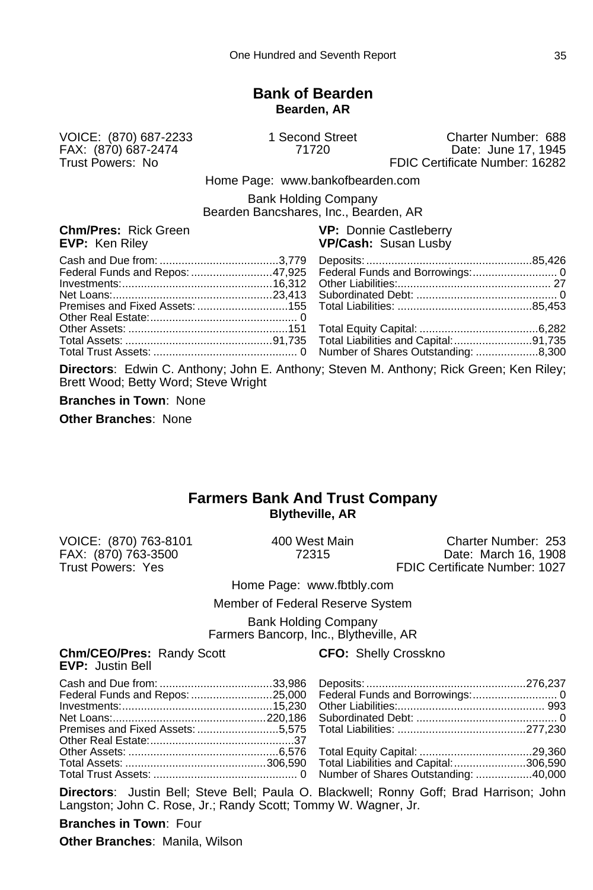## Bank of Bearden

**Bearden, AR**

VOICE: (870) 687-2233
FAX: (870) 687-2474
Trust Powers: No

1 Second Street
71720

Charter Number: 688
Date: June 17, 1945
FDIC Certificate Number: 16282

Home Page: www.bankofbearden.com

Bank Holding Company
Bearden Bancshares, Inc., Bearden, AR

**Chm/Pres:** Rick Green
**EVP:** Ken Riley
**VP:** Donnie Castleberry
**VP/Cash:** Susan Lusby

| | | | |
|---|---|---|---|
| Cash and Due from: | 3,779 | Deposits: | 85,426 |
| Federal Funds and Repos: | 47,925 | Federal Funds and Borrowings: | 0 |
| Investments: | 16,312 | Other Liabilities: | 27 |
| Net Loans: | 23,413 | Subordinated Debt: | 0 |
| Premises and Fixed Assets: | 155 | Total Liabilities: | 85,453 |
| Other Real Estate: | 0 | | |
| Other Assets: | 151 | Total Equity Capital: | 6,282 |
| Total Assets: | 91,735 | Total Liabilities and Capital: | 91,735 |
| Total Trust Assets: | 0 | Number of Shares Outstanding: | 8,300 |

**Directors**: Edwin C. Anthony; John E. Anthony; Steven M. Anthony; Rick Green; Ken Riley; Brett Wood; Betty Word; Steve Wright

**Branches in Town**: None

**Other Branches**: None

## Farmers Bank And Trust Company

**Blytheville, AR**

VOICE: (870) 763-8101
FAX: (870) 763-3500
Trust Powers: Yes

400 West Main
72315

Charter Number: 253
Date: March 16, 1908
FDIC Certificate Number: 1027

Home Page: www.fbtbly.com

Member of Federal Reserve System

Bank Holding Company
Farmers Bancorp, Inc., Blytheville, AR

**Chm/CEO/Pres:** Randy Scott
**EVP:** Justin Bell
**CFO:** Shelly Crosskno

| | | | |
|---|---|---|---|
| Cash and Due from: | 33,986 | Deposits: | 276,237 |
| Federal Funds and Repos: | 25,000 | Federal Funds and Borrowings: | 0 |
| Investments: | 15,230 | Other Liabilities: | 993 |
| Net Loans: | 220,186 | Subordinated Debt: | 0 |
| Premises and Fixed Assets: | 5,575 | Total Liabilities: | 277,230 |
| Other Real Estate: | 37 | | |
| Other Assets: | 6,576 | Total Equity Capital: | 29,360 |
| Total Assets: | 306,590 | Total Liabilities and Capital: | 306,590 |
| Total Trust Assets: | 0 | Number of Shares Outstanding: | 40,000 |

**Directors**: Justin Bell; Steve Bell; Paula O. Blackwell; Ronny Goff; Brad Harrison; John Langston; John C. Rose, Jr.; Randy Scott; Tommy W. Wagner, Jr.

**Branches in Town**: Four

**Other Branches**: Manila, Wilson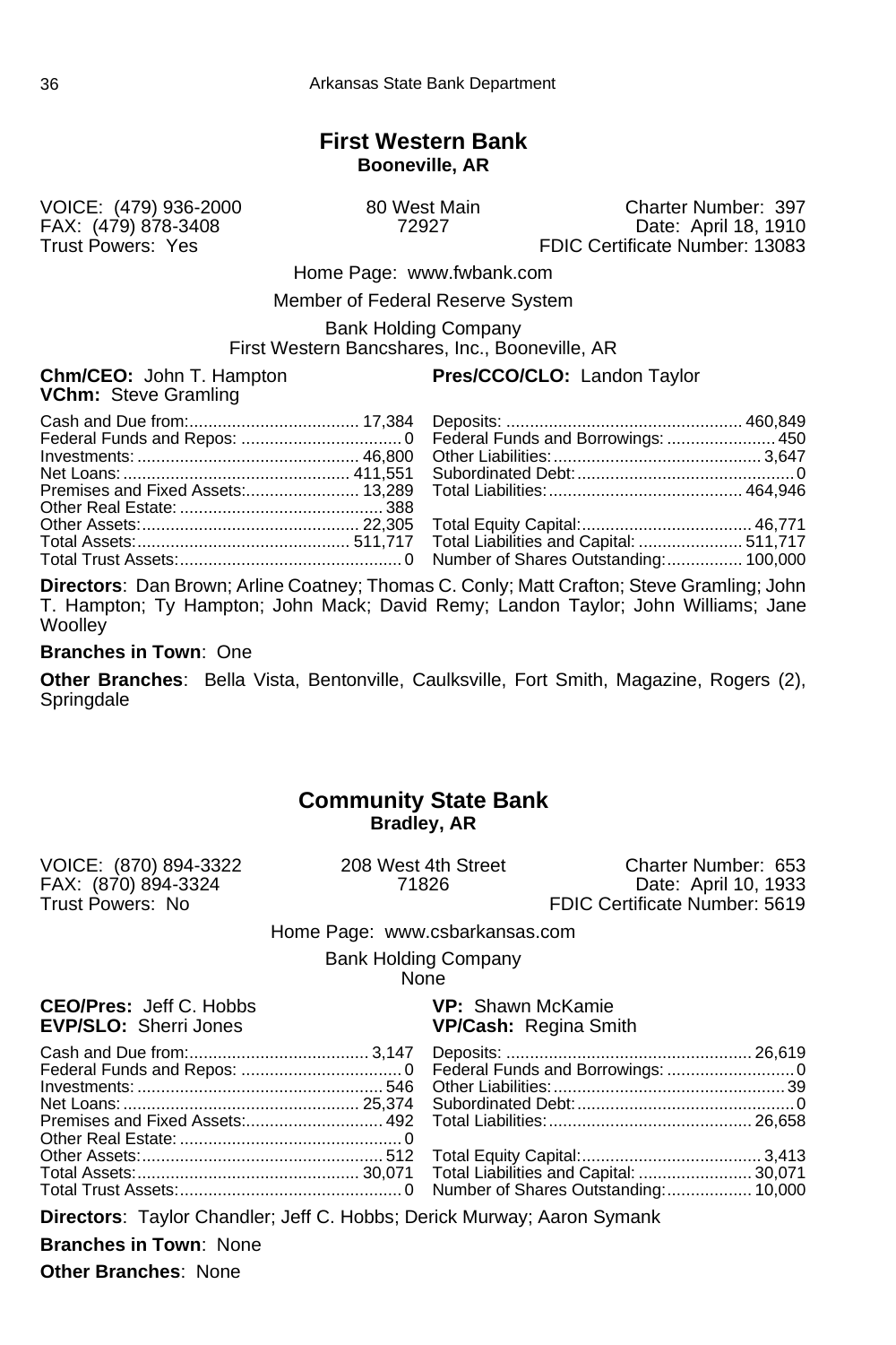## First Western Bank

**Booneville, AR**

VOICE: (479) 936-2000
FAX: (479) 878-3408
Trust Powers: Yes

80 West Main
72927

Charter Number: 397
Date: April 18, 1910
FDIC Certificate Number: 13083

Home Page: www.fwbank.com

Member of Federal Reserve System

Bank Holding Company
First Western Bancshares, Inc., Booneville, AR

**Chm/CEO:** John T. Hampton
**VChm:** Steve Gramling
**Pres/CCO/CLO:** Landon Taylor

| Assets | | Liabilities and Capital | |
|---|---|---|---|
| Cash and Due from: | 17,384 | Deposits: | 460,849 |
| Federal Funds and Repos: | 0 | Federal Funds and Borrowings: | 450 |
| Investments: | 46,800 | Other Liabilities: | 3,647 |
| Net Loans: | 411,551 | Subordinated Debt: | 0 |
| Premises and Fixed Assets: | 13,289 | Total Liabilities: | 464,946 |
| Other Real Estate: | 388 | | |
| Other Assets: | 22,305 | Total Equity Capital: | 46,771 |
| Total Assets: | 511,717 | Total Liabilities and Capital: | 511,717 |
| Total Trust Assets: | 0 | Number of Shares Outstanding: | 100,000 |

**Directors**: Dan Brown; Arline Coatney; Thomas C. Conly; Matt Crafton; Steve Gramling; John T. Hampton; Ty Hampton; John Mack; David Remy; Landon Taylor; John Williams; Jane Woolley

**Branches in Town**: One

**Other Branches**: Bella Vista, Bentonville, Caulksville, Fort Smith, Magazine, Rogers (2), Springdale

## Community State Bank

**Bradley, AR**

VOICE: (870) 894-3322
FAX: (870) 894-3324
Trust Powers: No

208 West 4th Street
71826

Charter Number: 653
Date: April 10, 1933
FDIC Certificate Number: 5619

Home Page: www.csbarkansas.com

Bank Holding Company
None

**CEO/Pres:** Jeff C. Hobbs
**EVP/SLO:** Sherri Jones
**VP:** Shawn McKamie
**VP/Cash:** Regina Smith

| Assets | | Liabilities and Capital | |
|---|---|---|---|
| Cash and Due from: | 3,147 | Deposits: | 26,619 |
| Federal Funds and Repos: | 0 | Federal Funds and Borrowings: | 0 |
| Investments: | 546 | Other Liabilities: | 39 |
| Net Loans: | 25,374 | Subordinated Debt: | 0 |
| Premises and Fixed Assets: | 492 | Total Liabilities: | 26,658 |
| Other Real Estate: | 0 | | |
| Other Assets: | 512 | Total Equity Capital: | 3,413 |
| Total Assets: | 30,071 | Total Liabilities and Capital: | 30,071 |
| Total Trust Assets: | 0 | Number of Shares Outstanding: | 10,000 |

**Directors**: Taylor Chandler; Jeff C. Hobbs; Derick Murway; Aaron Symank

**Branches in Town**: None

**Other Branches**: None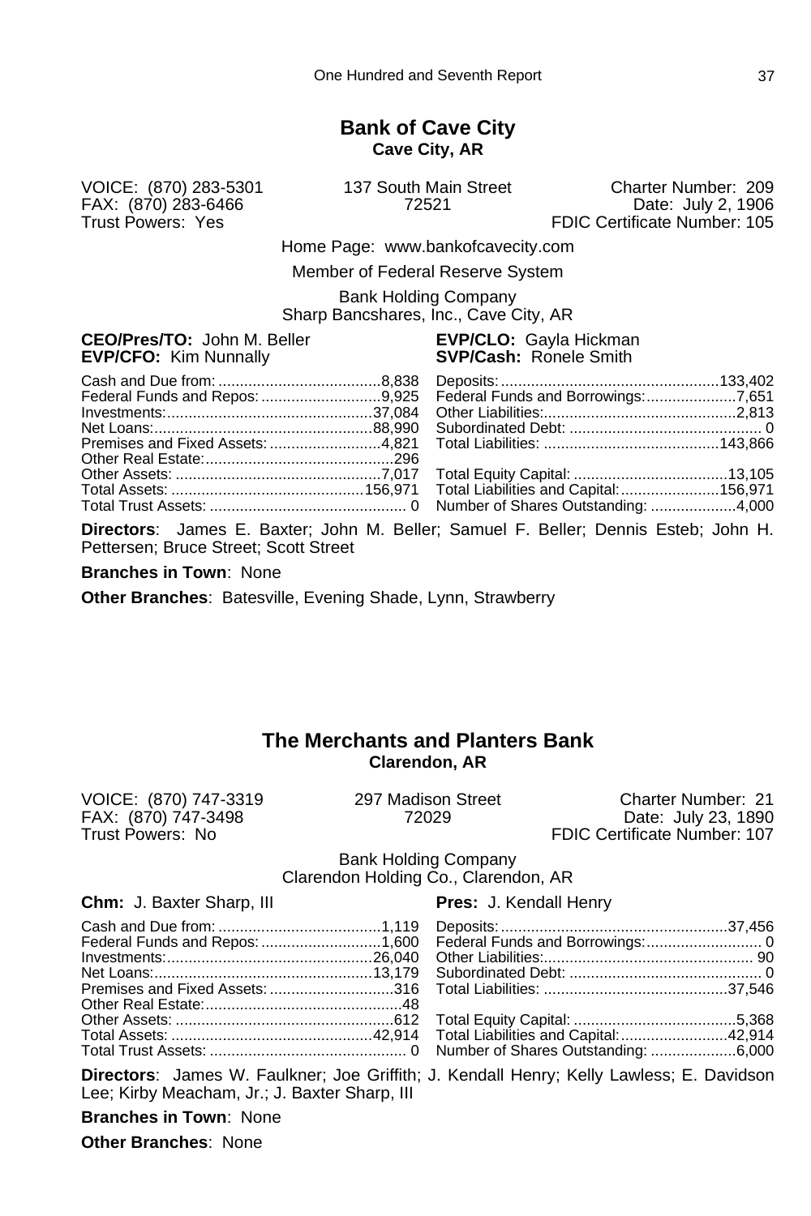## Bank of Cave City

**Cave City, AR**

VOICE: (870) 283-5301
FAX: (870) 283-6466
Trust Powers: Yes

137 South Main Street
72521

Charter Number: 209
Date: July 2, 1906
FDIC Certificate Number: 105

Home Page: www.bankofcavecity.com

Member of Federal Reserve System

Bank Holding Company
Sharp Bancshares, Inc., Cave City, AR

**CEO/Pres/TO:** John M. Beller
**EVP/CFO:** Kim Nunnally
**EVP/CLO:** Gayla Hickman
**SVP/Cash:** Ronele Smith

| | | | |
|---|---|---|---|
| Cash and Due from: | 8,838 | Deposits: | 133,402 |
| Federal Funds and Repos: | 9,925 | Federal Funds and Borrowings: | 7,651 |
| Investments: | 37,084 | Other Liabilities: | 2,813 |
| Net Loans: | 88,990 | Subordinated Debt: | 0 |
| Premises and Fixed Assets: | 4,821 | Total Liabilities: | 143,866 |
| Other Real Estate: | 296 | | |
| Other Assets: | 7,017 | Total Equity Capital: | 13,105 |
| Total Assets: | 156,971 | Total Liabilities and Capital: | 156,971 |
| Total Trust Assets: | 0 | Number of Shares Outstanding: | 4,000 |

**Directors**: James E. Baxter; John M. Beller; Samuel F. Beller; Dennis Esteb; John H. Pettersen; Bruce Street; Scott Street

**Branches in Town**: None

**Other Branches**: Batesville, Evening Shade, Lynn, Strawberry

## The Merchants and Planters Bank

**Clarendon, AR**

VOICE: (870) 747-3319
FAX: (870) 747-3498
Trust Powers: No

297 Madison Street
72029

Charter Number: 21
Date: July 23, 1890
FDIC Certificate Number: 107

Bank Holding Company
Clarendon Holding Co., Clarendon, AR

**Chm:** J. Baxter Sharp, III
**Pres:** J. Kendall Henry

| | | | |
|---|---|---|---|
| Cash and Due from: | 1,119 | Deposits: | 37,456 |
| Federal Funds and Repos: | 1,600 | Federal Funds and Borrowings: | 0 |
| Investments: | 26,040 | Other Liabilities: | 90 |
| Net Loans: | 13,179 | Subordinated Debt: | 0 |
| Premises and Fixed Assets: | 316 | Total Liabilities: | 37,546 |
| Other Real Estate: | 48 | | |
| Other Assets: | 612 | Total Equity Capital: | 5,368 |
| Total Assets: | 42,914 | Total Liabilities and Capital: | 42,914 |
| Total Trust Assets: | 0 | Number of Shares Outstanding: | 6,000 |

**Directors**: James W. Faulkner; Joe Griffith; J. Kendall Henry; Kelly Lawless; E. Davidson Lee; Kirby Meacham, Jr.; J. Baxter Sharp, III

**Branches in Town**: None

**Other Branches**: None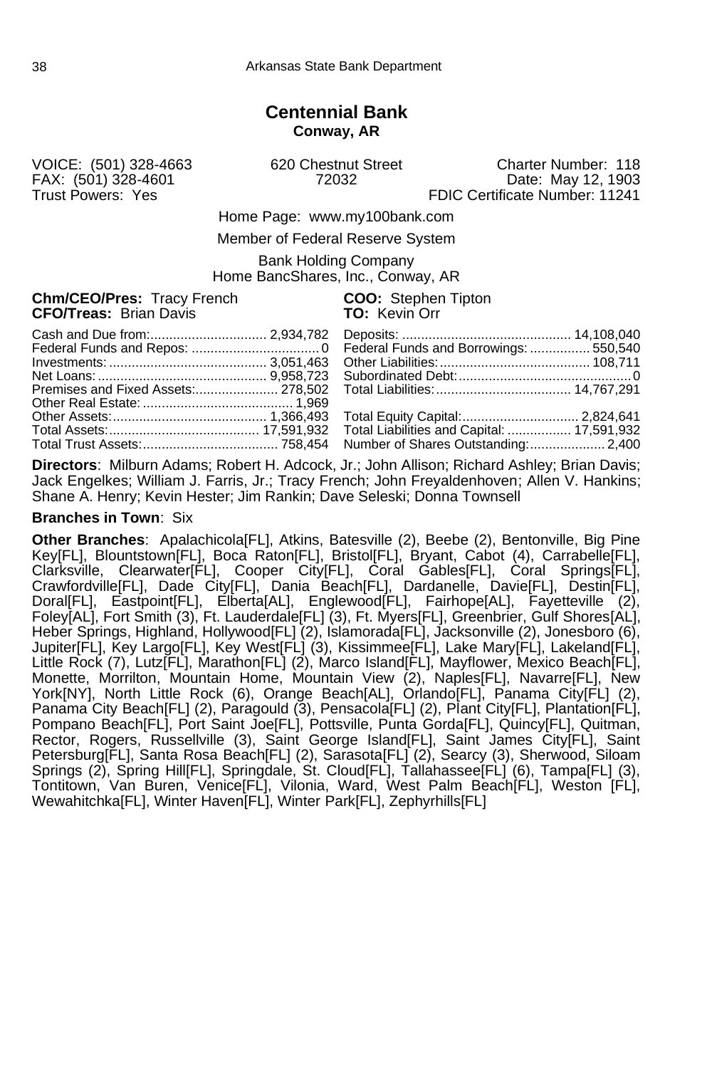## Centennial Bank

**Conway, AR**

| | | |
|---|---|---|
| VOICE: (501) 328-4663 | 620 Chestnut Street | Charter Number: 118 |
| FAX: (501) 328-4601 | 72032 | Date: May 12, 1903 |
| Trust Powers: Yes | | FDIC Certificate Number: 11241 |

Home Page: www.my100bank.com

Member of Federal Reserve System

Bank Holding Company
Home BancShares, Inc., Conway, AR

**Chm/CEO/Pres:** Tracy French
**CFO/Treas:** Brian Davis
**COO:** Stephen Tipton
**TO:** Kevin Orr

| | | | |
|---|---:|---|---:|
| Cash and Due from: | 2,934,782 | Deposits: | 14,108,040 |
| Federal Funds and Repos: | 0 | Federal Funds and Borrowings: | 550,540 |
| Investments: | 3,051,463 | Other Liabilities: | 108,711 |
| Net Loans: | 9,958,723 | Subordinated Debt: | 0 |
| Premises and Fixed Assets: | 278,502 | Total Liabilities: | 14,767,291 |
| Other Real Estate: | 1,969 | | |
| Other Assets: | 1,366,493 | Total Equity Capital: | 2,824,641 |
| Total Assets: | 17,591,932 | Total Liabilities and Capital: | 17,591,932 |
| Total Trust Assets: | 758,454 | Number of Shares Outstanding: | 2,400 |

**Directors**: Milburn Adams; Robert H. Adcock, Jr.; John Allison; Richard Ashley; Brian Davis; Jack Engelkes; William J. Farris, Jr.; Tracy French; John Freyaldenhoven; Allen V. Hankins; Shane A. Henry; Kevin Hester; Jim Rankin; Dave Seleski; Donna Townsell

**Branches in Town**: Six

**Other Branches**: Apalachicola[FL], Atkins, Batesville (2), Beebe (2), Bentonville, Big Pine Key[FL], Blountstown[FL], Boca Raton[FL], Bristol[FL], Bryant, Cabot (4), Carrabelle[FL], Clarksville, Clearwater[FL], Cooper City[FL], Coral Gables[FL], Coral Springs[FL], Crawfordville[FL], Dade City[FL], Dania Beach[FL], Dardanelle, Davie[FL], Destin[FL], Doral[FL], Eastpoint[FL], Elberta[AL], Englewood[FL], Fairhope[AL], Fayetteville (2), Foley[AL], Fort Smith (3), Ft. Lauderdale[FL] (3), Ft. Myers[FL], Greenbrier, Gulf Shores[AL], Heber Springs, Highland, Hollywood[FL] (2), Islamorada[FL], Jacksonville (2), Jonesboro (6), Jupiter[FL], Key Largo[FL], Key West[FL] (3), Kissimmee[FL], Lake Mary[FL], Lakeland[FL], Little Rock (7), Lutz[FL], Marathon[FL] (2), Marco Island[FL], Mayflower, Mexico Beach[FL], Monette, Morrilton, Mountain Home, Mountain View (2), Naples[FL], Navarre[FL], New York[NY], North Little Rock (6), Orange Beach[AL], Orlando[FL], Panama City[FL] (2), Panama City Beach[FL] (2), Paragould (3), Pensacola[FL] (2), Plant City[FL], Plantation[FL], Pompano Beach[FL], Port Saint Joe[FL], Pottsville, Punta Gorda[FL], Quincy[FL], Quitman, Rector, Rogers, Russellville (3), Saint George Island[FL], Saint James City[FL], Saint Petersburg[FL], Santa Rosa Beach[FL] (2), Sarasota[FL] (2), Searcy (3), Sherwood, Siloam Springs (2), Spring Hill[FL], Springdale, St. Cloud[FL], Tallahassee[FL] (6), Tampa[FL] (3), Tontitown, Van Buren, Venice[FL], Vilonia, Ward, West Palm Beach[FL], Weston [FL], Wewahitchka[FL], Winter Haven[FL], Winter Park[FL], Zephyrhills[FL]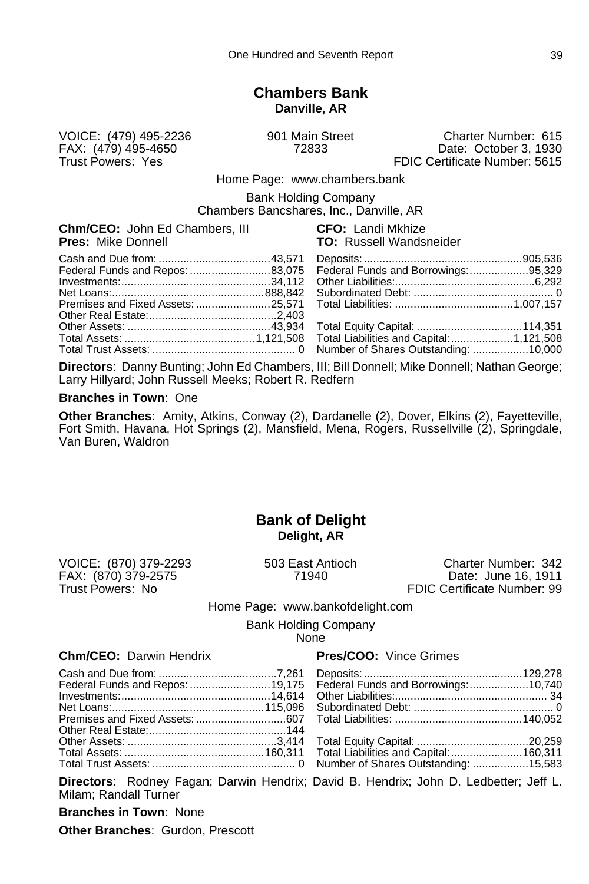## Chambers Bank

**Danville, AR**

VOICE: (479) 495-2236
FAX: (479) 495-4650
Trust Powers: Yes

901 Main Street
72833

Charter Number: 615
Date: October 3, 1930
FDIC Certificate Number: 5615

Home Page: www.chambers.bank

Bank Holding Company
Chambers Bancshares, Inc., Danville, AR

**Chm/CEO:** John Ed Chambers, III
**Pres:** Mike Donnell
**CFO:** Landi Mkhize
**TO:** Russell Wandsneider

| | | | |
|---|---|---|---|
| Cash and Due from: | 43,571 | Deposits: | 905,536 |
| Federal Funds and Repos: | 83,075 | Federal Funds and Borrowings: | 95,329 |
| Investments: | 34,112 | Other Liabilities: | 6,292 |
| Net Loans: | 888,842 | Subordinated Debt: | 0 |
| Premises and Fixed Assets: | 25,571 | Total Liabilities: | 1,007,157 |
| Other Real Estate: | 2,403 | | |
| Other Assets: | 43,934 | Total Equity Capital: | 114,351 |
| Total Assets: | 1,121,508 | Total Liabilities and Capital: | 1,121,508 |
| Total Trust Assets: | 0 | Number of Shares Outstanding: | 10,000 |

**Directors**: Danny Bunting; John Ed Chambers, III; Bill Donnell; Mike Donnell; Nathan George; Larry Hillyard; John Russell Meeks; Robert R. Redfern

**Branches in Town**: One

**Other Branches**: Amity, Atkins, Conway (2), Dardanelle (2), Dover, Elkins (2), Fayetteville, Fort Smith, Havana, Hot Springs (2), Mansfield, Mena, Rogers, Russellville (2), Springdale, Van Buren, Waldron

## Bank of Delight

**Delight, AR**

VOICE: (870) 379-2293
FAX: (870) 379-2575
Trust Powers: No

503 East Antioch
71940

Charter Number: 342
Date: June 16, 1911
FDIC Certificate Number: 99

Home Page: www.bankofdelight.com

Bank Holding Company
None

**Chm/CEO:** Darwin Hendrix
**Pres/COO:** Vince Grimes

| | | | |
|---|---|---|---|
| Cash and Due from: | 7,261 | Deposits: | 129,278 |
| Federal Funds and Repos: | 19,175 | Federal Funds and Borrowings: | 10,740 |
| Investments: | 14,614 | Other Liabilities: | 34 |
| Net Loans: | 115,096 | Subordinated Debt: | 0 |
| Premises and Fixed Assets: | 607 | Total Liabilities: | 140,052 |
| Other Real Estate: | 144 | | |
| Other Assets: | 3,414 | Total Equity Capital: | 20,259 |
| Total Assets: | 160,311 | Total Liabilities and Capital: | 160,311 |
| Total Trust Assets: | 0 | Number of Shares Outstanding: | 15,583 |

**Directors**: Rodney Fagan; Darwin Hendrix; David B. Hendrix; John D. Ledbetter; Jeff L. Milam; Randall Turner

**Branches in Town**: None

**Other Branches**: Gurdon, Prescott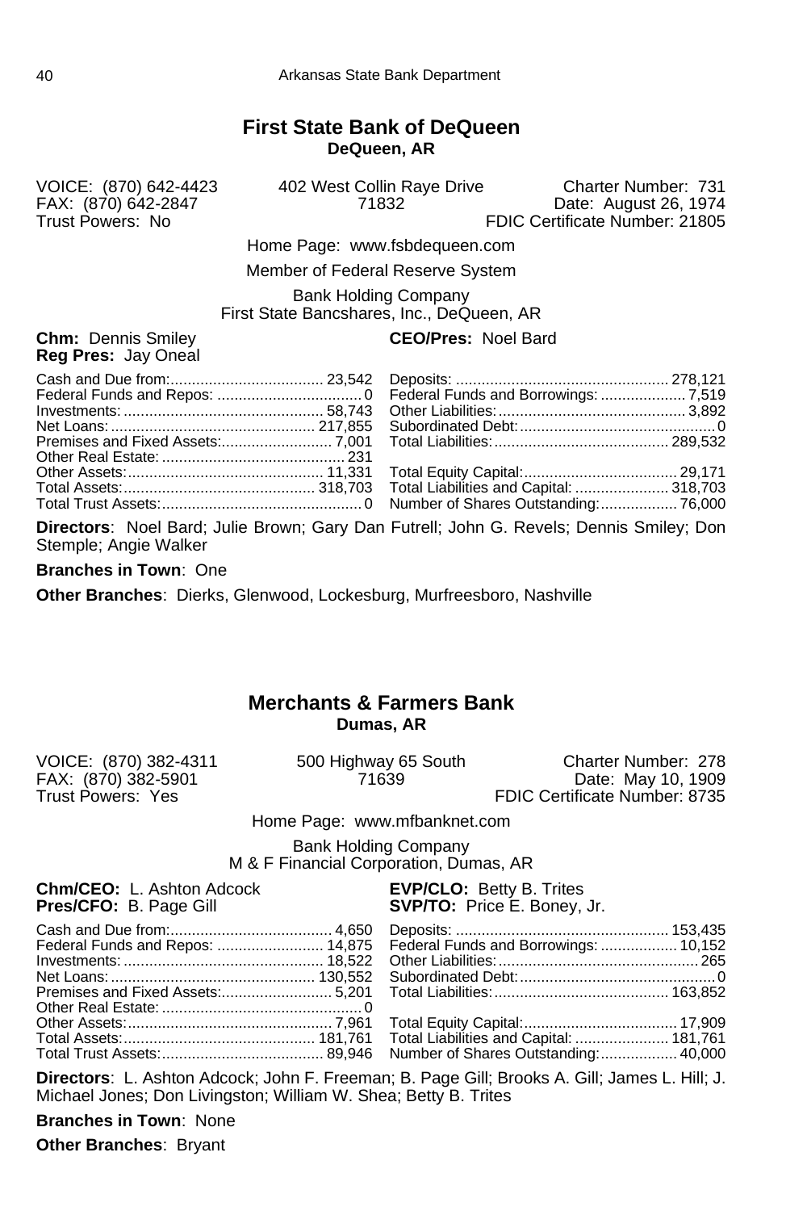## First State Bank of DeQueen

**DeQueen, AR**

VOICE: (870) 642-4423
FAX: (870) 642-2847
Trust Powers: No

402 West Collin Raye Drive
71832

Charter Number: 731
Date: August 26, 1974
FDIC Certificate Number: 21805

Home Page: www.fsbdequeen.com

Member of Federal Reserve System

Bank Holding Company
First State Bancshares, Inc., DeQueen, AR

**Chm:** Dennis Smiley
**Reg Pres:** Jay Oneal
**CEO/Pres:** Noel Bard

| | | | |
|---|---|---|---|
| Cash and Due from: | 23,542 | Deposits: | 278,121 |
| Federal Funds and Repos: | 0 | Federal Funds and Borrowings: | 7,519 |
| Investments: | 58,743 | Other Liabilities: | 3,892 |
| Net Loans: | 217,855 | Subordinated Debt: | 0 |
| Premises and Fixed Assets: | 7,001 | Total Liabilities: | 289,532 |
| Other Real Estate: | 231 | | |
| Other Assets: | 11,331 | Total Equity Capital: | 29,171 |
| Total Assets: | 318,703 | Total Liabilities and Capital: | 318,703 |
| Total Trust Assets: | 0 | Number of Shares Outstanding: | 76,000 |

**Directors**: Noel Bard; Julie Brown; Gary Dan Futrell; John G. Revels; Dennis Smiley; Don Stemple; Angie Walker

**Branches in Town**: One

**Other Branches**: Dierks, Glenwood, Lockesburg, Murfreesboro, Nashville

## Merchants & Farmers Bank

**Dumas, AR**

VOICE: (870) 382-4311
FAX: (870) 382-5901
Trust Powers: Yes

500 Highway 65 South
71639

Charter Number: 278
Date: May 10, 1909
FDIC Certificate Number: 8735

Home Page: www.mfbanknet.com

Bank Holding Company
M & F Financial Corporation, Dumas, AR

**Chm/CEO:** L. Ashton Adcock
**Pres/CFO:** B. Page Gill
**EVP/CLO:** Betty B. Trites
**SVP/TO:** Price E. Boney, Jr.

| | | | |
|---|---|---|---|
| Cash and Due from: | 4,650 | Deposits: | 153,435 |
| Federal Funds and Repos: | 14,875 | Federal Funds and Borrowings: | 10,152 |
| Investments: | 18,522 | Other Liabilities: | 265 |
| Net Loans: | 130,552 | Subordinated Debt: | 0 |
| Premises and Fixed Assets: | 5,201 | Total Liabilities: | 163,852 |
| Other Real Estate: | 0 | | |
| Other Assets: | 7,961 | Total Equity Capital: | 17,909 |
| Total Assets: | 181,761 | Total Liabilities and Capital: | 181,761 |
| Total Trust Assets: | 89,946 | Number of Shares Outstanding: | 40,000 |

**Directors**: L. Ashton Adcock; John F. Freeman; B. Page Gill; Brooks A. Gill; James L. Hill; J. Michael Jones; Don Livingston; William W. Shea; Betty B. Trites

**Branches in Town**: None

**Other Branches**: Bryant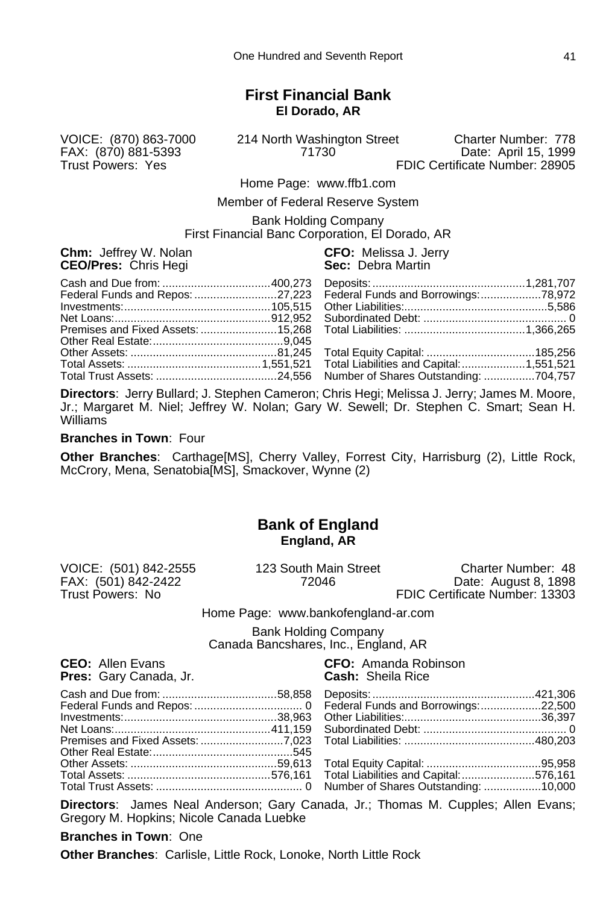## First Financial Bank

**El Dorado, AR**

VOICE: (870) 863-7000
FAX: (870) 881-5393
Trust Powers: Yes

214 North Washington Street
71730

Charter Number: 778
Date: April 15, 1999
FDIC Certificate Number: 28905

Home Page: www.ffb1.com

Member of Federal Reserve System

Bank Holding Company
First Financial Banc Corporation, El Dorado, AR

**Chm:** Jeffrey W. Nolan
**CEO/Pres:** Chris Hegi
**CFO:** Melissa J. Jerry
**Sec:** Debra Martin

| | | | |
|---|---|---|---|
| Cash and Due from: | 400,273 | Deposits: | 1,281,707 |
| Federal Funds and Repos: | 27,223 | Federal Funds and Borrowings: | 78,972 |
| Investments: | 105,515 | Other Liabilities: | 5,586 |
| Net Loans: | 912,952 | Subordinated Debt: | 0 |
| Premises and Fixed Assets: | 15,268 | Total Liabilities: | 1,366,265 |
| Other Real Estate: | 9,045 | | |
| Other Assets: | 81,245 | Total Equity Capital: | 185,256 |
| Total Assets: | 1,551,521 | Total Liabilities and Capital: | 1,551,521 |
| Total Trust Assets: | 24,556 | Number of Shares Outstanding: | 704,757 |

**Directors**: Jerry Bullard; J. Stephen Cameron; Chris Hegi; Melissa J. Jerry; James M. Moore, Jr.; Margaret M. Niel; Jeffrey W. Nolan; Gary W. Sewell; Dr. Stephen C. Smart; Sean H. Williams

**Branches in Town**: Four

**Other Branches**: Carthage[MS], Cherry Valley, Forrest City, Harrisburg (2), Little Rock, McCrory, Mena, Senatobia[MS], Smackover, Wynne (2)

## Bank of England

**England, AR**

VOICE: (501) 842-2555
FAX: (501) 842-2422
Trust Powers: No

123 South Main Street
72046

Charter Number: 48
Date: August 8, 1898
FDIC Certificate Number: 13303

Home Page: www.bankofengland-ar.com

Bank Holding Company
Canada Bancshares, Inc., England, AR

**CEO:** Allen Evans
**Pres:** Gary Canada, Jr.
**CFO:** Amanda Robinson
**Cash:** Sheila Rice

| | | | |
|---|---|---|---|
| Cash and Due from: | 58,858 | Deposits: | 421,306 |
| Federal Funds and Repos: | 0 | Federal Funds and Borrowings: | 22,500 |
| Investments: | 38,963 | Other Liabilities: | 36,397 |
| Net Loans: | 411,159 | Subordinated Debt: | 0 |
| Premises and Fixed Assets: | 7,023 | Total Liabilities: | 480,203 |
| Other Real Estate: | 545 | | |
| Other Assets: | 59,613 | Total Equity Capital: | 95,958 |
| Total Assets: | 576,161 | Total Liabilities and Capital: | 576,161 |
| Total Trust Assets: | 0 | Number of Shares Outstanding: | 10,000 |

**Directors**: James Neal Anderson; Gary Canada, Jr.; Thomas M. Cupples; Allen Evans; Gregory M. Hopkins; Nicole Canada Luebke

**Branches in Town**: One

**Other Branches**: Carlisle, Little Rock, Lonoke, North Little Rock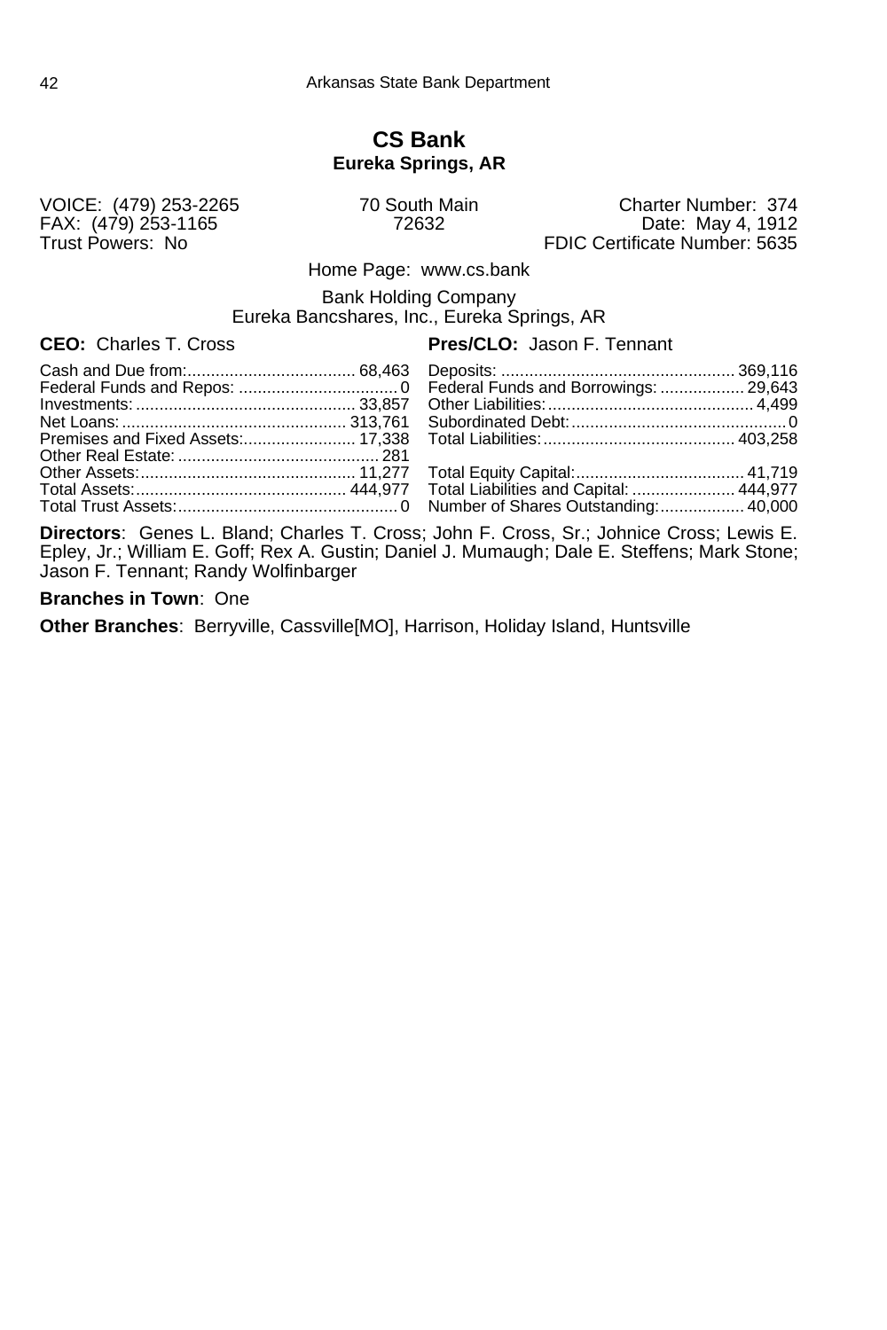# CS Bank

**Eureka Springs, AR**

VOICE: (479) 253-2265
FAX: (479) 253-1165
Trust Powers: No

70 South Main
72632

Charter Number: 374
Date: May 4, 1912
FDIC Certificate Number: 5635

Home Page: www.cs.bank

Bank Holding Company
Eureka Bancshares, Inc., Eureka Springs, AR

**CEO:** Charles T. Cross

**Pres/CLO:** Jason F. Tennant

| | | | |
|---|---|---|---|
| Cash and Due from: | 68,463 | Deposits: | 369,116 |
| Federal Funds and Repos: | 0 | Federal Funds and Borrowings: | 29,643 |
| Investments: | 33,857 | Other Liabilities: | 4,499 |
| Net Loans: | 313,761 | Subordinated Debt: | 0 |
| Premises and Fixed Assets: | 17,338 | Total Liabilities: | 403,258 |
| Other Real Estate: | 281 | | |
| Other Assets: | 11,277 | Total Equity Capital: | 41,719 |
| Total Assets: | 444,977 | Total Liabilities and Capital: | 444,977 |
| Total Trust Assets: | 0 | Number of Shares Outstanding: | 40,000 |

**Directors**: Genes L. Bland; Charles T. Cross; John F. Cross, Sr.; Johnice Cross; Lewis E. Epley, Jr.; William E. Goff; Rex A. Gustin; Daniel J. Mumaugh; Dale E. Steffens; Mark Stone; Jason F. Tennant; Randy Wolfinbarger

**Branches in Town**: One

**Other Branches**: Berryville, Cassville[MO], Harrison, Holiday Island, Huntsville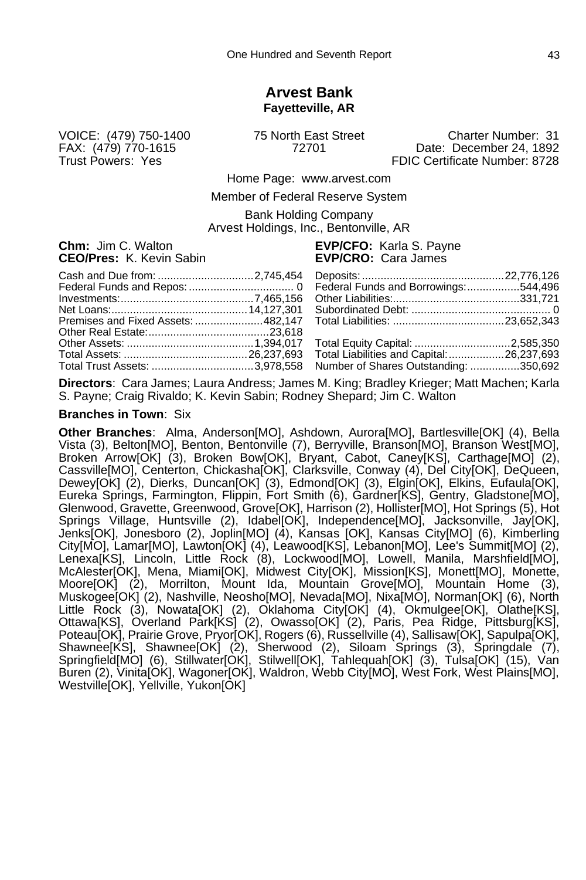## Arvest Bank
**Fayetteville, AR**

VOICE: (479) 750-1400
FAX: (479) 770-1615
Trust Powers: Yes

75 North East Street
72701

Charter Number: 31
Date: December 24, 1892
FDIC Certificate Number: 8728

Home Page: www.arvest.com

Member of Federal Reserve System

Bank Holding Company
Arvest Holdings, Inc., Bentonville, AR

**Chm:** Jim C. Walton
**CEO/Pres:** K. Kevin Sabin
**EVP/CFO:** Karla S. Payne
**EVP/CRO:** Cara James

| | | | |
|---|---|---|---|
| Cash and Due from: | 2,745,454 | Deposits: | 22,776,126 |
| Federal Funds and Repos: | 0 | Federal Funds and Borrowings: | 544,496 |
| Investments: | 7,465,156 | Other Liabilities: | 331,721 |
| Net Loans: | 14,127,301 | Subordinated Debt: | 0 |
| Premises and Fixed Assets: | 482,147 | Total Liabilities: | 23,652,343 |
| Other Real Estate: | 23,618 | | |
| Other Assets: | 1,394,017 | Total Equity Capital: | 2,585,350 |
| Total Assets: | 26,237,693 | Total Liabilities and Capital: | 26,237,693 |
| Total Trust Assets: | 3,978,558 | Number of Shares Outstanding: | 350,692 |

**Directors**: Cara James; Laura Andress; James M. King; Bradley Krieger; Matt Machen; Karla S. Payne; Craig Rivaldo; K. Kevin Sabin; Rodney Shepard; Jim C. Walton

**Branches in Town**: Six

**Other Branches**: Alma, Anderson[MO], Ashdown, Aurora[MO], Bartlesville[OK] (4), Bella Vista (3), Belton[MO], Benton, Bentonville (7), Berryville, Branson[MO], Branson West[MO], Broken Arrow[OK] (3), Broken Bow[OK], Bryant, Cabot, Caney[KS], Carthage[MO] (2), Cassville[MO], Centerton, Chickasha[OK], Clarksville, Conway (4), Del City[OK], DeQueen, Dewey[OK] (2), Dierks, Duncan[OK] (3), Edmond[OK] (3), Elgin[OK], Elkins, Eufaula[OK], Eureka Springs, Farmington, Flippin, Fort Smith (6), Gardner[KS], Gentry, Gladstone[MO], Glenwood, Gravette, Greenwood, Grove[OK], Harrison (2), Hollister[MO], Hot Springs (5), Hot Springs Village, Huntsville (2), Idabel[OK], Independence[MO], Jacksonville, Jay[OK], Jenks[OK], Jonesboro (2), Joplin[MO] (4), Kansas [OK], Kansas City[MO] (6), Kimberling City[MO], Lamar[MO], Lawton[OK] (4), Leawood[KS], Lebanon[MO], Lee's Summit[MO] (2), Lenexa[KS], Lincoln, Little Rock (8), Lockwood[MO], Lowell, Manila, Marshfield[MO], McAlester[OK], Mena, Miami[OK], Midwest City[OK], Mission[KS], Monett[MO], Monette, Moore[OK] (2), Morrilton, Mount Ida, Mountain Grove[MO], Mountain Home (3), Muskogee[OK] (2), Nashville, Neosho[MO], Nevada[MO], Nixa[MO], Norman[OK] (6), North Little Rock (3), Nowata[OK] (2), Oklahoma City[OK] (4), Okmulgee[OK], Olathe[KS], Ottawa[KS], Overland Park[KS] (2), Owasso[OK] (2), Paris, Pea Ridge, Pittsburg[KS], Poteau[OK], Prairie Grove, Pryor[OK], Rogers (6), Russellville (4), Sallisaw[OK], Sapulpa[OK], Shawnee[KS], Shawnee[OK] (2), Sherwood (2), Siloam Springs (3), Springdale (7), Springfield[MO] (6), Stillwater[OK], Stilwell[OK], Tahlequah[OK] (3), Tulsa[OK] (15), Van Buren (2), Vinita[OK], Wagoner[OK], Waldron, Webb City[MO], West Fork, West Plains[MO], Westville[OK], Yellville, Yukon[OK]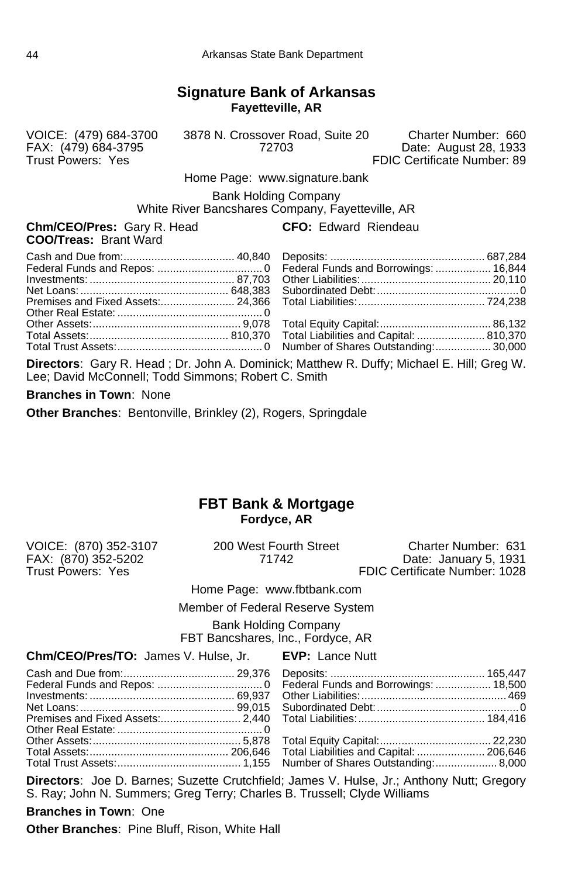## Signature Bank of Arkansas

**Fayetteville, AR**

VOICE: (479) 684-3700 | 3878 N. Crossover Road, Suite 20 | Charter Number: 660
FAX: (479) 684-3795 | 72703 | Date: August 28, 1933
Trust Powers: Yes | | FDIC Certificate Number: 89

Home Page: www.signature.bank

Bank Holding Company
White River Bancshares Company, Fayetteville, AR

**Chm/CEO/Pres:** Gary R. Head
**CFO:** Edward Riendeau
**COO/Treas:** Brant Ward

| | | | |
|---|---|---|---|
| Cash and Due from: | 40,840 | Deposits: | 687,284 |
| Federal Funds and Repos: | 0 | Federal Funds and Borrowings: | 16,844 |
| Investments: | 87,703 | Other Liabilities: | 20,110 |
| Net Loans: | 648,383 | Subordinated Debt: | 0 |
| Premises and Fixed Assets: | 24,366 | Total Liabilities: | 724,238 |
| Other Real Estate: | 0 | | |
| Other Assets: | 9,078 | Total Equity Capital: | 86,132 |
| Total Assets: | 810,370 | Total Liabilities and Capital: | 810,370 |
| Total Trust Assets: | 0 | Number of Shares Outstanding: | 30,000 |

**Directors**: Gary R. Head ; Dr. John A. Dominick; Matthew R. Duffy; Michael E. Hill; Greg W. Lee; David McConnell; Todd Simmons; Robert C. Smith

**Branches in Town**: None

**Other Branches**: Bentonville, Brinkley (2), Rogers, Springdale

## FBT Bank & Mortgage

**Fordyce, AR**

VOICE: (870) 352-3107 | 200 West Fourth Street | Charter Number: 631
FAX: (870) 352-5202 | 71742 | Date: January 5, 1931
Trust Powers: Yes | | FDIC Certificate Number: 1028

Home Page: www.fbtbank.com

Member of Federal Reserve System

Bank Holding Company
FBT Bancshares, Inc., Fordyce, AR

**Chm/CEO/Pres/TO:** James V. Hulse, Jr.
**EVP:** Lance Nutt

| | | | |
|---|---|---|---|
| Cash and Due from: | 29,376 | Deposits: | 165,447 |
| Federal Funds and Repos: | 0 | Federal Funds and Borrowings: | 18,500 |
| Investments: | 69,937 | Other Liabilities: | 469 |
| Net Loans: | 99,015 | Subordinated Debt: | 0 |
| Premises and Fixed Assets: | 2,440 | Total Liabilities: | 184,416 |
| Other Real Estate: | 0 | | |
| Other Assets: | 5,878 | Total Equity Capital: | 22,230 |
| Total Assets: | 206,646 | Total Liabilities and Capital: | 206,646 |
| Total Trust Assets: | 1,155 | Number of Shares Outstanding: | 8,000 |

**Directors**: Joe D. Barnes; Suzette Crutchfield; James V. Hulse, Jr.; Anthony Nutt; Gregory S. Ray; John N. Summers; Greg Terry; Charles B. Trussell; Clyde Williams

**Branches in Town**: One

**Other Branches**: Pine Bluff, Rison, White Hall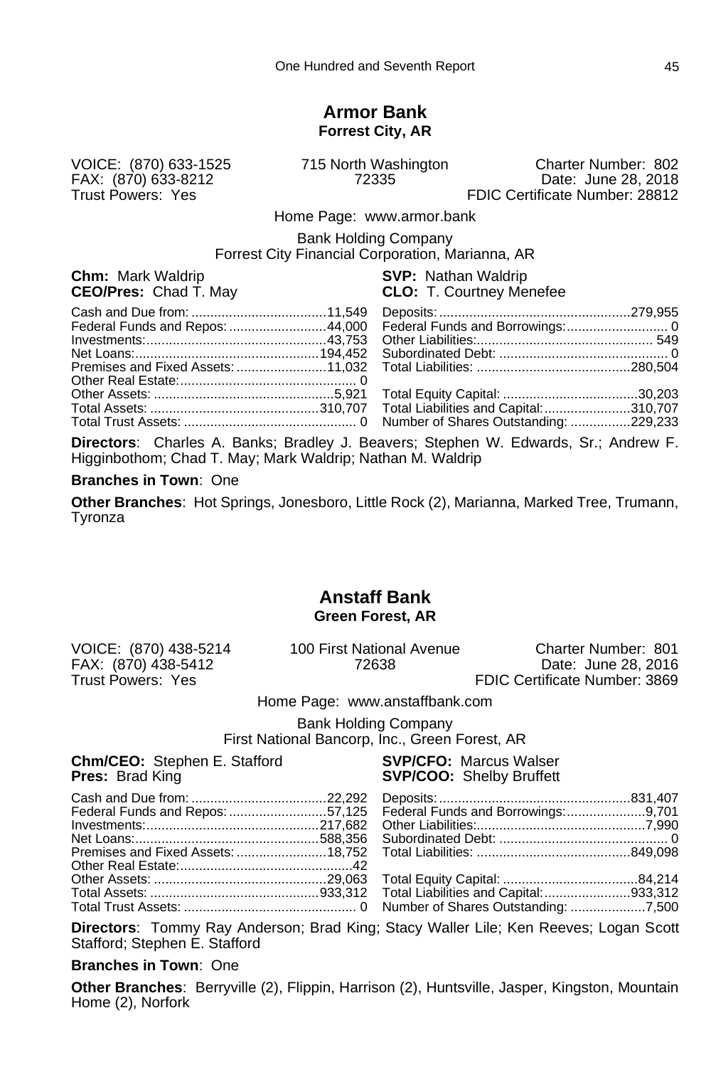## Armor Bank

**Forrest City, AR**

VOICE: (870) 633-1525
FAX: (870) 633-8212
Trust Powers: Yes

715 North Washington
72335

Charter Number: 802
Date: June 28, 2018
FDIC Certificate Number: 28812

Home Page: www.armor.bank

Bank Holding Company
Forrest City Financial Corporation, Marianna, AR

**Chm:** Mark Waldrip
**CEO/Pres:** Chad T. May
**SVP:** Nathan Waldrip
**CLO:** T. Courtney Menefee

| | | | |
|---|---|---|---|
| Cash and Due from: | 11,549 | Deposits: | 279,955 |
| Federal Funds and Repos: | 44,000 | Federal Funds and Borrowings: | 0 |
| Investments: | 43,753 | Other Liabilities: | 549 |
| Net Loans: | 194,452 | Subordinated Debt: | 0 |
| Premises and Fixed Assets: | 11,032 | Total Liabilities: | 280,504 |
| Other Real Estate: | 0 | | |
| Other Assets: | 5,921 | Total Equity Capital: | 30,203 |
| Total Assets: | 310,707 | Total Liabilities and Capital: | 310,707 |
| Total Trust Assets: | 0 | Number of Shares Outstanding: | 229,233 |

**Directors**: Charles A. Banks; Bradley J. Beavers; Stephen W. Edwards, Sr.; Andrew F. Higginbothom; Chad T. May; Mark Waldrip; Nathan M. Waldrip

**Branches in Town**: One

**Other Branches**: Hot Springs, Jonesboro, Little Rock (2), Marianna, Marked Tree, Trumann, Tyronza

## Anstaff Bank

**Green Forest, AR**

VOICE: (870) 438-5214
FAX: (870) 438-5412
Trust Powers: Yes

100 First National Avenue
72638

Charter Number: 801
Date: June 28, 2016
FDIC Certificate Number: 3869

Home Page: www.anstaffbank.com

Bank Holding Company
First National Bancorp, Inc., Green Forest, AR

**Chm/CEO:** Stephen E. Stafford
**Pres:** Brad King
**SVP/CFO:** Marcus Walser
**SVP/COO:** Shelby Bruffett

| | | | |
|---|---|---|---|
| Cash and Due from: | 22,292 | Deposits: | 831,407 |
| Federal Funds and Repos: | 57,125 | Federal Funds and Borrowings: | 9,701 |
| Investments: | 217,682 | Other Liabilities: | 7,990 |
| Net Loans: | 588,356 | Subordinated Debt: | 0 |
| Premises and Fixed Assets: | 18,752 | Total Liabilities: | 849,098 |
| Other Real Estate: | 42 | | |
| Other Assets: | 29,063 | Total Equity Capital: | 84,214 |
| Total Assets: | 933,312 | Total Liabilities and Capital: | 933,312 |
| Total Trust Assets: | 0 | Number of Shares Outstanding: | 7,500 |

**Directors**: Tommy Ray Anderson; Brad King; Stacy Waller Lile; Ken Reeves; Logan Scott Stafford; Stephen E. Stafford

**Branches in Town**: One

**Other Branches**: Berryville (2), Flippin, Harrison (2), Huntsville, Jasper, Kingston, Mountain Home (2), Norfork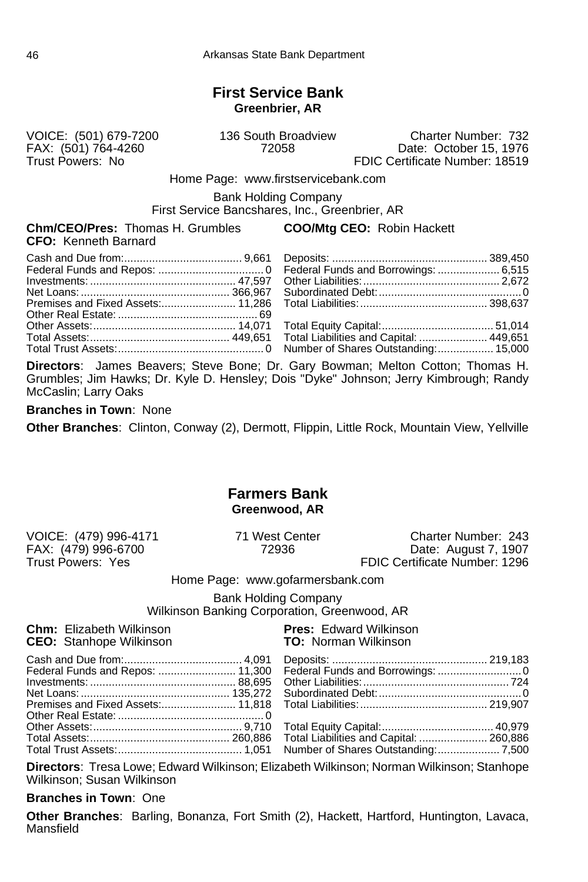## First Service Bank
**Greenbrier, AR**

VOICE: (501) 679-7200
FAX: (501) 764-4260
Trust Powers: No

136 South Broadview
72058

Charter Number: 732
Date: October 15, 1976
FDIC Certificate Number: 18519

Home Page: www.firstservicebank.com

Bank Holding Company
First Service Bancshares, Inc., Greenbrier, AR

**Chm/CEO/Pres:** Thomas H. Grumbles
**COO/Mtg CEO:** Robin Hackett
**CFO:** Kenneth Barnard

| | | | |
|---|---|---|---|
| Cash and Due from: | 9,661 | Deposits: | 389,450 |
| Federal Funds and Repos: | 0 | Federal Funds and Borrowings: | 6,515 |
| Investments: | 47,597 | Other Liabilities: | 2,672 |
| Net Loans: | 366,967 | Subordinated Debt: | 0 |
| Premises and Fixed Assets: | 11,286 | Total Liabilities: | 398,637 |
| Other Real Estate: | 69 | | |
| Other Assets: | 14,071 | Total Equity Capital: | 51,014 |
| Total Assets: | 449,651 | Total Liabilities and Capital: | 449,651 |
| Total Trust Assets: | 0 | Number of Shares Outstanding: | 15,000 |

**Directors**: James Beavers; Steve Bone; Dr. Gary Bowman; Melton Cotton; Thomas H. Grumbles; Jim Hawks; Dr. Kyle D. Hensley; Dois "Dyke" Johnson; Jerry Kimbrough; Randy McCaslin; Larry Oaks

**Branches in Town**: None

**Other Branches**: Clinton, Conway (2), Dermott, Flippin, Little Rock, Mountain View, Yellville

## Farmers Bank
**Greenwood, AR**

VOICE: (479) 996-4171
FAX: (479) 996-6700
Trust Powers: Yes

71 West Center
72936

Charter Number: 243
Date: August 7, 1907
FDIC Certificate Number: 1296

Home Page: www.gofarmersbank.com

Bank Holding Company
Wilkinson Banking Corporation, Greenwood, AR

**Chm:** Elizabeth Wilkinson
**Pres:** Edward Wilkinson
**CEO:** Stanhope Wilkinson
**TO:** Norman Wilkinson

| | | | |
|---|---|---|---|
| Cash and Due from: | 4,091 | Deposits: | 219,183 |
| Federal Funds and Repos: | 11,300 | Federal Funds and Borrowings: | 0 |
| Investments: | 88,695 | Other Liabilities: | 724 |
| Net Loans: | 135,272 | Subordinated Debt: | 0 |
| Premises and Fixed Assets: | 11,818 | Total Liabilities: | 219,907 |
| Other Real Estate: | 0 | | |
| Other Assets: | 9,710 | Total Equity Capital: | 40,979 |
| Total Assets: | 260,886 | Total Liabilities and Capital: | 260,886 |
| Total Trust Assets: | 1,051 | Number of Shares Outstanding: | 7,500 |

**Directors**: Tresa Lowe; Edward Wilkinson; Elizabeth Wilkinson; Norman Wilkinson; Stanhope Wilkinson; Susan Wilkinson

**Branches in Town**: One

**Other Branches**: Barling, Bonanza, Fort Smith (2), Hackett, Hartford, Huntington, Lavaca, Mansfield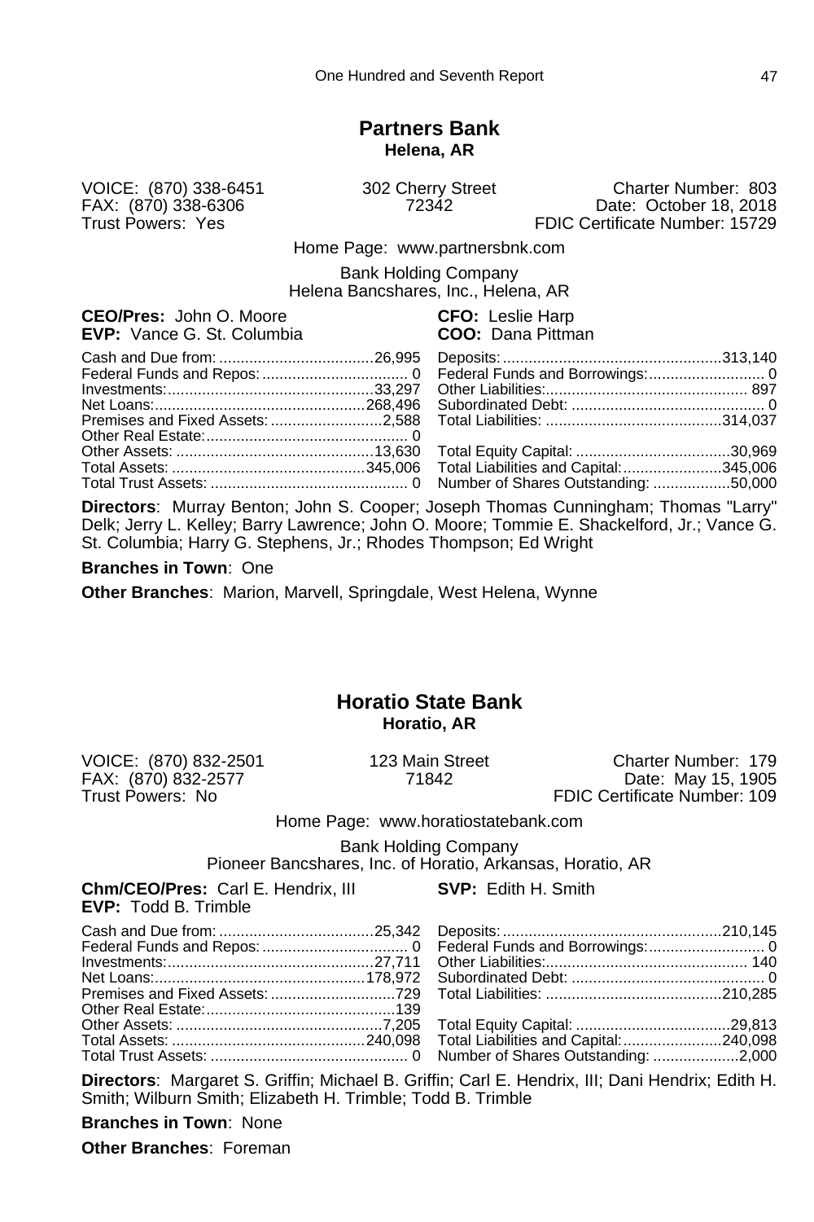## Partners Bank

**Helena, AR**

VOICE: (870) 338-6451
FAX: (870) 338-6306
Trust Powers: Yes

302 Cherry Street
72342

Charter Number: 803
Date: October 18, 2018
FDIC Certificate Number: 15729

Home Page: www.partnersbnk.com

Bank Holding Company
Helena Bancshares, Inc., Helena, AR

**CEO/Pres:** John O. Moore
**EVP:** Vance G. St. Columbia
**CFO:** Leslie Harp
**COO:** Dana Pittman

| | | | |
|---|---|---|---|
| Cash and Due from: | 26,995 | Deposits: | 313,140 |
| Federal Funds and Repos: | 0 | Federal Funds and Borrowings: | 0 |
| Investments: | 33,297 | Other Liabilities: | 897 |
| Net Loans: | 268,496 | Subordinated Debt: | 0 |
| Premises and Fixed Assets: | 2,588 | Total Liabilities: | 314,037 |
| Other Real Estate: | 0 | | |
| Other Assets: | 13,630 | Total Equity Capital: | 30,969 |
| Total Assets: | 345,006 | Total Liabilities and Capital: | 345,006 |
| Total Trust Assets: | 0 | Number of Shares Outstanding: | 50,000 |

**Directors**: Murray Benton; John S. Cooper; Joseph Thomas Cunningham; Thomas "Larry" Delk; Jerry L. Kelley; Barry Lawrence; John O. Moore; Tommie E. Shackelford, Jr.; Vance G. St. Columbia; Harry G. Stephens, Jr.; Rhodes Thompson; Ed Wright

**Branches in Town**: One

**Other Branches**: Marion, Marvell, Springdale, West Helena, Wynne

## Horatio State Bank

**Horatio, AR**

VOICE: (870) 832-2501
FAX: (870) 832-2577
Trust Powers: No

123 Main Street
71842

Charter Number: 179
Date: May 15, 1905
FDIC Certificate Number: 109

Home Page: www.horatiostatebank.com

Bank Holding Company
Pioneer Bancshares, Inc. of Horatio, Arkansas, Horatio, AR

**Chm/CEO/Pres:** Carl E. Hendrix, III
**EVP:** Todd B. Trimble
**SVP:** Edith H. Smith

| | | | |
|---|---|---|---|
| Cash and Due from: | 25,342 | Deposits: | 210,145 |
| Federal Funds and Repos: | 0 | Federal Funds and Borrowings: | 0 |
| Investments: | 27,711 | Other Liabilities: | 140 |
| Net Loans: | 178,972 | Subordinated Debt: | 0 |
| Premises and Fixed Assets: | 729 | Total Liabilities: | 210,285 |
| Other Real Estate: | 139 | | |
| Other Assets: | 7,205 | Total Equity Capital: | 29,813 |
| Total Assets: | 240,098 | Total Liabilities and Capital: | 240,098 |
| Total Trust Assets: | 0 | Number of Shares Outstanding: | 2,000 |

**Directors**: Margaret S. Griffin; Michael B. Griffin; Carl E. Hendrix, III; Dani Hendrix; Edith H. Smith; Wilburn Smith; Elizabeth H. Trimble; Todd B. Trimble

**Branches in Town**: None

**Other Branches**: Foreman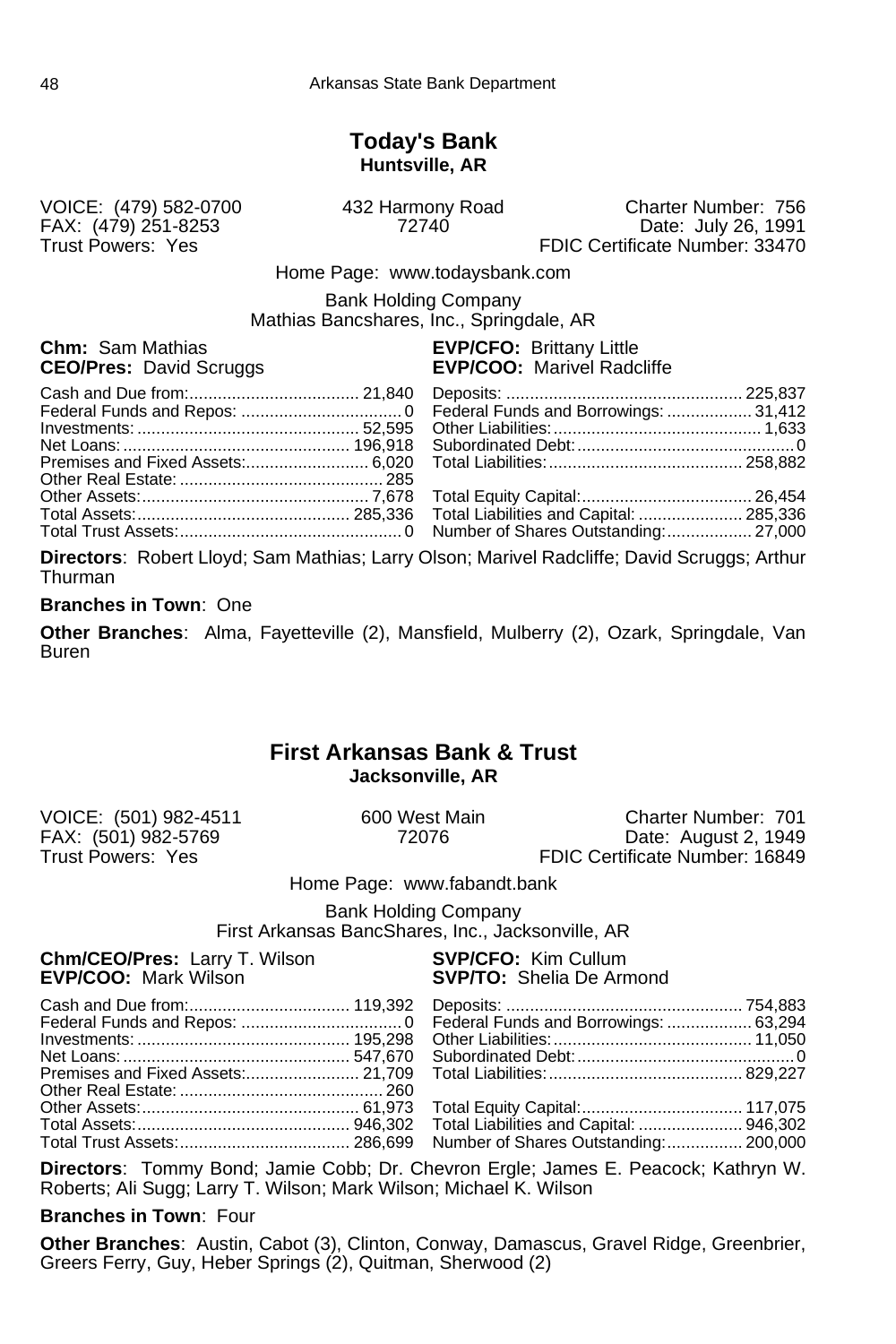## Today's Bank

**Huntsville, AR**

VOICE: (479) 582-0700
FAX: (479) 251-8253
Trust Powers: Yes

432 Harmony Road
72740

Charter Number: 756
Date: July 26, 1991
FDIC Certificate Number: 33470

Home Page: www.todaysbank.com

Bank Holding Company
Mathias Bancshares, Inc., Springdale, AR

**Chm:** Sam Mathias
**CEO/Pres:** David Scruggs
**EVP/CFO:** Brittany Little
**EVP/COO:** Marivel Radcliffe

| | | | |
|---|---|---|---|
| Cash and Due from: | 21,840 | Deposits: | 225,837 |
| Federal Funds and Repos: | 0 | Federal Funds and Borrowings: | 31,412 |
| Investments: | 52,595 | Other Liabilities: | 1,633 |
| Net Loans: | 196,918 | Subordinated Debt: | 0 |
| Premises and Fixed Assets: | 6,020 | Total Liabilities: | 258,882 |
| Other Real Estate: | 285 | | |
| Other Assets: | 7,678 | Total Equity Capital: | 26,454 |
| Total Assets: | 285,336 | Total Liabilities and Capital: | 285,336 |
| Total Trust Assets: | 0 | Number of Shares Outstanding: | 27,000 |

**Directors**: Robert Lloyd; Sam Mathias; Larry Olson; Marivel Radcliffe; David Scruggs; Arthur Thurman

**Branches in Town**: One

**Other Branches**: Alma, Fayetteville (2), Mansfield, Mulberry (2), Ozark, Springdale, Van Buren

## First Arkansas Bank & Trust

**Jacksonville, AR**

VOICE: (501) 982-4511
FAX: (501) 982-5769
Trust Powers: Yes

600 West Main
72076

Charter Number: 701
Date: August 2, 1949
FDIC Certificate Number: 16849

Home Page: www.fabandt.bank

Bank Holding Company
First Arkansas BancShares, Inc., Jacksonville, AR

**Chm/CEO/Pres:** Larry T. Wilson
**EVP/COO:** Mark Wilson
**SVP/CFO:** Kim Cullum
**SVP/TO:** Shelia De Armond

| | | | |
|---|---|---|---|
| Cash and Due from: | 119,392 | Deposits: | 754,883 |
| Federal Funds and Repos: | 0 | Federal Funds and Borrowings: | 63,294 |
| Investments: | 195,298 | Other Liabilities: | 11,050 |
| Net Loans: | 547,670 | Subordinated Debt: | 0 |
| Premises and Fixed Assets: | 21,709 | Total Liabilities: | 829,227 |
| Other Real Estate: | 260 | | |
| Other Assets: | 61,973 | Total Equity Capital: | 117,075 |
| Total Assets: | 946,302 | Total Liabilities and Capital: | 946,302 |
| Total Trust Assets: | 286,699 | Number of Shares Outstanding: | 200,000 |

**Directors**: Tommy Bond; Jamie Cobb; Dr. Chevron Ergle; James E. Peacock; Kathryn W. Roberts; Ali Sugg; Larry T. Wilson; Mark Wilson; Michael K. Wilson

**Branches in Town**: Four

**Other Branches**: Austin, Cabot (3), Clinton, Conway, Damascus, Gravel Ridge, Greenbrier, Greers Ferry, Guy, Heber Springs (2), Quitman, Sherwood (2)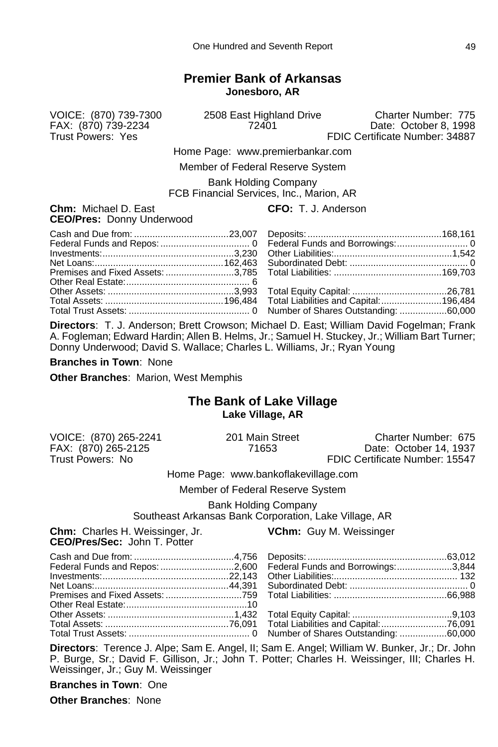## Premier Bank of Arkansas

**Jonesboro, AR**

VOICE: (870) 739-7300
FAX: (870) 739-2234
Trust Powers: Yes

2508 East Highland Drive
72401

Charter Number: 775
Date: October 8, 1998
FDIC Certificate Number: 34887

Home Page: www.premierbankar.com

Member of Federal Reserve System

Bank Holding Company
FCB Financial Services, Inc., Marion, AR

**Chm:** Michael D. East
**CEO/Pres:** Donny Underwood
**CFO:** T. J. Anderson

| | | | |
|---|---|---|---|
| Cash and Due from: | 23,007 | Deposits: | 168,161 |
| Federal Funds and Repos: | 0 | Federal Funds and Borrowings: | 0 |
| Investments: | 3,230 | Other Liabilities: | 1,542 |
| Net Loans: | 162,463 | Subordinated Debt: | 0 |
| Premises and Fixed Assets: | 3,785 | Total Liabilities: | 169,703 |
| Other Real Estate: | 6 | | |
| Other Assets: | 3,993 | Total Equity Capital: | 26,781 |
| Total Assets: | 196,484 | Total Liabilities and Capital: | 196,484 |
| Total Trust Assets: | 0 | Number of Shares Outstanding: | 60,000 |

**Directors**: T. J. Anderson; Brett Crowson; Michael D. East; William David Fogelman; Frank A. Fogleman; Edward Hardin; Allen B. Helms, Jr.; Samuel H. Stuckey, Jr.; William Bart Turner; Donny Underwood; David S. Wallace; Charles L. Williams, Jr.; Ryan Young

**Branches in Town**: None

**Other Branches**: Marion, West Memphis

## The Bank of Lake Village

**Lake Village, AR**

VOICE: (870) 265-2241
FAX: (870) 265-2125
Trust Powers: No

201 Main Street
71653

Charter Number: 675
Date: October 14, 1937
FDIC Certificate Number: 15547

Home Page: www.bankoflakevillage.com

Member of Federal Reserve System

Bank Holding Company
Southeast Arkansas Bank Corporation, Lake Village, AR

**Chm:** Charles H. Weissinger, Jr.
**CEO/Pres/Sec:** John T. Potter
**VChm:** Guy M. Weissinger

| | | | |
|---|---|---|---|
| Cash and Due from: | 4,756 | Deposits: | 63,012 |
| Federal Funds and Repos: | 2,600 | Federal Funds and Borrowings: | 3,844 |
| Investments: | 22,143 | Other Liabilities: | 132 |
| Net Loans: | 44,391 | Subordinated Debt: | 0 |
| Premises and Fixed Assets: | 759 | Total Liabilities: | 66,988 |
| Other Real Estate: | 10 | | |
| Other Assets: | 1,432 | Total Equity Capital: | 9,103 |
| Total Assets: | 76,091 | Total Liabilities and Capital: | 76,091 |
| Total Trust Assets: | 0 | Number of Shares Outstanding: | 60,000 |

**Directors**: Terence J. Alpe; Sam E. Angel, II; Sam E. Angel; William W. Bunker, Jr.; Dr. John P. Burge, Sr.; David F. Gillison, Jr.; John T. Potter; Charles H. Weissinger, III; Charles H. Weissinger, Jr.; Guy M. Weissinger

**Branches in Town**: One

**Other Branches**: None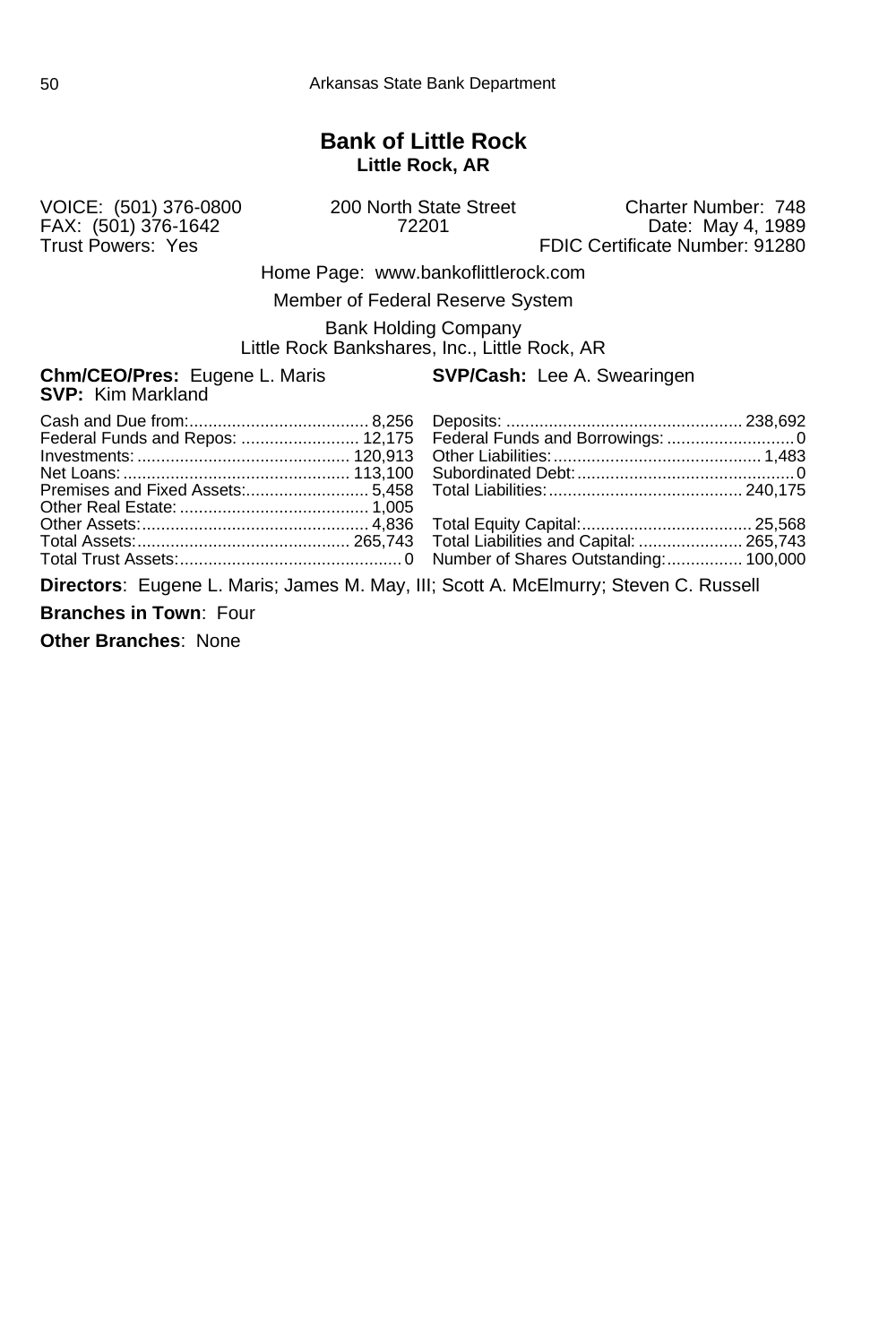# Bank of Little Rock

**Little Rock, AR**

VOICE: (501) 376-0800
FAX: (501) 376-1642
Trust Powers: Yes

200 North State Street
72201

Charter Number: 748
Date: May 4, 1989
FDIC Certificate Number: 91280

Home Page: www.bankoflittlerock.com

Member of Federal Reserve System

Bank Holding Company
Little Rock Bankshares, Inc., Little Rock, AR

**Chm/CEO/Pres:** Eugene L. Maris
**SVP:** Kim Markland
**SVP/Cash:** Lee A. Swearingen

| | | | |
|---|---|---|---|
| Cash and Due from: | 8,256 | Deposits: | 238,692 |
| Federal Funds and Repos: | 12,175 | Federal Funds and Borrowings: | 0 |
| Investments: | 120,913 | Other Liabilities: | 1,483 |
| Net Loans: | 113,100 | Subordinated Debt: | 0 |
| Premises and Fixed Assets: | 5,458 | Total Liabilities: | 240,175 |
| Other Real Estate: | 1,005 | | |
| Other Assets: | 4,836 | Total Equity Capital: | 25,568 |
| Total Assets: | 265,743 | Total Liabilities and Capital: | 265,743 |
| Total Trust Assets: | 0 | Number of Shares Outstanding: | 100,000 |

**Directors**: Eugene L. Maris; James M. May, III; Scott A. McElmurry; Steven C. Russell

**Branches in Town**: Four

**Other Branches**: None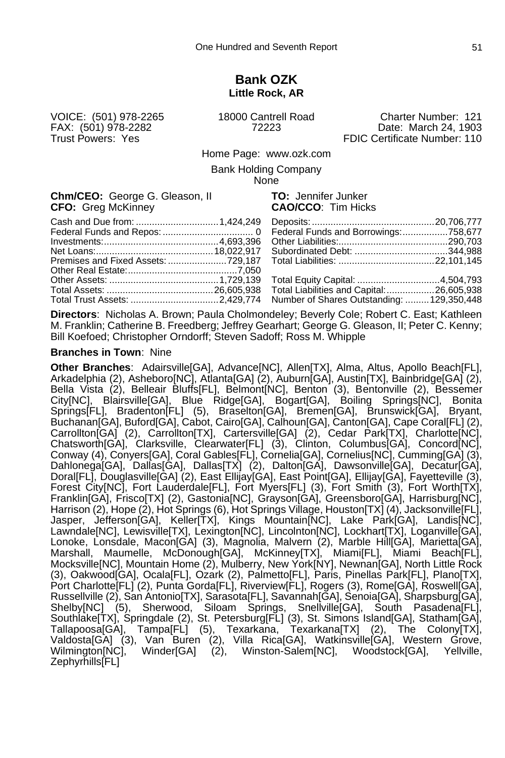# Bank OZK

**Little Rock, AR**

| | | |
|---|---|---|
| VOICE: (501) 978-2265 | 18000 Cantrell Road | Charter Number: 121 |
| FAX: (501) 978-2282 | 72223 | Date: March 24, 1903 |
| Trust Powers: Yes | | FDIC Certificate Number: 110 |

Home Page: www.ozk.com

Bank Holding Company
None

**Chm/CEO:** George G. Gleason, II
**CFO:** Greg McKinney
**TO:** Jennifer Junker
**CAO/CCO**: Tim Hicks

| | | | |
|---|---|---|---|
| Cash and Due from: | 1,424,249 | Deposits: | 20,706,777 |
| Federal Funds and Repos: | 0 | Federal Funds and Borrowings: | 758,677 |
| Investments: | 4,693,396 | Other Liabilities: | 290,703 |
| Net Loans: | 18,022,917 | Subordinated Debt: | 344,988 |
| Premises and Fixed Assets: | 729,187 | Total Liabilities: | 22,101,145 |
| Other Real Estate: | 7,050 | | |
| Other Assets: | 1,729,139 | Total Equity Capital: | 4,504,793 |
| Total Assets: | 26,605,938 | Total Liabilities and Capital: | 26,605,938 |
| Total Trust Assets: | 2,429,774 | Number of Shares Outstanding: | 129,350,448 |

**Directors**: Nicholas A. Brown; Paula Cholmondeley; Beverly Cole; Robert C. East; Kathleen M. Franklin; Catherine B. Freedberg; Jeffrey Gearhart; George G. Gleason, II; Peter C. Kenny; Bill Koefoed; Christopher Orndorff; Steven Sadoff; Ross M. Whipple

**Branches in Town**: Nine

**Other Branches**: Adairsville[GA], Advance[NC], Allen[TX], Alma, Altus, Apollo Beach[FL], Arkadelphia (2), Asheboro[NC], Atlanta[GA] (2), Auburn[GA], Austin[TX], Bainbridge[GA] (2), Bella Vista (2), Belleair Bluffs[FL], Belmont[NC], Benton (3), Bentonville (2), Bessemer City[NC], Blairsville[GA], Blue Ridge[GA], Bogart[GA], Boiling Springs[NC], Bonita Springs[FL], Bradenton[FL] (5), Braselton[GA], Bremen[GA], Brunswick[GA], Bryant, Buchanan[GA], Buford[GA], Cabot, Cairo[GA], Calhoun[GA], Canton[GA], Cape Coral[FL] (2), Carrollton[GA] (2), Carrollton[TX], Cartersville[GA] (2), Cedar Park[TX], Charlotte[NC], Chatsworth[GA], Clarksville, Clearwater[FL] (3), Clinton, Columbus[GA], Concord[NC], Conway (4), Conyers[GA], Coral Gables[FL], Cornelia[GA], Cornelius[NC], Cumming[GA] (3), Dahlonega[GA], Dallas[GA], Dallas[TX] (2), Dalton[GA], Dawsonville[GA], Decatur[GA], Doral[FL], Douglasville[GA] (2), East Ellijay[GA], East Point[GA], Ellijay[GA], Fayetteville (3), Forest City[NC], Fort Lauderdale[FL], Fort Myers[FL] (3), Fort Smith (3), Fort Worth[TX], Franklin[GA], Frisco[TX] (2), Gastonia[NC], Grayson[GA], Greensboro[GA], Harrisburg[NC], Harrison (2), Hope (2), Hot Springs (6), Hot Springs Village, Houston[TX] (4), Jacksonville[FL], Jasper, Jefferson[GA], Keller[TX], Kings Mountain[NC], Lake Park[GA], Landis[NC], Lawndale[NC], Lewisville[TX], Lexington[NC], Lincolnton[NC], Lockhart[TX], Loganville[GA], Lonoke, Lonsdale, Macon[GA] (3), Magnolia, Malvern (2), Marble Hill[GA], Marietta[GA], Marshall, Maumelle, McDonough[GA], McKinney[TX], Miami[FL], Miami Beach[FL], Mocksville[NC], Mountain Home (2), Mulberry, New York[NY], Newnan[GA], North Little Rock (3), Oakwood[GA], Ocala[FL], Ozark (2), Palmetto[FL], Paris, Pinellas Park[FL], Plano[TX], Port Charlotte[FL] (2), Punta Gorda[FL], Riverview[FL], Rogers (3), Rome[GA], Roswell[GA], Russellville (2), San Antonio[TX], Sarasota[FL], Savannah[GA], Senoia[GA], Sharpsburg[GA], Shelby[NC] (5), Sherwood, Siloam Springs, Snellville[GA], South Pasadena[FL], Southlake[TX], Springdale (2), St. Petersburg[FL] (3), St. Simons Island[GA], Statham[GA], Tallapoosa[GA], Tampa[FL] (5), Texarkana, Texarkana[TX] (2), The Colony[TX], Valdosta[GA] (3), Van Buren (2), Villa Rica[GA], Watkinsville[GA], Western Grove, Wilmington[NC], Winder[GA] (2), Winston-Salem[NC], Woodstock[GA], Yellville, Zephyrhills[FL]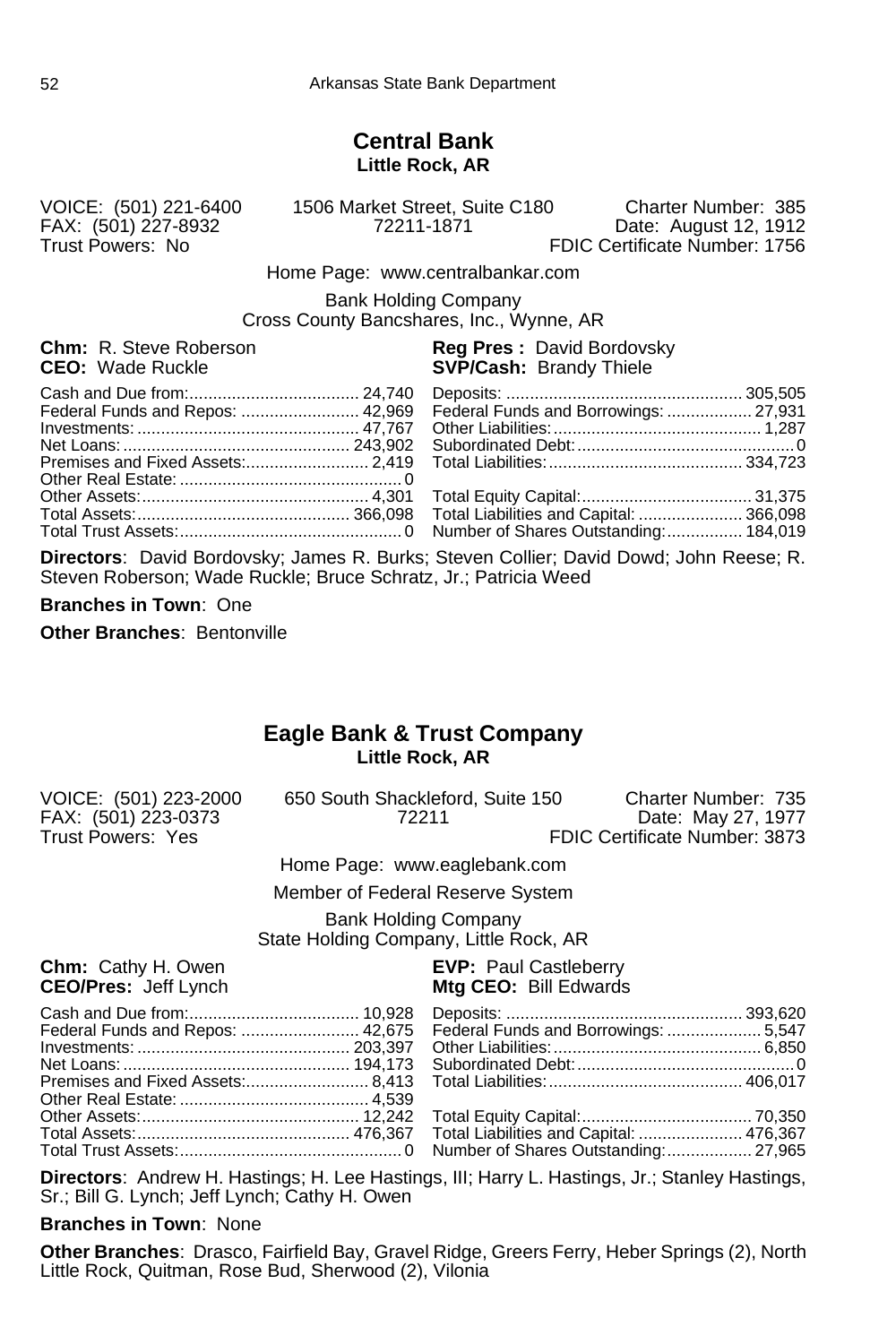## Central Bank
**Little Rock, AR**

VOICE: (501) 221-6400
FAX: (501) 227-8932
Trust Powers: No

1506 Market Street, Suite C180
72211-1871

Charter Number: 385
Date: August 12, 1912
FDIC Certificate Number: 1756

Home Page: www.centralbankar.com

Bank Holding Company
Cross County Bancshares, Inc., Wynne, AR

**Chm:** R. Steve Roberson
**CEO:** Wade Ruckle
**Reg Pres :** David Bordovsky
**SVP/Cash:** Brandy Thiele

| | | | |
|---|---|---|---|
| Cash and Due from: | 24,740 | Deposits: | 305,505 |
| Federal Funds and Repos: | 42,969 | Federal Funds and Borrowings: | 27,931 |
| Investments: | 47,767 | Other Liabilities: | 1,287 |
| Net Loans: | 243,902 | Subordinated Debt: | 0 |
| Premises and Fixed Assets: | 2,419 | Total Liabilities: | 334,723 |
| Other Real Estate: | 0 | | |
| Other Assets: | 4,301 | Total Equity Capital: | 31,375 |
| Total Assets: | 366,098 | Total Liabilities and Capital: | 366,098 |
| Total Trust Assets: | 0 | Number of Shares Outstanding: | 184,019 |

**Directors**: David Bordovsky; James R. Burks; Steven Collier; David Dowd; John Reese; R. Steven Roberson; Wade Ruckle; Bruce Schratz, Jr.; Patricia Weed

**Branches in Town**: One

**Other Branches**: Bentonville

## Eagle Bank & Trust Company
**Little Rock, AR**

VOICE: (501) 223-2000
FAX: (501) 223-0373
Trust Powers: Yes

650 South Shackleford, Suite 150
72211

Charter Number: 735
Date: May 27, 1977
FDIC Certificate Number: 3873

Home Page: www.eaglebank.com

Member of Federal Reserve System

Bank Holding Company
State Holding Company, Little Rock, AR

**Chm:** Cathy H. Owen
**CEO/Pres:** Jeff Lynch
**EVP:** Paul Castleberry
**Mtg CEO:** Bill Edwards

| | | | |
|---|---|---|---|
| Cash and Due from: | 10,928 | Deposits: | 393,620 |
| Federal Funds and Repos: | 42,675 | Federal Funds and Borrowings: | 5,547 |
| Investments: | 203,397 | Other Liabilities: | 6,850 |
| Net Loans: | 194,173 | Subordinated Debt: | 0 |
| Premises and Fixed Assets: | 8,413 | Total Liabilities: | 406,017 |
| Other Real Estate: | 4,539 | | |
| Other Assets: | 12,242 | Total Equity Capital: | 70,350 |
| Total Assets: | 476,367 | Total Liabilities and Capital: | 476,367 |
| Total Trust Assets: | 0 | Number of Shares Outstanding: | 27,965 |

**Directors**: Andrew H. Hastings; H. Lee Hastings, III; Harry L. Hastings, Jr.; Stanley Hastings, Sr.; Bill G. Lynch; Jeff Lynch; Cathy H. Owen

**Branches in Town**: None

**Other Branches**: Drasco, Fairfield Bay, Gravel Ridge, Greers Ferry, Heber Springs (2), North Little Rock, Quitman, Rose Bud, Sherwood (2), Vilonia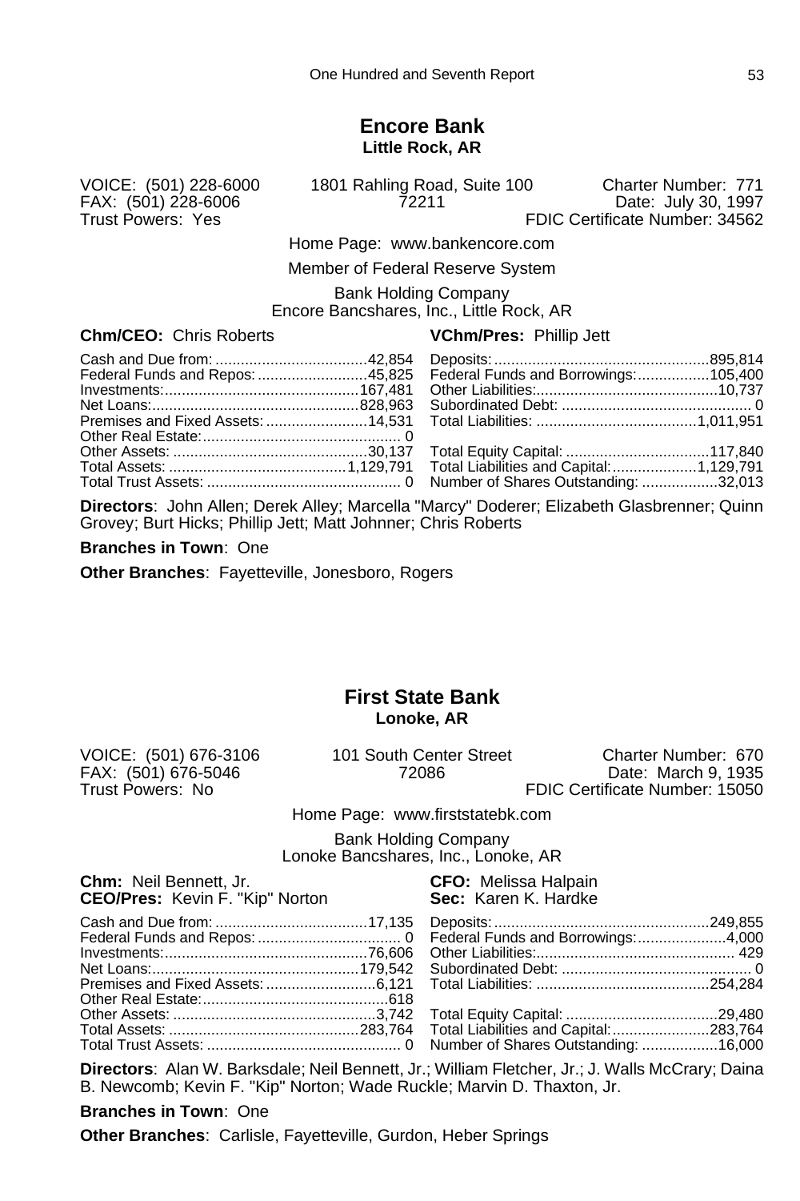## Encore Bank

**Little Rock, AR**

VOICE: (501) 228-6000
FAX: (501) 228-6006
Trust Powers: Yes

1801 Rahling Road, Suite 100
72211

Charter Number: 771
Date: July 30, 1997
FDIC Certificate Number: 34562

Home Page: www.bankencore.com

Member of Federal Reserve System

Bank Holding Company
Encore Bancshares, Inc., Little Rock, AR

**Chm/CEO:** Chris Roberts
**VChm/Pres:** Phillip Jett

| | | | |
|---|---|---|---|
| Cash and Due from: | 42,854 | Deposits: | 895,814 |
| Federal Funds and Repos: | 45,825 | Federal Funds and Borrowings: | 105,400 |
| Investments: | 167,481 | Other Liabilities: | 10,737 |
| Net Loans: | 828,963 | Subordinated Debt: | 0 |
| Premises and Fixed Assets: | 14,531 | Total Liabilities: | 1,011,951 |
| Other Real Estate: | 0 | | |
| Other Assets: | 30,137 | Total Equity Capital: | 117,840 |
| Total Assets: | 1,129,791 | Total Liabilities and Capital: | 1,129,791 |
| Total Trust Assets: | 0 | Number of Shares Outstanding: | 32,013 |

**Directors**: John Allen; Derek Alley; Marcella "Marcy" Doderer; Elizabeth Glasbrenner; Quinn Grovey; Burt Hicks; Phillip Jett; Matt Johnner; Chris Roberts

**Branches in Town**: One

**Other Branches**: Fayetteville, Jonesboro, Rogers

## First State Bank

**Lonoke, AR**

VOICE: (501) 676-3106
FAX: (501) 676-5046
Trust Powers: No

101 South Center Street
72086

Charter Number: 670
Date: March 9, 1935
FDIC Certificate Number: 15050

Home Page: www.firststatebk.com

Bank Holding Company
Lonoke Bancshares, Inc., Lonoke, AR

**Chm:** Neil Bennett, Jr.
**CEO/Pres:** Kevin F. "Kip" Norton
**CFO:** Melissa Halpain
**Sec:** Karen K. Hardke

| | | | |
|---|---|---|---|
| Cash and Due from: | 17,135 | Deposits: | 249,855 |
| Federal Funds and Repos: | 0 | Federal Funds and Borrowings: | 4,000 |
| Investments: | 76,606 | Other Liabilities: | 429 |
| Net Loans: | 179,542 | Subordinated Debt: | 0 |
| Premises and Fixed Assets: | 6,121 | Total Liabilities: | 254,284 |
| Other Real Estate: | 618 | | |
| Other Assets: | 3,742 | Total Equity Capital: | 29,480 |
| Total Assets: | 283,764 | Total Liabilities and Capital: | 283,764 |
| Total Trust Assets: | 0 | Number of Shares Outstanding: | 16,000 |

**Directors**: Alan W. Barksdale; Neil Bennett, Jr.; William Fletcher, Jr.; J. Walls McCrary; Daina B. Newcomb; Kevin F. "Kip" Norton; Wade Ruckle; Marvin D. Thaxton, Jr.

**Branches in Town**: One

**Other Branches**: Carlisle, Fayetteville, Gurdon, Heber Springs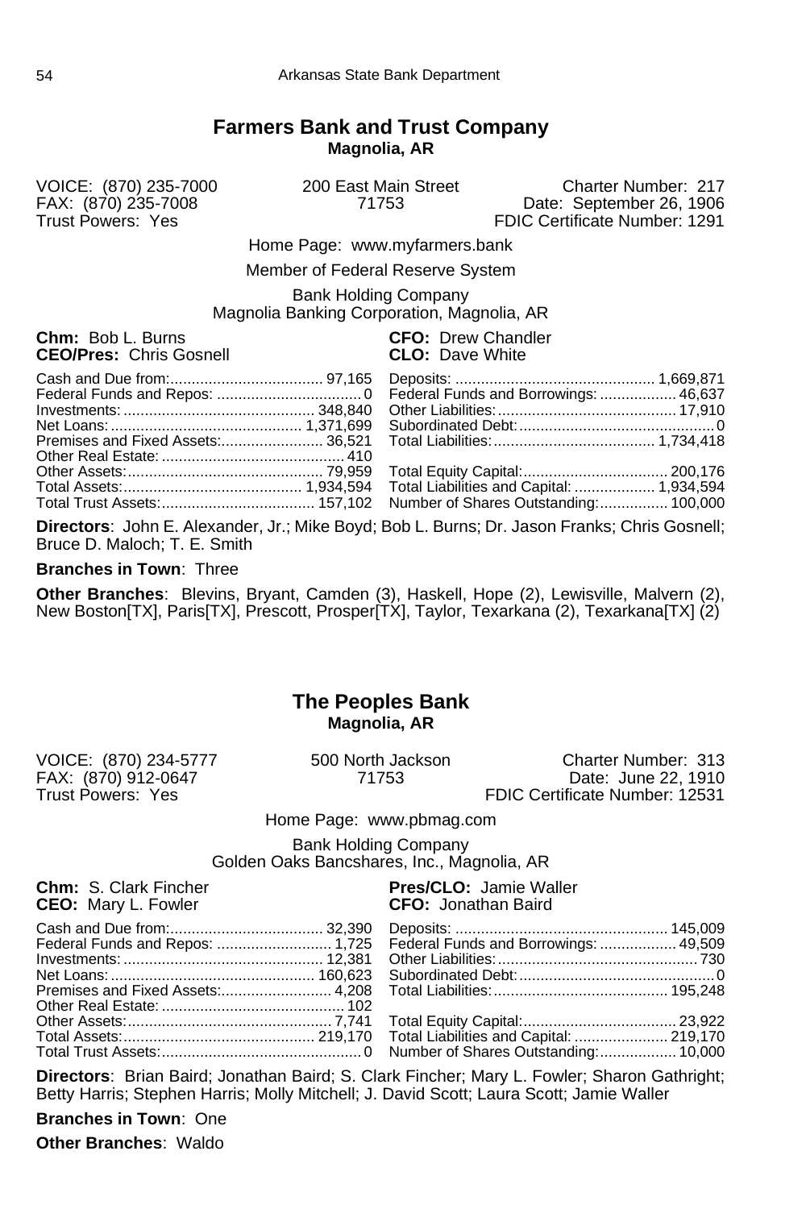## Farmers Bank and Trust Company

**Magnolia, AR**

VOICE: (870) 235-7000
FAX: (870) 235-7008
Trust Powers: Yes

200 East Main Street
71753

Charter Number: 217
Date: September 26, 1906
FDIC Certificate Number: 1291

Home Page: www.myfarmers.bank

Member of Federal Reserve System

Bank Holding Company
Magnolia Banking Corporation, Magnolia, AR

**Chm:** Bob L. Burns
**CEO/Pres:** Chris Gosnell
**CFO:** Drew Chandler
**CLO:** Dave White

| Assets | | Liabilities and Capital | |
|---|---|---|---|
| Cash and Due from: | 97,165 | Deposits: | 1,669,871 |
| Federal Funds and Repos: | 0 | Federal Funds and Borrowings: | 46,637 |
| Investments: | 348,840 | Other Liabilities: | 17,910 |
| Net Loans: | 1,371,699 | Subordinated Debt: | 0 |
| Premises and Fixed Assets: | 36,521 | Total Liabilities: | 1,734,418 |
| Other Real Estate: | 410 | | |
| Other Assets: | 79,959 | Total Equity Capital: | 200,176 |
| Total Assets: | 1,934,594 | Total Liabilities and Capital: | 1,934,594 |
| Total Trust Assets: | 157,102 | Number of Shares Outstanding: | 100,000 |

**Directors**: John E. Alexander, Jr.; Mike Boyd; Bob L. Burns; Dr. Jason Franks; Chris Gosnell; Bruce D. Maloch; T. E. Smith

**Branches in Town**: Three

**Other Branches**: Blevins, Bryant, Camden (3), Haskell, Hope (2), Lewisville, Malvern (2), New Boston[TX], Paris[TX], Prescott, Prosper[TX], Taylor, Texarkana (2), Texarkana[TX] (2)

## The Peoples Bank

**Magnolia, AR**

VOICE: (870) 234-5777
FAX: (870) 912-0647
Trust Powers: Yes

500 North Jackson
71753

Charter Number: 313
Date: June 22, 1910
FDIC Certificate Number: 12531

Home Page: www.pbmag.com

Bank Holding Company
Golden Oaks Bancshares, Inc., Magnolia, AR

**Chm:** S. Clark Fincher
**CEO:** Mary L. Fowler
**Pres/CLO:** Jamie Waller
**CFO:** Jonathan Baird

| Assets | | Liabilities and Capital | |
|---|---|---|---|
| Cash and Due from: | 32,390 | Deposits: | 145,009 |
| Federal Funds and Repos: | 1,725 | Federal Funds and Borrowings: | 49,509 |
| Investments: | 12,381 | Other Liabilities: | 730 |
| Net Loans: | 160,623 | Subordinated Debt: | 0 |
| Premises and Fixed Assets: | 4,208 | Total Liabilities: | 195,248 |
| Other Real Estate: | 102 | | |
| Other Assets: | 7,741 | Total Equity Capital: | 23,922 |
| Total Assets: | 219,170 | Total Liabilities and Capital: | 219,170 |
| Total Trust Assets: | 0 | Number of Shares Outstanding: | 10,000 |

**Directors**: Brian Baird; Jonathan Baird; S. Clark Fincher; Mary L. Fowler; Sharon Gathright; Betty Harris; Stephen Harris; Molly Mitchell; J. David Scott; Laura Scott; Jamie Waller

**Branches in Town**: One

**Other Branches**: Waldo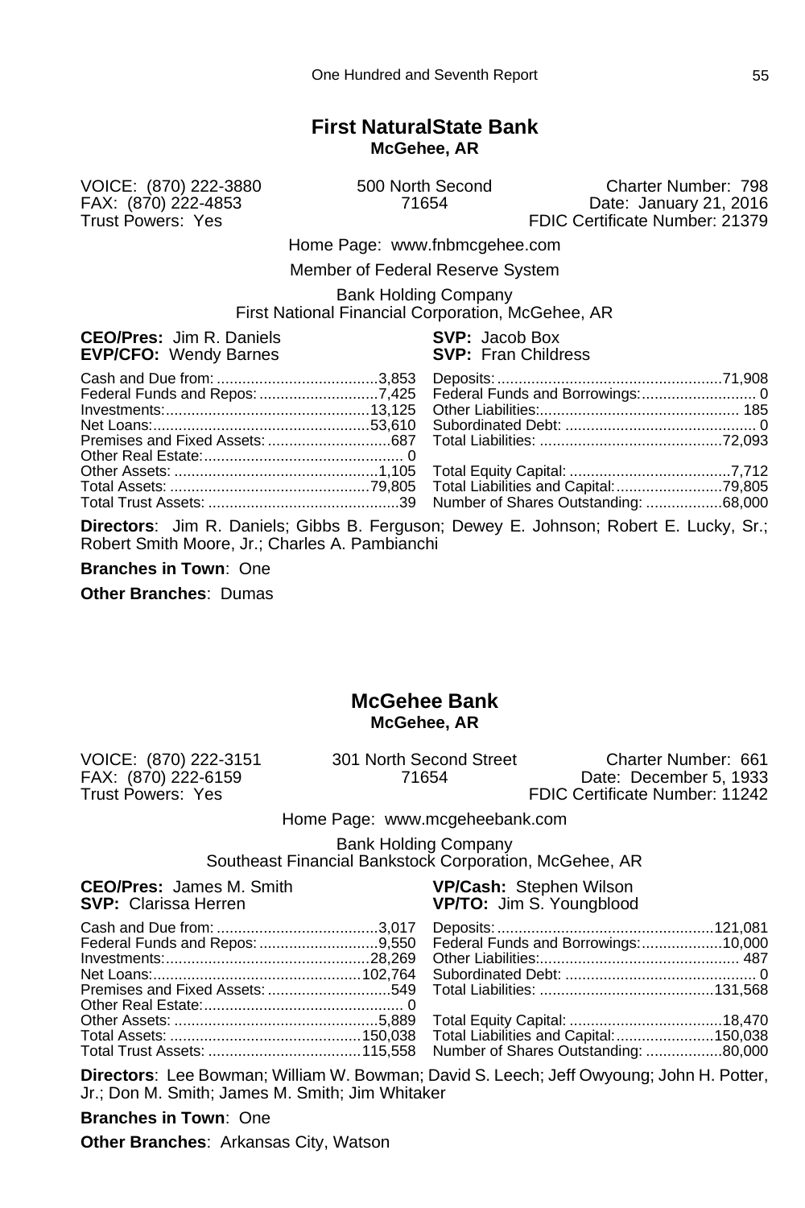## First NaturalState Bank

**McGehee, AR**

VOICE: (870) 222-3880
FAX: (870) 222-4853
Trust Powers: Yes

500 North Second
71654

Charter Number: 798
Date: January 21, 2016
FDIC Certificate Number: 21379

Home Page: www.fnbmcgehee.com

Member of Federal Reserve System

Bank Holding Company
First National Financial Corporation, McGehee, AR

**CEO/Pres:** Jim R. Daniels
**EVP/CFO:** Wendy Barnes
**SVP:** Jacob Box
**SVP:** Fran Childress

| | | | |
|---|---|---|---|
| Cash and Due from: | 3,853 | Deposits: | 71,908 |
| Federal Funds and Repos: | 7,425 | Federal Funds and Borrowings: | 0 |
| Investments: | 13,125 | Other Liabilities: | 185 |
| Net Loans: | 53,610 | Subordinated Debt: | 0 |
| Premises and Fixed Assets: | 687 | Total Liabilities: | 72,093 |
| Other Real Estate: | 0 | | |
| Other Assets: | 1,105 | Total Equity Capital: | 7,712 |
| Total Assets: | 79,805 | Total Liabilities and Capital: | 79,805 |
| Total Trust Assets: | 39 | Number of Shares Outstanding: | 68,000 |

**Directors**: Jim R. Daniels; Gibbs B. Ferguson; Dewey E. Johnson; Robert E. Lucky, Sr.; Robert Smith Moore, Jr.; Charles A. Pambianchi

**Branches in Town**: One

**Other Branches**: Dumas

## McGehee Bank

**McGehee, AR**

VOICE: (870) 222-3151
FAX: (870) 222-6159
Trust Powers: Yes

301 North Second Street
71654

Charter Number: 661
Date: December 5, 1933
FDIC Certificate Number: 11242

Home Page: www.mcgeheebank.com

Bank Holding Company
Southeast Financial Bankstock Corporation, McGehee, AR

**CEO/Pres:** James M. Smith
**SVP:** Clarissa Herren
**VP/Cash:** Stephen Wilson
**VP/TO:** Jim S. Youngblood

| | | | |
|---|---|---|---|
| Cash and Due from: | 3,017 | Deposits: | 121,081 |
| Federal Funds and Repos: | 9,550 | Federal Funds and Borrowings: | 10,000 |
| Investments: | 28,269 | Other Liabilities: | 487 |
| Net Loans: | 102,764 | Subordinated Debt: | 0 |
| Premises and Fixed Assets: | 549 | Total Liabilities: | 131,568 |
| Other Real Estate: | 0 | | |
| Other Assets: | 5,889 | Total Equity Capital: | 18,470 |
| Total Assets: | 150,038 | Total Liabilities and Capital: | 150,038 |
| Total Trust Assets: | 115,558 | Number of Shares Outstanding: | 80,000 |

**Directors**: Lee Bowman; William W. Bowman; David S. Leech; Jeff Owyoung; John H. Potter, Jr.; Don M. Smith; James M. Smith; Jim Whitaker

**Branches in Town**: One

**Other Branches**: Arkansas City, Watson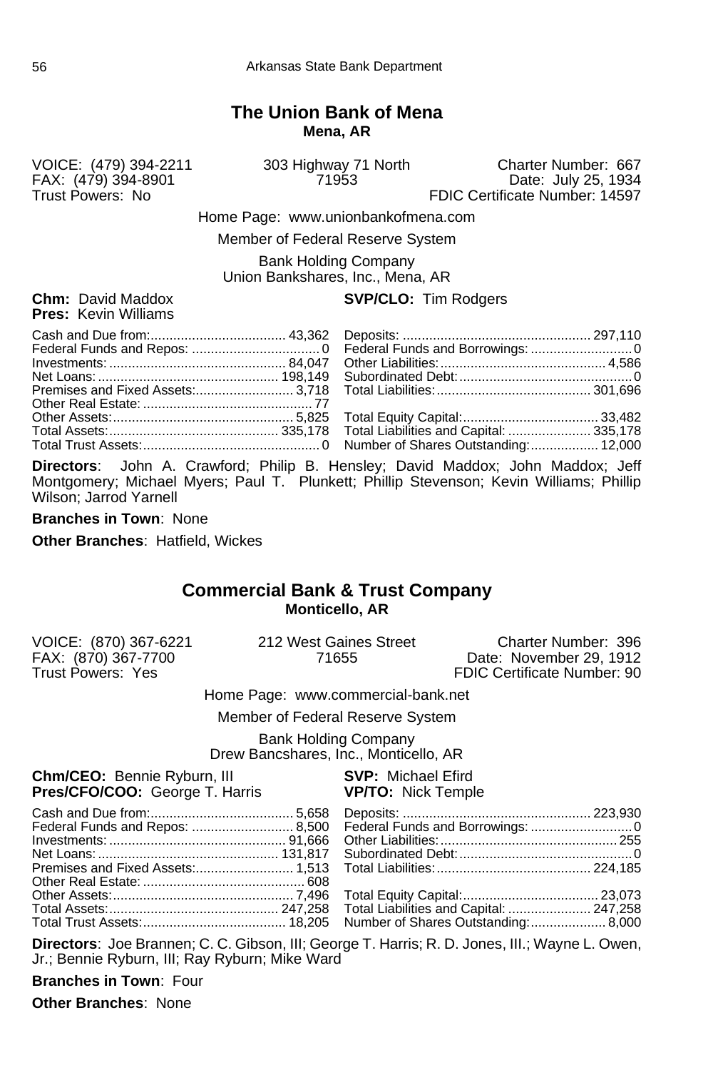## The Union Bank of Mena

**Mena, AR**

VOICE: (479) 394-2211
FAX: (479) 394-8901
Trust Powers: No

303 Highway 71 North
71953

Charter Number: 667
Date: July 25, 1934
FDIC Certificate Number: 14597

Home Page: www.unionbankofmena.com

Member of Federal Reserve System

Bank Holding Company
Union Bankshares, Inc., Mena, AR

**Chm:** David Maddox
**Pres:** Kevin Williams
**SVP/CLO:** Tim Rodgers

| | | | |
|---|---|---|---|
| Cash and Due from: | 43,362 | Deposits: | 297,110 |
| Federal Funds and Repos: | 0 | Federal Funds and Borrowings: | 0 |
| Investments: | 84,047 | Other Liabilities: | 4,586 |
| Net Loans: | 198,149 | Subordinated Debt: | 0 |
| Premises and Fixed Assets: | 3,718 | Total Liabilities: | 301,696 |
| Other Real Estate: | 77 | | |
| Other Assets: | 5,825 | Total Equity Capital: | 33,482 |
| Total Assets: | 335,178 | Total Liabilities and Capital: | 335,178 |
| Total Trust Assets: | 0 | Number of Shares Outstanding: | 12,000 |

**Directors**: John A. Crawford; Philip B. Hensley; David Maddox; John Maddox; Jeff Montgomery; Michael Myers; Paul T. Plunkett; Phillip Stevenson; Kevin Williams; Phillip Wilson; Jarrod Yarnell

**Branches in Town**: None

**Other Branches**: Hatfield, Wickes

## Commercial Bank & Trust Company

**Monticello, AR**

VOICE: (870) 367-6221
FAX: (870) 367-7700
Trust Powers: Yes

212 West Gaines Street
71655

Charter Number: 396
Date: November 29, 1912
FDIC Certificate Number: 90

Home Page: www.commercial-bank.net

Member of Federal Reserve System

Bank Holding Company
Drew Bancshares, Inc., Monticello, AR

**Chm/CEO:** Bennie Ryburn, III
**Pres/CFO/COO:** George T. Harris
**SVP:** Michael Efird
**VP/TO:** Nick Temple

| | | | |
|---|---|---|---|
| Cash and Due from: | 5,658 | Deposits: | 223,930 |
| Federal Funds and Repos: | 8,500 | Federal Funds and Borrowings: | 0 |
| Investments: | 91,666 | Other Liabilities: | 255 |
| Net Loans: | 131,817 | Subordinated Debt: | 0 |
| Premises and Fixed Assets: | 1,513 | Total Liabilities: | 224,185 |
| Other Real Estate: | 608 | | |
| Other Assets: | 7,496 | Total Equity Capital: | 23,073 |
| Total Assets: | 247,258 | Total Liabilities and Capital: | 247,258 |
| Total Trust Assets: | 18,205 | Number of Shares Outstanding: | 8,000 |

**Directors**: Joe Brannen; C. C. Gibson, III; George T. Harris; R. D. Jones, III.; Wayne L. Owen, Jr.; Bennie Ryburn, III; Ray Ryburn; Mike Ward

**Branches in Town**: Four

**Other Branches**: None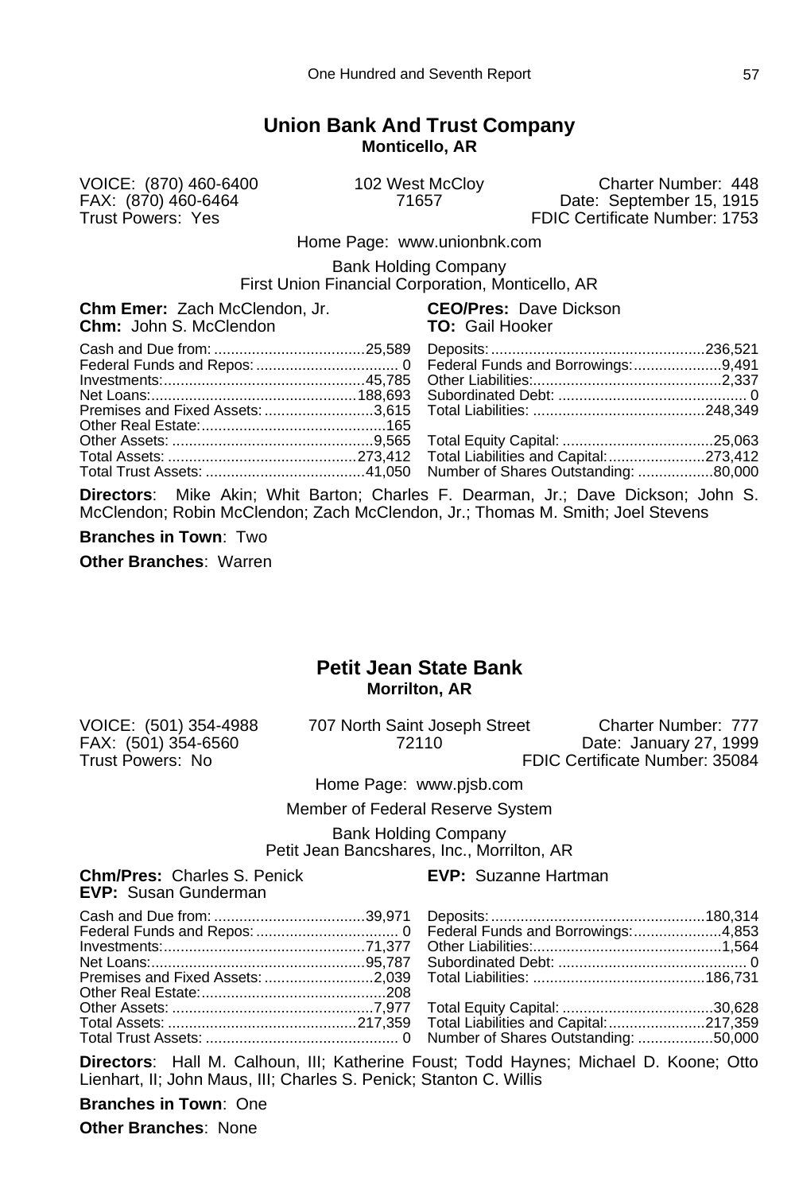## Union Bank And Trust Company

**Monticello, AR**

VOICE: (870) 460-6400
FAX: (870) 460-6464
Trust Powers: Yes

102 West McCloy
71657

Charter Number: 448
Date: September 15, 1915
FDIC Certificate Number: 1753

Home Page: www.unionbnk.com

Bank Holding Company
First Union Financial Corporation, Monticello, AR

**Chm Emer:** Zach McClendon, Jr.
**Chm:** John S. McClendon
**CEO/Pres:** Dave Dickson
**TO:** Gail Hooker

| | | | |
|---|---|---|---|
| Cash and Due from: | 25,589 | Deposits: | 236,521 |
| Federal Funds and Repos: | 0 | Federal Funds and Borrowings: | 9,491 |
| Investments: | 45,785 | Other Liabilities: | 2,337 |
| Net Loans: | 188,693 | Subordinated Debt: | 0 |
| Premises and Fixed Assets: | 3,615 | Total Liabilities: | 248,349 |
| Other Real Estate: | 165 | | |
| Other Assets: | 9,565 | Total Equity Capital: | 25,063 |
| Total Assets: | 273,412 | Total Liabilities and Capital: | 273,412 |
| Total Trust Assets: | 41,050 | Number of Shares Outstanding: | 80,000 |

**Directors**: Mike Akin; Whit Barton; Charles F. Dearman, Jr.; Dave Dickson; John S. McClendon; Robin McClendon; Zach McClendon, Jr.; Thomas M. Smith; Joel Stevens

**Branches in Town**: Two

**Other Branches**: Warren

## Petit Jean State Bank

**Morrilton, AR**

VOICE: (501) 354-4988
FAX: (501) 354-6560
Trust Powers: No

707 North Saint Joseph Street
72110

Charter Number: 777
Date: January 27, 1999
FDIC Certificate Number: 35084

Home Page: www.pjsb.com

Member of Federal Reserve System

Bank Holding Company
Petit Jean Bancshares, Inc., Morrilton, AR

**Chm/Pres:** Charles S. Penick
**EVP:** Susan Gunderman
**EVP:** Suzanne Hartman

| | | | |
|---|---|---|---|
| Cash and Due from: | 39,971 | Deposits: | 180,314 |
| Federal Funds and Repos: | 0 | Federal Funds and Borrowings: | 4,853 |
| Investments: | 71,377 | Other Liabilities: | 1,564 |
| Net Loans: | 95,787 | Subordinated Debt: | 0 |
| Premises and Fixed Assets: | 2,039 | Total Liabilities: | 186,731 |
| Other Real Estate: | 208 | | |
| Other Assets: | 7,977 | Total Equity Capital: | 30,628 |
| Total Assets: | 217,359 | Total Liabilities and Capital: | 217,359 |
| Total Trust Assets: | 0 | Number of Shares Outstanding: | 50,000 |

**Directors**: Hall M. Calhoun, III; Katherine Foust; Todd Haynes; Michael D. Koone; Otto Lienhart, II; John Maus, III; Charles S. Penick; Stanton C. Willis

**Branches in Town**: One

**Other Branches**: None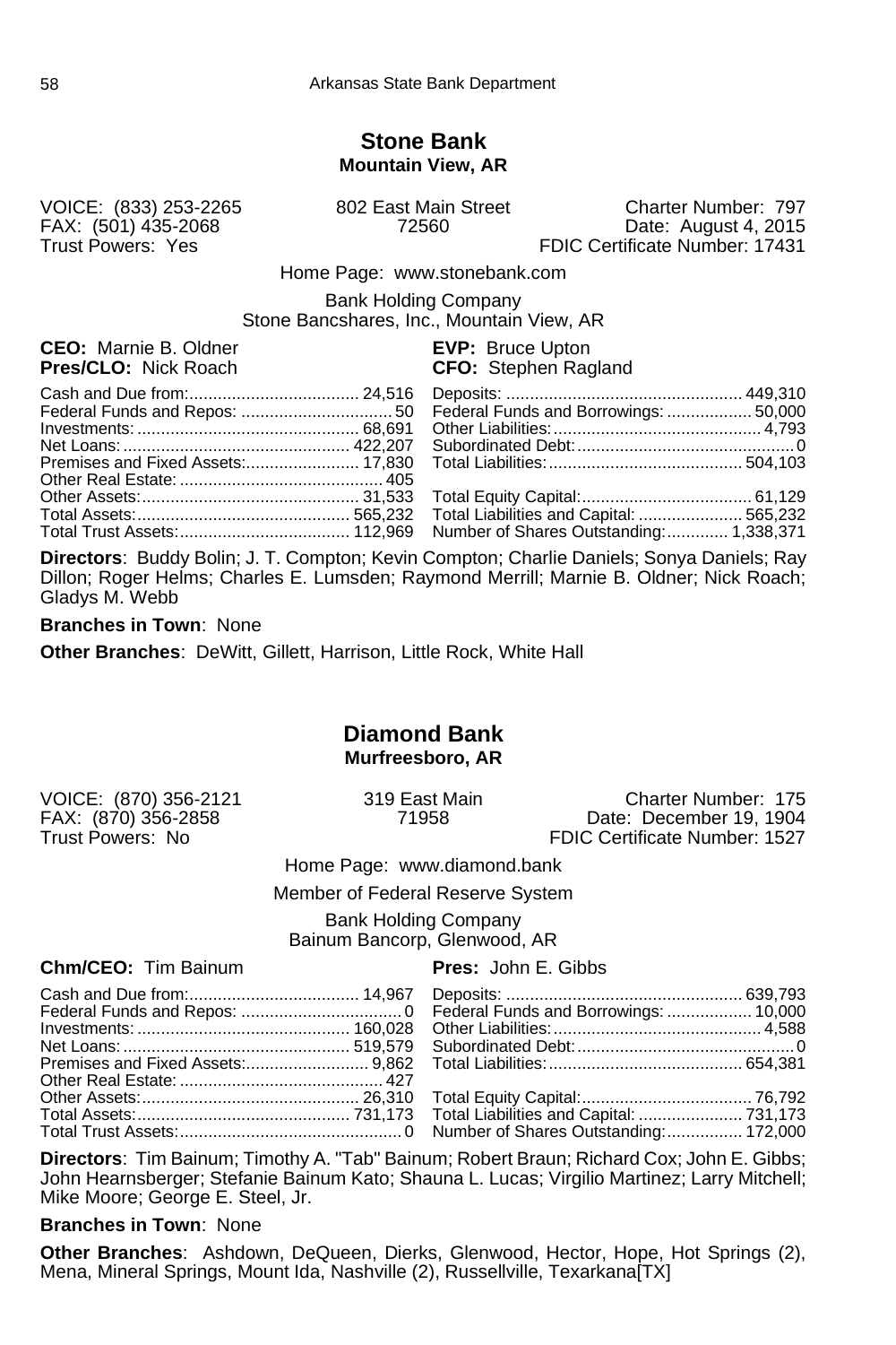## Stone Bank

**Mountain View, AR**

VOICE: (833) 253-2265
FAX: (501) 435-2068
Trust Powers: Yes

802 East Main Street
72560

Charter Number: 797
Date: August 4, 2015
FDIC Certificate Number: 17431

Home Page: www.stonebank.com

Bank Holding Company
Stone Bancshares, Inc., Mountain View, AR

**CEO:** Marnie B. Oldner
**Pres/CLO:** Nick Roach
**EVP:** Bruce Upton
**CFO:** Stephen Ragland

| | | | |
|---|---|---|---|
| Cash and Due from: | 24,516 | Deposits: | 449,310 |
| Federal Funds and Repos: | 50 | Federal Funds and Borrowings: | 50,000 |
| Investments: | 68,691 | Other Liabilities: | 4,793 |
| Net Loans: | 422,207 | Subordinated Debt: | 0 |
| Premises and Fixed Assets: | 17,830 | Total Liabilities: | 504,103 |
| Other Real Estate: | 405 | | |
| Other Assets: | 31,533 | Total Equity Capital: | 61,129 |
| Total Assets: | 565,232 | Total Liabilities and Capital: | 565,232 |
| Total Trust Assets: | 112,969 | Number of Shares Outstanding: | 1,338,371 |

**Directors**: Buddy Bolin; J. T. Compton; Kevin Compton; Charlie Daniels; Sonya Daniels; Ray Dillon; Roger Helms; Charles E. Lumsden; Raymond Merrill; Marnie B. Oldner; Nick Roach; Gladys M. Webb

**Branches in Town**: None

**Other Branches**: DeWitt, Gillett, Harrison, Little Rock, White Hall

## Diamond Bank

**Murfreesboro, AR**

VOICE: (870) 356-2121
FAX: (870) 356-2858
Trust Powers: No

319 East Main
71958

Charter Number: 175
Date: December 19, 1904
FDIC Certificate Number: 1527

Home Page: www.diamond.bank

Member of Federal Reserve System

Bank Holding Company
Bainum Bancorp, Glenwood, AR

**Chm/CEO:** Tim Bainum
**Pres:** John E. Gibbs

| | | | |
|---|---|---|---|
| Cash and Due from: | 14,967 | Deposits: | 639,793 |
| Federal Funds and Repos: | 0 | Federal Funds and Borrowings: | 10,000 |
| Investments: | 160,028 | Other Liabilities: | 4,588 |
| Net Loans: | 519,579 | Subordinated Debt: | 0 |
| Premises and Fixed Assets: | 9,862 | Total Liabilities: | 654,381 |
| Other Real Estate: | 427 | | |
| Other Assets: | 26,310 | Total Equity Capital: | 76,792 |
| Total Assets: | 731,173 | Total Liabilities and Capital: | 731,173 |
| Total Trust Assets: | 0 | Number of Shares Outstanding: | 172,000 |

**Directors**: Tim Bainum; Timothy A. "Tab" Bainum; Robert Braun; Richard Cox; John E. Gibbs; John Hearnsberger; Stefanie Bainum Kato; Shauna L. Lucas; Virgilio Martinez; Larry Mitchell; Mike Moore; George E. Steel, Jr.

**Branches in Town**: None

**Other Branches**: Ashdown, DeQueen, Dierks, Glenwood, Hector, Hope, Hot Springs (2), Mena, Mineral Springs, Mount Ida, Nashville (2), Russellville, Texarkana[TX]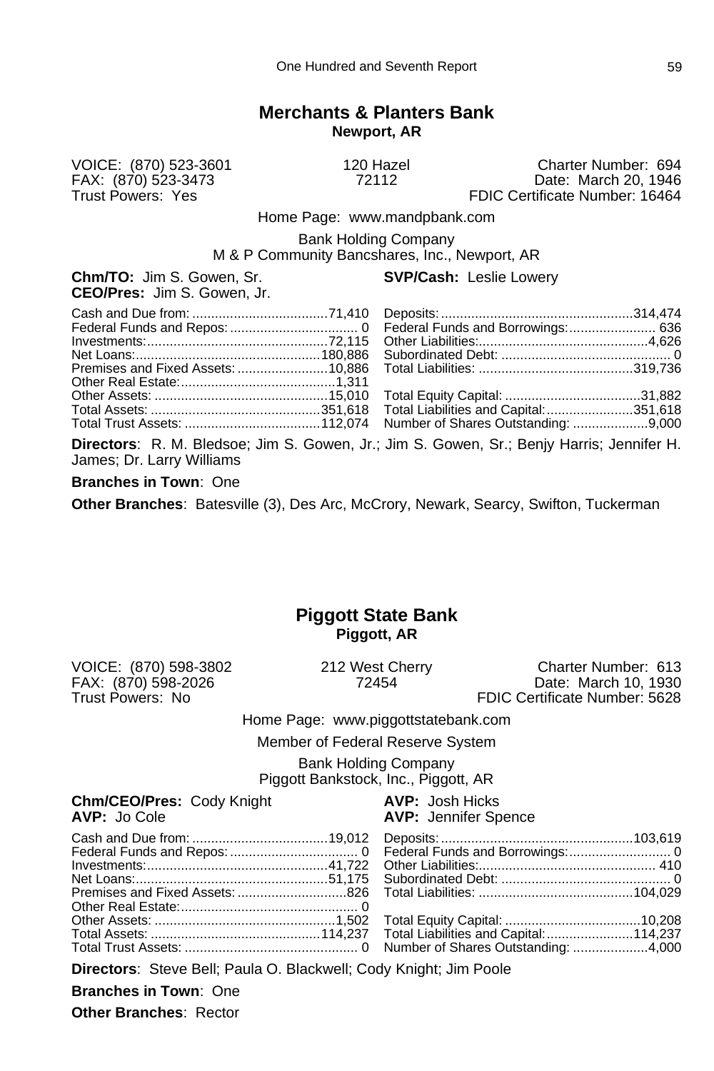## Merchants & Planters Bank

**Newport, AR**

VOICE: (870) 523-3601 | 120 Hazel | Charter Number: 694
FAX: (870) 523-3473 | 72112 | Date: March 20, 1946
Trust Powers: Yes | FDIC Certificate Number: 16464

Home Page: www.mandpbank.com

Bank Holding Company
M & P Community Bancshares, Inc., Newport, AR

**Chm/TO:** Jim S. Gowen, Sr.
**CEO/Pres:** Jim S. Gowen, Jr.
**SVP/Cash:** Leslie Lowery

| Assets | | Liabilities | |
|---|---|---|---|
| Cash and Due from: | 71,410 | Deposits: | 314,474 |
| Federal Funds and Repos: | 0 | Federal Funds and Borrowings: | 636 |
| Investments: | 72,115 | Other Liabilities: | 4,626 |
| Net Loans: | 180,886 | Subordinated Debt: | 0 |
| Premises and Fixed Assets: | 10,886 | Total Liabilities: | 319,736 |
| Other Real Estate: | 1,311 | | |
| Other Assets: | 15,010 | Total Equity Capital: | 31,882 |
| Total Assets: | 351,618 | Total Liabilities and Capital: | 351,618 |
| Total Trust Assets: | 112,074 | Number of Shares Outstanding: | 9,000 |

**Directors**: R. M. Bledsoe; Jim S. Gowen, Jr.; Jim S. Gowen, Sr.; Benjy Harris; Jennifer H. James; Dr. Larry Williams

**Branches in Town**: One

**Other Branches**: Batesville (3), Des Arc, McCrory, Newark, Searcy, Swifton, Tuckerman

## Piggott State Bank

**Piggott, AR**

VOICE: (870) 598-3802 | 212 West Cherry | Charter Number: 613
FAX: (870) 598-2026 | 72454 | Date: March 10, 1930
Trust Powers: No | FDIC Certificate Number: 5628

Home Page: www.piggottstatebank.com

Member of Federal Reserve System

Bank Holding Company
Piggott Bankstock, Inc., Piggott, AR

**Chm/CEO/Pres:** Cody Knight
**AVP:** Jo Cole
**AVP:** Josh Hicks
**AVP:** Jennifer Spence

| Assets | | Liabilities | |
|---|---|---|---|
| Cash and Due from: | 19,012 | Deposits: | 103,619 |
| Federal Funds and Repos: | 0 | Federal Funds and Borrowings: | 0 |
| Investments: | 41,722 | Other Liabilities: | 410 |
| Net Loans: | 51,175 | Subordinated Debt: | 0 |
| Premises and Fixed Assets: | 826 | Total Liabilities: | 104,029 |
| Other Real Estate: | 0 | | |
| Other Assets: | 1,502 | Total Equity Capital: | 10,208 |
| Total Assets: | 114,237 | Total Liabilities and Capital: | 114,237 |
| Total Trust Assets: | 0 | Number of Shares Outstanding: | 4,000 |

**Directors**: Steve Bell; Paula O. Blackwell; Cody Knight; Jim Poole

**Branches in Town**: One

**Other Branches**: Rector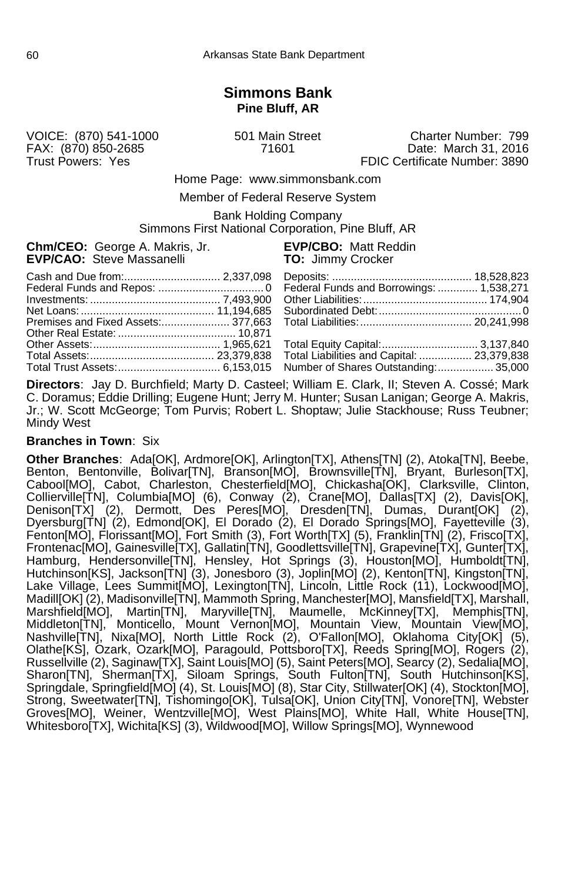# Simmons Bank

**Pine Bluff, AR**

VOICE: (870) 541-1000
FAX: (870) 850-2685
Trust Powers: Yes

501 Main Street
71601

Charter Number: 799
Date: March 31, 2016
FDIC Certificate Number: 3890

Home Page: www.simmonsbank.com

Member of Federal Reserve System

Bank Holding Company
Simmons First National Corporation, Pine Bluff, AR

**Chm/CEO:** George A. Makris, Jr.
**EVP/CAO:** Steve Massanelli
**EVP/CBO:** Matt Reddin
**TO:** Jimmy Crocker

| | | | |
|---|---|---|---|
| Cash and Due from: | 2,337,098 | Deposits: | 18,528,823 |
| Federal Funds and Repos: | 0 | Federal Funds and Borrowings: | 1,538,271 |
| Investments: | 7,493,900 | Other Liabilities: | 174,904 |
| Net Loans: | 11,194,685 | Subordinated Debt: | 0 |
| Premises and Fixed Assets: | 377,663 | Total Liabilities: | 20,241,998 |
| Other Real Estate: | 10,871 | | |
| Other Assets: | 1,965,621 | Total Equity Capital: | 3,137,840 |
| Total Assets: | 23,379,838 | Total Liabilities and Capital: | 23,379,838 |
| Total Trust Assets: | 6,153,015 | Number of Shares Outstanding: | 35,000 |

**Directors**: Jay D. Burchfield; Marty D. Casteel; William E. Clark, II; Steven A. Cossé; Mark C. Doramus; Eddie Drilling; Eugene Hunt; Jerry M. Hunter; Susan Lanigan; George A. Makris, Jr.; W. Scott McGeorge; Tom Purvis; Robert L. Shoptaw; Julie Stackhouse; Russ Teubner; Mindy West

**Branches in Town**: Six

**Other Branches**: Ada[OK], Ardmore[OK], Arlington[TX], Athens[TN] (2), Atoka[TN], Beebe, Benton, Bentonville, Bolivar[TN], Branson[MO], Brownsville[TN], Bryant, Burleson[TX], Cabool[MO], Cabot, Charleston, Chesterfield[MO], Chickasha[OK], Clarksville, Clinton, Collierville[TN], Columbia[MO] (6), Conway (2), Crane[MO], Dallas[TX] (2), Davis[OK], Denison[TX] (2), Dermott, Des Peres[MO], Dresden[TN], Dumas, Durant[OK] (2), Dyersburg[TN] (2), Edmond[OK], El Dorado (2), El Dorado Springs[MO], Fayetteville (3), Fenton[MO], Florissant[MO], Fort Smith (3), Fort Worth[TX] (5), Franklin[TN] (2), Frisco[TX], Frontenac[MO], Gainesville[TX], Gallatin[TN], Goodlettsville[TN], Grapevine[TX], Gunter[TX], Hamburg, Hendersonville[TN], Hensley, Hot Springs (3), Houston[MO], Humboldt[TN], Hutchinson[KS], Jackson[TN] (3), Jonesboro (3), Joplin[MO] (2), Kenton[TN], Kingston[TN], Lake Village, Lees Summit[MO], Lexington[TN], Lincoln, Little Rock (11), Lockwood[MO], Madill[OK] (2), Madisonville[TN], Mammoth Spring, Manchester[MO], Mansfield[TX], Marshall, Marshfield[MO], Martin[TN], Maryville[TN], Maumelle, McKinney[TX], Memphis[TN], Middleton[TN], Monticello, Mount Vernon[MO], Mountain View, Mountain View[MO], Nashville[TN], Nixa[MO], North Little Rock (2), O'Fallon[MO], Oklahoma City[OK] (5), Olathe[KS], Ozark, Ozark[MO], Paragould, Pottsboro[TX], Reeds Spring[MO], Rogers (2), Russellville (2), Saginaw[TX], Saint Louis[MO] (5), Saint Peters[MO], Searcy (2), Sedalia[MO], Sharon[TN], Sherman[TX], Siloam Springs, South Fulton[TN], South Hutchinson[KS], Springdale, Springfield[MO] (4), St. Louis[MO] (8), Star City, Stillwater[OK] (4), Stockton[MO], Strong, Sweetwater[TN], Tishomingo[OK], Tulsa[OK], Union City[TN], Vonore[TN], Webster Groves[MO], Weiner, Wentzville[MO], West Plains[MO], White Hall, White House[TN], Whitesboro[TX], Wichita[KS] (3), Wildwood[MO], Willow Springs[MO], Wynnewood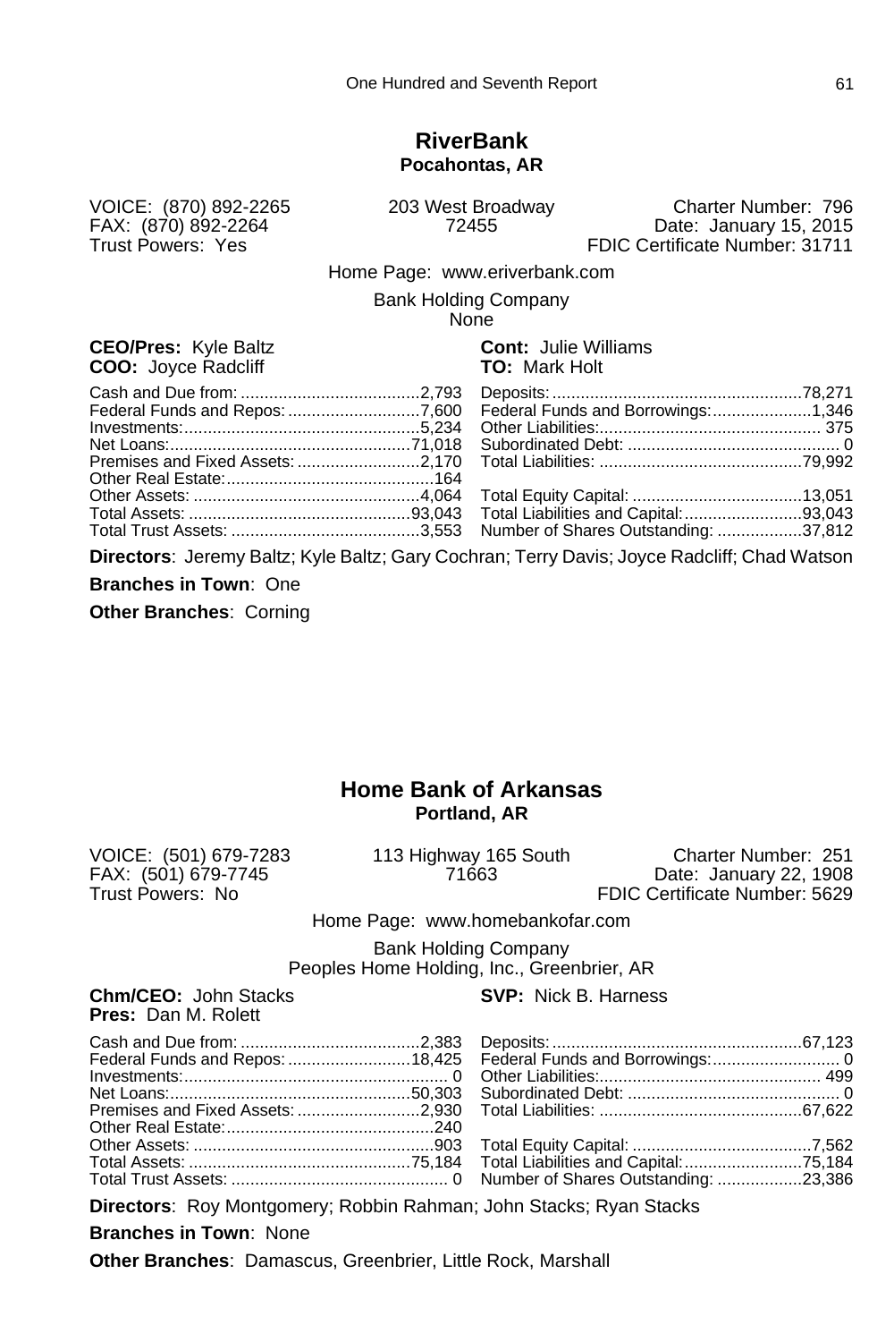## RiverBank
**Pocahontas, AR**

VOICE: (870) 892-2265
FAX: (870) 892-2264
Trust Powers: Yes

203 West Broadway
72455

Charter Number: 796
Date: January 15, 2015
FDIC Certificate Number: 31711

Home Page: www.eriverbank.com

Bank Holding Company
None

**CEO/Pres:** Kyle Baltz
**COO:** Joyce Radcliff
**Cont:** Julie Williams
**TO:** Mark Holt

| | | | |
|---|---|---|---|
| Cash and Due from: | 2,793 | Deposits: | 78,271 |
| Federal Funds and Repos: | 7,600 | Federal Funds and Borrowings: | 1,346 |
| Investments: | 5,234 | Other Liabilities: | 375 |
| Net Loans: | 71,018 | Subordinated Debt: | 0 |
| Premises and Fixed Assets: | 2,170 | Total Liabilities: | 79,992 |
| Other Real Estate: | 164 | | |
| Other Assets: | 4,064 | Total Equity Capital: | 13,051 |
| Total Assets: | 93,043 | Total Liabilities and Capital: | 93,043 |
| Total Trust Assets: | 3,553 | Number of Shares Outstanding: | 37,812 |

**Directors**: Jeremy Baltz; Kyle Baltz; Gary Cochran; Terry Davis; Joyce Radcliff; Chad Watson

**Branches in Town**: One

**Other Branches**: Corning

## Home Bank of Arkansas
**Portland, AR**

VOICE: (501) 679-7283
FAX: (501) 679-7745
Trust Powers: No

113 Highway 165 South
71663

Charter Number: 251
Date: January 22, 1908
FDIC Certificate Number: 5629

Home Page: www.homebankofar.com

Bank Holding Company
Peoples Home Holding, Inc., Greenbrier, AR

**Chm/CEO:** John Stacks
**Pres:** Dan M. Rolett
**SVP:** Nick B. Harness

| | | | |
|---|---|---|---|
| Cash and Due from: | 2,383 | Deposits: | 67,123 |
| Federal Funds and Repos: | 18,425 | Federal Funds and Borrowings: | 0 |
| Investments: | 0 | Other Liabilities: | 499 |
| Net Loans: | 50,303 | Subordinated Debt: | 0 |
| Premises and Fixed Assets: | 2,930 | Total Liabilities: | 67,622 |
| Other Real Estate: | 240 | | |
| Other Assets: | 903 | Total Equity Capital: | 7,562 |
| Total Assets: | 75,184 | Total Liabilities and Capital: | 75,184 |
| Total Trust Assets: | 0 | Number of Shares Outstanding: | 23,386 |

**Directors**: Roy Montgomery; Robbin Rahman; John Stacks; Ryan Stacks

**Branches in Town**: None

**Other Branches**: Damascus, Greenbrier, Little Rock, Marshall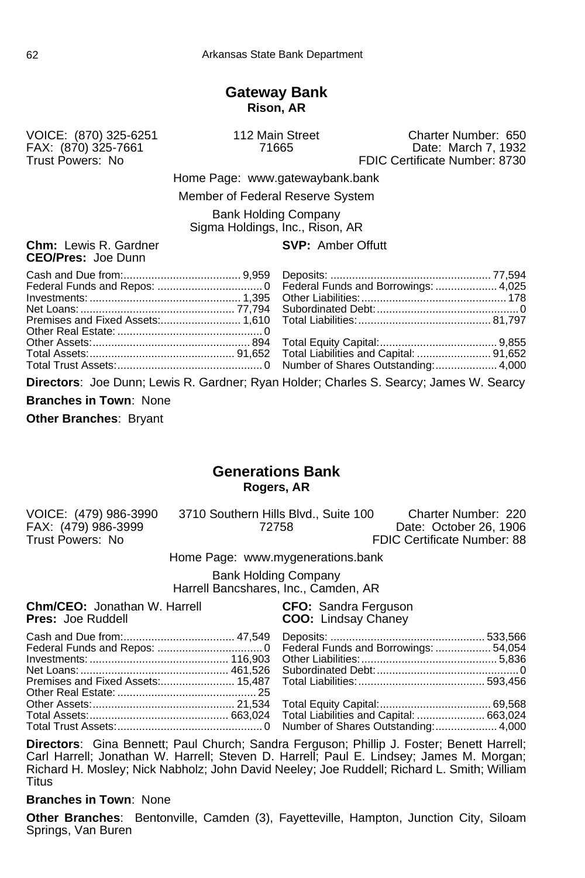## Gateway Bank

**Rison, AR**

VOICE: (870) 325-6251
FAX: (870) 325-7661
Trust Powers: No

112 Main Street
71665

Charter Number: 650
Date: March 7, 1932
FDIC Certificate Number: 8730

Home Page: www.gatewaybank.bank

Member of Federal Reserve System

Bank Holding Company
Sigma Holdings, Inc., Rison, AR

**Chm:** Lewis R. Gardner
**CEO/Pres:** Joe Dunn
**SVP:** Amber Offutt

| | | | |
|---|---|---|---|
| Cash and Due from: | 9,959 | Deposits: | 77,594 |
| Federal Funds and Repos: | 0 | Federal Funds and Borrowings: | 4,025 |
| Investments: | 1,395 | Other Liabilities: | 178 |
| Net Loans: | 77,794 | Subordinated Debt: | 0 |
| Premises and Fixed Assets: | 1,610 | Total Liabilities: | 81,797 |
| Other Real Estate: | 0 | | |
| Other Assets: | 894 | Total Equity Capital: | 9,855 |
| Total Assets: | 91,652 | Total Liabilities and Capital: | 91,652 |
| Total Trust Assets: | 0 | Number of Shares Outstanding: | 4,000 |

**Directors**: Joe Dunn; Lewis R. Gardner; Ryan Holder; Charles S. Searcy; James W. Searcy

**Branches in Town**: None

**Other Branches**: Bryant

## Generations Bank

**Rogers, AR**

VOICE: (479) 986-3990
FAX: (479) 986-3999
Trust Powers: No

3710 Southern Hills Blvd., Suite 100
72758

Charter Number: 220
Date: October 26, 1906
FDIC Certificate Number: 88

Home Page: www.mygenerations.bank

Bank Holding Company
Harrell Bancshares, Inc., Camden, AR

**Chm/CEO:** Jonathan W. Harrell
**Pres:** Joe Ruddell
**CFO:** Sandra Ferguson
**COO:** Lindsay Chaney

| | | | |
|---|---|---|---|
| Cash and Due from: | 47,549 | Deposits: | 533,566 |
| Federal Funds and Repos: | 0 | Federal Funds and Borrowings: | 54,054 |
| Investments: | 116,903 | Other Liabilities: | 5,836 |
| Net Loans: | 461,526 | Subordinated Debt: | 0 |
| Premises and Fixed Assets: | 15,487 | Total Liabilities: | 593,456 |
| Other Real Estate: | 25 | | |
| Other Assets: | 21,534 | Total Equity Capital: | 69,568 |
| Total Assets: | 663,024 | Total Liabilities and Capital: | 663,024 |
| Total Trust Assets: | 0 | Number of Shares Outstanding: | 4,000 |

**Directors**: Gina Bennett; Paul Church; Sandra Ferguson; Phillip J. Foster; Benett Harrell; Carl Harrell; Jonathan W. Harrell; Steven D. Harrell; Paul E. Lindsey; James M. Morgan; Richard H. Mosley; Nick Nabholz; John David Neeley; Joe Ruddell; Richard L. Smith; William Titus

**Branches in Town**: None

**Other Branches**: Bentonville, Camden (3), Fayetteville, Hampton, Junction City, Siloam Springs, Van Buren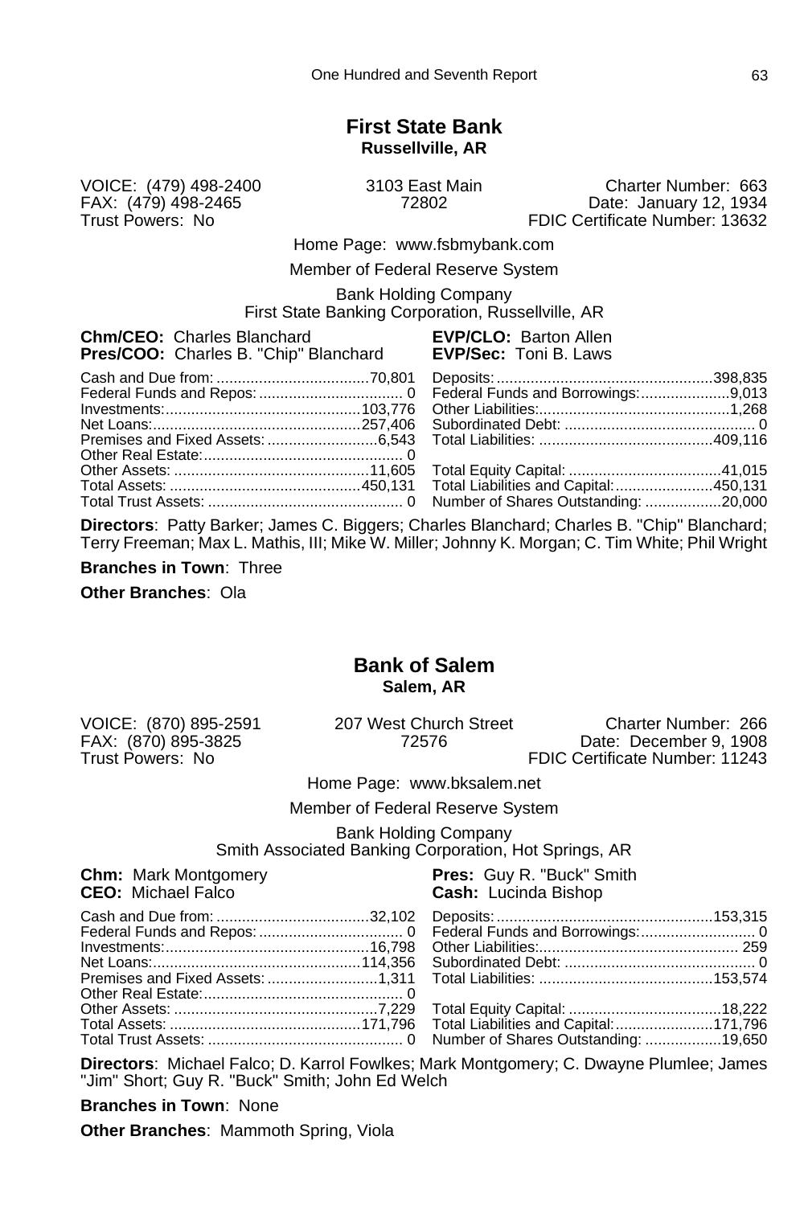## First State Bank

**Russellville, AR**

VOICE: (479) 498-2400
FAX: (479) 498-2465
Trust Powers: No

3103 East Main
72802

Charter Number: 663
Date: January 12, 1934
FDIC Certificate Number: 13632

Home Page: www.fsbmybank.com

Member of Federal Reserve System

Bank Holding Company
First State Banking Corporation, Russellville, AR

**Chm/CEO:** Charles Blanchard
**Pres/COO:** Charles B. "Chip" Blanchard
**EVP/CLO:** Barton Allen
**EVP/Sec:** Toni B. Laws

| | | | |
|---|---|---|---|
| Cash and Due from: | 70,801 | Deposits: | 398,835 |
| Federal Funds and Repos: | 0 | Federal Funds and Borrowings: | 9,013 |
| Investments: | 103,776 | Other Liabilities: | 1,268 |
| Net Loans: | 257,406 | Subordinated Debt: | 0 |
| Premises and Fixed Assets: | 6,543 | Total Liabilities: | 409,116 |
| Other Real Estate: | 0 | | |
| Other Assets: | 11,605 | Total Equity Capital: | 41,015 |
| Total Assets: | 450,131 | Total Liabilities and Capital: | 450,131 |
| Total Trust Assets: | 0 | Number of Shares Outstanding: | 20,000 |

**Directors**: Patty Barker; James C. Biggers; Charles Blanchard; Charles B. "Chip" Blanchard; Terry Freeman; Max L. Mathis, III; Mike W. Miller; Johnny K. Morgan; C. Tim White; Phil Wright

**Branches in Town**: Three

**Other Branches**: Ola

## Bank of Salem

**Salem, AR**

VOICE: (870) 895-2591
FAX: (870) 895-3825
Trust Powers: No

207 West Church Street
72576

Charter Number: 266
Date: December 9, 1908
FDIC Certificate Number: 11243

Home Page: www.bksalem.net

Member of Federal Reserve System

Bank Holding Company
Smith Associated Banking Corporation, Hot Springs, AR

**Chm:** Mark Montgomery
**CEO:** Michael Falco
**Pres:** Guy R. "Buck" Smith
**Cash:** Lucinda Bishop

| | | | |
|---|---|---|---|
| Cash and Due from: | 32,102 | Deposits: | 153,315 |
| Federal Funds and Repos: | 0 | Federal Funds and Borrowings: | 0 |
| Investments: | 16,798 | Other Liabilities: | 259 |
| Net Loans: | 114,356 | Subordinated Debt: | 0 |
| Premises and Fixed Assets: | 1,311 | Total Liabilities: | 153,574 |
| Other Real Estate: | 0 | | |
| Other Assets: | 7,229 | Total Equity Capital: | 18,222 |
| Total Assets: | 171,796 | Total Liabilities and Capital: | 171,796 |
| Total Trust Assets: | 0 | Number of Shares Outstanding: | 19,650 |

**Directors**: Michael Falco; D. Karrol Fowlkes; Mark Montgomery; C. Dwayne Plumlee; James "Jim" Short; Guy R. "Buck" Smith; John Ed Welch

**Branches in Town**: None

**Other Branches**: Mammoth Spring, Viola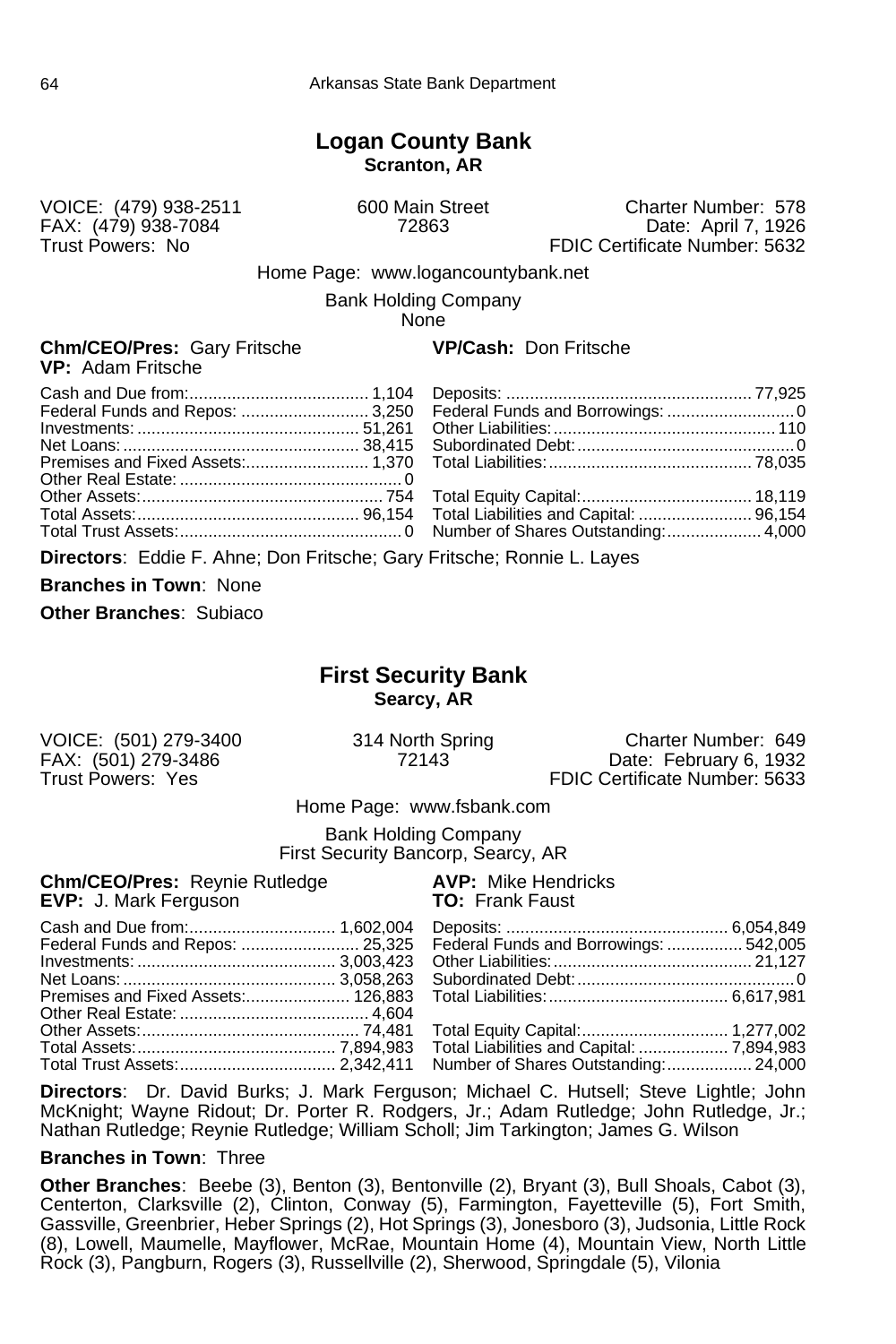## Logan County Bank

**Scranton, AR**

VOICE: (479) 938-2511  
FAX: (479) 938-7084  
Trust Powers: No

600 Main Street  
72863

Charter Number: 578  
Date: April 7, 1926  
FDIC Certificate Number: 5632

Home Page: www.logancountybank.net

Bank Holding Company  
None

**Chm/CEO/Pres:** Gary Fritsche  
**VP:** Adam Fritsche  
**VP/Cash:** Don Fritsche

| | | | |
|---|---|---|---|
| Cash and Due from: | 1,104 | Deposits: | 77,925 |
| Federal Funds and Repos: | 3,250 | Federal Funds and Borrowings: | 0 |
| Investments: | 51,261 | Other Liabilities: | 110 |
| Net Loans: | 38,415 | Subordinated Debt: | 0 |
| Premises and Fixed Assets: | 1,370 | Total Liabilities: | 78,035 |
| Other Real Estate: | 0 | | |
| Other Assets: | 754 | Total Equity Capital: | 18,119 |
| Total Assets: | 96,154 | Total Liabilities and Capital: | 96,154 |
| Total Trust Assets: | 0 | Number of Shares Outstanding: | 4,000 |

**Directors**: Eddie F. Ahne; Don Fritsche; Gary Fritsche; Ronnie L. Layes

**Branches in Town**: None

**Other Branches**: Subiaco

## First Security Bank

**Searcy, AR**

VOICE: (501) 279-3400  
FAX: (501) 279-3486  
Trust Powers: Yes

314 North Spring  
72143

Charter Number: 649  
Date: February 6, 1932  
FDIC Certificate Number: 5633

Home Page: www.fsbank.com

Bank Holding Company  
First Security Bancorp, Searcy, AR

**Chm/CEO/Pres:** Reynie Rutledge  
**EVP:** J. Mark Ferguson  
**AVP:** Mike Hendricks  
**TO:** Frank Faust

| | | | |
|---|---|---|---|
| Cash and Due from: | 1,602,004 | Deposits: | 6,054,849 |
| Federal Funds and Repos: | 25,325 | Federal Funds and Borrowings: | 542,005 |
| Investments: | 3,003,423 | Other Liabilities: | 21,127 |
| Net Loans: | 3,058,263 | Subordinated Debt: | 0 |
| Premises and Fixed Assets: | 126,883 | Total Liabilities: | 6,617,981 |
| Other Real Estate: | 4,604 | | |
| Other Assets: | 74,481 | Total Equity Capital: | 1,277,002 |
| Total Assets: | 7,894,983 | Total Liabilities and Capital: | 7,894,983 |
| Total Trust Assets: | 2,342,411 | Number of Shares Outstanding: | 24,000 |

**Directors**: Dr. David Burks; J. Mark Ferguson; Michael C. Hutsell; Steve Lightle; John McKnight; Wayne Ridout; Dr. Porter R. Rodgers, Jr.; Adam Rutledge; John Rutledge, Jr.; Nathan Rutledge; Reynie Rutledge; William Scholl; Jim Tarkington; James G. Wilson

**Branches in Town**: Three

**Other Branches**: Beebe (3), Benton (3), Bentonville (2), Bryant (3), Bull Shoals, Cabot (3), Centerton, Clarksville (2), Clinton, Conway (5), Farmington, Fayetteville (5), Fort Smith, Gassville, Greenbrier, Heber Springs (2), Hot Springs (3), Jonesboro (3), Judsonia, Little Rock (8), Lowell, Maumelle, Mayflower, McRae, Mountain Home (4), Mountain View, North Little Rock (3), Pangburn, Rogers (3), Russellville (2), Sherwood, Springdale (5), Vilonia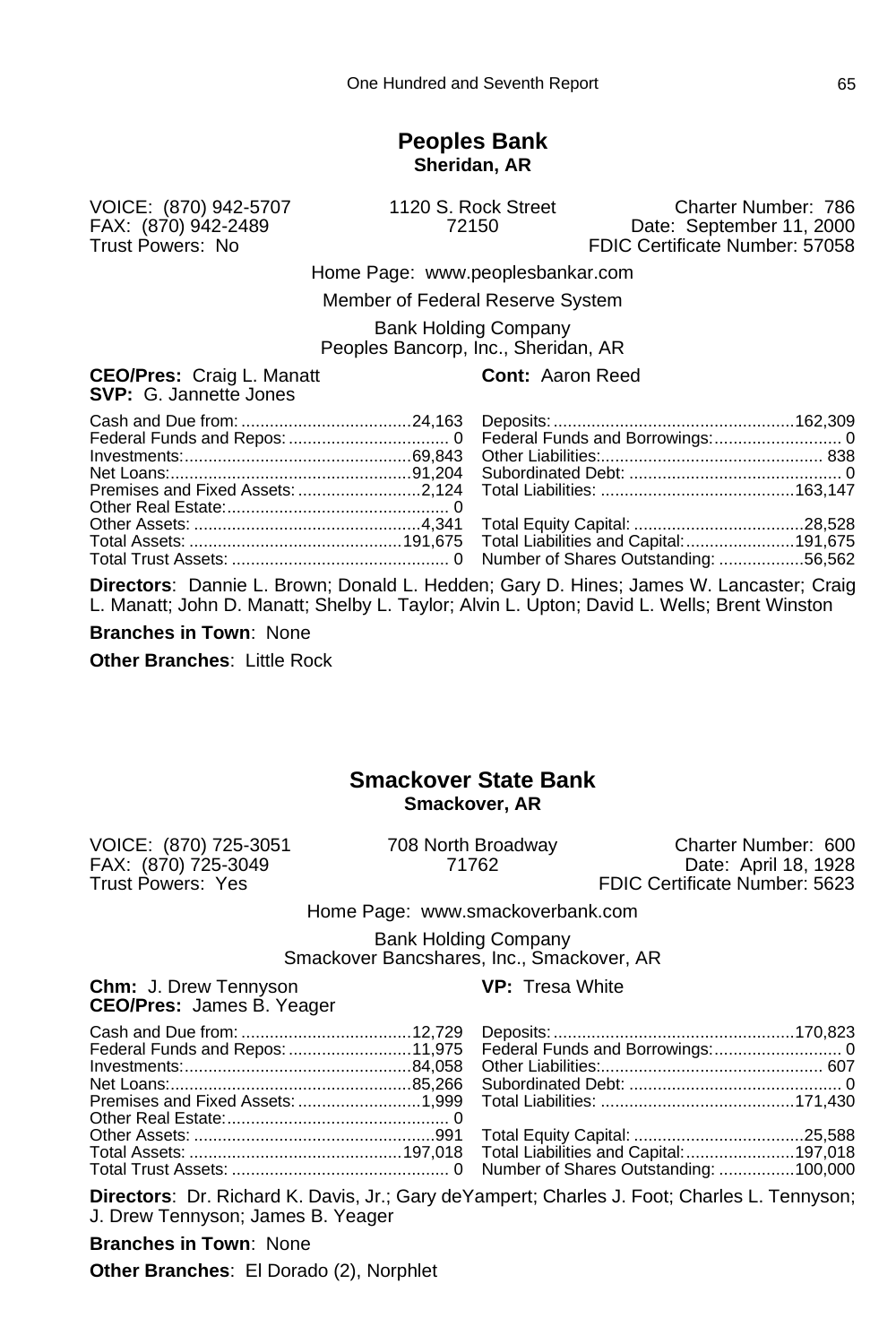## Peoples Bank

**Sheridan, AR**

VOICE: (870) 942-5707
FAX: (870) 942-2489
Trust Powers: No

1120 S. Rock Street
72150

Charter Number: 786
Date: September 11, 2000
FDIC Certificate Number: 57058

Home Page: www.peoplesbankar.com

Member of Federal Reserve System

Bank Holding Company
Peoples Bancorp, Inc., Sheridan, AR

**CEO/Pres:** Craig L. Manatt
**SVP:** G. Jannette Jones
**Cont:** Aaron Reed

| | | | |
|---|---|---|---|
| Cash and Due from: | 24,163 | Deposits: | 162,309 |
| Federal Funds and Repos: | 0 | Federal Funds and Borrowings: | 0 |
| Investments: | 69,843 | Other Liabilities: | 838 |
| Net Loans: | 91,204 | Subordinated Debt: | 0 |
| Premises and Fixed Assets: | 2,124 | Total Liabilities: | 163,147 |
| Other Real Estate: | 0 | | |
| Other Assets: | 4,341 | Total Equity Capital: | 28,528 |
| Total Assets: | 191,675 | Total Liabilities and Capital: | 191,675 |
| Total Trust Assets: | 0 | Number of Shares Outstanding: | 56,562 |

**Directors**: Dannie L. Brown; Donald L. Hedden; Gary D. Hines; James W. Lancaster; Craig L. Manatt; John D. Manatt; Shelby L. Taylor; Alvin L. Upton; David L. Wells; Brent Winston

**Branches in Town**: None

**Other Branches**: Little Rock

## Smackover State Bank

**Smackover, AR**

VOICE: (870) 725-3051
FAX: (870) 725-3049
Trust Powers: Yes

708 North Broadway
71762

Charter Number: 600
Date: April 18, 1928
FDIC Certificate Number: 5623

Home Page: www.smackoverbank.com

Bank Holding Company
Smackover Bancshares, Inc., Smackover, AR

**Chm:** J. Drew Tennyson
**CEO/Pres:** James B. Yeager
**VP:** Tresa White

| | | | |
|---|---|---|---|
| Cash and Due from: | 12,729 | Deposits: | 170,823 |
| Federal Funds and Repos: | 11,975 | Federal Funds and Borrowings: | 0 |
| Investments: | 84,058 | Other Liabilities: | 607 |
| Net Loans: | 85,266 | Subordinated Debt: | 0 |
| Premises and Fixed Assets: | 1,999 | Total Liabilities: | 171,430 |
| Other Real Estate: | 0 | | |
| Other Assets: | 991 | Total Equity Capital: | 25,588 |
| Total Assets: | 197,018 | Total Liabilities and Capital: | 197,018 |
| Total Trust Assets: | 0 | Number of Shares Outstanding: | 100,000 |

**Directors**: Dr. Richard K. Davis, Jr.; Gary deYampert; Charles J. Foot; Charles L. Tennyson; J. Drew Tennyson; James B. Yeager

**Branches in Town**: None

**Other Branches**: El Dorado (2), Norphlet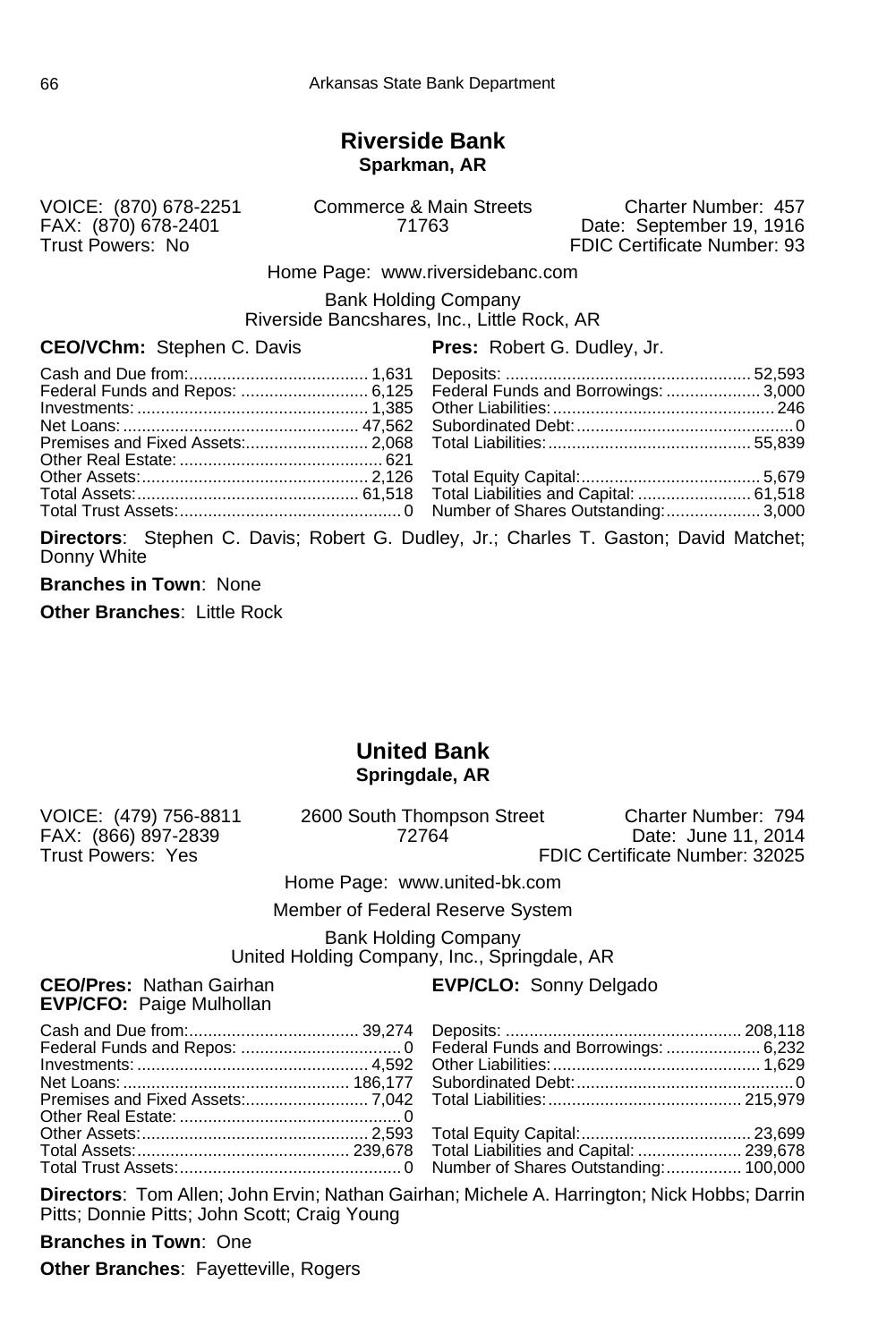## Riverside Bank
**Sparkman, AR**

VOICE: (870) 678-2251
FAX: (870) 678-2401
Trust Powers: No

Commerce & Main Streets
71763

Charter Number: 457
Date: September 19, 1916
FDIC Certificate Number: 93

Home Page: www.riversidebanc.com

Bank Holding Company
Riverside Bancshares, Inc., Little Rock, AR

**CEO/VChm:** Stephen C. Davis
**Pres:** Robert G. Dudley, Jr.

| | | | |
|---|---|---|---|
| Cash and Due from: | 1,631 | Deposits: | 52,593 |
| Federal Funds and Repos: | 6,125 | Federal Funds and Borrowings: | 3,000 |
| Investments: | 1,385 | Other Liabilities: | 246 |
| Net Loans: | 47,562 | Subordinated Debt: | 0 |
| Premises and Fixed Assets: | 2,068 | Total Liabilities: | 55,839 |
| Other Real Estate: | 621 | | |
| Other Assets: | 2,126 | Total Equity Capital: | 5,679 |
| Total Assets: | 61,518 | Total Liabilities and Capital: | 61,518 |
| Total Trust Assets: | 0 | Number of Shares Outstanding: | 3,000 |

**Directors**: Stephen C. Davis; Robert G. Dudley, Jr.; Charles T. Gaston; David Matchet; Donny White

**Branches in Town**: None

**Other Branches**: Little Rock

## United Bank
**Springdale, AR**

VOICE: (479) 756-8811
FAX: (866) 897-2839
Trust Powers: Yes

2600 South Thompson Street
72764

Charter Number: 794
Date: June 11, 2014
FDIC Certificate Number: 32025

Home Page: www.united-bk.com

Member of Federal Reserve System

Bank Holding Company
United Holding Company, Inc., Springdale, AR

**CEO/Pres:** Nathan Gairhan
**EVP/CFO:** Paige Mulhollan
**EVP/CLO:** Sonny Delgado

| | | | |
|---|---|---|---|
| Cash and Due from: | 39,274 | Deposits: | 208,118 |
| Federal Funds and Repos: | 0 | Federal Funds and Borrowings: | 6,232 |
| Investments: | 4,592 | Other Liabilities: | 1,629 |
| Net Loans: | 186,177 | Subordinated Debt: | 0 |
| Premises and Fixed Assets: | 7,042 | Total Liabilities: | 215,979 |
| Other Real Estate: | 0 | | |
| Other Assets: | 2,593 | Total Equity Capital: | 23,699 |
| Total Assets: | 239,678 | Total Liabilities and Capital: | 239,678 |
| Total Trust Assets: | 0 | Number of Shares Outstanding: | 100,000 |

**Directors**: Tom Allen; John Ervin; Nathan Gairhan; Michele A. Harrington; Nick Hobbs; Darrin Pitts; Donnie Pitts; John Scott; Craig Young

**Branches in Town**: One

**Other Branches**: Fayetteville, Rogers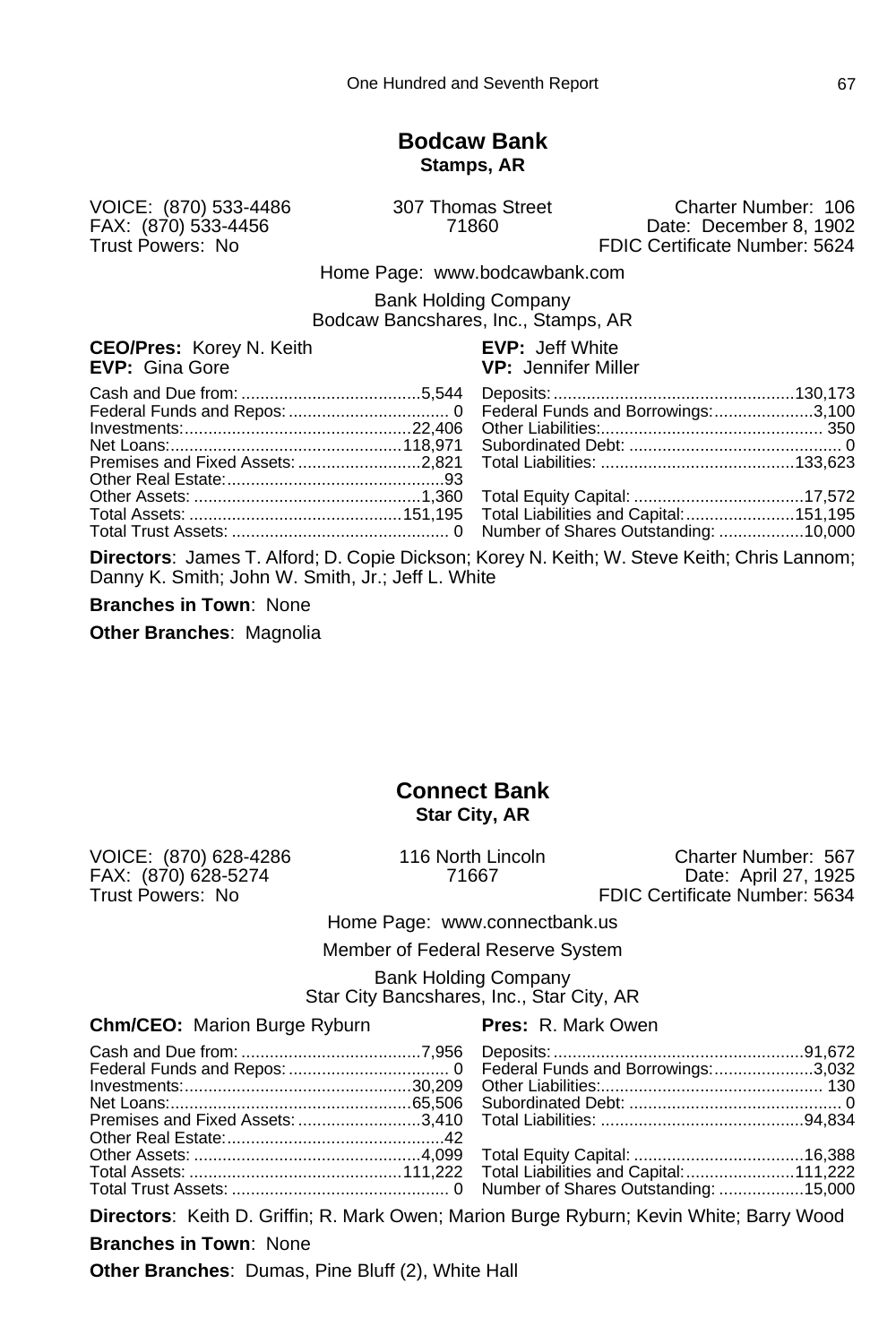## Bodcaw Bank

**Stamps, AR**

VOICE: (870) 533-4486
FAX: (870) 533-4456
Trust Powers: No

307 Thomas Street
71860

Charter Number: 106
Date: December 8, 1902
FDIC Certificate Number: 5624

Home Page: www.bodcawbank.com

Bank Holding Company
Bodcaw Bancshares, Inc., Stamps, AR

**CEO/Pres:** Korey N. Keith
**EVP:** Gina Gore
**EVP:** Jeff White
**VP:** Jennifer Miller

| Assets | | Liabilities | |
|---|---|---|---|
| Cash and Due from: | 5,544 | Deposits: | 130,173 |
| Federal Funds and Repos: | 0 | Federal Funds and Borrowings: | 3,100 |
| Investments: | 22,406 | Other Liabilities: | 350 |
| Net Loans: | 118,971 | Subordinated Debt: | 0 |
| Premises and Fixed Assets: | 2,821 | Total Liabilities: | 133,623 |
| Other Real Estate: | 93 | | |
| Other Assets: | 1,360 | Total Equity Capital: | 17,572 |
| Total Assets: | 151,195 | Total Liabilities and Capital: | 151,195 |
| Total Trust Assets: | 0 | Number of Shares Outstanding: | 10,000 |

**Directors**: James T. Alford; D. Copie Dickson; Korey N. Keith; W. Steve Keith; Chris Lannom; Danny K. Smith; John W. Smith, Jr.; Jeff L. White

**Branches in Town**: None

**Other Branches**: Magnolia

## Connect Bank

**Star City, AR**

VOICE: (870) 628-4286
FAX: (870) 628-5274
Trust Powers: No

116 North Lincoln
71667

Charter Number: 567
Date: April 27, 1925
FDIC Certificate Number: 5634

Home Page: www.connectbank.us

Member of Federal Reserve System

Bank Holding Company
Star City Bancshares, Inc., Star City, AR

**Chm/CEO:** Marion Burge Ryburn
**Pres:** R. Mark Owen

| Assets | | Liabilities | |
|---|---|---|---|
| Cash and Due from: | 7,956 | Deposits: | 91,672 |
| Federal Funds and Repos: | 0 | Federal Funds and Borrowings: | 3,032 |
| Investments: | 30,209 | Other Liabilities: | 130 |
| Net Loans: | 65,506 | Subordinated Debt: | 0 |
| Premises and Fixed Assets: | 3,410 | Total Liabilities: | 94,834 |
| Other Real Estate: | 42 | | |
| Other Assets: | 4,099 | Total Equity Capital: | 16,388 |
| Total Assets: | 111,222 | Total Liabilities and Capital: | 111,222 |
| Total Trust Assets: | 0 | Number of Shares Outstanding: | 15,000 |

**Directors**: Keith D. Griffin; R. Mark Owen; Marion Burge Ryburn; Kevin White; Barry Wood

**Branches in Town**: None

**Other Branches**: Dumas, Pine Bluff (2), White Hall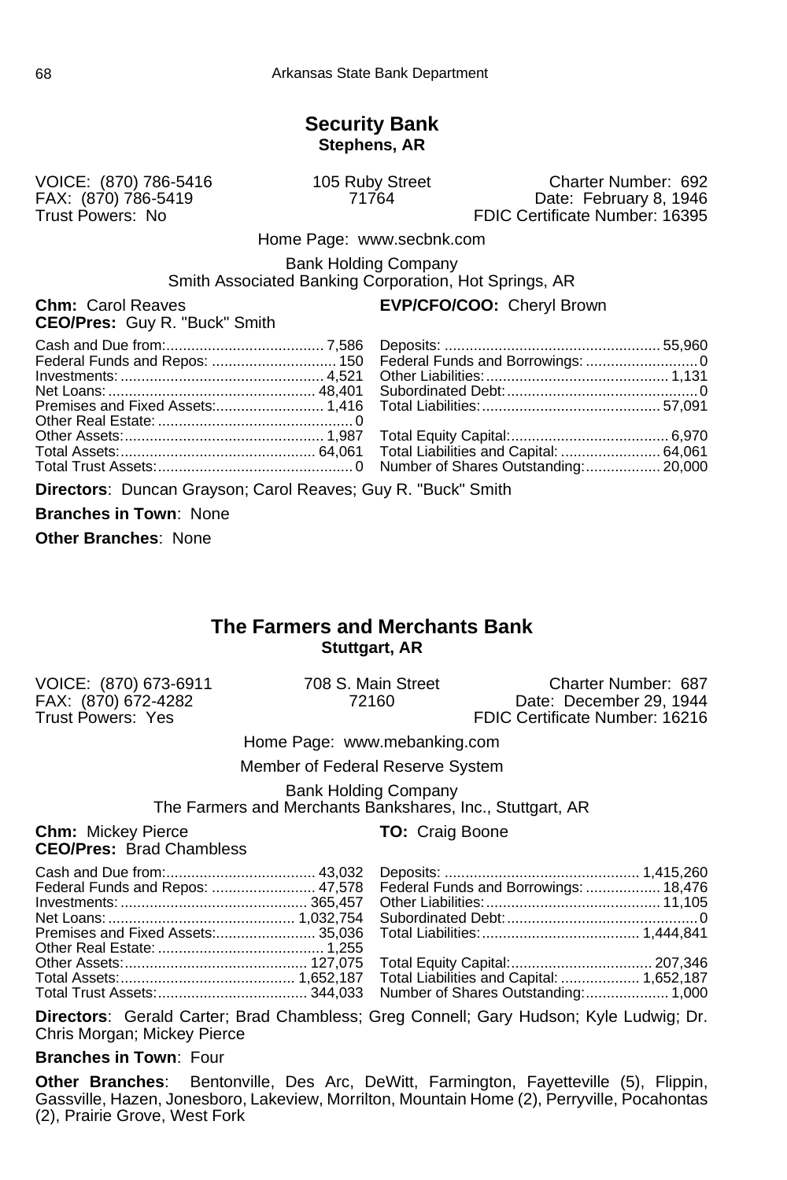## Security Bank
**Stephens, AR**

VOICE: (870) 786-5416
FAX: (870) 786-5419
Trust Powers: No

105 Ruby Street
71764

Charter Number: 692
Date: February 8, 1946
FDIC Certificate Number: 16395

Home Page: www.secbnk.com

Bank Holding Company
Smith Associated Banking Corporation, Hot Springs, AR

**Chm:** Carol Reaves
**CEO/Pres:** Guy R. "Buck" Smith
**EVP/CFO/COO:** Cheryl Brown

| | | | |
|---|---|---|---|
| Cash and Due from: | 7,586 | Deposits: | 55,960 |
| Federal Funds and Repos: | 150 | Federal Funds and Borrowings: | 0 |
| Investments: | 4,521 | Other Liabilities: | 1,131 |
| Net Loans: | 48,401 | Subordinated Debt: | 0 |
| Premises and Fixed Assets: | 1,416 | Total Liabilities: | 57,091 |
| Other Real Estate: | 0 | | |
| Other Assets: | 1,987 | Total Equity Capital: | 6,970 |
| Total Assets: | 64,061 | Total Liabilities and Capital: | 64,061 |
| Total Trust Assets: | 0 | Number of Shares Outstanding: | 20,000 |

**Directors**: Duncan Grayson; Carol Reaves; Guy R. "Buck" Smith

**Branches in Town**: None

**Other Branches**: None

## The Farmers and Merchants Bank
**Stuttgart, AR**

VOICE: (870) 673-6911
FAX: (870) 672-4282
Trust Powers: Yes

708 S. Main Street
72160

Charter Number: 687
Date: December 29, 1944
FDIC Certificate Number: 16216

Home Page: www.mebanking.com

Member of Federal Reserve System

Bank Holding Company
The Farmers and Merchants Bankshares, Inc., Stuttgart, AR

**Chm:** Mickey Pierce
**CEO/Pres:** Brad Chambless
**TO:** Craig Boone

| | | | |
|---|---|---|---|
| Cash and Due from: | 43,032 | Deposits: | 1,415,260 |
| Federal Funds and Repos: | 47,578 | Federal Funds and Borrowings: | 18,476 |
| Investments: | 365,457 | Other Liabilities: | 11,105 |
| Net Loans: | 1,032,754 | Subordinated Debt: | 0 |
| Premises and Fixed Assets: | 35,036 | Total Liabilities: | 1,444,841 |
| Other Real Estate: | 1,255 | | |
| Other Assets: | 127,075 | Total Equity Capital: | 207,346 |
| Total Assets: | 1,652,187 | Total Liabilities and Capital: | 1,652,187 |
| Total Trust Assets: | 344,033 | Number of Shares Outstanding: | 1,000 |

**Directors**: Gerald Carter; Brad Chambless; Greg Connell; Gary Hudson; Kyle Ludwig; Dr. Chris Morgan; Mickey Pierce

**Branches in Town**: Four

**Other Branches**: Bentonville, Des Arc, DeWitt, Farmington, Fayetteville (5), Flippin, Gassville, Hazen, Jonesboro, Lakeview, Morrilton, Mountain Home (2), Perryville, Pocahontas (2), Prairie Grove, West Fork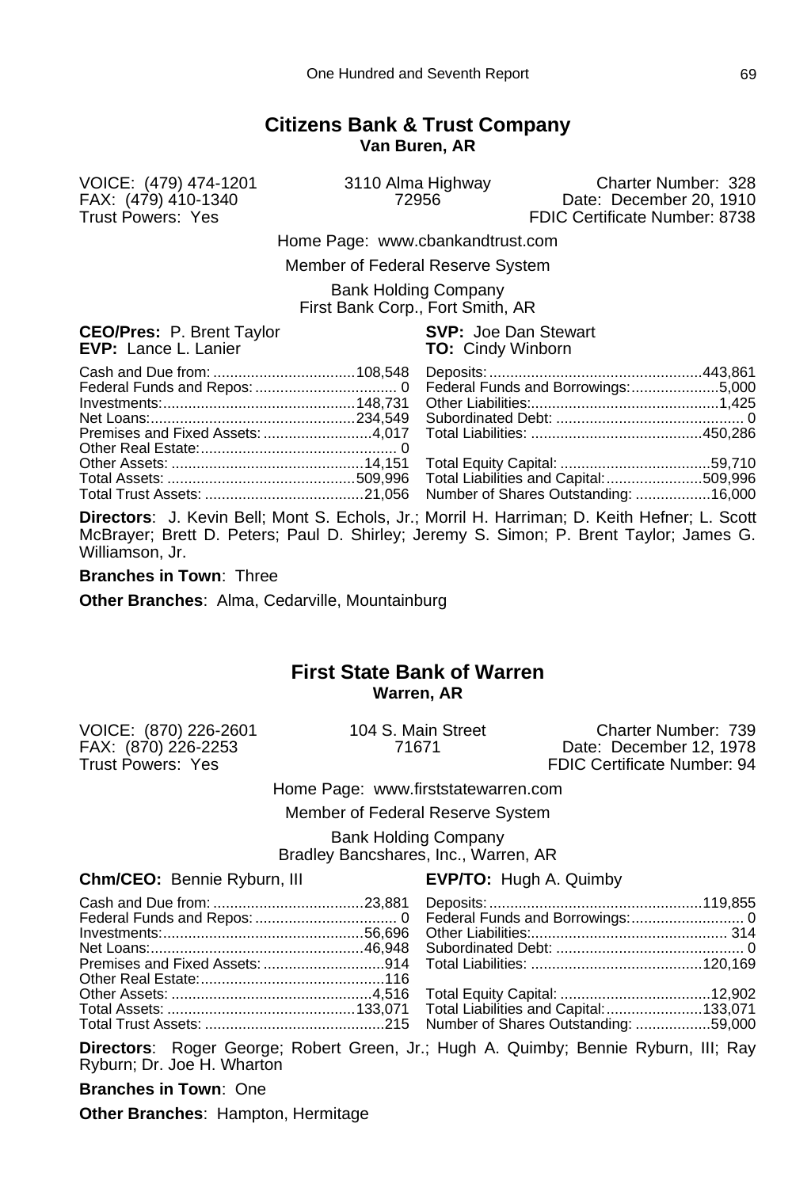## Citizens Bank & Trust Company

**Van Buren, AR**

VOICE: (479) 474-1201
FAX: (479) 410-1340
Trust Powers: Yes

3110 Alma Highway
72956

Charter Number: 328
Date: December 20, 1910
FDIC Certificate Number: 8738

Home Page: www.cbankandtrust.com

Member of Federal Reserve System

Bank Holding Company
First Bank Corp., Fort Smith, AR

**CEO/Pres:** P. Brent Taylor
**EVP:** Lance L. Lanier
**SVP:** Joe Dan Stewart
**TO:** Cindy Winborn

| | | | |
|---|---|---|---|
| Cash and Due from: | 108,548 | Deposits: | 443,861 |
| Federal Funds and Repos: | 0 | Federal Funds and Borrowings: | 5,000 |
| Investments: | 148,731 | Other Liabilities: | 1,425 |
| Net Loans: | 234,549 | Subordinated Debt: | 0 |
| Premises and Fixed Assets: | 4,017 | Total Liabilities: | 450,286 |
| Other Real Estate: | 0 | | |
| Other Assets: | 14,151 | Total Equity Capital: | 59,710 |
| Total Assets: | 509,996 | Total Liabilities and Capital: | 509,996 |
| Total Trust Assets: | 21,056 | Number of Shares Outstanding: | 16,000 |

**Directors**: J. Kevin Bell; Mont S. Echols, Jr.; Morril H. Harriman; D. Keith Hefner; L. Scott McBrayer; Brett D. Peters; Paul D. Shirley; Jeremy S. Simon; P. Brent Taylor; James G. Williamson, Jr.

**Branches in Town**: Three

**Other Branches**: Alma, Cedarville, Mountainburg

## First State Bank of Warren

**Warren, AR**

VOICE: (870) 226-2601
FAX: (870) 226-2253
Trust Powers: Yes

104 S. Main Street
71671

Charter Number: 739
Date: December 12, 1978
FDIC Certificate Number: 94

Home Page: www.firststatewarren.com

Member of Federal Reserve System

Bank Holding Company
Bradley Bancshares, Inc., Warren, AR

**Chm/CEO:** Bennie Ryburn, III
**EVP/TO:** Hugh A. Quimby

| | | | |
|---|---|---|---|
| Cash and Due from: | 23,881 | Deposits: | 119,855 |
| Federal Funds and Repos: | 0 | Federal Funds and Borrowings: | 0 |
| Investments: | 56,696 | Other Liabilities: | 314 |
| Net Loans: | 46,948 | Subordinated Debt: | 0 |
| Premises and Fixed Assets: | 914 | Total Liabilities: | 120,169 |
| Other Real Estate: | 116 | | |
| Other Assets: | 4,516 | Total Equity Capital: | 12,902 |
| Total Assets: | 133,071 | Total Liabilities and Capital: | 133,071 |
| Total Trust Assets: | 215 | Number of Shares Outstanding: | 59,000 |

**Directors**: Roger George; Robert Green, Jr.; Hugh A. Quimby; Bennie Ryburn, III; Ray Ryburn; Dr. Joe H. Wharton

**Branches in Town**: One

**Other Branches**: Hampton, Hermitage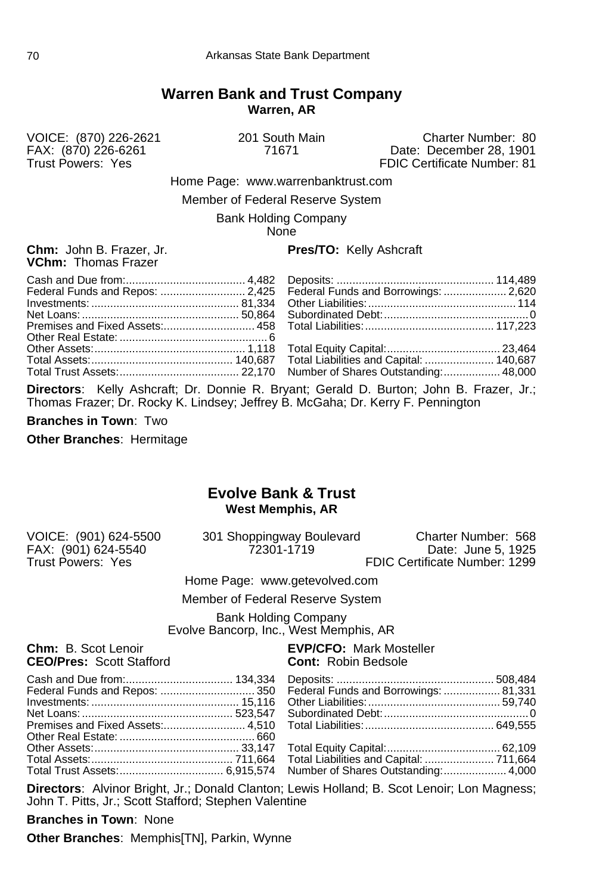## Warren Bank and Trust Company

**Warren, AR**

VOICE: (870) 226-2621
FAX: (870) 226-6261
Trust Powers: Yes

201 South Main
71671

Charter Number: 80
Date: December 28, 1901
FDIC Certificate Number: 81

Home Page: www.warrenbanktrust.com

Member of Federal Reserve System

Bank Holding Company
None

**Chm:** John B. Frazer, Jr.
**VChm:** Thomas Frazer
**Pres/TO:** Kelly Ashcraft

| | | | |
|---|---|---|---|
| Cash and Due from: | 4,482 | Deposits: | 114,489 |
| Federal Funds and Repos: | 2,425 | Federal Funds and Borrowings: | 2,620 |
| Investments: | 81,334 | Other Liabilities: | 114 |
| Net Loans: | 50,864 | Subordinated Debt: | 0 |
| Premises and Fixed Assets: | 458 | Total Liabilities: | 117,223 |
| Other Real Estate: | 6 | | |
| Other Assets: | 1,118 | Total Equity Capital: | 23,464 |
| Total Assets: | 140,687 | Total Liabilities and Capital: | 140,687 |
| Total Trust Assets: | 22,170 | Number of Shares Outstanding: | 48,000 |

**Directors**: Kelly Ashcraft; Dr. Donnie R. Bryant; Gerald D. Burton; John B. Frazer, Jr.; Thomas Frazer; Dr. Rocky K. Lindsey; Jeffrey B. McGaha; Dr. Kerry F. Pennington

**Branches in Town**: Two

**Other Branches**: Hermitage

## Evolve Bank & Trust

**West Memphis, AR**

VOICE: (901) 624-5500
FAX: (901) 624-5540
Trust Powers: Yes

301 Shoppingway Boulevard
72301-1719

Charter Number: 568
Date: June 5, 1925
FDIC Certificate Number: 1299

Home Page: www.getevolved.com

Member of Federal Reserve System

Bank Holding Company
Evolve Bancorp, Inc., West Memphis, AR

**Chm:** B. Scot Lenoir
**CEO/Pres:** Scott Stafford
**EVP/CFO:** Mark Mosteller
**Cont:** Robin Bedsole

| | | | |
|---|---|---|---|
| Cash and Due from: | 134,334 | Deposits: | 508,484 |
| Federal Funds and Repos: | 350 | Federal Funds and Borrowings: | 81,331 |
| Investments: | 15,116 | Other Liabilities: | 59,740 |
| Net Loans: | 523,547 | Subordinated Debt: | 0 |
| Premises and Fixed Assets: | 4,510 | Total Liabilities: | 649,555 |
| Other Real Estate: | 660 | | |
| Other Assets: | 33,147 | Total Equity Capital: | 62,109 |
| Total Assets: | 711,664 | Total Liabilities and Capital: | 711,664 |
| Total Trust Assets: | 6,915,574 | Number of Shares Outstanding: | 4,000 |

**Directors**: Alvinor Bright, Jr.; Donald Clanton; Lewis Holland; B. Scot Lenoir; Lon Magness; John T. Pitts, Jr.; Scott Stafford; Stephen Valentine

**Branches in Town**: None

**Other Branches**: Memphis[TN], Parkin, Wynne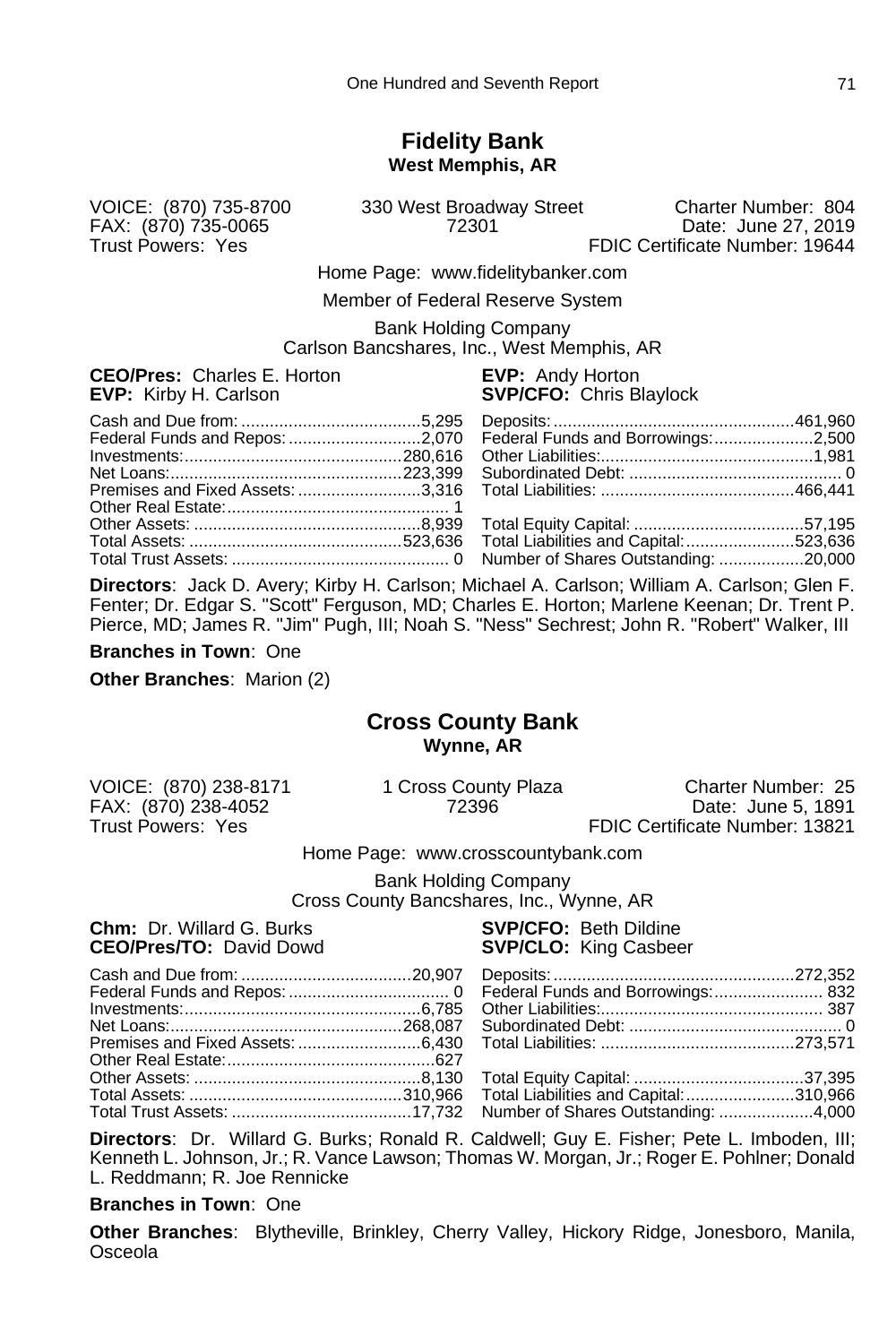## Fidelity Bank

**West Memphis, AR**

VOICE: (870) 735-8700
FAX: (870) 735-0065
Trust Powers: Yes

330 West Broadway Street
72301

Charter Number: 804
Date: June 27, 2019
FDIC Certificate Number: 19644

Home Page: www.fidelitybanker.com

Member of Federal Reserve System

Bank Holding Company
Carlson Bancshares, Inc., West Memphis, AR

**CEO/Pres:** Charles E. Horton
**EVP:** Kirby H. Carlson
**EVP:** Andy Horton
**SVP/CFO:** Chris Blaylock

| | | | |
|---|---|---|---|
| Cash and Due from: | 5,295 | Deposits: | 461,960 |
| Federal Funds and Repos: | 2,070 | Federal Funds and Borrowings: | 2,500 |
| Investments: | 280,616 | Other Liabilities: | 1,981 |
| Net Loans: | 223,399 | Subordinated Debt: | 0 |
| Premises and Fixed Assets: | 3,316 | Total Liabilities: | 466,441 |
| Other Real Estate: | 1 | | |
| Other Assets: | 8,939 | Total Equity Capital: | 57,195 |
| Total Assets: | 523,636 | Total Liabilities and Capital: | 523,636 |
| Total Trust Assets: | 0 | Number of Shares Outstanding: | 20,000 |

**Directors**: Jack D. Avery; Kirby H. Carlson; Michael A. Carlson; William A. Carlson; Glen F. Fenter; Dr. Edgar S. "Scott" Ferguson, MD; Charles E. Horton; Marlene Keenan; Dr. Trent P. Pierce, MD; James R. "Jim" Pugh, III; Noah S. "Ness" Sechrest; John R. "Robert" Walker, III

**Branches in Town**: One

**Other Branches**: Marion (2)

## Cross County Bank

**Wynne, AR**

VOICE: (870) 238-8171
FAX: (870) 238-4052
Trust Powers: Yes

1 Cross County Plaza
72396

Charter Number: 25
Date: June 5, 1891
FDIC Certificate Number: 13821

Home Page: www.crosscountybank.com

Bank Holding Company
Cross County Bancshares, Inc., Wynne, AR

**Chm:** Dr. Willard G. Burks
**CEO/Pres/TO:** David Dowd
**SVP/CFO:** Beth Dildine
**SVP/CLO:** King Casbeer

| | | | |
|---|---|---|---|
| Cash and Due from: | 20,907 | Deposits: | 272,352 |
| Federal Funds and Repos: | 0 | Federal Funds and Borrowings: | 832 |
| Investments: | 6,785 | Other Liabilities: | 387 |
| Net Loans: | 268,087 | Subordinated Debt: | 0 |
| Premises and Fixed Assets: | 6,430 | Total Liabilities: | 273,571 |
| Other Real Estate: | 627 | | |
| Other Assets: | 8,130 | Total Equity Capital: | 37,395 |
| Total Assets: | 310,966 | Total Liabilities and Capital: | 310,966 |
| Total Trust Assets: | 17,732 | Number of Shares Outstanding: | 4,000 |

**Directors**: Dr. Willard G. Burks; Ronald R. Caldwell; Guy E. Fisher; Pete L. Imboden, III; Kenneth L. Johnson, Jr.; R. Vance Lawson; Thomas W. Morgan, Jr.; Roger E. Pohlner; Donald L. Reddmann; R. Joe Rennicke

**Branches in Town**: One

**Other Branches**: Blytheville, Brinkley, Cherry Valley, Hickory Ridge, Jonesboro, Manila, Osceola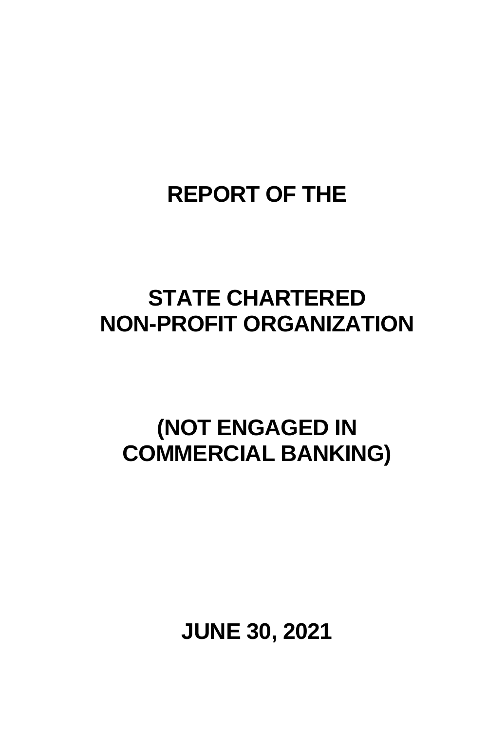# REPORT OF THE

# STATE CHARTERED NON-PROFIT ORGANIZATION

# (NOT ENGAGED IN COMMERCIAL BANKING)

# JUNE 30, 2021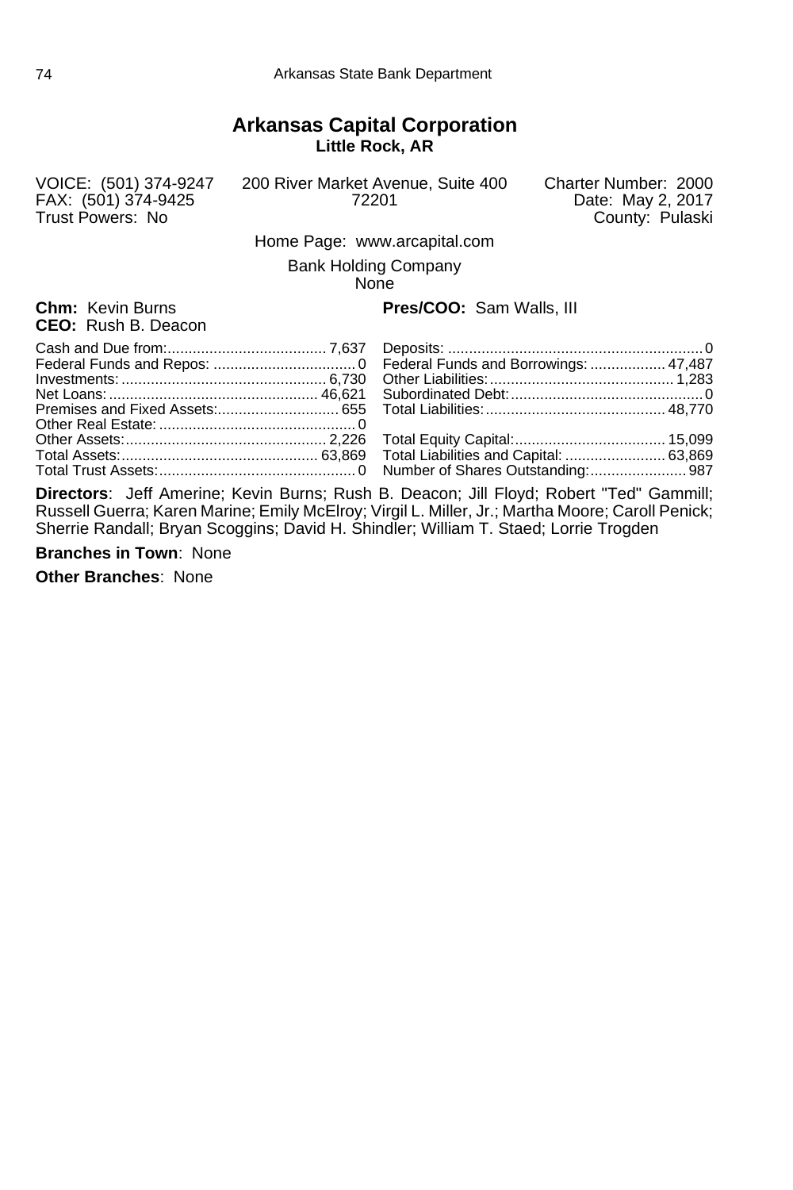## Arkansas Capital Corporation

**Little Rock, AR**

VOICE: (501) 374-9247
FAX: (501) 374-9425
Trust Powers: No

200 River Market Avenue, Suite 400
72201

Charter Number: 2000
Date: May 2, 2017
County: Pulaski

Home Page: www.arcapital.com

Bank Holding Company
None

**Chm:** Kevin Burns
**CEO:** Rush B. Deacon
**Pres/COO:** Sam Walls, III

| | | | |
|---|---|---|---|
| Cash and Due from: | 7,637 | Deposits: | 0 |
| Federal Funds and Repos: | 0 | Federal Funds and Borrowings: | 47,487 |
| Investments: | 6,730 | Other Liabilities: | 1,283 |
| Net Loans: | 46,621 | Subordinated Debt: | 0 |
| Premises and Fixed Assets: | 655 | Total Liabilities: | 48,770 |
| Other Real Estate: | 0 | | |
| Other Assets: | 2,226 | Total Equity Capital: | 15,099 |
| Total Assets: | 63,869 | Total Liabilities and Capital: | 63,869 |
| Total Trust Assets: | 0 | Number of Shares Outstanding: | 987 |

**Directors**: Jeff Amerine; Kevin Burns; Rush B. Deacon; Jill Floyd; Robert "Ted" Gammill; Russell Guerra; Karen Marine; Emily McElroy; Virgil L. Miller, Jr.; Martha Moore; Caroll Penick; Sherrie Randall; Bryan Scoggins; David H. Shindler; William T. Staed; Lorrie Trogden

**Branches in Town**: None

**Other Branches**: None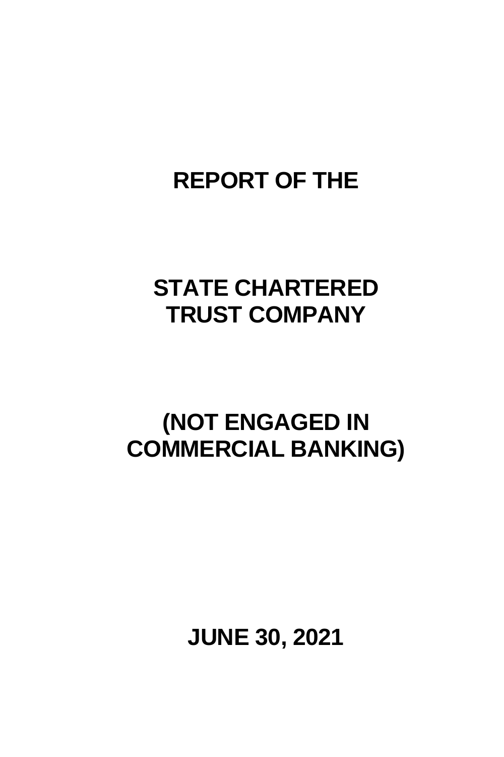# REPORT OF THE

# STATE CHARTERED TRUST COMPANY

# (NOT ENGAGED IN COMMERCIAL BANKING)

# JUNE 30, 2021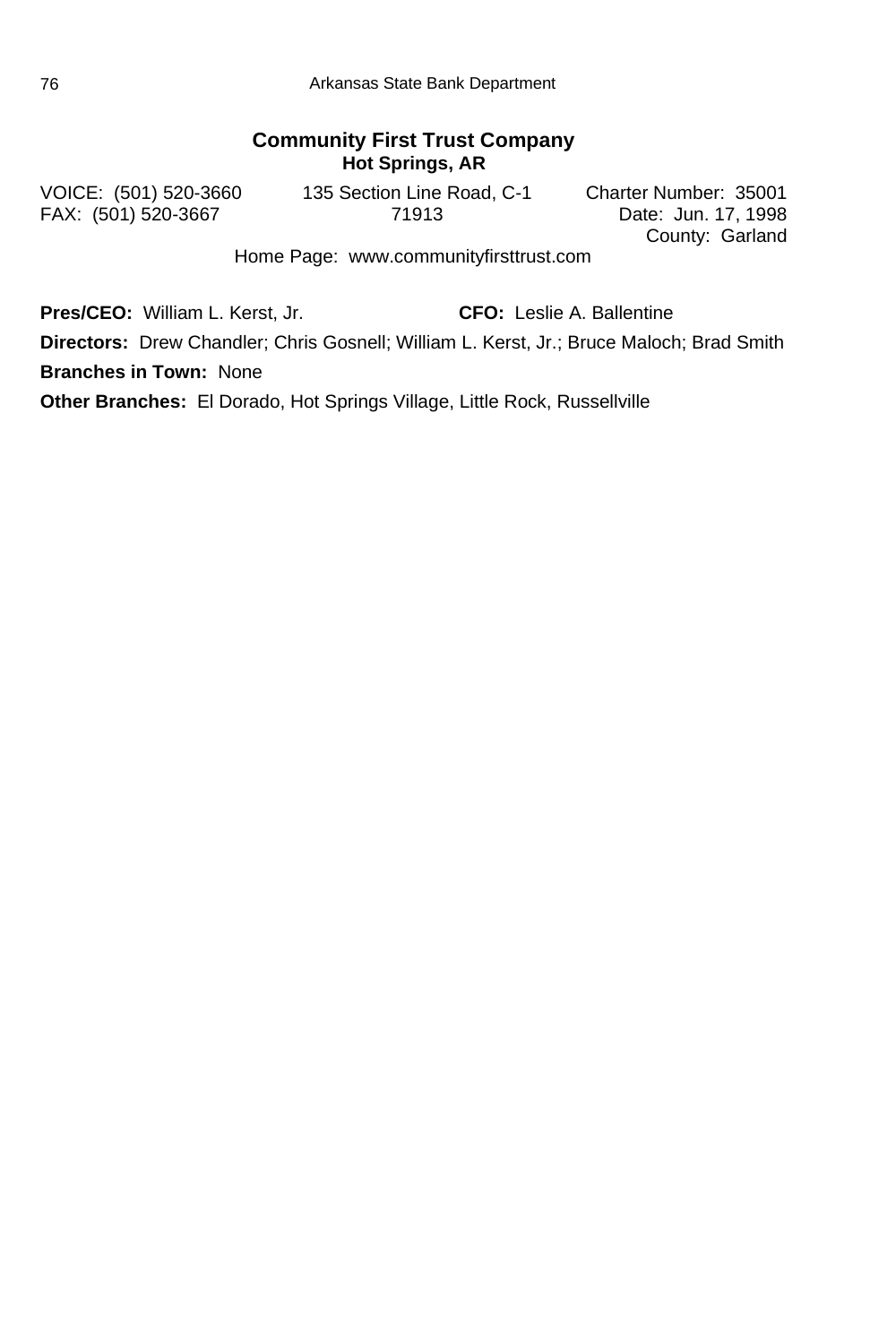## Community First Trust Company

### Hot Springs, AR

VOICE: (501) 520-3660
FAX: (501) 520-3667

135 Section Line Road, C-1
71913

Charter Number: 35001
Date: Jun. 17, 1998
County: Garland

Home Page: www.communityfirsttrust.com

**Pres/CEO:** William L. Kerst, Jr. **CFO:** Leslie A. Ballentine

**Directors:** Drew Chandler; Chris Gosnell; William L. Kerst, Jr.; Bruce Maloch; Brad Smith

**Branches in Town:** None

**Other Branches:** El Dorado, Hot Springs Village, Little Rock, Russellville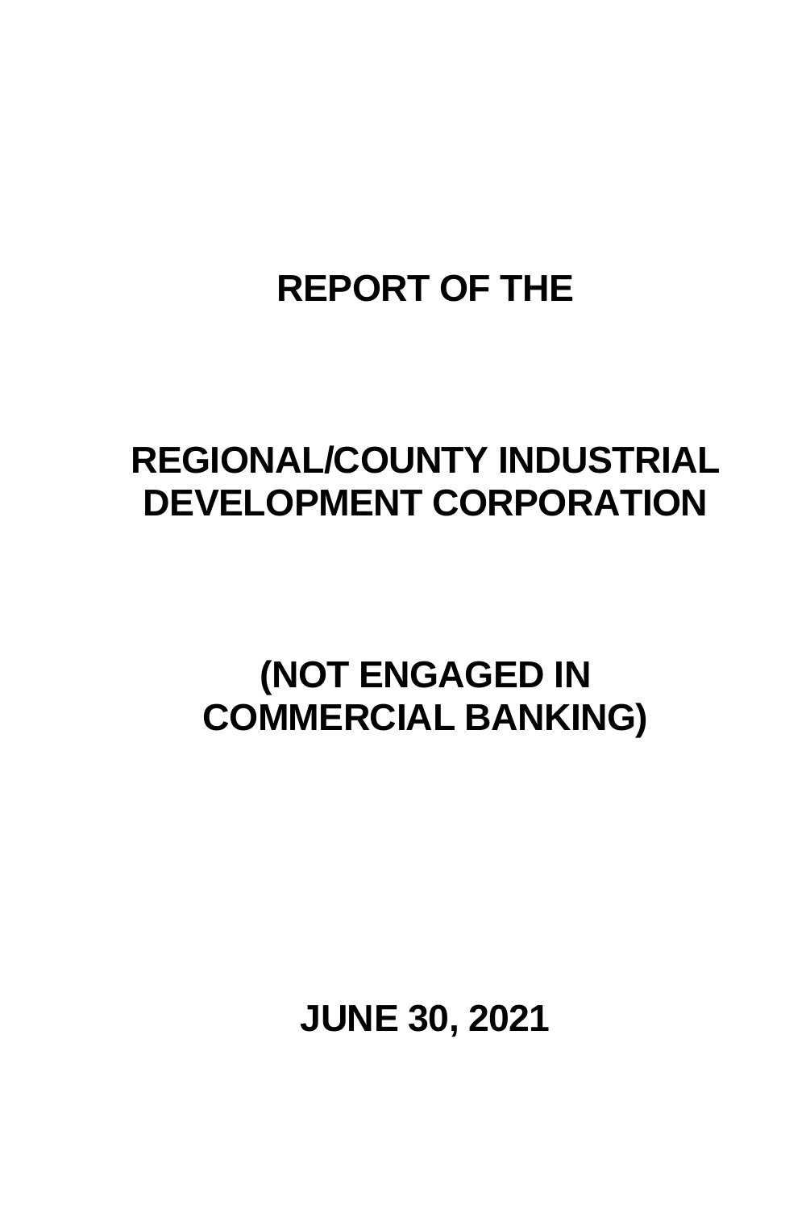# REPORT OF THE

# REGIONAL/COUNTY INDUSTRIAL DEVELOPMENT CORPORATION

# (NOT ENGAGED IN COMMERCIAL BANKING)

# JUNE 30, 2021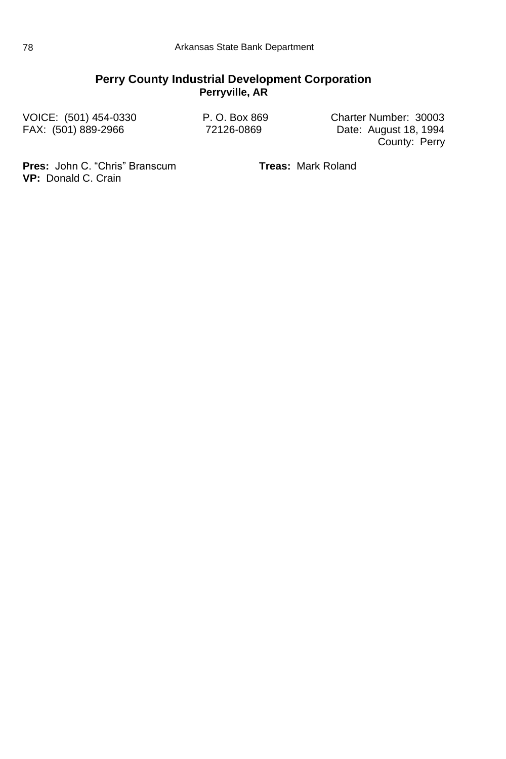## Perry County Industrial Development Corporation

**Perryville, AR**

VOICE: (501) 454-0330
FAX: (501) 889-2966

P. O. Box 869
72126-0869

Charter Number: 30003
Date: August 18, 1994
County: Perry

**Pres:** John C. "Chris" Branscum
**VP:** Donald C. Crain
**Treas:** Mark Roland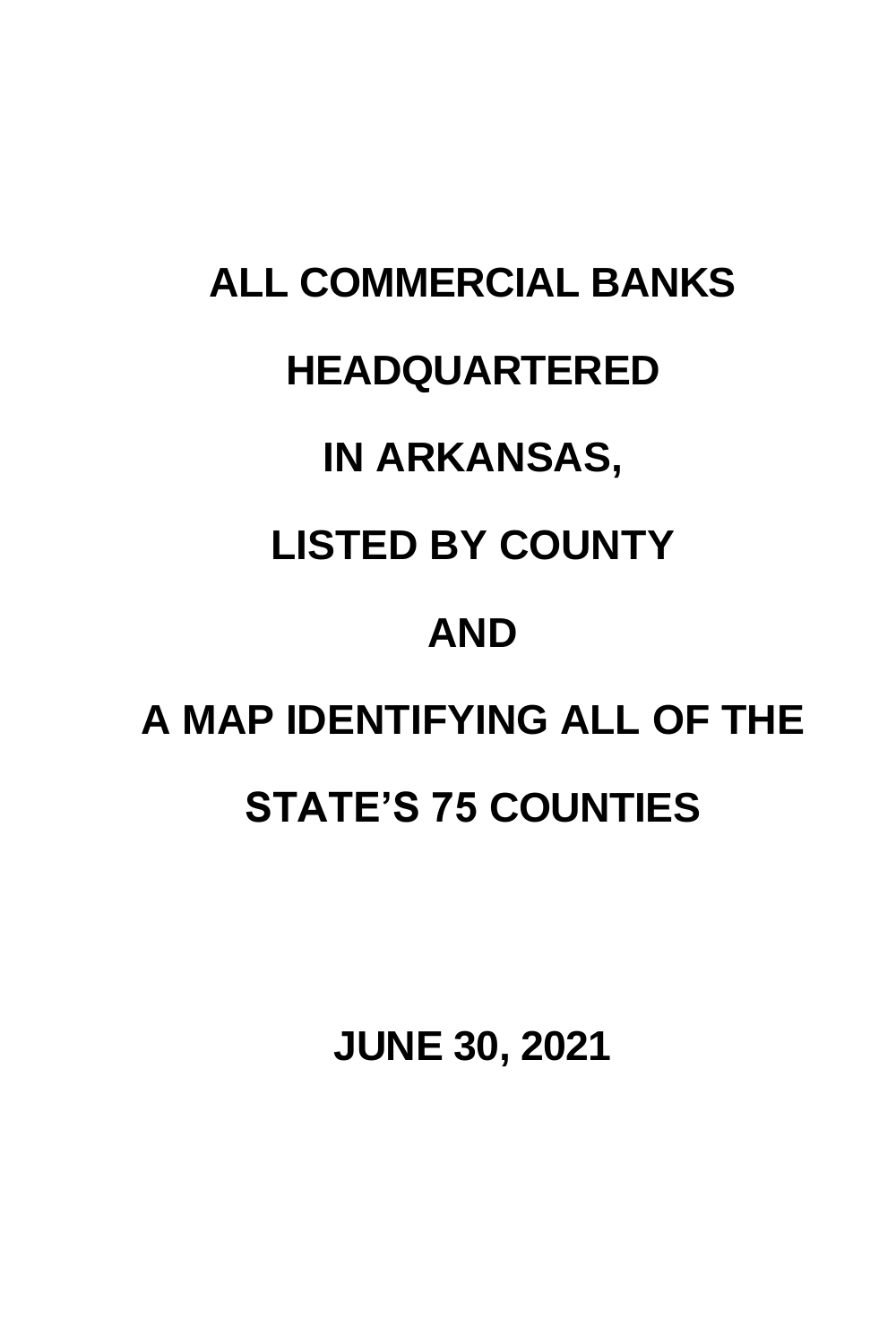# ALL COMMERCIAL BANKS

# HEADQUARTERED

# IN ARKANSAS,

# LISTED BY COUNTY

# AND

# A MAP IDENTIFYING ALL OF THE

# STATE'S 75 COUNTIES

**JUNE 30, 2021**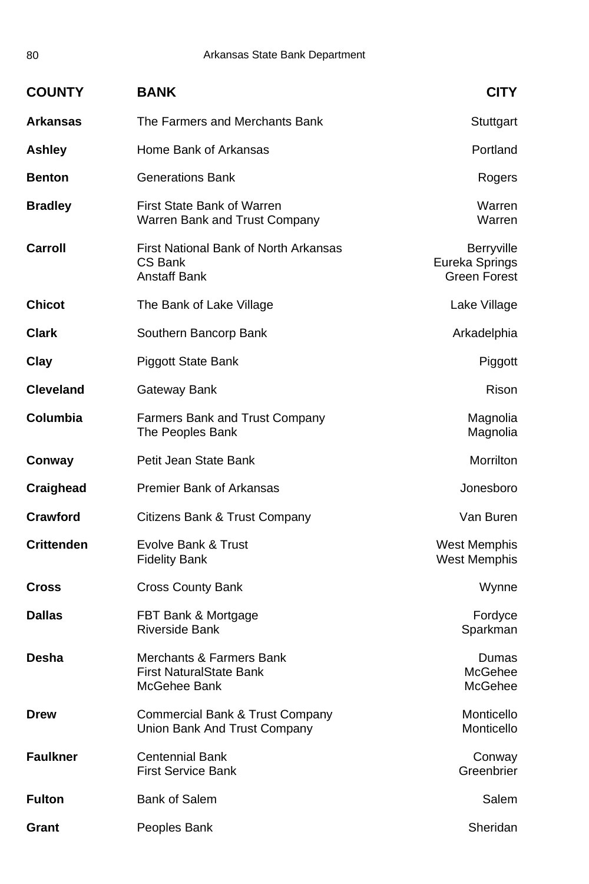| COUNTY | BANK | CITY |
|---|---|---|
| **Arkansas** | The Farmers and Merchants Bank | Stuttgart |
| **Ashley** | Home Bank of Arkansas | Portland |
| **Benton** | Generations Bank | Rogers |
| **Bradley** | First State Bank of Warren | Warren |
| | Warren Bank and Trust Company | Warren |
| **Carroll** | First National Bank of North Arkansas | Berryville |
| | CS Bank | Eureka Springs |
| | Anstaff Bank | Green Forest |
| **Chicot** | The Bank of Lake Village | Lake Village |
| **Clark** | Southern Bancorp Bank | Arkadelphia |
| **Clay** | Piggott State Bank | Piggott |
| **Cleveland** | Gateway Bank | Rison |
| **Columbia** | Farmers Bank and Trust Company | Magnolia |
| | The Peoples Bank | Magnolia |
| **Conway** | Petit Jean State Bank | Morrilton |
| **Craighead** | Premier Bank of Arkansas | Jonesboro |
| **Crawford** | Citizens Bank & Trust Company | Van Buren |
| **Crittenden** | Evolve Bank & Trust | West Memphis |
| | Fidelity Bank | West Memphis |
| **Cross** | Cross County Bank | Wynne |
| **Dallas** | FBT Bank & Mortgage | Fordyce |
| | Riverside Bank | Sparkman |
| **Desha** | Merchants & Farmers Bank | Dumas |
| | First NaturalState Bank | McGehee |
| | McGehee Bank | McGehee |
| **Drew** | Commercial Bank & Trust Company | Monticello |
| | Union Bank And Trust Company | Monticello |
| **Faulkner** | Centennial Bank | Conway |
| | First Service Bank | Greenbrier |
| **Fulton** | Bank of Salem | Salem |
| **Grant** | Peoples Bank | Sheridan |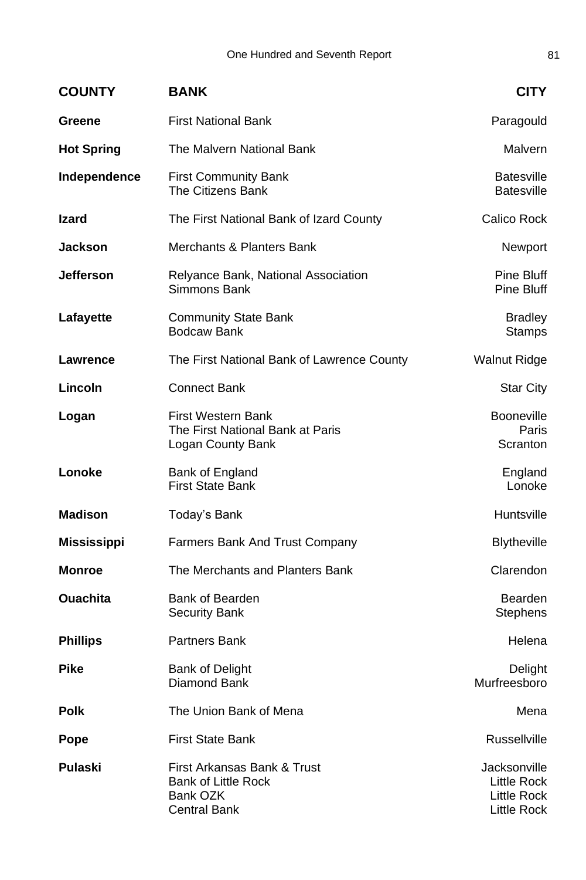| COUNTY | BANK | CITY |
|---|---|---|
| **Greene** | First National Bank | Paragould |
| **Hot Spring** | The Malvern National Bank | Malvern |
| **Independence** | First Community Bank | Batesville |
| | The Citizens Bank | Batesville |
| **Izard** | The First National Bank of Izard County | Calico Rock |
| **Jackson** | Merchants & Planters Bank | Newport |
| **Jefferson** | Relyance Bank, National Association | Pine Bluff |
| | Simmons Bank | Pine Bluff |
| **Lafayette** | Community State Bank | Bradley |
| | Bodcaw Bank | Stamps |
| **Lawrence** | The First National Bank of Lawrence County | Walnut Ridge |
| **Lincoln** | Connect Bank | Star City |
| **Logan** | First Western Bank | Booneville |
| | The First National Bank at Paris | Paris |
| | Logan County Bank | Scranton |
| **Lonoke** | Bank of England | England |
| | First State Bank | Lonoke |
| **Madison** | Today's Bank | Huntsville |
| **Mississippi** | Farmers Bank And Trust Company | Blytheville |
| **Monroe** | The Merchants and Planters Bank | Clarendon |
| **Ouachita** | Bank of Bearden | Bearden |
| | Security Bank | Stephens |
| **Phillips** | Partners Bank | Helena |
| **Pike** | Bank of Delight | Delight |
| | Diamond Bank | Murfreesboro |
| **Polk** | The Union Bank of Mena | Mena |
| **Pope** | First State Bank | Russellville |
| **Pulaski** | First Arkansas Bank & Trust | Jacksonville |
| | Bank of Little Rock | Little Rock |
| | Bank OZK | Little Rock |
| | Central Bank | Little Rock |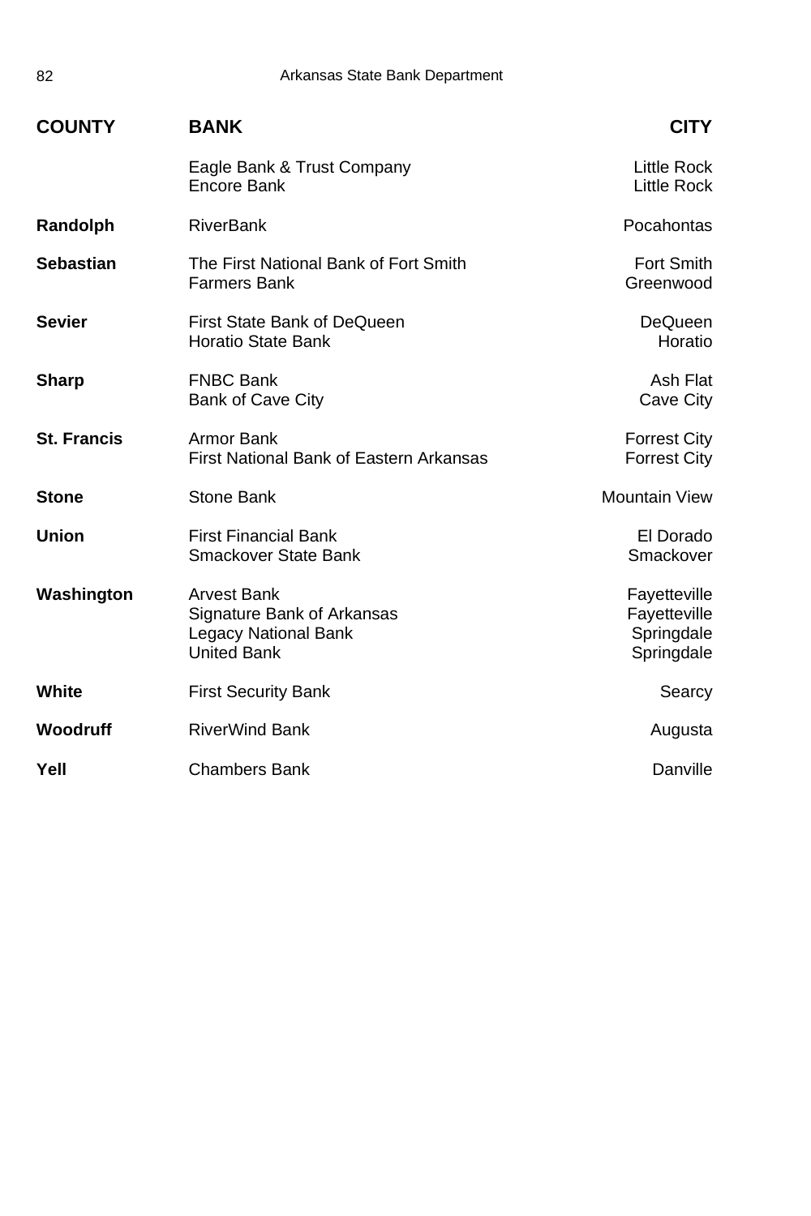| COUNTY | BANK | CITY |
|---|---|---|
| | Eagle Bank & Trust Company | Little Rock |
| | Encore Bank | Little Rock |
| Randolph | RiverBank | Pocahontas |
| Sebastian | The First National Bank of Fort Smith | Fort Smith |
| | Farmers Bank | Greenwood |
| Sevier | First State Bank of DeQueen | DeQueen |
| | Horatio State Bank | Horatio |
| Sharp | FNBC Bank | Ash Flat |
| | Bank of Cave City | Cave City |
| St. Francis | Armor Bank | Forrest City |
| | First National Bank of Eastern Arkansas | Forrest City |
| Stone | Stone Bank | Mountain View |
| Union | First Financial Bank | El Dorado |
| | Smackover State Bank | Smackover |
| Washington | Arvest Bank | Fayetteville |
| | Signature Bank of Arkansas | Fayetteville |
| | Legacy National Bank | Springdale |
| | United Bank | Springdale |
| White | First Security Bank | Searcy |
| Woodruff | RiverWind Bank | Augusta |
| Yell | Chambers Bank | Danville |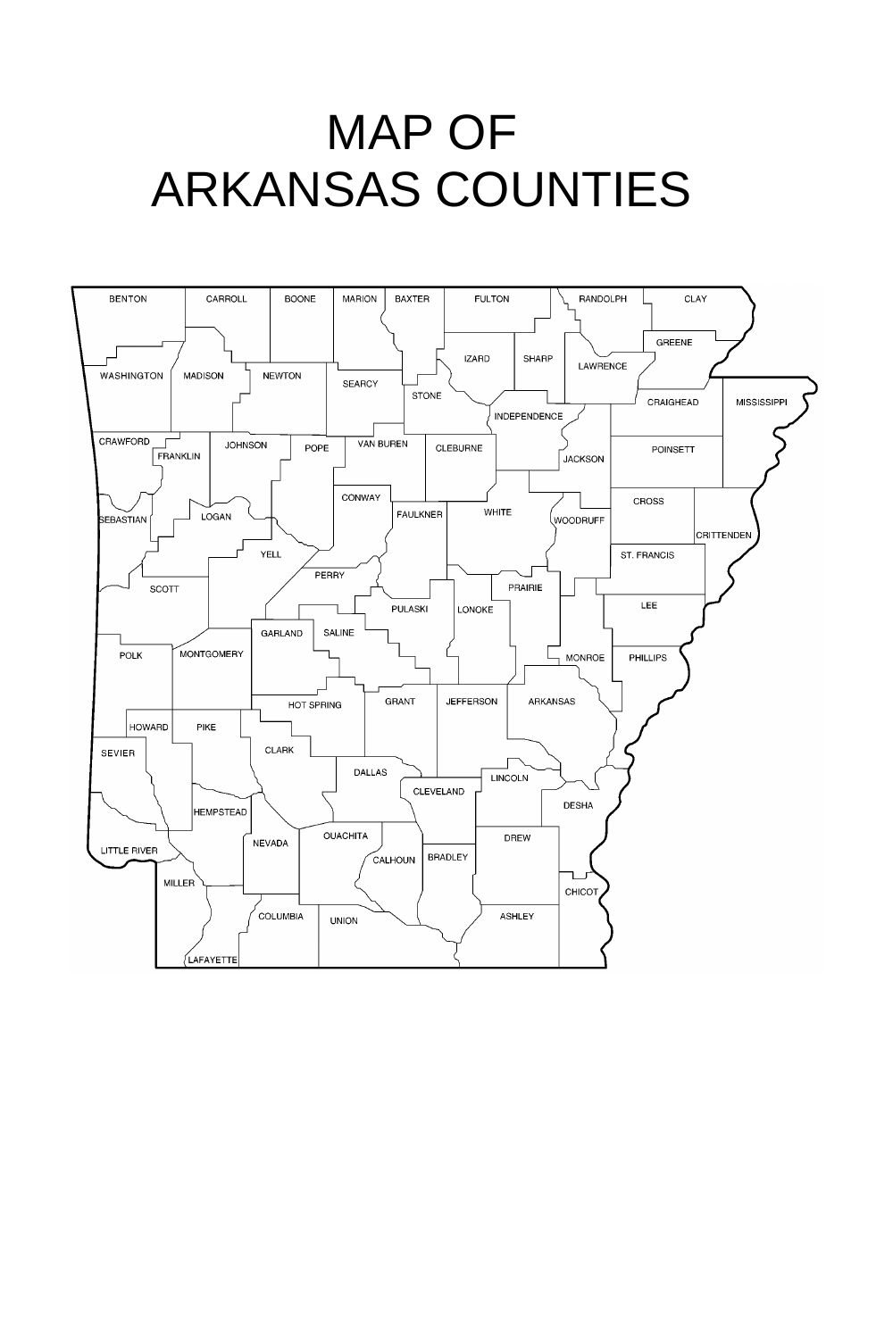# MAP OF ARKANSAS COUNTIES

BENTON CARROLL BOONE MARION BAXTER FULTON RANDOLPH CLAY

GREENE

WASHINGTON MADISON NEWTON SEARCY IZARD SHARP LAWRENCE

STONE CRAIGHEAD MISSISSIPPI

INDEPENDENCE

CRAWFORD FRANKLIN JOHNSON POPE VAN BUREN CLEBURNE JACKSON POINSETT

CONWAY WHITE CROSS

SEBASTIAN LOGAN FAULKNER WOODRUFF CRITTENDEN

YELL ST. FRANCIS

PERRY PRAIRIE

SCOTT LEE

PULASKI LONOKE

GARLAND SALINE

POLK MONTGOMERY MONROE PHILLIPS

HOT SPRING GRANT JEFFERSON ARKANSAS

HOWARD PIKE

SEVIER CLARK

DALLAS LINCOLN

CLEVELAND

DESHA

HEMPSTEAD

OUACHITA DREW

NEVADA BRADLEY

LITTLE RIVER CALHOUN

MILLER CHICOT

COLUMBIA UNION ASHLEY

LAFAYETTE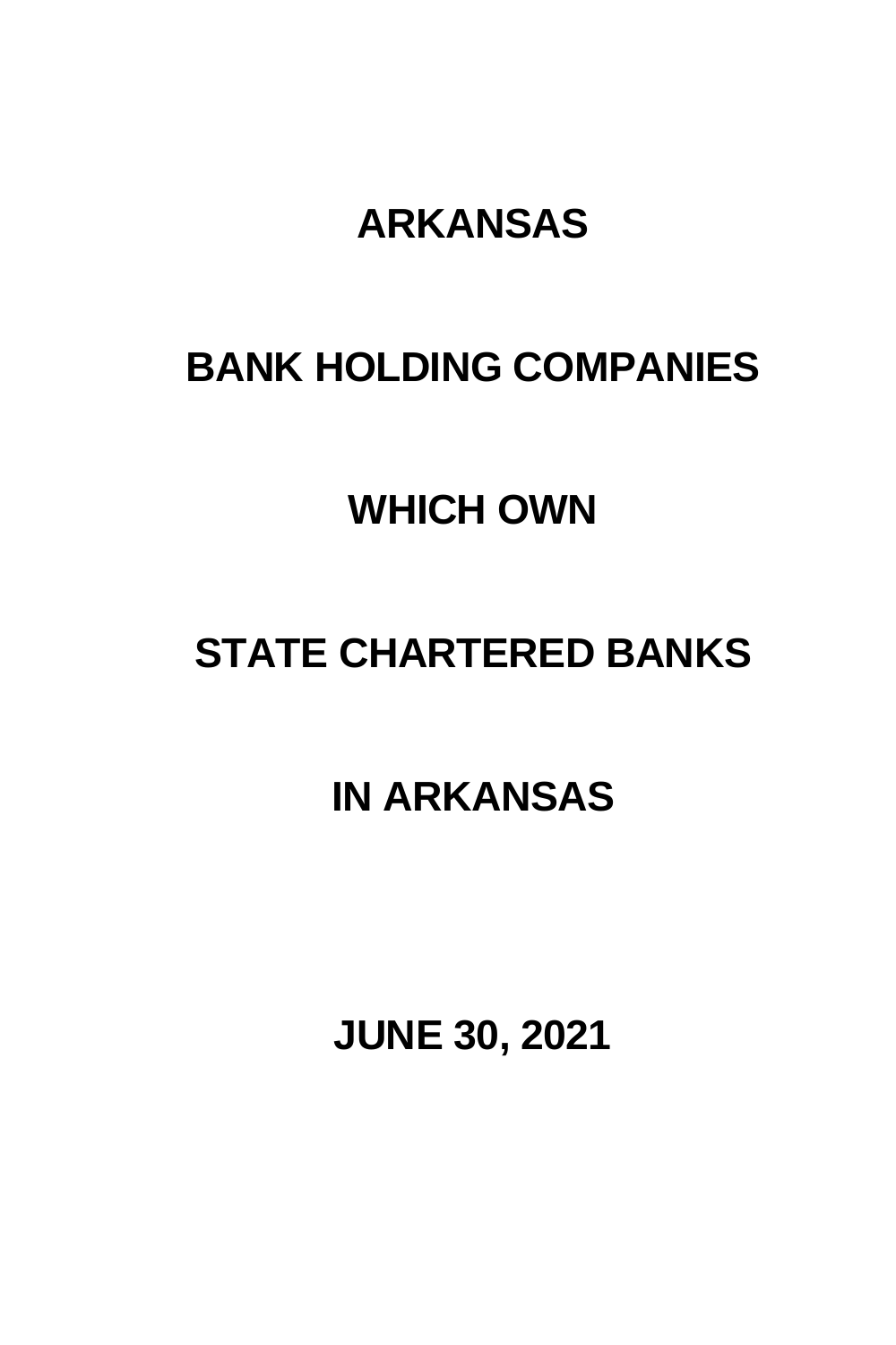# ARKANSAS

# BANK HOLDING COMPANIES

# WHICH OWN

# STATE CHARTERED BANKS

# IN ARKANSAS

# JUNE 30, 2021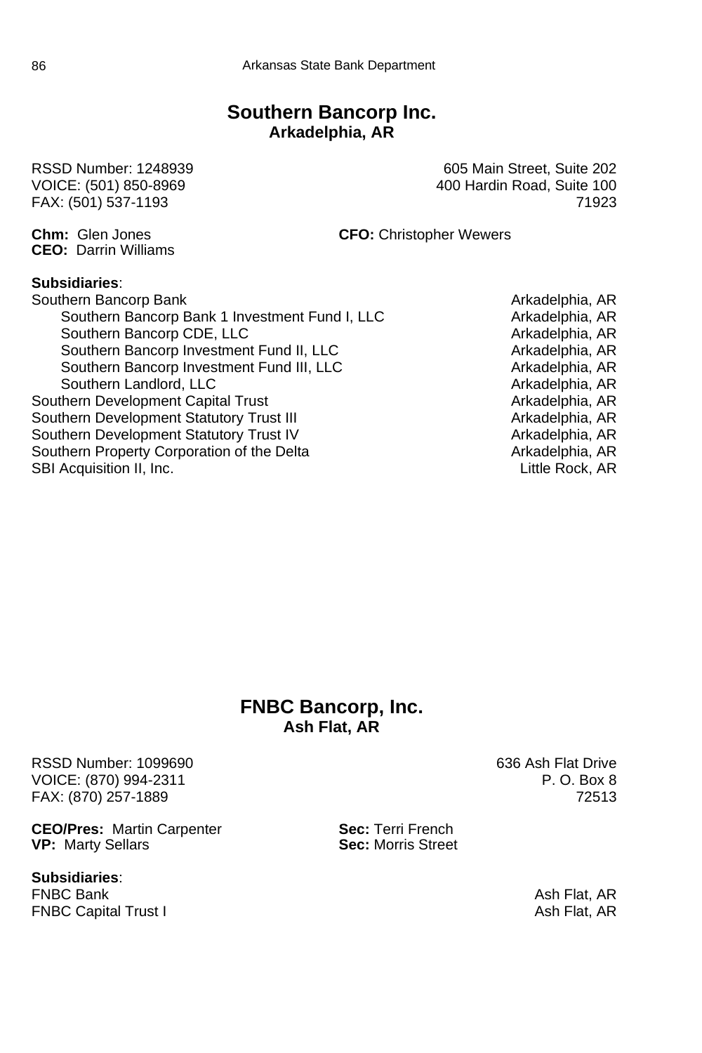## Southern Bancorp Inc.
### Arkadelphia, AR

RSSD Number: 1248939
VOICE: (501) 850-8969
FAX: (501) 537-1193

605 Main Street, Suite 202
400 Hardin Road, Suite 100
71923

**Chm:** Glen Jones
**CEO:** Darrin Williams
**CFO:** Christopher Wewers

**Subsidiaries**:

| | |
|---|---|
| Southern Bancorp Bank | Arkadelphia, AR |
| Southern Bancorp Bank 1 Investment Fund I, LLC | Arkadelphia, AR |
| Southern Bancorp CDE, LLC | Arkadelphia, AR |
| Southern Bancorp Investment Fund II, LLC | Arkadelphia, AR |
| Southern Bancorp Investment Fund III, LLC | Arkadelphia, AR |
| Southern Landlord, LLC | Arkadelphia, AR |
| Southern Development Capital Trust | Arkadelphia, AR |
| Southern Development Statutory Trust III | Arkadelphia, AR |
| Southern Development Statutory Trust IV | Arkadelphia, AR |
| Southern Property Corporation of the Delta | Arkadelphia, AR |
| SBI Acquisition II, Inc. | Little Rock, AR |

## FNBC Bancorp, Inc.
### Ash Flat, AR

RSSD Number: 1099690
VOICE: (870) 994-2311
FAX: (870) 257-1889

636 Ash Flat Drive
P. O. Box 8
72513

**CEO/Pres:** Martin Carpenter
**VP:** Marty Sellars
**Sec:** Terri French
**Sec:** Morris Street

**Subsidiaries**:

| | |
|---|---|
| FNBC Bank | Ash Flat, AR |
| FNBC Capital Trust I | Ash Flat, AR |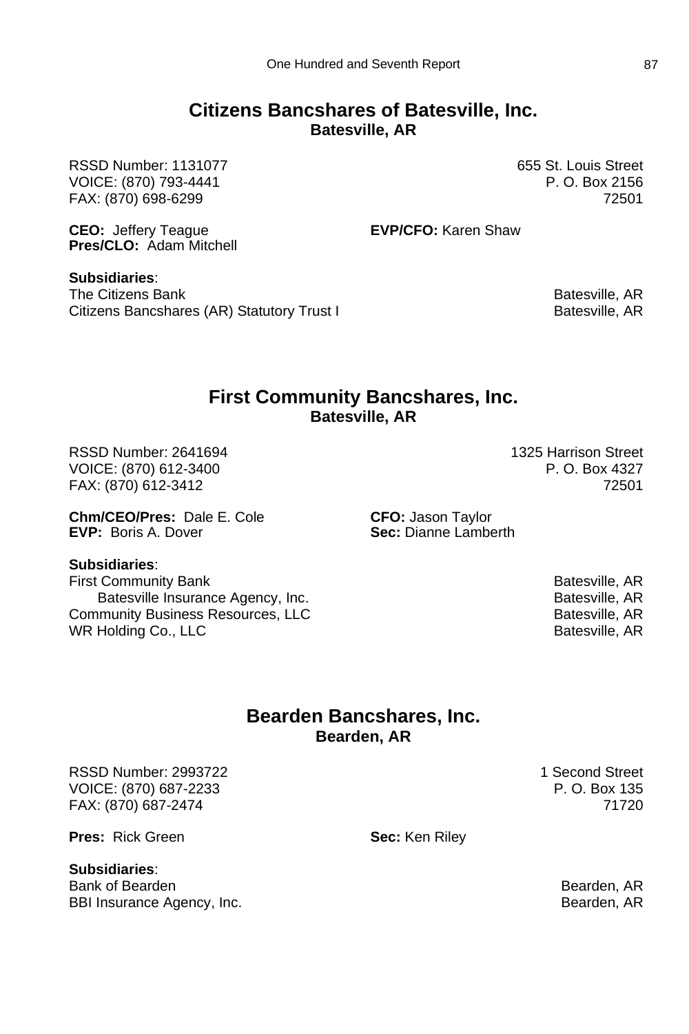## Citizens Bancshares of Batesville, Inc.
### Batesville, AR

RSSD Number: 1131077
VOICE: (870) 793-4441
FAX: (870) 698-6299

655 St. Louis Street
P. O. Box 2156
72501

**CEO:** Jeffery Teague
**Pres/CLO:** Adam Mitchell
**EVP/CFO:** Karen Shaw

**Subsidiaries**:

| | |
|---|---|
| The Citizens Bank | Batesville, AR |
| Citizens Bancshares (AR) Statutory Trust I | Batesville, AR |

## First Community Bancshares, Inc.
### Batesville, AR

RSSD Number: 2641694
VOICE: (870) 612-3400
FAX: (870) 612-3412

1325 Harrison Street
P. O. Box 4327
72501

**Chm/CEO/Pres:** Dale E. Cole
**EVP:** Boris A. Dover
**CFO:** Jason Taylor
**Sec:** Dianne Lamberth

**Subsidiaries**:

| | |
|---|---|
| First Community Bank | Batesville, AR |
| Batesville Insurance Agency, Inc. | Batesville, AR |
| Community Business Resources, LLC | Batesville, AR |
| WR Holding Co., LLC | Batesville, AR |

## Bearden Bancshares, Inc.
### Bearden, AR

RSSD Number: 2993722
VOICE: (870) 687-2233
FAX: (870) 687-2474

1 Second Street
P. O. Box 135
71720

**Pres:** Rick Green
**Sec:** Ken Riley

**Subsidiaries**:

| | |
|---|---|
| Bank of Bearden | Bearden, AR |
| BBI Insurance Agency, Inc. | Bearden, AR |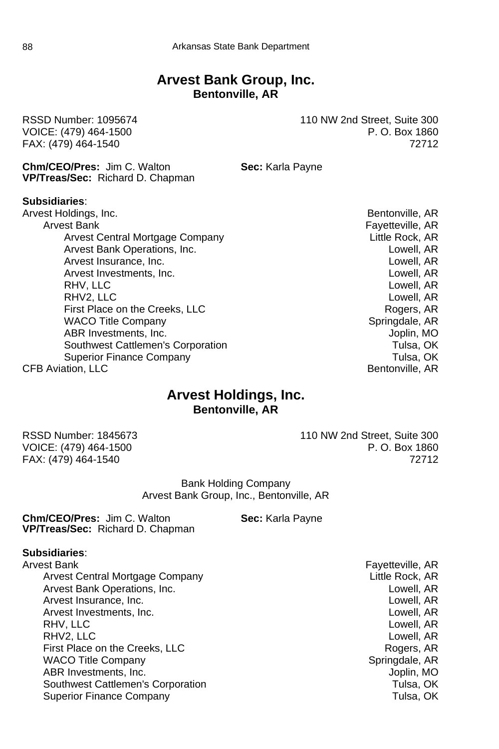## Arvest Bank Group, Inc.
**Bentonville, AR**

RSSD Number: 1095674
VOICE: (479) 464-1500
FAX: (479) 464-1540

110 NW 2nd Street, Suite 300
P. O. Box 1860
72712

**Chm/CEO/Pres:** Jim C. Walton
**VP/Treas/Sec:** Richard D. Chapman
**Sec:** Karla Payne

**Subsidiaries**:

- Arvest Holdings, Inc. — Bentonville, AR
  - Arvest Bank — Fayetteville, AR
    - Arvest Central Mortgage Company — Little Rock, AR
    - Arvest Bank Operations, Inc. — Lowell, AR
    - Arvest Insurance, Inc. — Lowell, AR
    - Arvest Investments, Inc. — Lowell, AR
    - RHV, LLC — Lowell, AR
    - RHV2, LLC — Lowell, AR
    - First Place on the Creeks, LLC — Rogers, AR
    - WACO Title Company — Springdale, AR
    - ABR Investments, Inc. — Joplin, MO
    - Southwest Cattlemen's Corporation — Tulsa, OK
    - Superior Finance Company — Tulsa, OK
- CFB Aviation, LLC — Bentonville, AR

## Arvest Holdings, Inc.
**Bentonville, AR**

RSSD Number: 1845673
VOICE: (479) 464-1500
FAX: (479) 464-1540

110 NW 2nd Street, Suite 300
P. O. Box 1860
72712

Bank Holding Company
Arvest Bank Group, Inc., Bentonville, AR

**Chm/CEO/Pres:** Jim C. Walton
**VP/Treas/Sec:** Richard D. Chapman
**Sec:** Karla Payne

**Subsidiaries**:

- Arvest Bank — Fayetteville, AR
  - Arvest Central Mortgage Company — Little Rock, AR
  - Arvest Bank Operations, Inc. — Lowell, AR
  - Arvest Insurance, Inc. — Lowell, AR
  - Arvest Investments, Inc. — Lowell, AR
  - RHV, LLC — Lowell, AR
  - RHV2, LLC — Lowell, AR
  - First Place on the Creeks, LLC — Rogers, AR
  - WACO Title Company — Springdale, AR
  - ABR Investments, Inc. — Joplin, MO
  - Southwest Cattlemen's Corporation — Tulsa, OK
  - Superior Finance Company — Tulsa, OK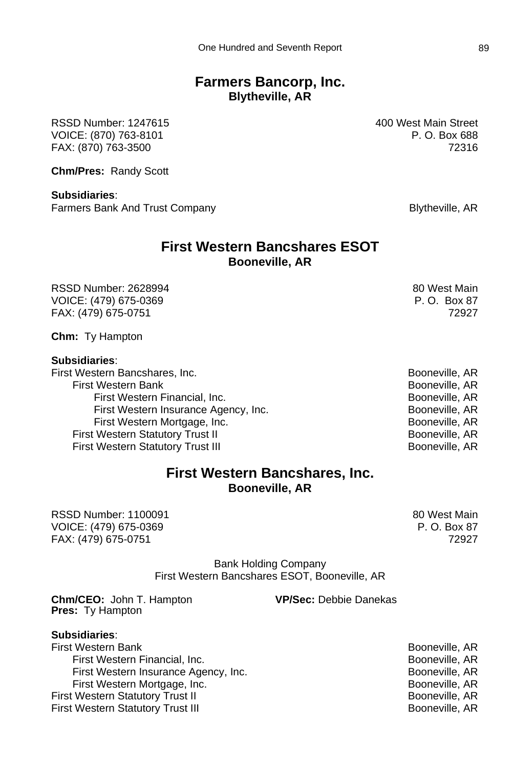## Farmers Bancorp, Inc.
**Blytheville, AR**

RSSD Number: 1247615
VOICE: (870) 763-8101
FAX: (870) 763-3500

400 West Main Street
P. O. Box 688
72316

**Chm/Pres:** Randy Scott

**Subsidiaries**:

| | |
|---|---|
| Farmers Bank And Trust Company | Blytheville, AR |

## First Western Bancshares ESOT
**Booneville, AR**

RSSD Number: 2628994
VOICE: (479) 675-0369
FAX: (479) 675-0751

80 West Main
P. O. Box 87
72927

**Chm:** Ty Hampton

**Subsidiaries**:

| | |
|---|---|
| First Western Bancshares, Inc. | Booneville, AR |
| &nbsp;&nbsp;&nbsp;&nbsp;First Western Bank | Booneville, AR |
| &nbsp;&nbsp;&nbsp;&nbsp;&nbsp;&nbsp;&nbsp;&nbsp;First Western Financial, Inc. | Booneville, AR |
| &nbsp;&nbsp;&nbsp;&nbsp;&nbsp;&nbsp;&nbsp;&nbsp;First Western Insurance Agency, Inc. | Booneville, AR |
| &nbsp;&nbsp;&nbsp;&nbsp;&nbsp;&nbsp;&nbsp;&nbsp;First Western Mortgage, Inc. | Booneville, AR |
| &nbsp;&nbsp;&nbsp;&nbsp;First Western Statutory Trust II | Booneville, AR |
| &nbsp;&nbsp;&nbsp;&nbsp;First Western Statutory Trust III | Booneville, AR |

## First Western Bancshares, Inc.
**Booneville, AR**

RSSD Number: 1100091
VOICE: (479) 675-0369
FAX: (479) 675-0751

80 West Main
P. O. Box 87
72927

Bank Holding Company
First Western Bancshares ESOT, Booneville, AR

**Chm/CEO:** John T. Hampton
**Pres:** Ty Hampton
**VP/Sec:** Debbie Danekas

**Subsidiaries**:

| | |
|---|---|
| First Western Bank | Booneville, AR |
| &nbsp;&nbsp;&nbsp;&nbsp;First Western Financial, Inc. | Booneville, AR |
| &nbsp;&nbsp;&nbsp;&nbsp;First Western Insurance Agency, Inc. | Booneville, AR |
| &nbsp;&nbsp;&nbsp;&nbsp;First Western Mortgage, Inc. | Booneville, AR |
| First Western Statutory Trust II | Booneville, AR |
| First Western Statutory Trust III | Booneville, AR |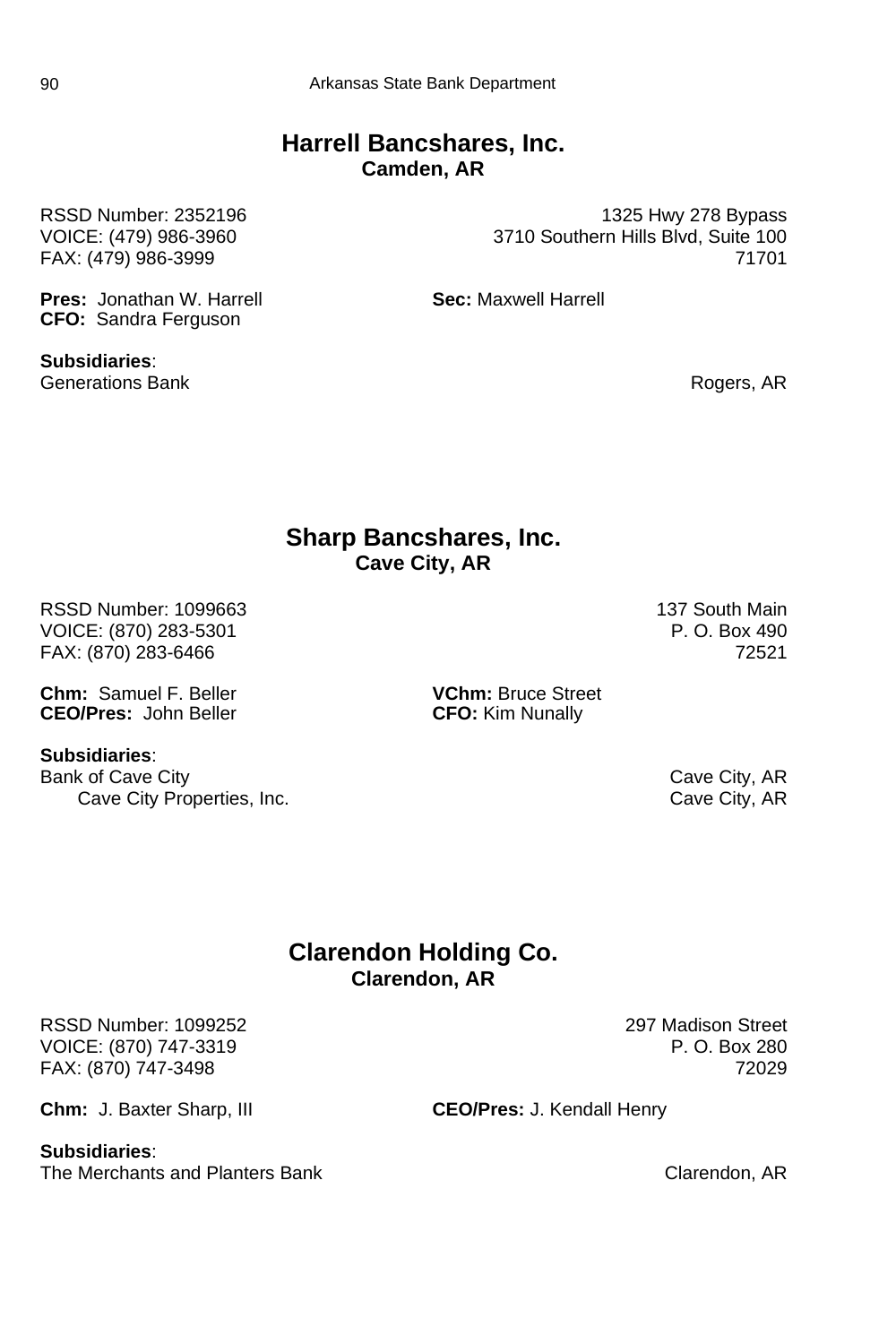## Harrell Bancshares, Inc.
### Camden, AR

RSSD Number: 2352196
VOICE: (479) 986-3960
FAX: (479) 986-3999

1325 Hwy 278 Bypass
3710 Southern Hills Blvd, Suite 100
71701

**Pres:** Jonathan W. Harrell
**CFO:** Sandra Ferguson
**Sec:** Maxwell Harrell

**Subsidiaries**:

Generations Bank — Rogers, AR

## Sharp Bancshares, Inc.
### Cave City, AR

RSSD Number: 1099663
VOICE: (870) 283-5301
FAX: (870) 283-6466

137 South Main
P. O. Box 490
72521

**Chm:** Samuel F. Beller
**CEO/Pres:** John Beller
**VChm:** Bruce Street
**CFO:** Kim Nunally

**Subsidiaries**:

Bank of Cave City — Cave City, AR
- Cave City Properties, Inc. — Cave City, AR

## Clarendon Holding Co.
### Clarendon, AR

RSSD Number: 1099252
VOICE: (870) 747-3319
FAX: (870) 747-3498

297 Madison Street
P. O. Box 280
72029

**Chm:** J. Baxter Sharp, III
**CEO/Pres:** J. Kendall Henry

**Subsidiaries**:

The Merchants and Planters Bank — Clarendon, AR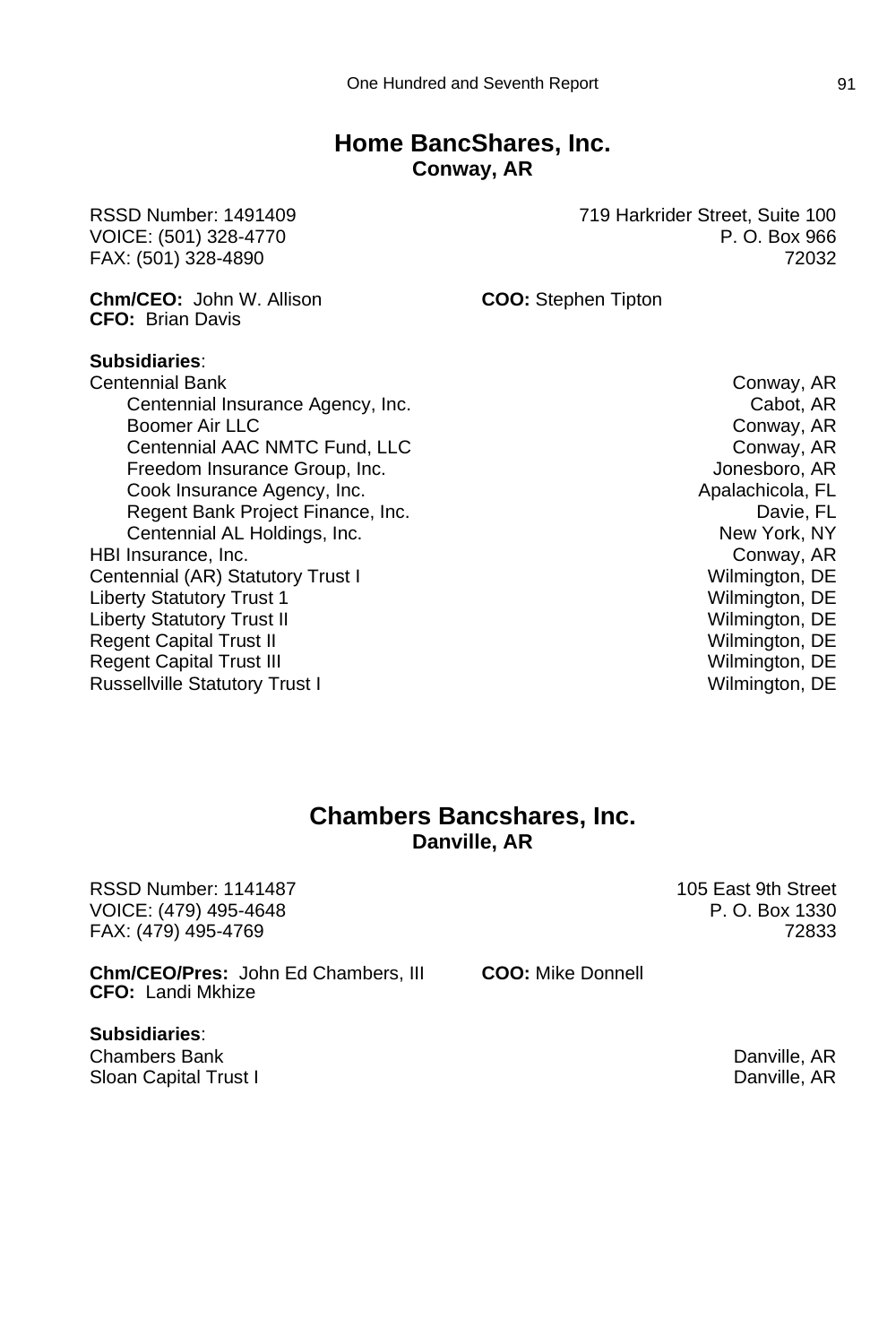## Home BancShares, Inc.
### Conway, AR

RSSD Number: 1491409
VOICE: (501) 328-4770
FAX: (501) 328-4890

719 Harkrider Street, Suite 100
P. O. Box 966
72032

**Chm/CEO:** John W. Allison
**CFO:** Brian Davis
**COO:** Stephen Tipton

**Subsidiaries**:

| | |
|---|---|
| Centennial Bank | Conway, AR |
| Centennial Insurance Agency, Inc. | Cabot, AR |
| Boomer Air LLC | Conway, AR |
| Centennial AAC NMTC Fund, LLC | Conway, AR |
| Freedom Insurance Group, Inc. | Jonesboro, AR |
| Cook Insurance Agency, Inc. | Apalachicola, FL |
| Regent Bank Project Finance, Inc. | Davie, FL |
| Centennial AL Holdings, Inc. | New York, NY |
| HBI Insurance, Inc. | Conway, AR |
| Centennial (AR) Statutory Trust I | Wilmington, DE |
| Liberty Statutory Trust 1 | Wilmington, DE |
| Liberty Statutory Trust II | Wilmington, DE |
| Regent Capital Trust II | Wilmington, DE |
| Regent Capital Trust III | Wilmington, DE |
| Russellville Statutory Trust I | Wilmington, DE |

## Chambers Bancshares, Inc.
### Danville, AR

RSSD Number: 1141487
VOICE: (479) 495-4648
FAX: (479) 495-4769

105 East 9th Street
P. O. Box 1330
72833

**Chm/CEO/Pres:** John Ed Chambers, III
**CFO:** Landi Mkhize
**COO:** Mike Donnell

**Subsidiaries**:

| | |
|---|---|
| Chambers Bank | Danville, AR |
| Sloan Capital Trust I | Danville, AR |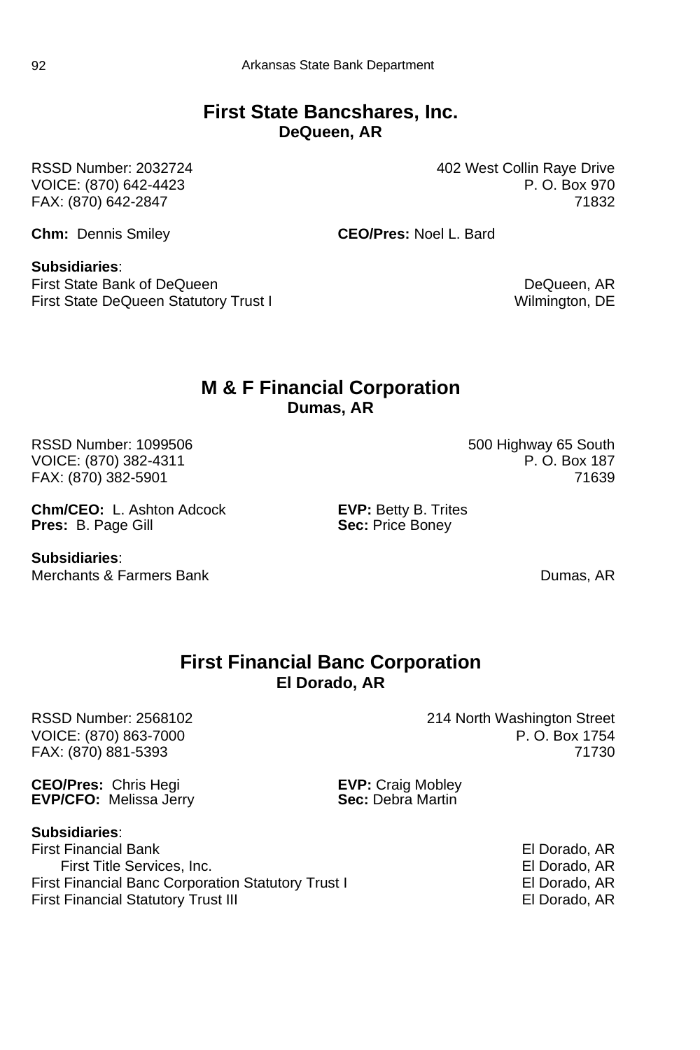## First State Bancshares, Inc.
**DeQueen, AR**

RSSD Number: 2032724
VOICE: (870) 642-4423
FAX: (870) 642-2847

402 West Collin Raye Drive
P. O. Box 970
71832

**Chm:** Dennis Smiley
**CEO/Pres:** Noel L. Bard

**Subsidiaries**:

| | |
|---|---|
| First State Bank of DeQueen | DeQueen, AR |
| First State DeQueen Statutory Trust I | Wilmington, DE |

## M & F Financial Corporation
**Dumas, AR**

RSSD Number: 1099506
VOICE: (870) 382-4311
FAX: (870) 382-5901

500 Highway 65 South
P. O. Box 187
71639

**Chm/CEO:** L. Ashton Adcock
**Pres:** B. Page Gill
**EVP:** Betty B. Trites
**Sec:** Price Boney

**Subsidiaries**:

| | |
|---|---|
| Merchants & Farmers Bank | Dumas, AR |

## First Financial Banc Corporation
**El Dorado, AR**

RSSD Number: 2568102
VOICE: (870) 863-7000
FAX: (870) 881-5393

214 North Washington Street
P. O. Box 1754
71730

**CEO/Pres:** Chris Hegi
**EVP/CFO:** Melissa Jerry
**EVP:** Craig Mobley
**Sec:** Debra Martin

**Subsidiaries**:

| | |
|---|---|
| First Financial Bank | El Dorado, AR |
| &nbsp;&nbsp;&nbsp;&nbsp;First Title Services, Inc. | El Dorado, AR |
| First Financial Banc Corporation Statutory Trust I | El Dorado, AR |
| First Financial Statutory Trust III | El Dorado, AR |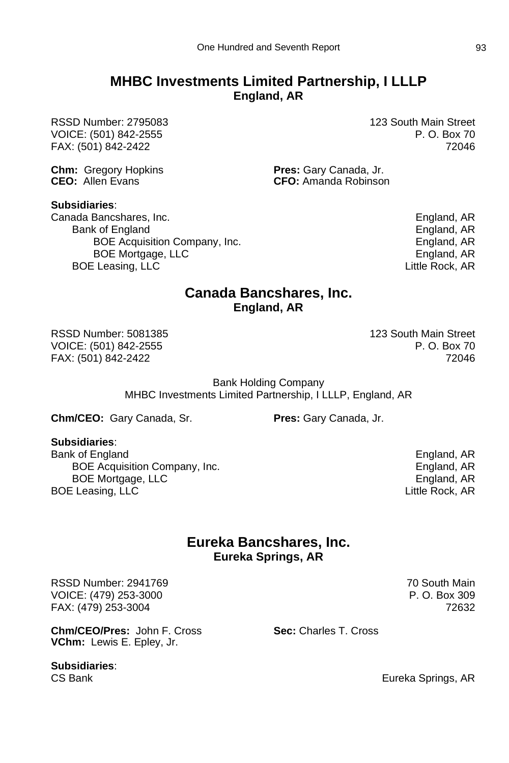## MHBC Investments Limited Partnership, I LLLP
**England, AR**

RSSD Number: 2795083
VOICE: (501) 842-2555
FAX: (501) 842-2422

123 South Main Street
P. O. Box 70
72046

**Chm:** Gregory Hopkins
**CEO:** Allen Evans
**Pres:** Gary Canada, Jr.
**CFO:** Amanda Robinson

**Subsidiaries**:

| | |
|---|---|
| Canada Bancshares, Inc. | England, AR |
| &nbsp;&nbsp;&nbsp;&nbsp;Bank of England | England, AR |
| &nbsp;&nbsp;&nbsp;&nbsp;&nbsp;&nbsp;&nbsp;&nbsp;BOE Acquisition Company, Inc. | England, AR |
| &nbsp;&nbsp;&nbsp;&nbsp;&nbsp;&nbsp;&nbsp;&nbsp;BOE Mortgage, LLC | England, AR |
| &nbsp;&nbsp;&nbsp;&nbsp;BOE Leasing, LLC | Little Rock, AR |

## Canada Bancshares, Inc.
**England, AR**

RSSD Number: 5081385
VOICE: (501) 842-2555
FAX: (501) 842-2422

123 South Main Street
P. O. Box 70
72046

Bank Holding Company
MHBC Investments Limited Partnership, I LLLP, England, AR

**Chm/CEO:** Gary Canada, Sr.
**Pres:** Gary Canada, Jr.

**Subsidiaries**:

| | |
|---|---|
| Bank of England | England, AR |
| &nbsp;&nbsp;&nbsp;&nbsp;BOE Acquisition Company, Inc. | England, AR |
| &nbsp;&nbsp;&nbsp;&nbsp;BOE Mortgage, LLC | England, AR |
| BOE Leasing, LLC | Little Rock, AR |

## Eureka Bancshares, Inc.
**Eureka Springs, AR**

RSSD Number: 2941769
VOICE: (479) 253-3000
FAX: (479) 253-3004

70 South Main
P. O. Box 309
72632

**Chm/CEO/Pres:** John F. Cross
**VChm:** Lewis E. Epley, Jr.
**Sec:** Charles T. Cross

**Subsidiaries**:

| | |
|---|---|
| CS Bank | Eureka Springs, AR |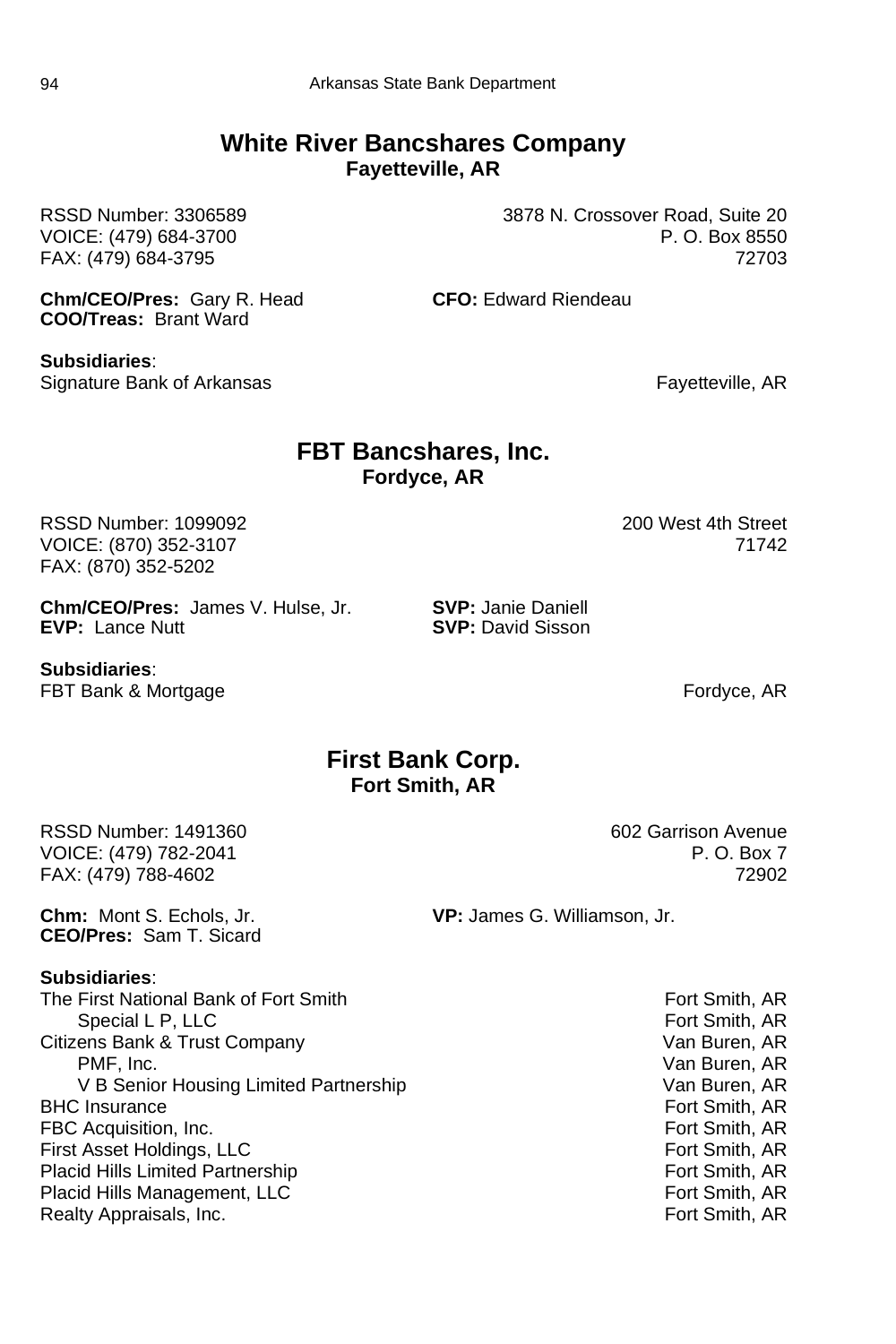## White River Bancshares Company

**Fayetteville, AR**

RSSD Number: 3306589
VOICE: (479) 684-3700
FAX: (479) 684-3795

3878 N. Crossover Road, Suite 20
P. O. Box 8550
72703

**Chm/CEO/Pres:** Gary R. Head
**COO/Treas:** Brant Ward
**CFO:** Edward Riendeau

**Subsidiaries**:

| | |
|---|---|
| Signature Bank of Arkansas | Fayetteville, AR |

## FBT Bancshares, Inc.

**Fordyce, AR**

RSSD Number: 1099092
VOICE: (870) 352-3107
FAX: (870) 352-5202

200 West 4th Street
71742

**Chm/CEO/Pres:** James V. Hulse, Jr.
**EVP:** Lance Nutt
**SVP:** Janie Daniell
**SVP:** David Sisson

**Subsidiaries**:

| | |
|---|---|
| FBT Bank & Mortgage | Fordyce, AR |

## First Bank Corp.

**Fort Smith, AR**

RSSD Number: 1491360
VOICE: (479) 782-2041
FAX: (479) 788-4602

602 Garrison Avenue
P. O. Box 7
72902

**Chm:** Mont S. Echols, Jr.
**CEO/Pres:** Sam T. Sicard
**VP:** James G. Williamson, Jr.

**Subsidiaries**:

| | |
|---|---|
| The First National Bank of Fort Smith | Fort Smith, AR |
| Special L P, LLC | Fort Smith, AR |
| Citizens Bank & Trust Company | Van Buren, AR |
| PMF, Inc. | Van Buren, AR |
| V B Senior Housing Limited Partnership | Van Buren, AR |
| BHC Insurance | Fort Smith, AR |
| FBC Acquisition, Inc. | Fort Smith, AR |
| First Asset Holdings, LLC | Fort Smith, AR |
| Placid Hills Limited Partnership | Fort Smith, AR |
| Placid Hills Management, LLC | Fort Smith, AR |
| Realty Appraisals, Inc. | Fort Smith, AR |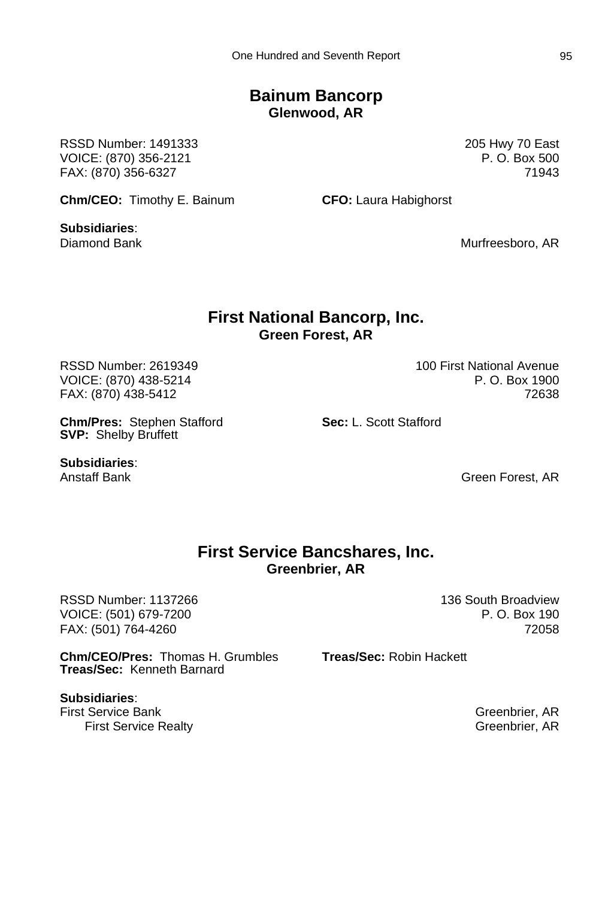## Bainum Bancorp
### Glenwood, AR

RSSD Number: 1491333
VOICE: (870) 356-2121
FAX: (870) 356-6327

205 Hwy 70 East
P. O. Box 500
71943

**Chm/CEO:** Timothy E. Bainum
**CFO:** Laura Habighorst

**Subsidiaries**:
Diamond Bank — Murfreesboro, AR

## First National Bancorp, Inc.
### Green Forest, AR

RSSD Number: 2619349
VOICE: (870) 438-5214
FAX: (870) 438-5412

100 First National Avenue
P. O. Box 1900
72638

**Chm/Pres:** Stephen Stafford
**Sec:** L. Scott Stafford
**SVP:** Shelby Bruffett

**Subsidiaries**:
Anstaff Bank — Green Forest, AR

## First Service Bancshares, Inc.
### Greenbrier, AR

RSSD Number: 1137266
VOICE: (501) 679-7200
FAX: (501) 764-4260

136 South Broadview
P. O. Box 190
72058

**Chm/CEO/Pres:** Thomas H. Grumbles
**Treas/Sec:** Robin Hackett
**Treas/Sec:** Kenneth Barnard

**Subsidiaries**:
First Service Bank — Greenbrier, AR
- First Service Realty — Greenbrier, AR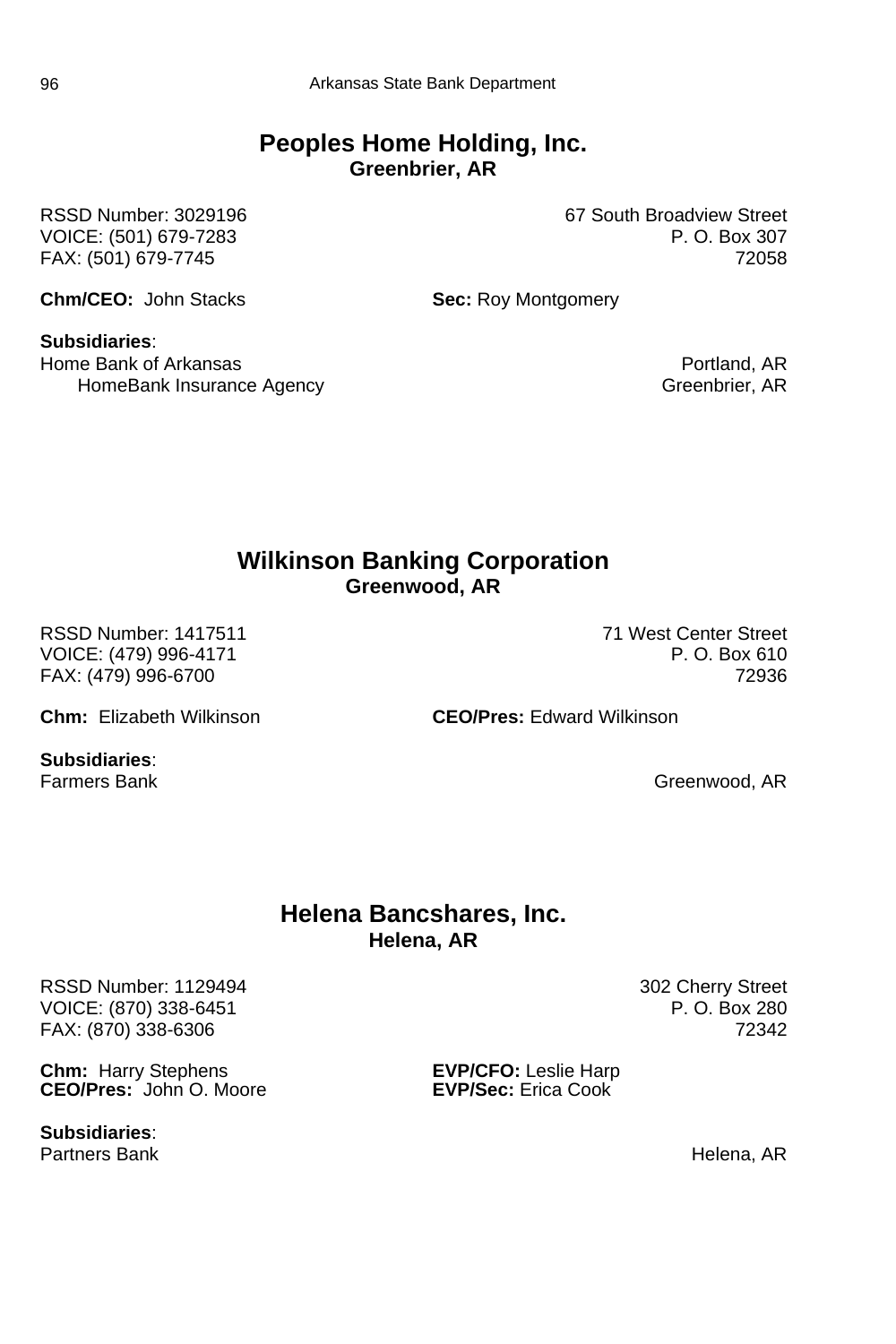## Peoples Home Holding, Inc.
**Greenbrier, AR**

RSSD Number: 3029196
VOICE: (501) 679-7283
FAX: (501) 679-7745

67 South Broadview Street
P. O. Box 307
72058

**Chm/CEO:** John Stacks
**Sec:** Roy Montgomery

**Subsidiaries**:

Home Bank of Arkansas — Portland, AR
- HomeBank Insurance Agency — Greenbrier, AR

## Wilkinson Banking Corporation
**Greenwood, AR**

RSSD Number: 1417511
VOICE: (479) 996-4171
FAX: (479) 996-6700

71 West Center Street
P. O. Box 610
72936

**Chm:** Elizabeth Wilkinson
**CEO/Pres:** Edward Wilkinson

**Subsidiaries**:

Farmers Bank — Greenwood, AR

## Helena Bancshares, Inc.
**Helena, AR**

RSSD Number: 1129494
VOICE: (870) 338-6451
FAX: (870) 338-6306

302 Cherry Street
P. O. Box 280
72342

**Chm:** Harry Stephens
**CEO/Pres:** John O. Moore
**EVP/CFO:** Leslie Harp
**EVP/Sec:** Erica Cook

**Subsidiaries**:

Partners Bank — Helena, AR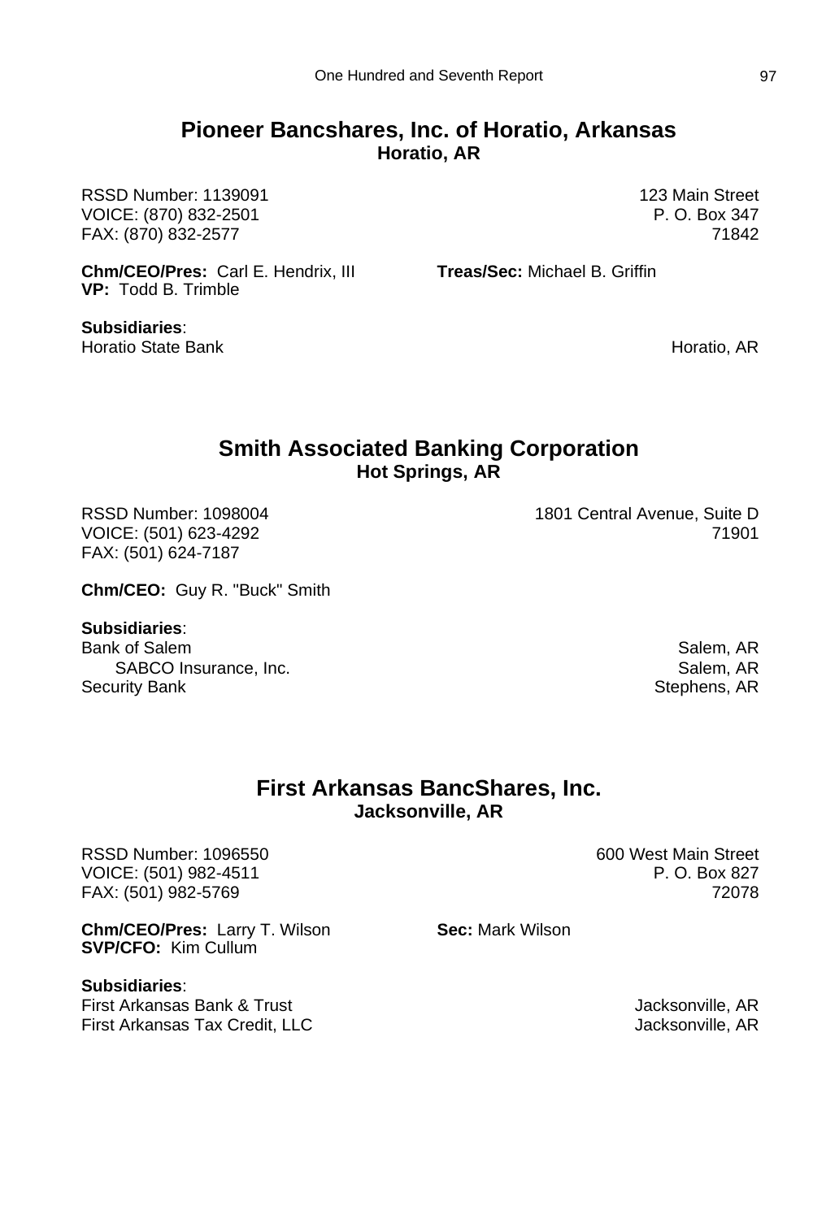## Pioneer Bancshares, Inc. of Horatio, Arkansas
### Horatio, AR

RSSD Number: 1139091
VOICE: (870) 832-2501
FAX: (870) 832-2577

123 Main Street
P. O. Box 347
71842

**Chm/CEO/Pres:** Carl E. Hendrix, III
**Treas/Sec:** Michael B. Griffin
**VP:** Todd B. Trimble

**Subsidiaries**:

| | |
|---|---|
| Horatio State Bank | Horatio, AR |

## Smith Associated Banking Corporation
### Hot Springs, AR

RSSD Number: 1098004
VOICE: (501) 623-4292
FAX: (501) 624-7187

1801 Central Avenue, Suite D
71901

**Chm/CEO:** Guy R. "Buck" Smith

**Subsidiaries**:

| | |
|---|---|
| Bank of Salem | Salem, AR |
| SABCO Insurance, Inc. | Salem, AR |
| Security Bank | Stephens, AR |

## First Arkansas BancShares, Inc.
### Jacksonville, AR

RSSD Number: 1096550
VOICE: (501) 982-4511
FAX: (501) 982-5769

600 West Main Street
P. O. Box 827
72078

**Chm/CEO/Pres:** Larry T. Wilson
**Sec:** Mark Wilson
**SVP/CFO:** Kim Cullum

**Subsidiaries**:

| | |
|---|---|
| First Arkansas Bank & Trust | Jacksonville, AR |
| First Arkansas Tax Credit, LLC | Jacksonville, AR |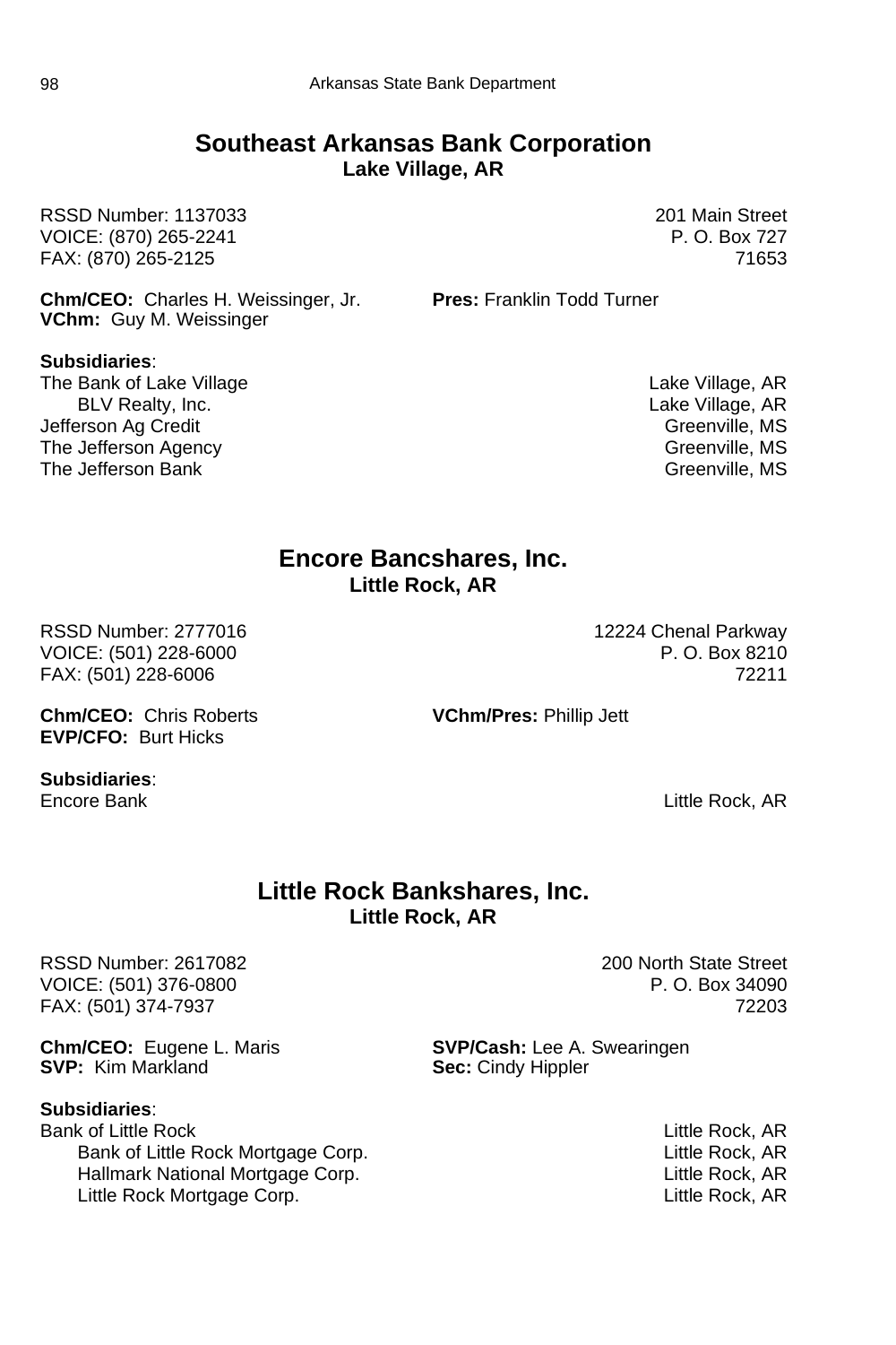## Southeast Arkansas Bank Corporation
**Lake Village, AR**

RSSD Number: 1137033
VOICE: (870) 265-2241
FAX: (870) 265-2125

201 Main Street
P. O. Box 727
71653

**Chm/CEO:** Charles H. Weissinger, Jr.
**VChm:** Guy M. Weissinger
**Pres:** Franklin Todd Turner

**Subsidiaries**:

| | |
|---|---|
| The Bank of Lake Village | Lake Village, AR |
| BLV Realty, Inc. | Lake Village, AR |
| Jefferson Ag Credit | Greenville, MS |
| The Jefferson Agency | Greenville, MS |
| The Jefferson Bank | Greenville, MS |

## Encore Bancshares, Inc.
**Little Rock, AR**

RSSD Number: 2777016
VOICE: (501) 228-6000
FAX: (501) 228-6006

12224 Chenal Parkway
P. O. Box 8210
72211

**Chm/CEO:** Chris Roberts
**EVP/CFO:** Burt Hicks
**VChm/Pres:** Phillip Jett

**Subsidiaries**:

| | |
|---|---|
| Encore Bank | Little Rock, AR |

## Little Rock Bankshares, Inc.
**Little Rock, AR**

RSSD Number: 2617082
VOICE: (501) 376-0800
FAX: (501) 374-7937

200 North State Street
P. O. Box 34090
72203

**Chm/CEO:** Eugene L. Maris
**SVP:** Kim Markland
**SVP/Cash:** Lee A. Swearingen
**Sec:** Cindy Hippler

**Subsidiaries**:

| | |
|---|---|
| Bank of Little Rock | Little Rock, AR |
| Bank of Little Rock Mortgage Corp. | Little Rock, AR |
| Hallmark National Mortgage Corp. | Little Rock, AR |
| Little Rock Mortgage Corp. | Little Rock, AR |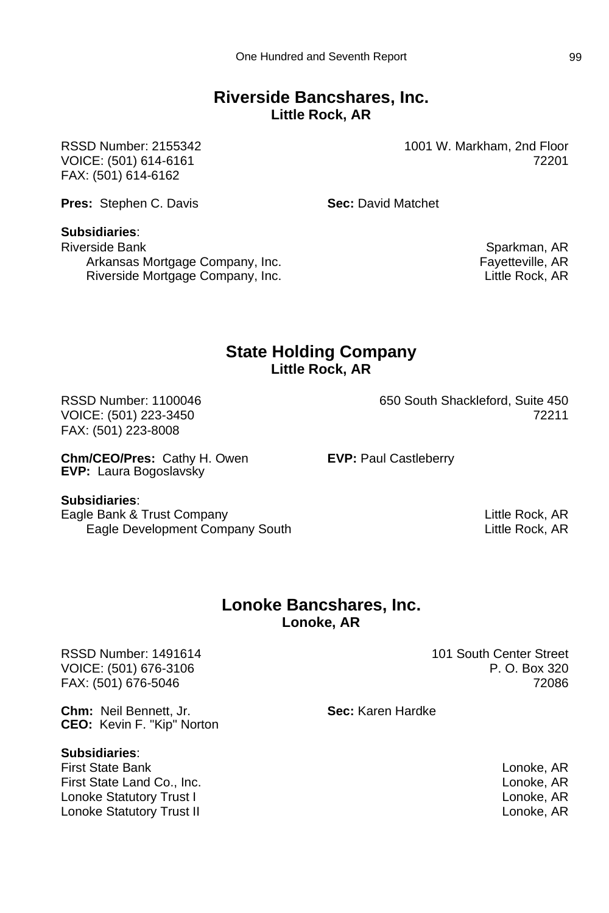## Riverside Bancshares, Inc.
**Little Rock, AR**

RSSD Number: 2155342
VOICE: (501) 614-6161
FAX: (501) 614-6162

1001 W. Markham, 2nd Floor
72201

**Pres:** Stephen C. Davis
**Sec:** David Matchet

**Subsidiaries**:

| | |
|---|---|
| Riverside Bank | Sparkman, AR |
| Arkansas Mortgage Company, Inc. | Fayetteville, AR |
| Riverside Mortgage Company, Inc. | Little Rock, AR |

## State Holding Company
**Little Rock, AR**

RSSD Number: 1100046
VOICE: (501) 223-3450
FAX: (501) 223-8008

650 South Shackleford, Suite 450
72211

**Chm/CEO/Pres:** Cathy H. Owen
**EVP:** Laura Bogoslavsky
**EVP:** Paul Castleberry

**Subsidiaries**:

| | |
|---|---|
| Eagle Bank & Trust Company | Little Rock, AR |
| Eagle Development Company South | Little Rock, AR |

## Lonoke Bancshares, Inc.
**Lonoke, AR**

RSSD Number: 1491614
VOICE: (501) 676-3106
FAX: (501) 676-5046

101 South Center Street
P. O. Box 320
72086

**Chm:** Neil Bennett, Jr.
**CEO:** Kevin F. "Kip" Norton
**Sec:** Karen Hardke

**Subsidiaries**:

| | |
|---|---|
| First State Bank | Lonoke, AR |
| First State Land Co., Inc. | Lonoke, AR |
| Lonoke Statutory Trust I | Lonoke, AR |
| Lonoke Statutory Trust II | Lonoke, AR |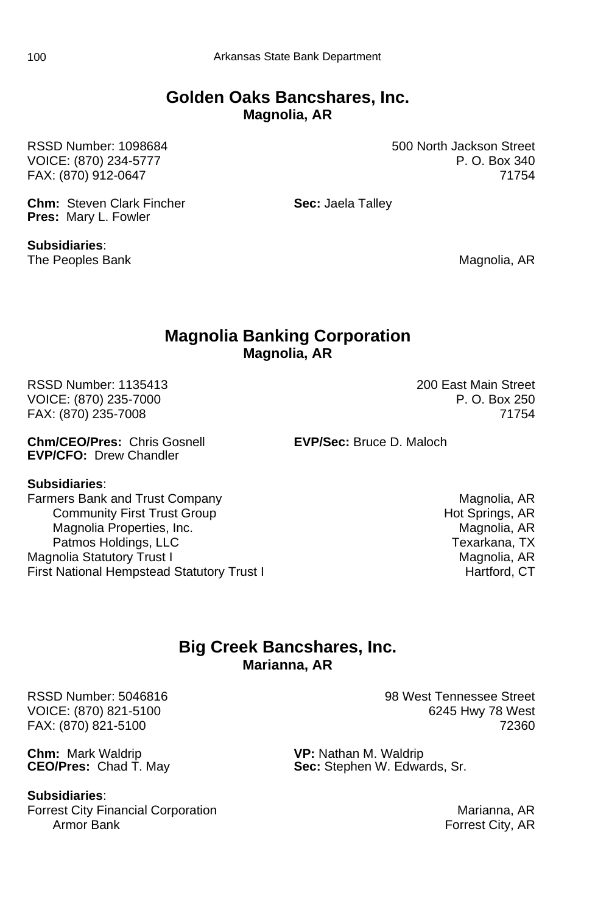## Golden Oaks Bancshares, Inc.
**Magnolia, AR**

RSSD Number: 1098684
VOICE: (870) 234-5777
FAX: (870) 912-0647

500 North Jackson Street
P. O. Box 340
71754

**Chm:** Steven Clark Fincher
**Pres:** Mary L. Fowler
**Sec:** Jaela Talley

**Subsidiaries**:

| | |
|---|---|
| The Peoples Bank | Magnolia, AR |

## Magnolia Banking Corporation
**Magnolia, AR**

RSSD Number: 1135413
VOICE: (870) 235-7000
FAX: (870) 235-7008

200 East Main Street
P. O. Box 250
71754

**Chm/CEO/Pres:** Chris Gosnell
**EVP/CFO:** Drew Chandler
**EVP/Sec:** Bruce D. Maloch

**Subsidiaries**:

| | |
|---|---|
| Farmers Bank and Trust Company | Magnolia, AR |
| Community First Trust Group | Hot Springs, AR |
| Magnolia Properties, Inc. | Magnolia, AR |
| Patmos Holdings, LLC | Texarkana, TX |
| Magnolia Statutory Trust I | Magnolia, AR |
| First National Hempstead Statutory Trust I | Hartford, CT |

## Big Creek Bancshares, Inc.
**Marianna, AR**

RSSD Number: 5046816
VOICE: (870) 821-5100
FAX: (870) 821-5100

98 West Tennessee Street
6245 Hwy 78 West
72360

**Chm:** Mark Waldrip
**CEO/Pres:** Chad T. May
**VP:** Nathan M. Waldrip
**Sec:** Stephen W. Edwards, Sr.

**Subsidiaries**:

| | |
|---|---|
| Forrest City Financial Corporation | Marianna, AR |
| Armor Bank | Forrest City, AR |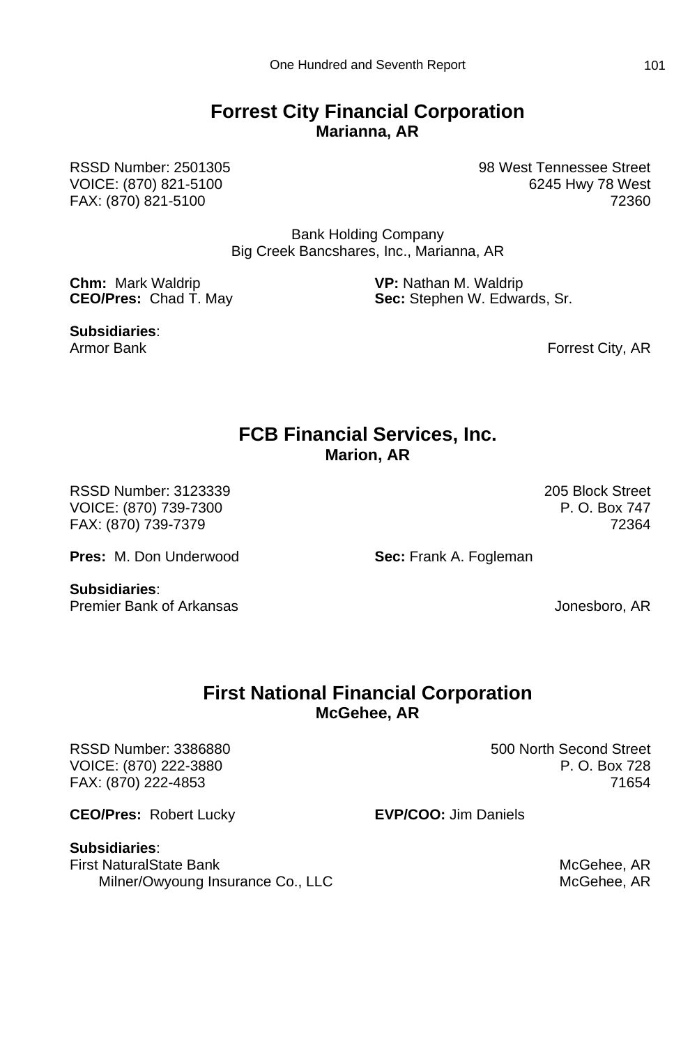## Forrest City Financial Corporation
**Marianna, AR**

RSSD Number: 2501305
VOICE: (870) 821-5100
FAX: (870) 821-5100

98 West Tennessee Street
6245 Hwy 78 West
72360

Bank Holding Company
Big Creek Bancshares, Inc., Marianna, AR

**Chm:** Mark Waldrip
**CEO/Pres:** Chad T. May
**VP:** Nathan M. Waldrip
**Sec:** Stephen W. Edwards, Sr.

**Subsidiaries**:
Armor Bank — Forrest City, AR

## FCB Financial Services, Inc.
**Marion, AR**

RSSD Number: 3123339
VOICE: (870) 739-7300
FAX: (870) 739-7379

205 Block Street
P. O. Box 747
72364

**Pres:** M. Don Underwood
**Sec:** Frank A. Fogleman

**Subsidiaries**:
Premier Bank of Arkansas — Jonesboro, AR

## First National Financial Corporation
**McGehee, AR**

RSSD Number: 3386880
VOICE: (870) 222-3880
FAX: (870) 222-4853

500 North Second Street
P. O. Box 728
71654

**CEO/Pres:** Robert Lucky
**EVP/COO:** Jim Daniels

**Subsidiaries**:
First NaturalState Bank — McGehee, AR
- Milner/Owyoung Insurance Co., LLC — McGehee, AR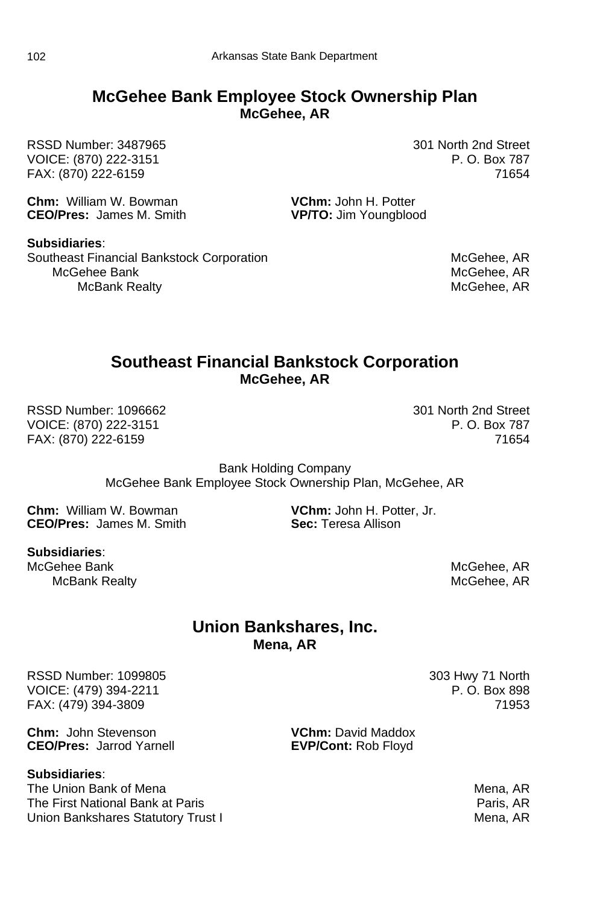## McGehee Bank Employee Stock Ownership Plan
**McGehee, AR**

RSSD Number: 3487965
VOICE: (870) 222-3151
FAX: (870) 222-6159

301 North 2nd Street
P. O. Box 787
71654

**Chm:** William W. Bowman
**CEO/Pres:** James M. Smith
**VChm:** John H. Potter
**VP/TO:** Jim Youngblood

**Subsidiaries**:

| | |
|---|---|
| Southeast Financial Bankstock Corporation | McGehee, AR |
| McGehee Bank | McGehee, AR |
| McBank Realty | McGehee, AR |

## Southeast Financial Bankstock Corporation
**McGehee, AR**

RSSD Number: 1096662
VOICE: (870) 222-3151
FAX: (870) 222-6159

301 North 2nd Street
P. O. Box 787
71654

Bank Holding Company
McGehee Bank Employee Stock Ownership Plan, McGehee, AR

**Chm:** William W. Bowman
**CEO/Pres:** James M. Smith
**VChm:** John H. Potter, Jr.
**Sec:** Teresa Allison

**Subsidiaries**:

| | |
|---|---|
| McGehee Bank | McGehee, AR |
| McBank Realty | McGehee, AR |

## Union Bankshares, Inc.
**Mena, AR**

RSSD Number: 1099805
VOICE: (479) 394-2211
FAX: (479) 394-3809

303 Hwy 71 North
P. O. Box 898
71953

**Chm:** John Stevenson
**CEO/Pres:** Jarrod Yarnell
**VChm:** David Maddox
**EVP/Cont:** Rob Floyd

**Subsidiaries**:

| | |
|---|---|
| The Union Bank of Mena | Mena, AR |
| The First National Bank at Paris | Paris, AR |
| Union Bankshares Statutory Trust I | Mena, AR |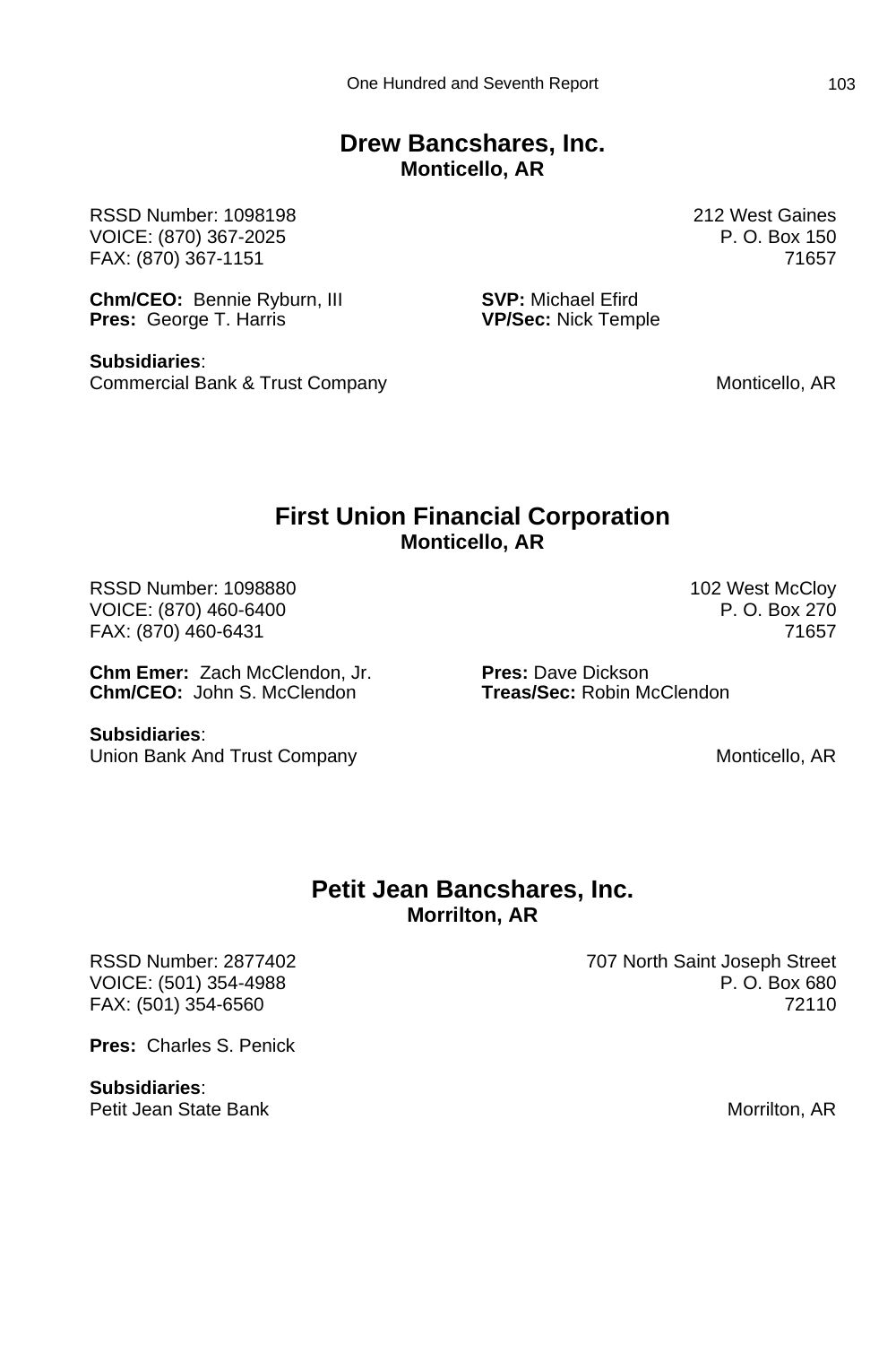## Drew Bancshares, Inc.
**Monticello, AR**

RSSD Number: 1098198
VOICE: (870) 367-2025
FAX: (870) 367-1151

212 West Gaines
P. O. Box 150
71657

**Chm/CEO:** Bennie Ryburn, III
**Pres:** George T. Harris
**SVP:** Michael Efird
**VP/Sec:** Nick Temple

**Subsidiaries**:
Commercial Bank & Trust Company — Monticello, AR

## First Union Financial Corporation
**Monticello, AR**

RSSD Number: 1098880
VOICE: (870) 460-6400
FAX: (870) 460-6431

102 West McCloy
P. O. Box 270
71657

**Chm Emer:** Zach McClendon, Jr.
**Chm/CEO:** John S. McClendon
**Pres:** Dave Dickson
**Treas/Sec:** Robin McClendon

**Subsidiaries**:
Union Bank And Trust Company — Monticello, AR

## Petit Jean Bancshares, Inc.
**Morrilton, AR**

RSSD Number: 2877402
VOICE: (501) 354-4988
FAX: (501) 354-6560

707 North Saint Joseph Street
P. O. Box 680
72110

**Pres:** Charles S. Penick

**Subsidiaries**:
Petit Jean State Bank — Morrilton, AR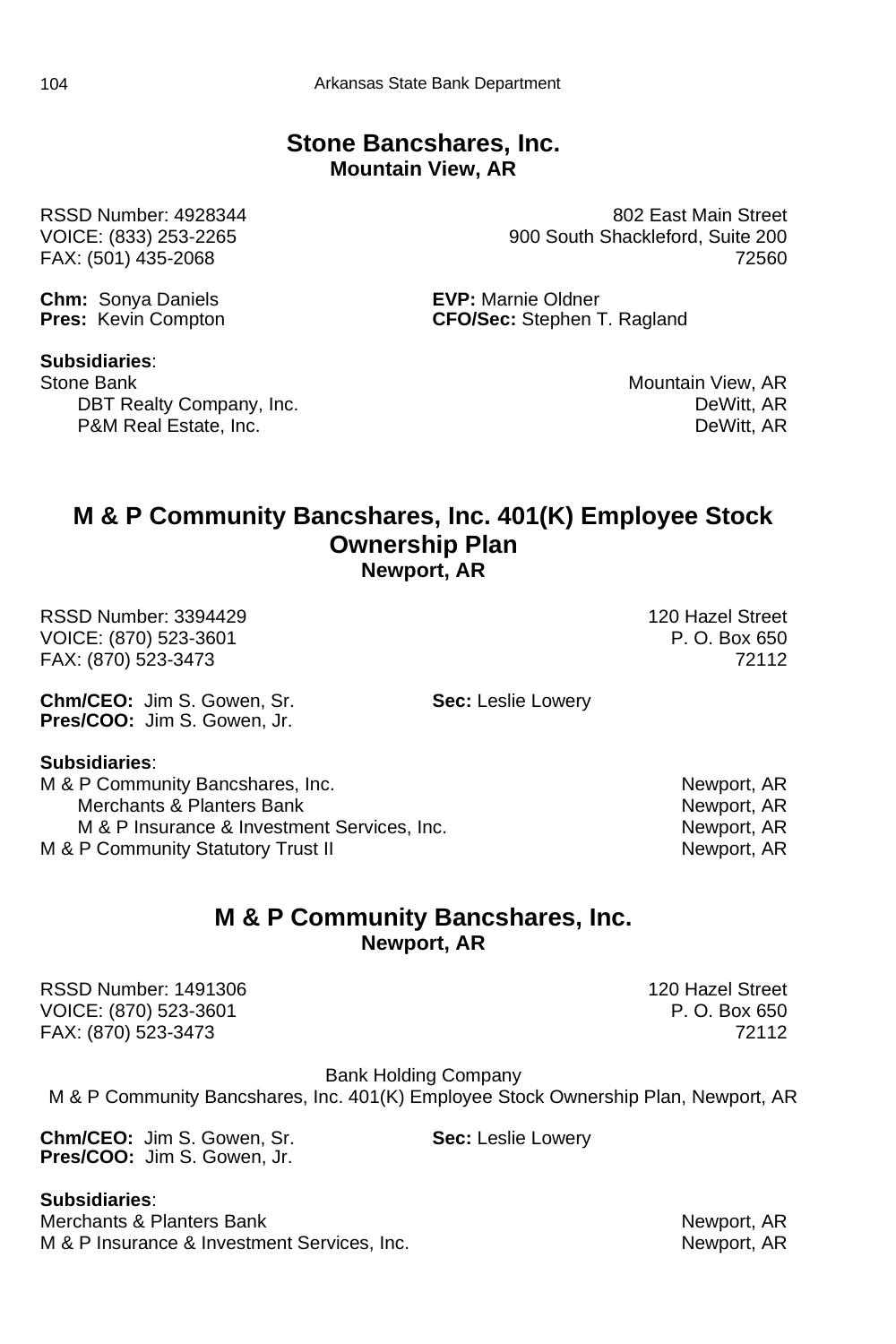## Stone Bancshares, Inc.
**Mountain View, AR**

RSSD Number: 4928344
VOICE: (833) 253-2265
FAX: (501) 435-2068

802 East Main Street
900 South Shackleford, Suite 200
72560

**Chm:** Sonya Daniels
**Pres:** Kevin Compton
**EVP:** Marnie Oldner
**CFO/Sec:** Stephen T. Ragland

**Subsidiaries**:

| | |
|---|---|
| Stone Bank | Mountain View, AR |
| DBT Realty Company, Inc. | DeWitt, AR |
| P&M Real Estate, Inc. | DeWitt, AR |

## M & P Community Bancshares, Inc. 401(K) Employee Stock Ownership Plan
**Newport, AR**

RSSD Number: 3394429
VOICE: (870) 523-3601
FAX: (870) 523-3473

120 Hazel Street
P. O. Box 650
72112

**Chm/CEO:** Jim S. Gowen, Sr.
**Pres/COO:** Jim S. Gowen, Jr.
**Sec:** Leslie Lowery

**Subsidiaries**:

| | |
|---|---|
| M & P Community Bancshares, Inc. | Newport, AR |
| Merchants & Planters Bank | Newport, AR |
| M & P Insurance & Investment Services, Inc. | Newport, AR |
| M & P Community Statutory Trust II | Newport, AR |

## M & P Community Bancshares, Inc.
**Newport, AR**

RSSD Number: 1491306
VOICE: (870) 523-3601
FAX: (870) 523-3473

120 Hazel Street
P. O. Box 650
72112

Bank Holding Company
M & P Community Bancshares, Inc. 401(K) Employee Stock Ownership Plan, Newport, AR

**Chm/CEO:** Jim S. Gowen, Sr.
**Pres/COO:** Jim S. Gowen, Jr.
**Sec:** Leslie Lowery

**Subsidiaries**:

| | |
|---|---|
| Merchants & Planters Bank | Newport, AR |
| M & P Insurance & Investment Services, Inc. | Newport, AR |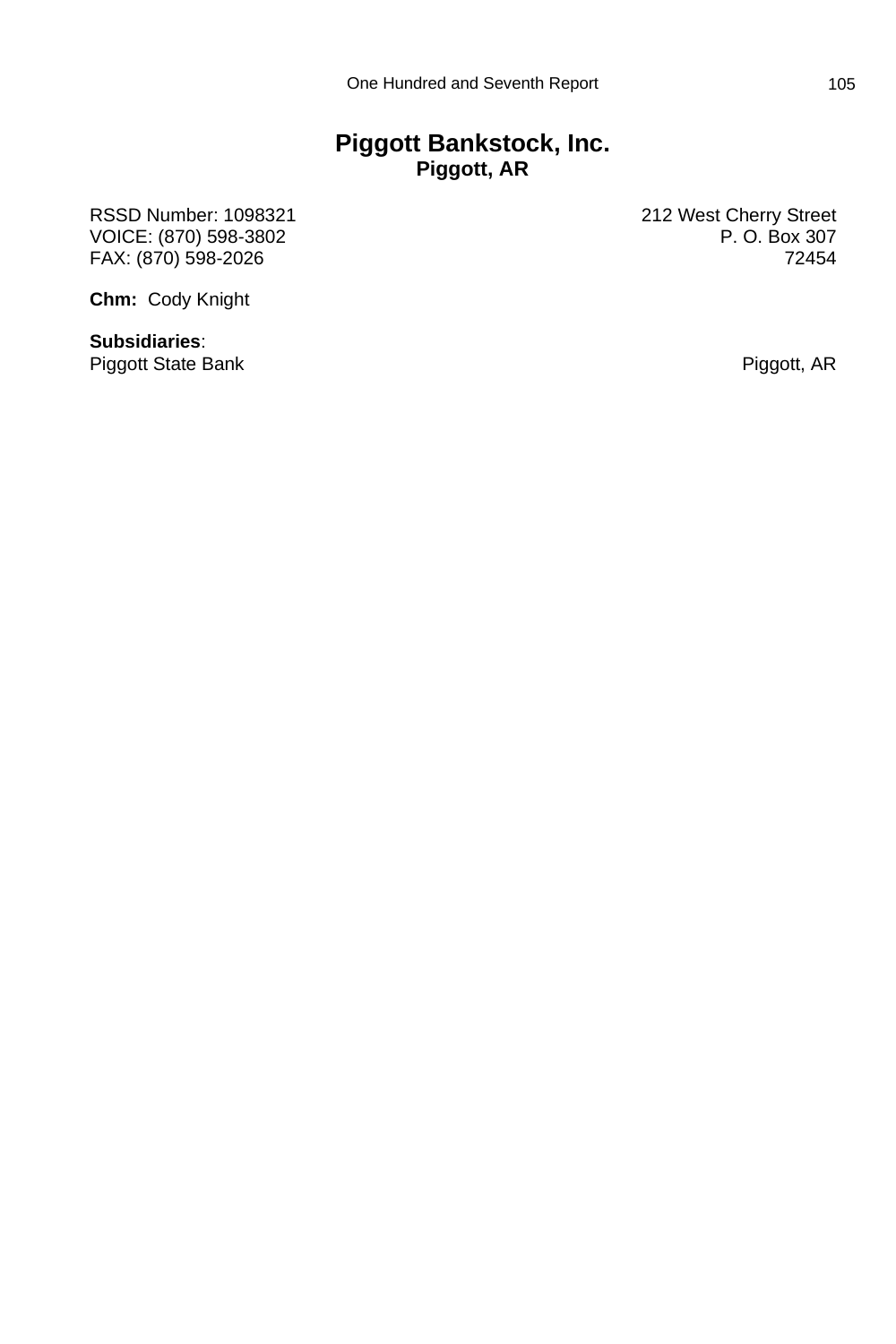# Piggott Bankstock, Inc.
## Piggott, AR

RSSD Number: 1098321
VOICE: (870) 598-3802
FAX: (870) 598-2026

212 West Cherry Street
P. O. Box 307
72454

**Chm:** Cody Knight

**Subsidiaries**:
Piggott State Bank — Piggott, AR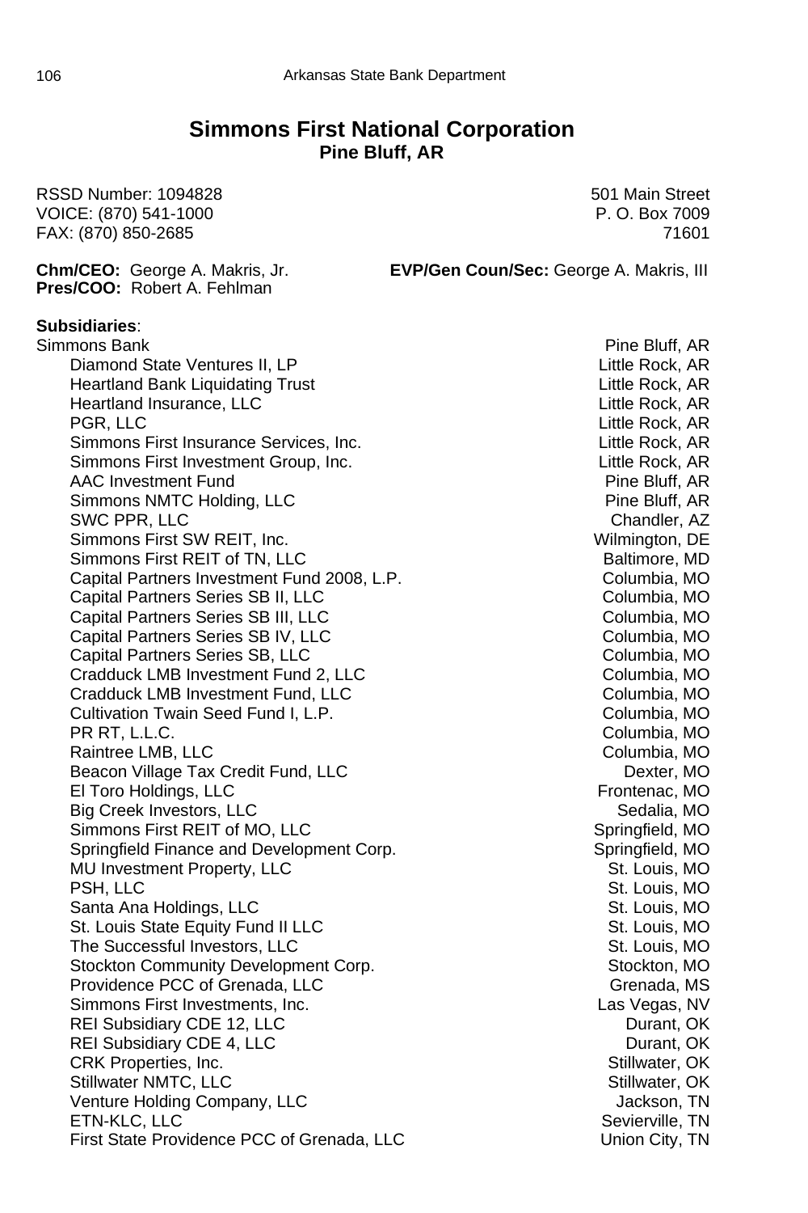## Simmons First National Corporation

### Pine Bluff, AR

RSSD Number: 1094828  
VOICE: (870) 541-1000  
FAX: (870) 850-2685

501 Main Street  
P. O. Box 7009  
71601

**Chm/CEO:** George A. Makris, Jr.  
**Pres/COO:** Robert A. Fehlman  
**EVP/Gen Coun/Sec:** George A. Makris, III

**Subsidiaries**:

| Subsidiary | Location |
|---|---|
| Simmons Bank | Pine Bluff, AR |
| Diamond State Ventures II, LP | Little Rock, AR |
| Heartland Bank Liquidating Trust | Little Rock, AR |
| Heartland Insurance, LLC | Little Rock, AR |
| PGR, LLC | Little Rock, AR |
| Simmons First Insurance Services, Inc. | Little Rock, AR |
| Simmons First Investment Group, Inc. | Little Rock, AR |
| AAC Investment Fund | Pine Bluff, AR |
| Simmons NMTC Holding, LLC | Pine Bluff, AR |
| SWC PPR, LLC | Chandler, AZ |
| Simmons First SW REIT, Inc. | Wilmington, DE |
| Simmons First REIT of TN, LLC | Baltimore, MD |
| Capital Partners Investment Fund 2008, L.P. | Columbia, MO |
| Capital Partners Series SB II, LLC | Columbia, MO |
| Capital Partners Series SB III, LLC | Columbia, MO |
| Capital Partners Series SB IV, LLC | Columbia, MO |
| Capital Partners Series SB, LLC | Columbia, MO |
| Cradduck LMB Investment Fund 2, LLC | Columbia, MO |
| Cradduck LMB Investment Fund, LLC | Columbia, MO |
| Cultivation Twain Seed Fund I, L.P. | Columbia, MO |
| PR RT, L.L.C. | Columbia, MO |
| Raintree LMB, LLC | Columbia, MO |
| Beacon Village Tax Credit Fund, LLC | Dexter, MO |
| El Toro Holdings, LLC | Frontenac, MO |
| Big Creek Investors, LLC | Sedalia, MO |
| Simmons First REIT of MO, LLC | Springfield, MO |
| Springfield Finance and Development Corp. | Springfield, MO |
| MU Investment Property, LLC | St. Louis, MO |
| PSH, LLC | St. Louis, MO |
| Santa Ana Holdings, LLC | St. Louis, MO |
| St. Louis State Equity Fund II LLC | St. Louis, MO |
| The Successful Investors, LLC | St. Louis, MO |
| Stockton Community Development Corp. | Stockton, MO |
| Providence PCC of Grenada, LLC | Grenada, MS |
| Simmons First Investments, Inc. | Las Vegas, NV |
| REI Subsidiary CDE 12, LLC | Durant, OK |
| REI Subsidiary CDE 4, LLC | Durant, OK |
| CRK Properties, Inc. | Stillwater, OK |
| Stillwater NMTC, LLC | Stillwater, OK |
| Venture Holding Company, LLC | Jackson, TN |
| ETN-KLC, LLC | Sevierville, TN |
| First State Providence PCC of Grenada, LLC | Union City, TN |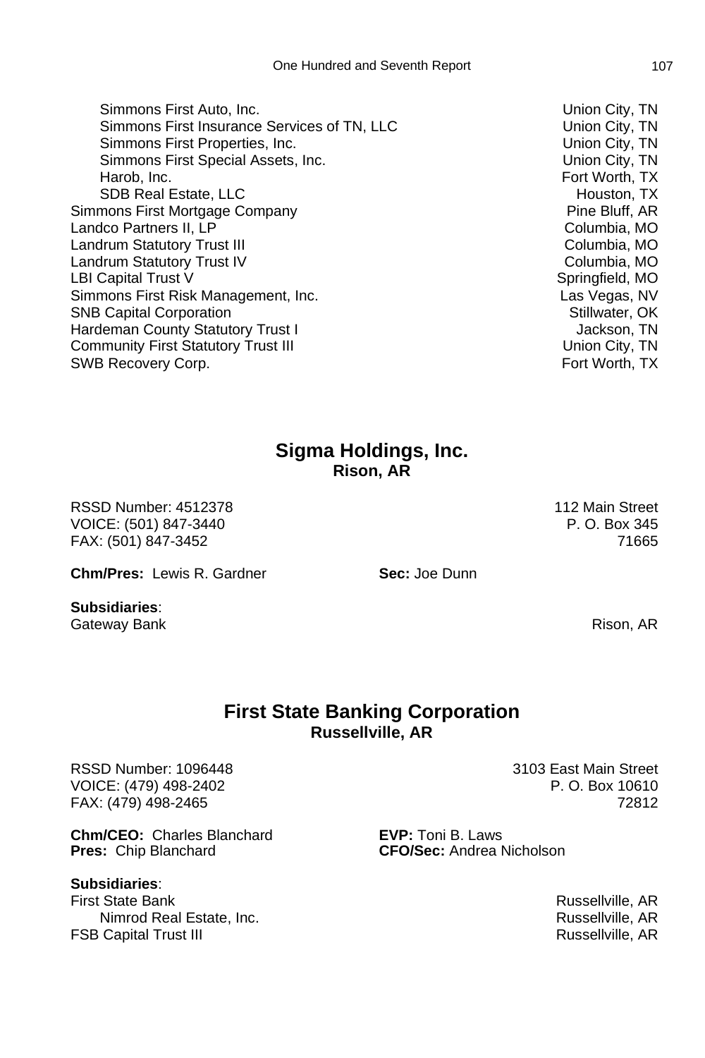| | |
|---|---|
| &nbsp;&nbsp;&nbsp;&nbsp;Simmons First Auto, Inc. | Union City, TN |
| &nbsp;&nbsp;&nbsp;&nbsp;Simmons First Insurance Services of TN, LLC | Union City, TN |
| &nbsp;&nbsp;&nbsp;&nbsp;Simmons First Properties, Inc. | Union City, TN |
| &nbsp;&nbsp;&nbsp;&nbsp;Simmons First Special Assets, Inc. | Union City, TN |
| &nbsp;&nbsp;&nbsp;&nbsp;Harob, Inc. | Fort Worth, TX |
| &nbsp;&nbsp;&nbsp;&nbsp;SDB Real Estate, LLC | Houston, TX |
| Simmons First Mortgage Company | Pine Bluff, AR |
| Landco Partners II, LP | Columbia, MO |
| Landrum Statutory Trust III | Columbia, MO |
| Landrum Statutory Trust IV | Columbia, MO |
| LBI Capital Trust V | Springfield, MO |
| Simmons First Risk Management, Inc. | Las Vegas, NV |
| SNB Capital Corporation | Stillwater, OK |
| Hardeman County Statutory Trust I | Jackson, TN |
| Community First Statutory Trust III | Union City, TN |
| SWB Recovery Corp. | Fort Worth, TX |

## Sigma Holdings, Inc.
**Rison, AR**

RSSD Number: 4512378 — 112 Main Street
VOICE: (501) 847-3440 — P. O. Box 345
FAX: (501) 847-3452 — 71665

**Chm/Pres:** Lewis R. Gardner — **Sec:** Joe Dunn

**Subsidiaries**:

| | |
|---|---|
| Gateway Bank | Rison, AR |

## First State Banking Corporation
**Russellville, AR**

RSSD Number: 1096448 — 3103 East Main Street
VOICE: (479) 498-2402 — P. O. Box 10610
FAX: (479) 498-2465 — 72812

**Chm/CEO:** Charles Blanchard — **EVP:** Toni B. Laws
**Pres:** Chip Blanchard — **CFO/Sec:** Andrea Nicholson

**Subsidiaries**:

| | |
|---|---|
| First State Bank | Russellville, AR |
| &nbsp;&nbsp;&nbsp;&nbsp;Nimrod Real Estate, Inc. | Russellville, AR |
| FSB Capital Trust III | Russellville, AR |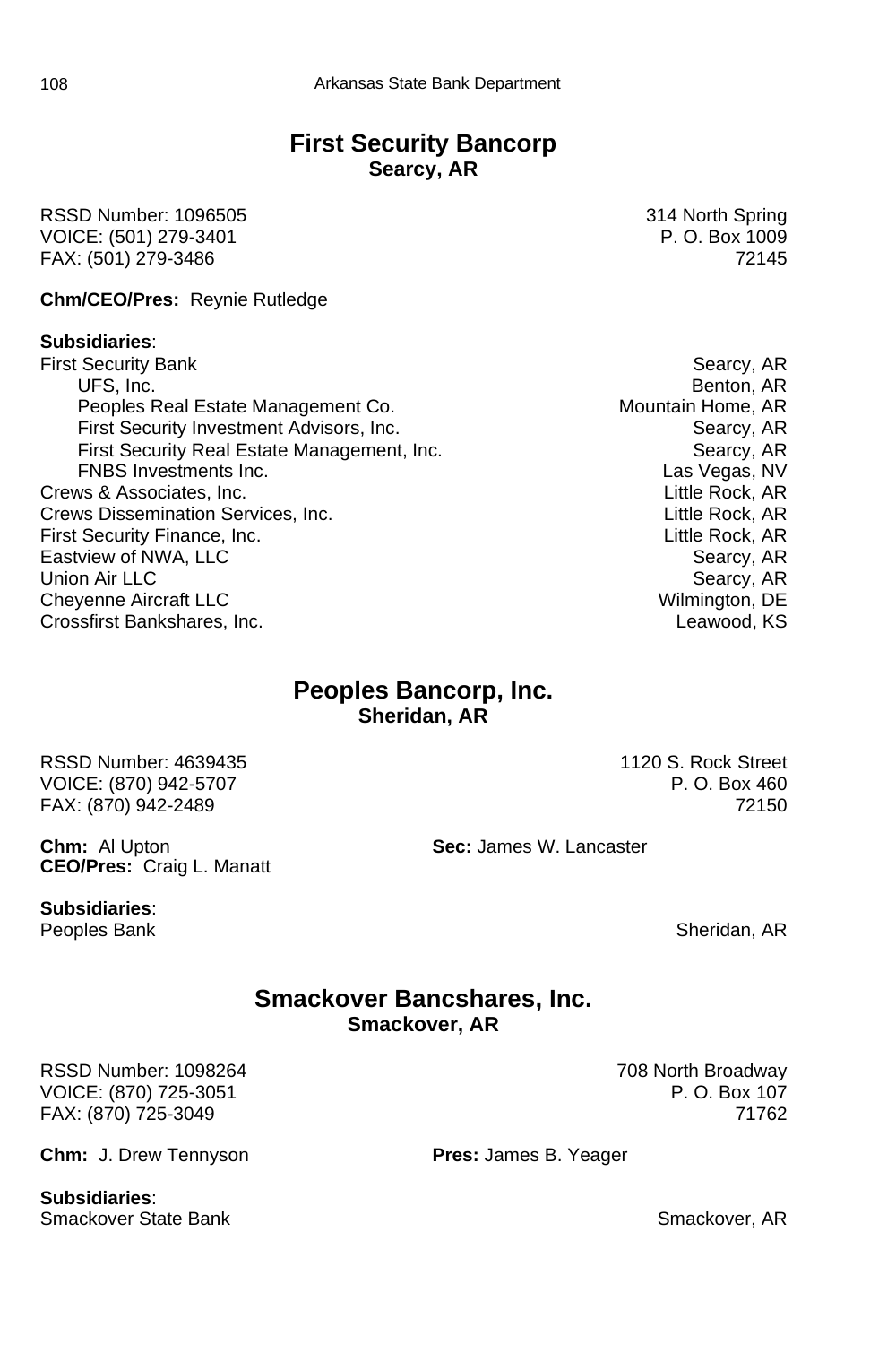## First Security Bancorp

**Searcy, AR**

RSSD Number: 1096505
VOICE: (501) 279-3401
FAX: (501) 279-3486

314 North Spring
P. O. Box 1009
72145

**Chm/CEO/Pres:** Reynie Rutledge

**Subsidiaries**:

| | |
|---|---|
| First Security Bank | Searcy, AR |
| UFS, Inc. | Benton, AR |
| Peoples Real Estate Management Co. | Mountain Home, AR |
| First Security Investment Advisors, Inc. | Searcy, AR |
| First Security Real Estate Management, Inc. | Searcy, AR |
| FNBS Investments Inc. | Las Vegas, NV |
| Crews & Associates, Inc. | Little Rock, AR |
| Crews Dissemination Services, Inc. | Little Rock, AR |
| First Security Finance, Inc. | Little Rock, AR |
| Eastview of NWA, LLC | Searcy, AR |
| Union Air LLC | Searcy, AR |
| Cheyenne Aircraft LLC | Wilmington, DE |
| Crossfirst Bankshares, Inc. | Leawood, KS |

## Peoples Bancorp, Inc.

**Sheridan, AR**

RSSD Number: 4639435
VOICE: (870) 942-5707
FAX: (870) 942-2489

1120 S. Rock Street
P. O. Box 460
72150

**Chm:** Al Upton
**CEO/Pres:** Craig L. Manatt
**Sec:** James W. Lancaster

**Subsidiaries**:

| | |
|---|---|
| Peoples Bank | Sheridan, AR |

## Smackover Bancshares, Inc.

**Smackover, AR**

RSSD Number: 1098264
VOICE: (870) 725-3051
FAX: (870) 725-3049

708 North Broadway
P. O. Box 107
71762

**Chm:** J. Drew Tennyson
**Pres:** James B. Yeager

**Subsidiaries**:

| | |
|---|---|
| Smackover State Bank | Smackover, AR |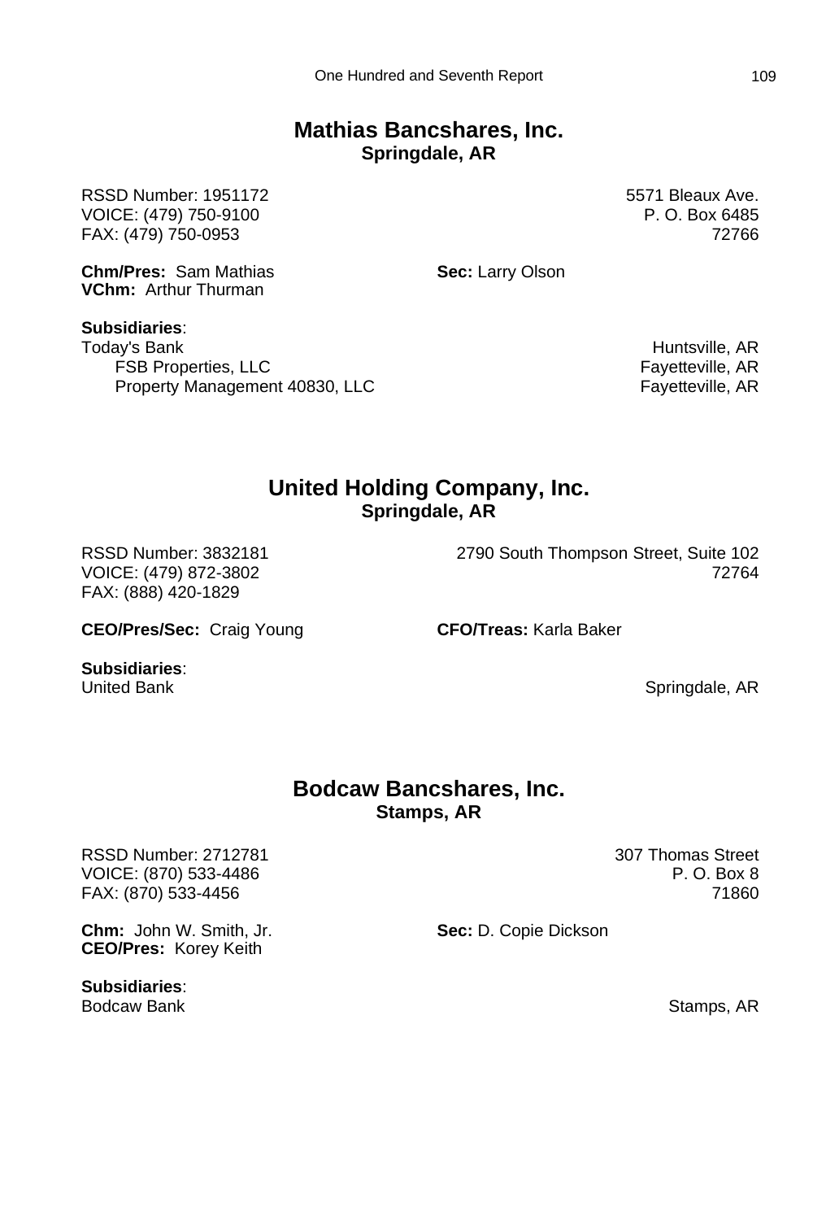## Mathias Bancshares, Inc.
**Springdale, AR**

RSSD Number: 1951172
VOICE: (479) 750-9100
FAX: (479) 750-0953

5571 Bleaux Ave.
P. O. Box 6485
72766

**Chm/Pres:** Sam Mathias
**VChm:** Arthur Thurman
**Sec:** Larry Olson

**Subsidiaries**:

| | |
|---|---|
| Today's Bank | Huntsville, AR |
| FSB Properties, LLC | Fayetteville, AR |
| Property Management 40830, LLC | Fayetteville, AR |

## United Holding Company, Inc.
**Springdale, AR**

RSSD Number: 3832181
VOICE: (479) 872-3802
FAX: (888) 420-1829

2790 South Thompson Street, Suite 102
72764

**CEO/Pres/Sec:** Craig Young
**CFO/Treas:** Karla Baker

**Subsidiaries**:

| | |
|---|---|
| United Bank | Springdale, AR |

## Bodcaw Bancshares, Inc.
**Stamps, AR**

RSSD Number: 2712781
VOICE: (870) 533-4486
FAX: (870) 533-4456

307 Thomas Street
P. O. Box 8
71860

**Chm:** John W. Smith, Jr.
**CEO/Pres:** Korey Keith
**Sec:** D. Copie Dickson

**Subsidiaries**:

| | |
|---|---|
| Bodcaw Bank | Stamps, AR |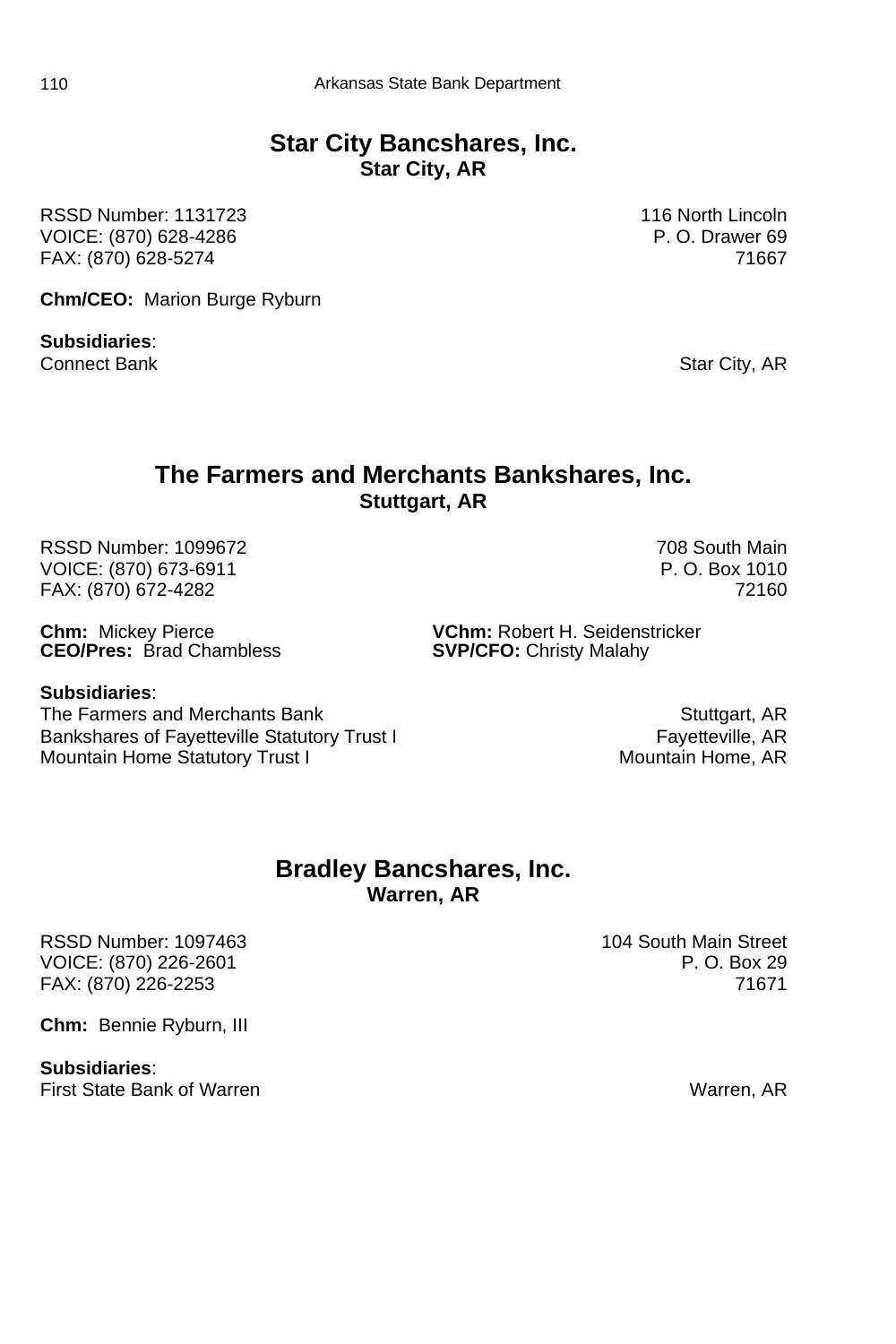## Star City Bancshares, Inc.

**Star City, AR**

RSSD Number: 1131723
VOICE: (870) 628-4286
FAX: (870) 628-5274

116 North Lincoln
P. O. Drawer 69
71667

**Chm/CEO:** Marion Burge Ryburn

**Subsidiaries**:

Connect Bank — Star City, AR

## The Farmers and Merchants Bankshares, Inc.

**Stuttgart, AR**

RSSD Number: 1099672
VOICE: (870) 673-6911
FAX: (870) 672-4282

708 South Main
P. O. Box 1010
72160

**Chm:** Mickey Pierce
**CEO/Pres:** Brad Chambless
**VChm:** Robert H. Seidenstricker
**SVP/CFO:** Christy Malahy

**Subsidiaries**:

The Farmers and Merchants Bank — Stuttgart, AR
Bankshares of Fayetteville Statutory Trust I — Fayetteville, AR
Mountain Home Statutory Trust I — Mountain Home, AR

## Bradley Bancshares, Inc.

**Warren, AR**

RSSD Number: 1097463
VOICE: (870) 226-2601
FAX: (870) 226-2253

104 South Main Street
P. O. Box 29
71671

**Chm:** Bennie Ryburn, III

**Subsidiaries**:

First State Bank of Warren — Warren, AR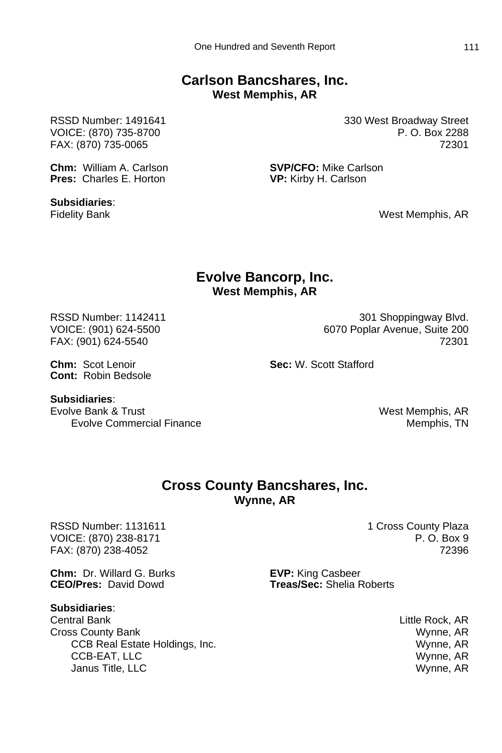## Carlson Bancshares, Inc.
**West Memphis, AR**

RSSD Number: 1491641
VOICE: (870) 735-8700
FAX: (870) 735-0065

330 West Broadway Street
P. O. Box 2288
72301

**Chm:** William A. Carlson
**Pres:** Charles E. Horton
**SVP/CFO:** Mike Carlson
**VP:** Kirby H. Carlson

**Subsidiaries**:

| | |
|---|---|
| Fidelity Bank | West Memphis, AR |

## Evolve Bancorp, Inc.
**West Memphis, AR**

RSSD Number: 1142411
VOICE: (901) 624-5500
FAX: (901) 624-5540

301 Shoppingway Blvd.
6070 Poplar Avenue, Suite 200
72301

**Chm:** Scot Lenoir
**Cont:** Robin Bedsole
**Sec:** W. Scott Stafford

**Subsidiaries**:

| | |
|---|---|
| Evolve Bank & Trust | West Memphis, AR |
| &nbsp;&nbsp;&nbsp;&nbsp;Evolve Commercial Finance | Memphis, TN |

## Cross County Bancshares, Inc.
**Wynne, AR**

RSSD Number: 1131611
VOICE: (870) 238-8171
FAX: (870) 238-4052

1 Cross County Plaza
P. O. Box 9
72396

**Chm:** Dr. Willard G. Burks
**CEO/Pres:** David Dowd
**EVP:** King Casbeer
**Treas/Sec:** Shelia Roberts

**Subsidiaries**:

| | |
|---|---|
| Central Bank | Little Rock, AR |
| Cross County Bank | Wynne, AR |
| &nbsp;&nbsp;&nbsp;&nbsp;CCB Real Estate Holdings, Inc. | Wynne, AR |
| &nbsp;&nbsp;&nbsp;&nbsp;CCB-EAT, LLC | Wynne, AR |
| &nbsp;&nbsp;&nbsp;&nbsp;Janus Title, LLC | Wynne, AR |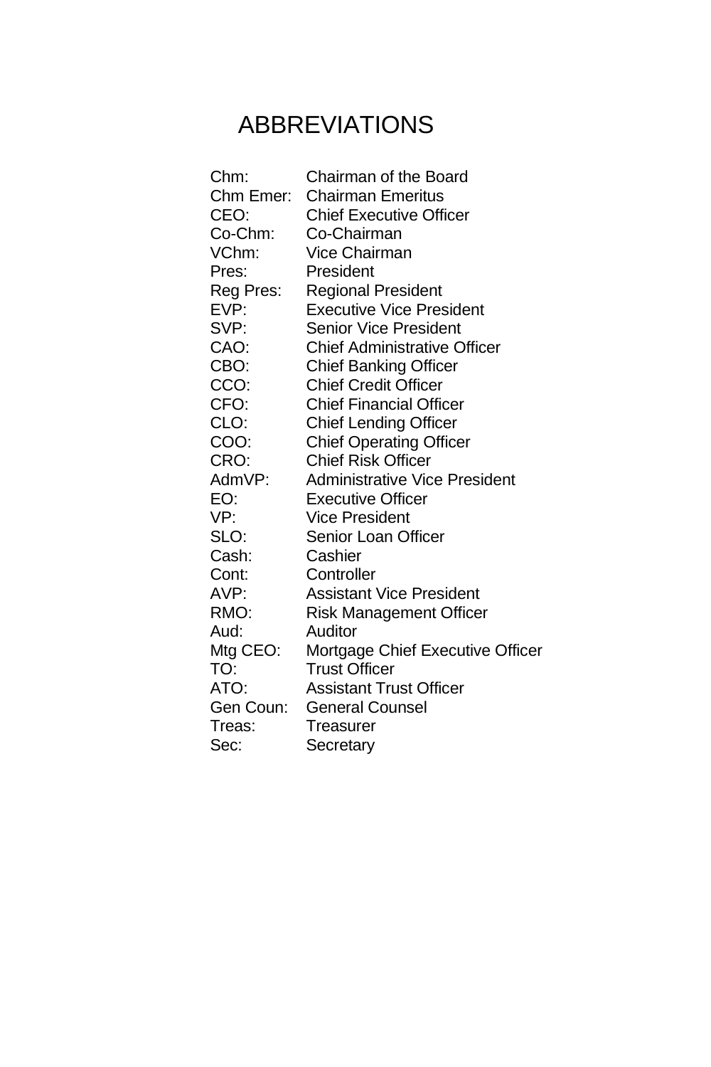# ABBREVIATIONS

| | |
|---|---|
| Chm: | Chairman of the Board |
| Chm Emer: | Chairman Emeritus |
| CEO: | Chief Executive Officer |
| Co-Chm: | Co-Chairman |
| VChm: | Vice Chairman |
| Pres: | President |
| Reg Pres: | Regional President |
| EVP: | Executive Vice President |
| SVP: | Senior Vice President |
| CAO: | Chief Administrative Officer |
| CBO: | Chief Banking Officer |
| CCO: | Chief Credit Officer |
| CFO: | Chief Financial Officer |
| CLO: | Chief Lending Officer |
| COO: | Chief Operating Officer |
| CRO: | Chief Risk Officer |
| AdmVP: | Administrative Vice President |
| EO: | Executive Officer |
| VP: | Vice President |
| SLO: | Senior Loan Officer |
| Cash: | Cashier |
| Cont: | Controller |
| AVP: | Assistant Vice President |
| RMO: | Risk Management Officer |
| Aud: | Auditor |
| Mtg CEO: | Mortgage Chief Executive Officer |
| TO: | Trust Officer |
| ATO: | Assistant Trust Officer |
| Gen Coun: | General Counsel |
| Treas: | Treasurer |
| Sec: | Secretary |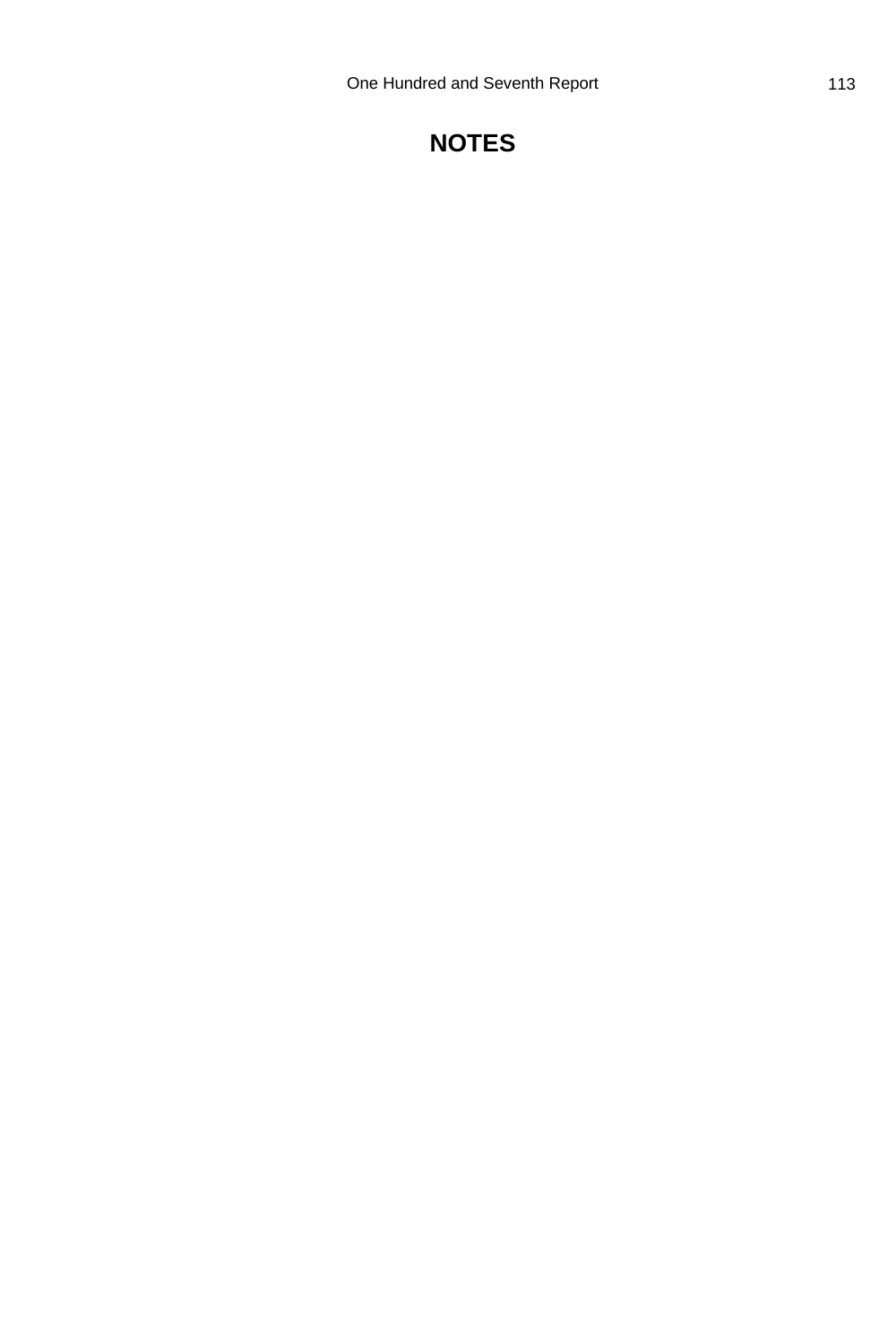# NOTES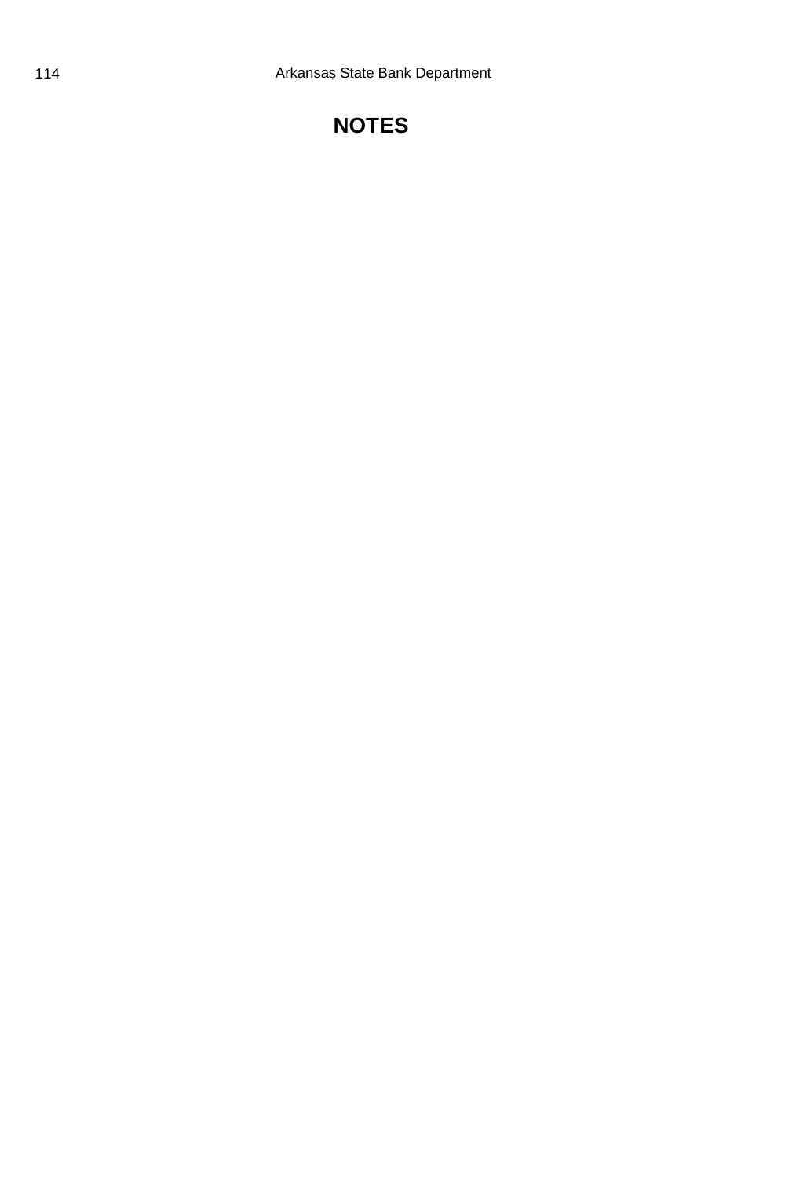# NOTES